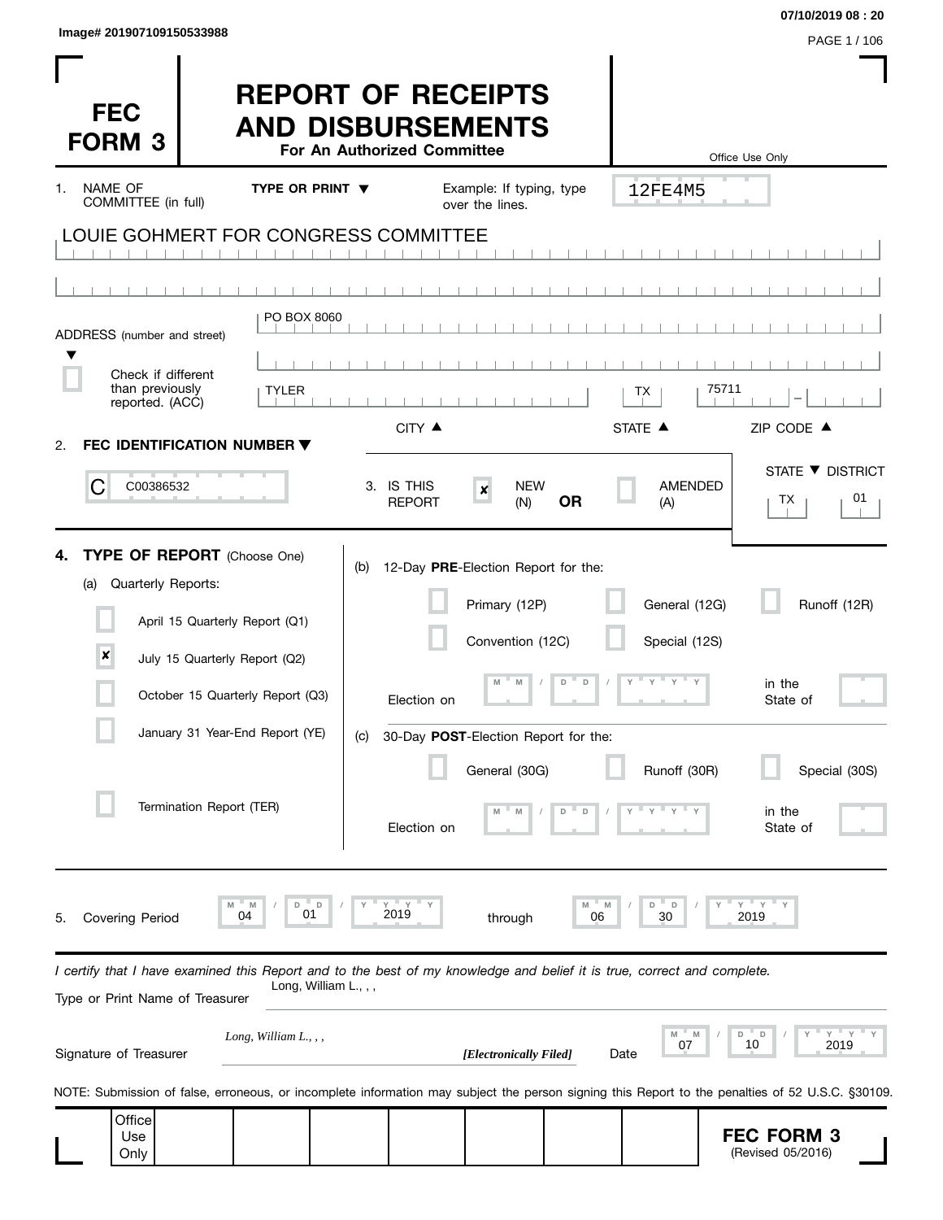Image# 201907109150533988

07/10/2019 08 : 20

# FEC FORM 3

# REPORT OF RECEIPTS AND DISBURSEMENTS

**For An Authorized Committee**

Office Use Only

12FE4M5

1. NAME OF COMMITTEE (in full) **TYPE OR PRINT ▼** Example: If typing, type over the lines.

LOUIE GOHMERT FOR CONGRESS COMMITTEE

ADDRESS (number and street) ▼ PO BOX 8060

☐ Check if different than previously reported. (ACC)

| CITY ▲ | STATE ▲ | ZIP CODE ▲ |
|---|---|---|
| TYLER | TX | 75711 |

2. **FEC IDENTIFICATION NUMBER ▼**

C C00386532

3. IS THIS REPORT ☒ NEW (N) **OR** ☐ AMENDED (A)

STATE ▼ DISTRICT: TX 01

4. **TYPE OF REPORT** (Choose One)

(a) Quarterly Reports:

- ☐ April 15 Quarterly Report (Q1)
- ☒ July 15 Quarterly Report (Q2)
- ☐ October 15 Quarterly Report (Q3)
- ☐ January 31 Year-End Report (YE)
- ☐ Termination Report (TER)

(b) 12-Day **PRE**-Election Report for the:

- ☐ Primary (12P)
- ☐ General (12G)
- ☐ Runoff (12R)
- ☐ Convention (12C)
- ☐ Special (12S)

Election on MM / DD / YYYY in the State of

(c) 30-Day **POST**-Election Report for the:

- ☐ General (30G)
- ☐ Runoff (30R)
- ☐ Special (30S)

Election on MM / DD / YYYY in the State of

5. Covering Period 04 / 01 / 2019 through 06 / 30 / 2019

*I certify that I have examined this Report and to the best of my knowledge and belief it is true, correct and complete.*

Type or Print Name of Treasurer: Long, William L., , ,

Signature of Treasurer: *Long, William L., , ,* ***[Electronically Filed]*** Date 07 / 10 / 2019

NOTE: Submission of false, erroneous, or incomplete information may subject the person signing this Report to the penalties of 52 U.S.C. §30109.

Office Use Only

**FEC FORM 3** (Revised 05/2016)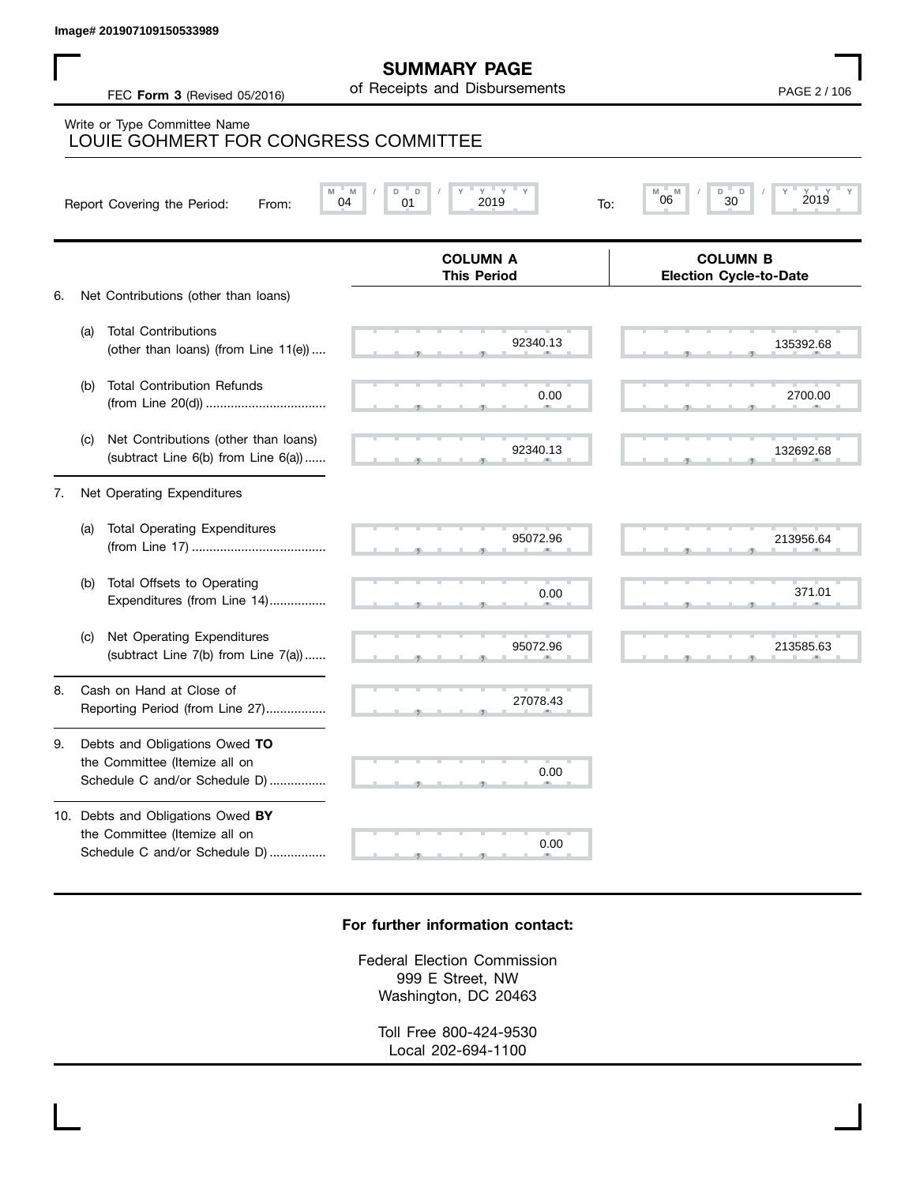Image# 201907109150533989

# SUMMARY PAGE

of Receipts and Disbursements

FEC **Form 3** (Revised 05/2016)

Write or Type Committee Name
LOUIE GOHMERT FOR CONGRESS COMMITTEE

Report Covering the Period: From: 04 / 01 / 2019 To: 06 / 30 / 2019

| | COLUMN A This Period | COLUMN B Election Cycle-to-Date |
|---|---|---|
| 6. Net Contributions (other than loans) | | |
| (a) Total Contributions (other than loans) (from Line 11(e)) .... | 92340.13 | 135392.68 |
| (b) Total Contribution Refunds (from Line 20(d)) .................................. | 0.00 | 2700.00 |
| (c) Net Contributions (other than loans) (subtract Line 6(b) from Line 6(a)) ...... | 92340.13 | 132692.68 |
| 7. Net Operating Expenditures | | |
| (a) Total Operating Expenditures (from Line 17) ...................................... | 95072.96 | 213956.64 |
| (b) Total Offsets to Operating Expenditures (from Line 14)................ | 0.00 | 371.01 |
| (c) Net Operating Expenditures (subtract Line 7(b) from Line 7(a)) ...... | 95072.96 | 213585.63 |
| 8. Cash on Hand at Close of Reporting Period (from Line 27)................. | 27078.43 | |
| 9. Debts and Obligations Owed **TO** the Committee (Itemize all on Schedule C and/or Schedule D) ................ | 0.00 | |
| 10. Debts and Obligations Owed **BY** the Committee (Itemize all on Schedule C and/or Schedule D) ................ | 0.00 | |

**For further information contact:**

Federal Election Commission
999 E Street, NW
Washington, DC 20463

Toll Free 800-424-9530
Local 202-694-1100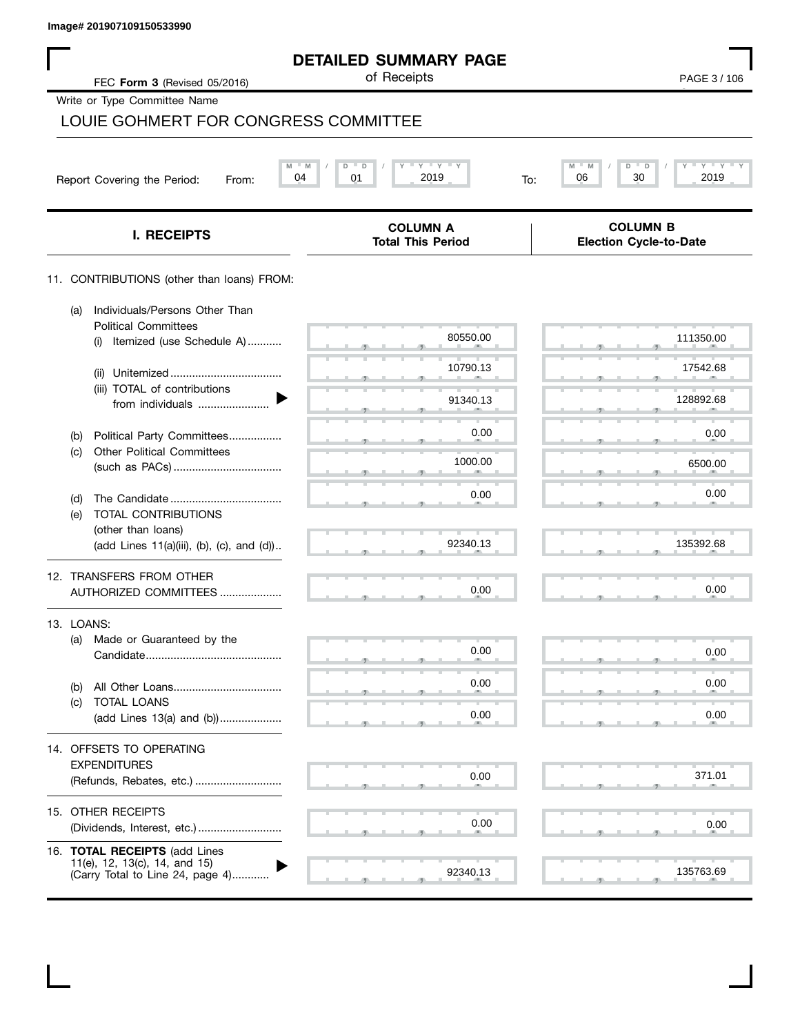Image# 201907109150533990

# DETAILED SUMMARY PAGE

of Receipts

FEC **Form 3** (Revised 05/2016)

Write or Type Committee Name

LOUIE GOHMERT FOR CONGRESS COMMITTEE

Report Covering the Period: From: 04 / 01 / 2019 To: 06 / 30 / 2019

| I. RECEIPTS | COLUMN A Total This Period | COLUMN B Election Cycle-to-Date |
|---|---|---|
| 11. CONTRIBUTIONS (other than loans) FROM: | | |
| (a) Individuals/Persons Other Than Political Committees (i) Itemized (use Schedule A) | 80550.00 | 111350.00 |
| (ii) Unitemized | 10790.13 | 17542.68 |
| (iii) TOTAL of contributions from individuals | 91340.13 | 128892.68 |
| (b) Political Party Committees | 0.00 | 0.00 |
| (c) Other Political Committees (such as PACs) | 1000.00 | 6500.00 |
| (d) The Candidate | 0.00 | 0.00 |
| (e) TOTAL CONTRIBUTIONS (other than loans) (add Lines 11(a)(iii), (b), (c), and (d)) | 92340.13 | 135392.68 |
| 12. TRANSFERS FROM OTHER AUTHORIZED COMMITTEES | 0.00 | 0.00 |
| 13. LOANS: | | |
| (a) Made or Guaranteed by the Candidate | 0.00 | 0.00 |
| (b) All Other Loans | 0.00 | 0.00 |
| (c) TOTAL LOANS (add Lines 13(a) and (b)) | 0.00 | 0.00 |
| 14. OFFSETS TO OPERATING EXPENDITURES (Refunds, Rebates, etc.) | 0.00 | 371.01 |
| 15. OTHER RECEIPTS (Dividends, Interest, etc.) | 0.00 | 0.00 |
| 16. **TOTAL RECEIPTS** (add Lines 11(e), 12, 13(c), 14, and 15) (Carry Total to Line 24, page 4) | 92340.13 | 135763.69 |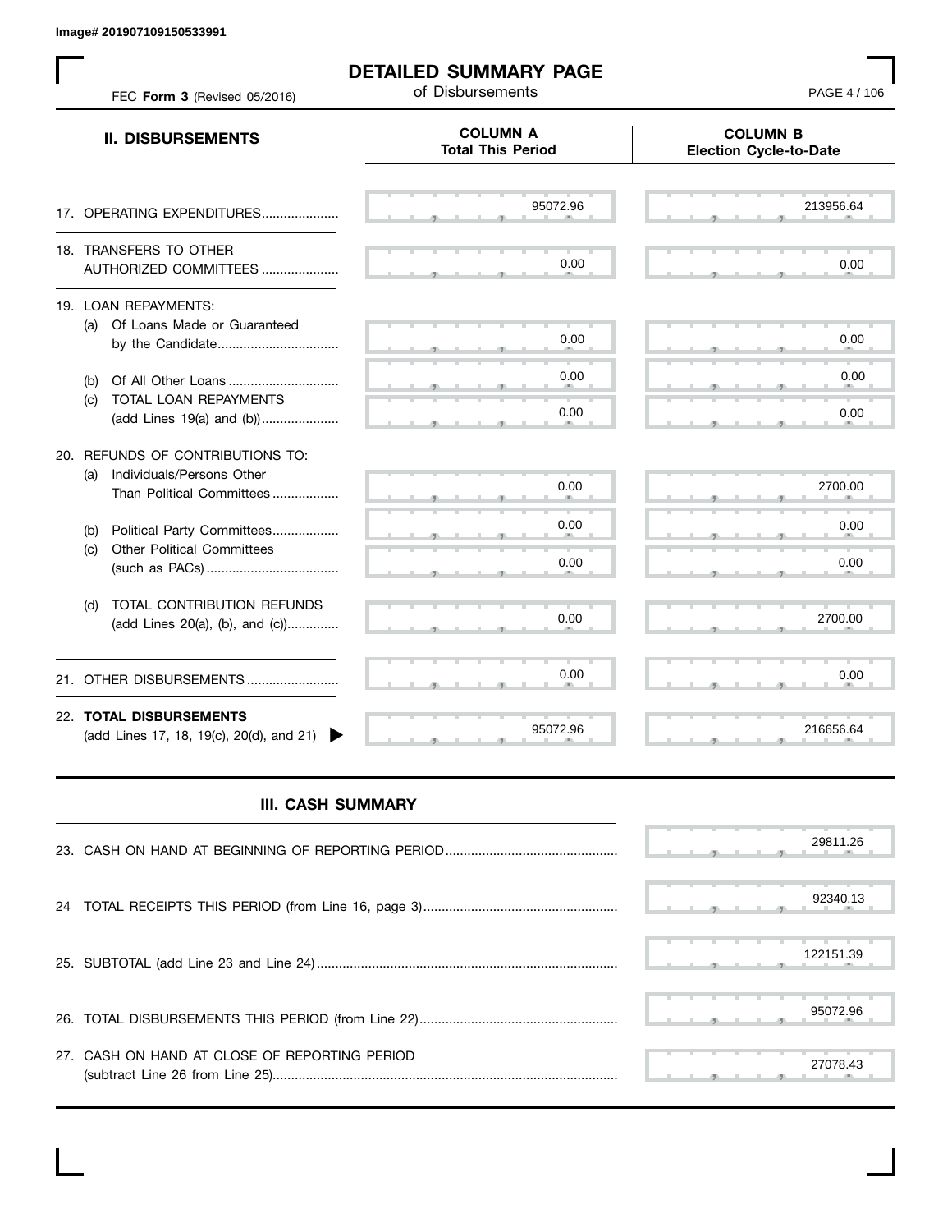Image# 201907109150533991

# DETAILED SUMMARY PAGE

of Disbursements

FEC **Form 3** (Revised 05/2016)

| **II. DISBURSEMENTS** | **COLUMN A** Total This Period | **COLUMN B** Election Cycle-to-Date |
|---|---|---|
| 17. OPERATING EXPENDITURES..................... | 95072.96 | 213956.64 |
| 18. TRANSFERS TO OTHER AUTHORIZED COMMITTEES ..................... | 0.00 | 0.00 |
| 19. LOAN REPAYMENTS: | | |
| (a) Of Loans Made or Guaranteed by the Candidate................................ | 0.00 | 0.00 |
| (b) Of All Other Loans ............................. | 0.00 | 0.00 |
| (c) TOTAL LOAN REPAYMENTS (add Lines 19(a) and (b)).................... | 0.00 | 0.00 |
| 20. REFUNDS OF CONTRIBUTIONS TO: | | |
| (a) Individuals/Persons Other Than Political Committees .................. | 0.00 | 2700.00 |
| (b) Political Party Committees.................. | 0.00 | 0.00 |
| (c) Other Political Committees (such as PACs) .................................... | 0.00 | 0.00 |
| (d) TOTAL CONTRIBUTION REFUNDS (add Lines 20(a), (b), and (c)).............. | 0.00 | 2700.00 |
| 21. OTHER DISBURSEMENTS ......................... | 0.00 | 0.00 |
| 22. **TOTAL DISBURSEMENTS** (add Lines 17, 18, 19(c), 20(d), and 21) | 95072.96 | 216656.64 |

## III. CASH SUMMARY

| | |
|---|---|
| 23. CASH ON HAND AT BEGINNING OF REPORTING PERIOD............................................... | 29811.26 |
| 24 TOTAL RECEIPTS THIS PERIOD (from Line 16, page 3).................................................... | 92340.13 |
| 25. SUBTOTAL (add Line 23 and Line 24)................................................................................ | 122151.39 |
| 26. TOTAL DISBURSEMENTS THIS PERIOD (from Line 22)...................................................... | 95072.96 |
| 27. CASH ON HAND AT CLOSE OF REPORTING PERIOD (subtract Line 26 from Line 25)........................................................................................... | 27078.43 |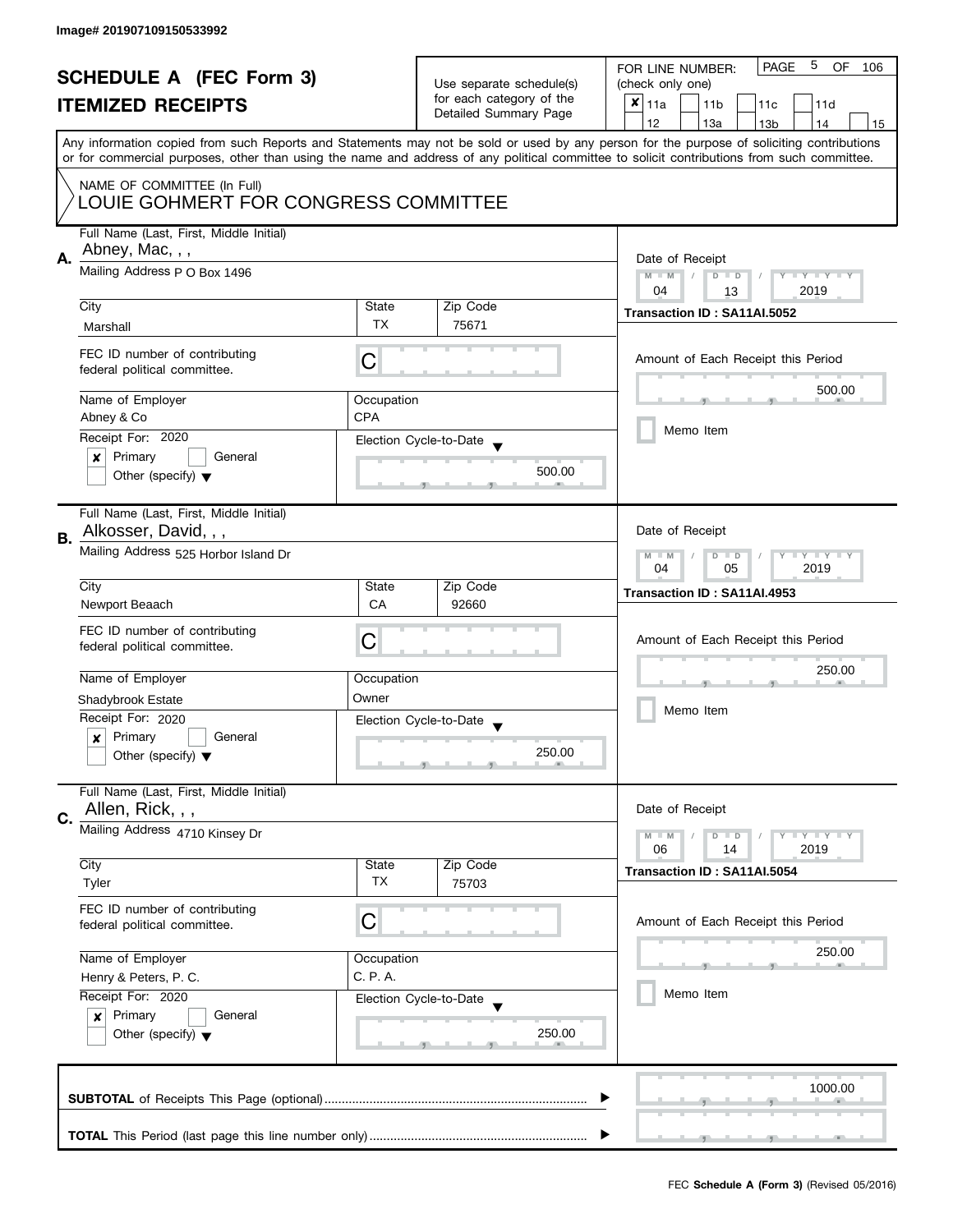Image# 201907109150533992

# SCHEDULE A (FEC Form 3)
## ITEMIZED RECEIPTS

Use separate schedule(s) for each category of the Detailed Summary Page

FOR LINE NUMBER: (check only one)

- [x] 11a
- [ ] 11b
- [ ] 11c
- [ ] 11d
- [ ] 12
- [ ] 13a
- [ ] 13b
- [ ] 14
- [ ] 15

Any information copied from such Reports and Statements may not be sold or used by any person for the purpose of soliciting contributions or for commercial purposes, other than using the name and address of any political committee to solicit contributions from such committee.

NAME OF COMMITTEE (In Full)
LOUIE GOHMERT FOR CONGRESS COMMITTEE

---

**A.** Full Name (Last, First, Middle Initial): Abney, Mac, , ,

Mailing Address: P O Box 1496

| City | State | Zip Code |
|---|---|---|
| Marshall | TX | 75671 |

FEC ID number of contributing federal political committee: C

| Name of Employer | Occupation |
|---|---|
| Abney & Co | CPA |

Receipt For: 2020
- [x] Primary
- [ ] General
- [ ] Other (specify)

Election Cycle-to-Date: 500.00

Date of Receipt: 04 / 13 / 2019

Transaction ID : SA11AI.5052

Amount of Each Receipt this Period: 500.00

- [ ] Memo Item

---

**B.** Full Name (Last, First, Middle Initial): Alkosser, David, , ,

Mailing Address: 525 Horbor Island Dr

| City | State | Zip Code |
|---|---|---|
| Newport Beaach | CA | 92660 |

FEC ID number of contributing federal political committee: C

| Name of Employer | Occupation |
|---|---|
| Shadybrook Estate | Owner |

Receipt For: 2020
- [x] Primary
- [ ] General
- [ ] Other (specify)

Election Cycle-to-Date: 250.00

Date of Receipt: 04 / 05 / 2019

Transaction ID : SA11AI.4953

Amount of Each Receipt this Period: 250.00

- [ ] Memo Item

---

**C.** Full Name (Last, First, Middle Initial): Allen, Rick, , ,

Mailing Address: 4710 Kinsey Dr

| City | State | Zip Code |
|---|---|---|
| Tyler | TX | 75703 |

FEC ID number of contributing federal political committee: C

| Name of Employer | Occupation |
|---|---|
| Henry & Peters, P. C. | C. P. A. |

Receipt For: 2020
- [x] Primary
- [ ] General
- [ ] Other (specify)

Election Cycle-to-Date: 250.00

Date of Receipt: 06 / 14 / 2019

Transaction ID : SA11AI.5054

Amount of Each Receipt this Period: 250.00

- [ ] Memo Item

---

**SUBTOTAL** of Receipts This Page (optional): 1000.00

**TOTAL** This Period (last page this line number only):

FEC **Schedule A (Form 3)** (Revised 05/2016)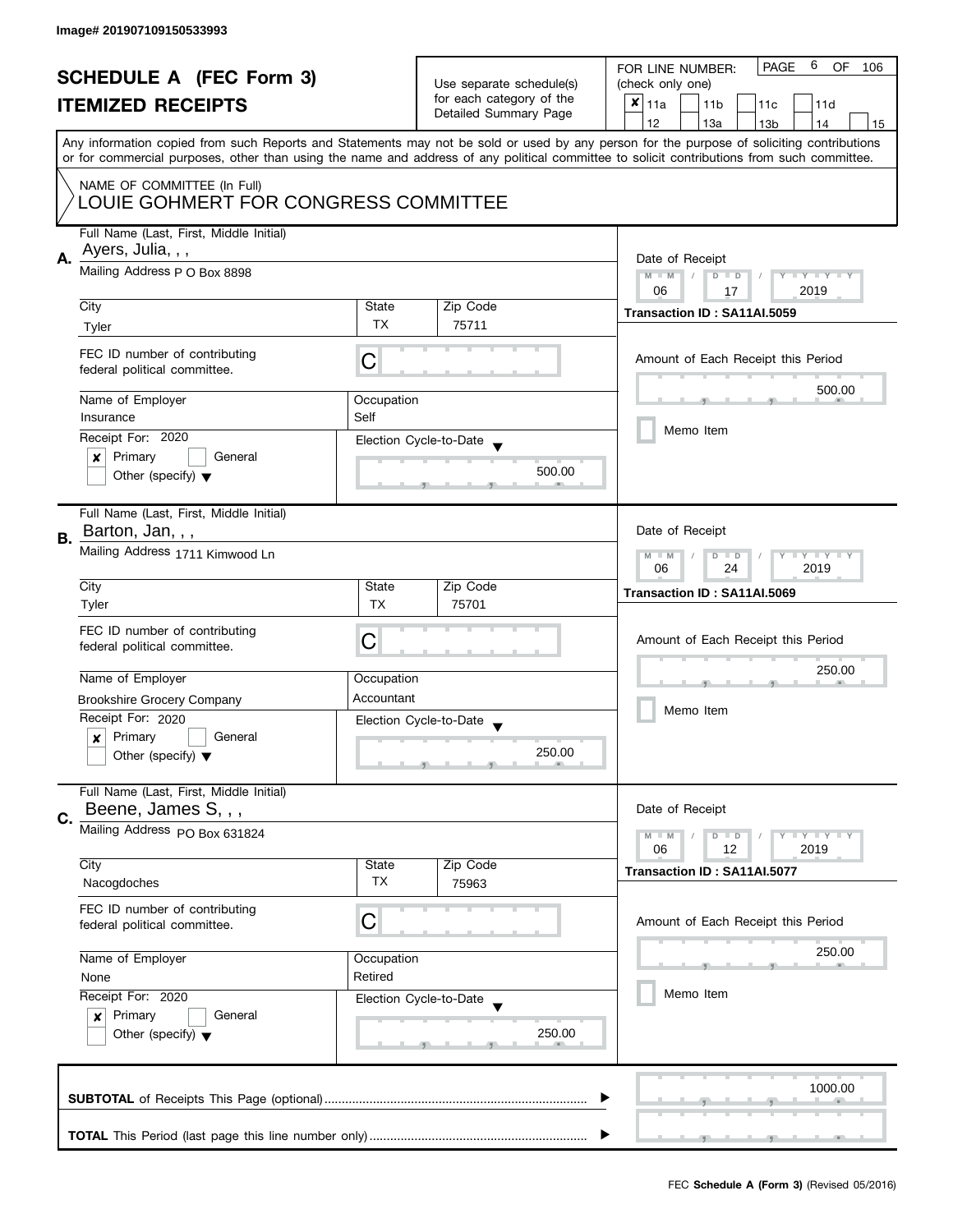Image# 201907109150533993

# SCHEDULE A (FEC Form 3)
## ITEMIZED RECEIPTS

Use separate schedule(s) for each category of the Detailed Summary Page

FOR LINE NUMBER: (check only one)

- [x] 11a
- [ ] 11b
- [ ] 11c
- [ ] 11d
- [ ] 12
- [ ] 13a
- [ ] 13b
- [ ] 14
- [ ] 15

PAGE 6 OF 106

Any information copied from such Reports and Statements may not be sold or used by any person for the purpose of soliciting contributions or for commercial purposes, other than using the name and address of any political committee to solicit contributions from such committee.

NAME OF COMMITTEE (In Full)
LOUIE GOHMERT FOR CONGRESS COMMITTEE

---

**A.** Full Name (Last, First, Middle Initial): Ayers, Julia, , ,

Mailing Address: P O Box 8898

| City | State | Zip Code |
|---|---|---|
| Tyler | TX | 75711 |

FEC ID number of contributing federal political committee: C

Name of Employer: Insurance
Occupation: Self

Receipt For: 2020
- [x] Primary
- [ ] General
- [ ] Other (specify)

Election Cycle-to-Date: 500.00

Date of Receipt: 06 / 17 / 2019
Transaction ID : SA11AI.5059

Amount of Each Receipt this Period: 500.00

- [ ] Memo Item

---

**B.** Full Name (Last, First, Middle Initial): Barton, Jan, , ,

Mailing Address: 1711 Kimwood Ln

| City | State | Zip Code |
|---|---|---|
| Tyler | TX | 75701 |

FEC ID number of contributing federal political committee: C

Name of Employer: Brookshire Grocery Company
Occupation: Accountant

Receipt For: 2020
- [x] Primary
- [ ] General
- [ ] Other (specify)

Election Cycle-to-Date: 250.00

Date of Receipt: 06 / 24 / 2019
Transaction ID : SA11AI.5069

Amount of Each Receipt this Period: 250.00

- [ ] Memo Item

---

**C.** Full Name (Last, First, Middle Initial): Beene, James S, , ,

Mailing Address: PO Box 631824

| City | State | Zip Code |
|---|---|---|
| Nacogdoches | TX | 75963 |

FEC ID number of contributing federal political committee: C

Name of Employer: None
Occupation: Retired

Receipt For: 2020
- [x] Primary
- [ ] General
- [ ] Other (specify)

Election Cycle-to-Date: 250.00

Date of Receipt: 06 / 12 / 2019
Transaction ID : SA11AI.5077

Amount of Each Receipt this Period: 250.00

- [ ] Memo Item

---

**SUBTOTAL** of Receipts This Page (optional): 1000.00

**TOTAL** This Period (last page this line number only):

FEC **Schedule A (Form 3)** (Revised 05/2016)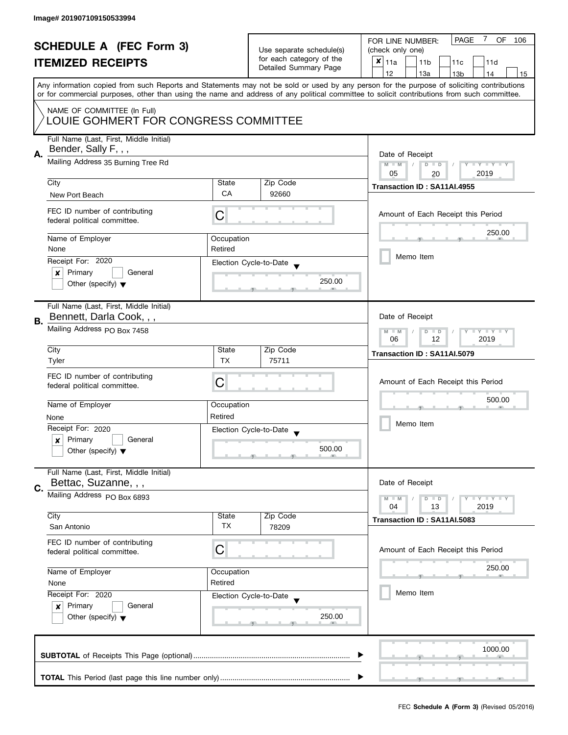Image# 201907109150533994

# SCHEDULE A (FEC Form 3)
## ITEMIZED RECEIPTS

Use separate schedule(s) for each category of the Detailed Summary Page

FOR LINE NUMBER: (check only one)

- [x] 11a
- [ ] 11b
- [ ] 11c
- [ ] 11d
- [ ] 12
- [ ] 13a
- [ ] 13b
- [ ] 14
- [ ] 15

Any information copied from such Reports and Statements may not be sold or used by any person for the purpose of soliciting contributions or for commercial purposes, other than using the name and address of any political committee to solicit contributions from such committee.

NAME OF COMMITTEE (In Full)
LOUIE GOHMERT FOR CONGRESS COMMITTEE

---

**A.** Full Name (Last, First, Middle Initial): Bender, Sally F, , ,

Mailing Address: 35 Burning Tree Rd

| City | State | Zip Code |
|---|---|---|
| New Port Beach | CA | 92660 |

FEC ID number of contributing federal political committee: C

Name of Employer: None
Occupation: Retired

Receipt For: 2020
- [x] Primary
- [ ] General
- [ ] Other (specify)

Election Cycle-to-Date: 250.00

Date of Receipt: 05 / 20 / 2019
Transaction ID : SA11AI.4955

Amount of Each Receipt this Period: 250.00

- [ ] Memo Item

---

**B.** Full Name (Last, First, Middle Initial): Bennett, Darla Cook, , ,

Mailing Address: PO Box 7458

| City | State | Zip Code |
|---|---|---|
| Tyler | TX | 75711 |

FEC ID number of contributing federal political committee: C

Name of Employer: None
Occupation: Retired

Receipt For: 2020
- [x] Primary
- [ ] General
- [ ] Other (specify)

Election Cycle-to-Date: 500.00

Date of Receipt: 06 / 12 / 2019
Transaction ID : SA11AI.5079

Amount of Each Receipt this Period: 500.00

- [ ] Memo Item

---

**C.** Full Name (Last, First, Middle Initial): Bettac, Suzanne, , ,

Mailing Address: PO Box 6893

| City | State | Zip Code |
|---|---|---|
| San Antonio | TX | 78209 |

FEC ID number of contributing federal political committee: C

Name of Employer: None
Occupation: Retired

Receipt For: 2020
- [x] Primary
- [ ] General
- [ ] Other (specify)

Election Cycle-to-Date: 250.00

Date of Receipt: 04 / 13 / 2019
Transaction ID : SA11AI.5083

Amount of Each Receipt this Period: 250.00

- [ ] Memo Item

---

**SUBTOTAL** of Receipts This Page (optional): 1000.00

**TOTAL** This Period (last page this line number only):

FEC **Schedule A (Form 3)** (Revised 05/2016)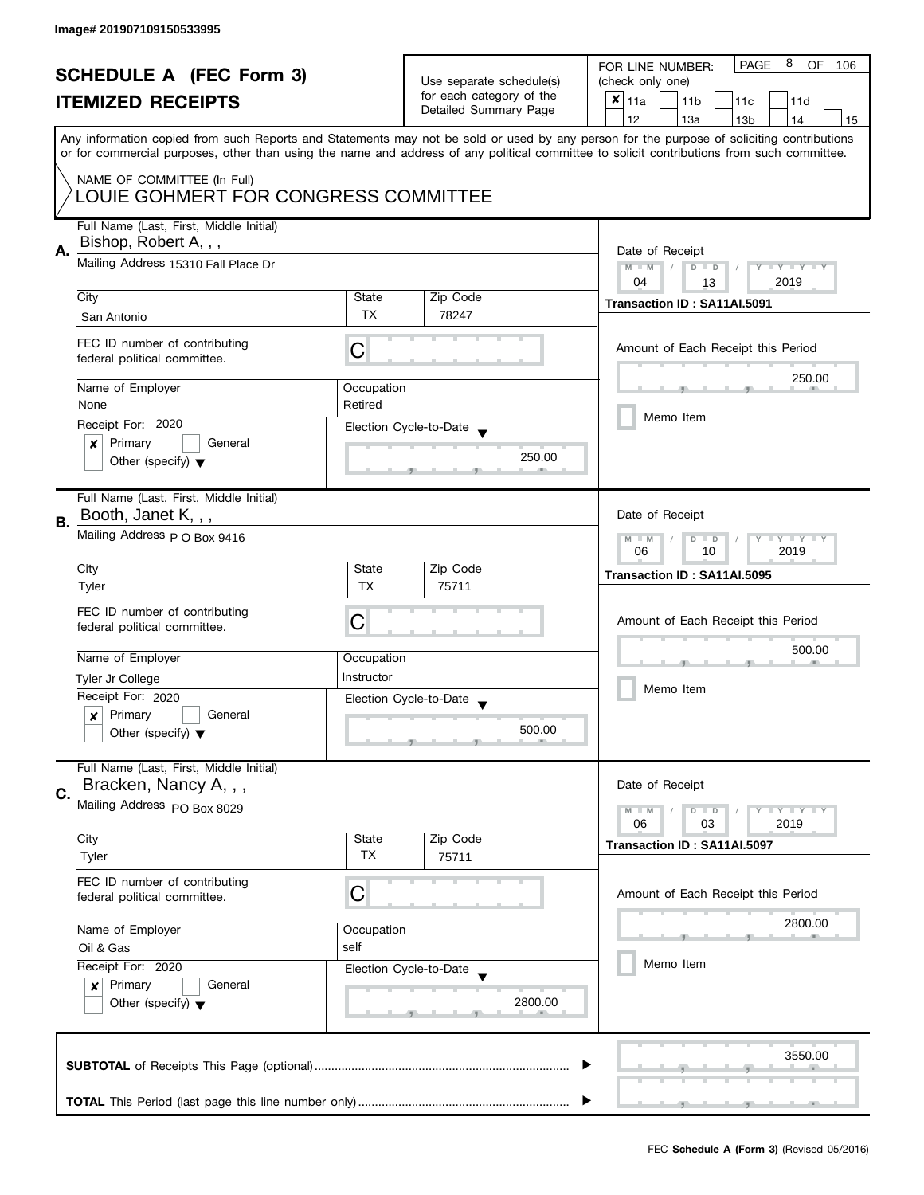Image# 201907109150533995

# SCHEDULE A (FEC Form 3)
## ITEMIZED RECEIPTS

Use separate schedule(s) for each category of the Detailed Summary Page

FOR LINE NUMBER: (check only one)

- [x] 11a
- [ ] 11b
- [ ] 11c
- [ ] 11d
- [ ] 12
- [ ] 13a
- [ ] 13b
- [ ] 14
- [ ] 15

PAGE 8 OF 106

Any information copied from such Reports and Statements may not be sold or used by any person for the purpose of soliciting contributions or for commercial purposes, other than using the name and address of any political committee to solicit contributions from such committee.

NAME OF COMMITTEE (In Full)
LOUIE GOHMERT FOR CONGRESS COMMITTEE

---

**A.** Full Name (Last, First, Middle Initial): Bishop, Robert A, , ,

Mailing Address: 15310 Fall Place Dr

City: San Antonio | State: TX | Zip Code: 78247

FEC ID number of contributing federal political committee: C

Name of Employer: None | Occupation: Retired

Receipt For: 2020 — [x] Primary [ ] General [ ] Other (specify)

Election Cycle-to-Date: 250.00

Date of Receipt: 04 / 13 / 2019

Transaction ID : SA11AI.5091

Amount of Each Receipt this Period: 250.00

[ ] Memo Item

---

**B.** Full Name (Last, First, Middle Initial): Booth, Janet K, , ,

Mailing Address: P O Box 9416

City: Tyler | State: TX | Zip Code: 75711

FEC ID number of contributing federal political committee: C

Name of Employer: Tyler Jr College | Occupation: Instructor

Receipt For: 2020 — [x] Primary [ ] General [ ] Other (specify)

Election Cycle-to-Date: 500.00

Date of Receipt: 06 / 10 / 2019

Transaction ID : SA11AI.5095

Amount of Each Receipt this Period: 500.00

[ ] Memo Item

---

**C.** Full Name (Last, First, Middle Initial): Bracken, Nancy A, , ,

Mailing Address: PO Box 8029

City: Tyler | State: TX | Zip Code: 75711

FEC ID number of contributing federal political committee: C

Name of Employer: Oil & Gas | Occupation: self

Receipt For: 2020 — [x] Primary [ ] General [ ] Other (specify)

Election Cycle-to-Date: 2800.00

Date of Receipt: 06 / 03 / 2019

Transaction ID : SA11AI.5097

Amount of Each Receipt this Period: 2800.00

[ ] Memo Item

---

**SUBTOTAL** of Receipts This Page (optional): 3550.00

**TOTAL** This Period (last page this line number only):

FEC **Schedule A (Form 3)** (Revised 05/2016)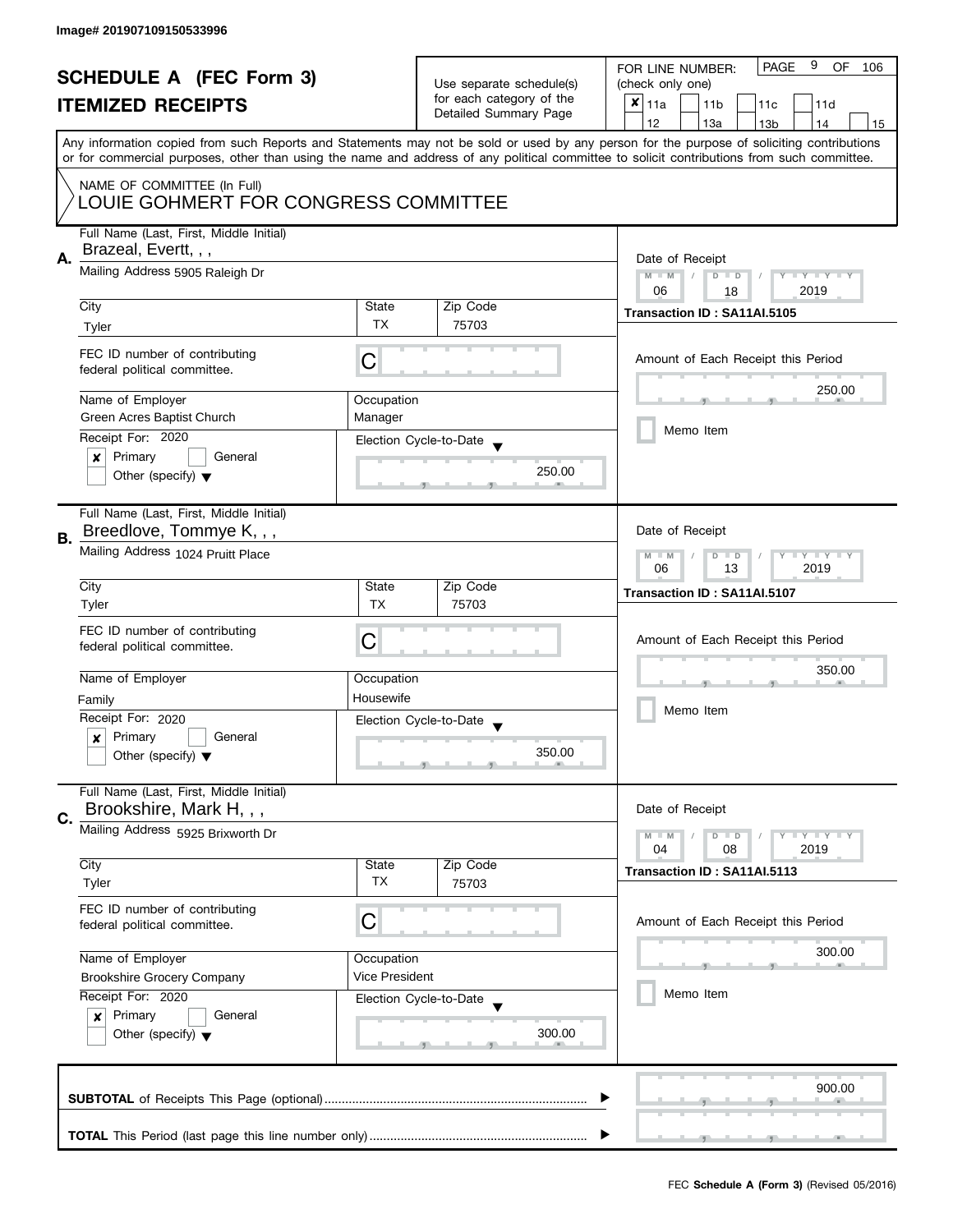Image# 201907109150533996

# SCHEDULE A (FEC Form 3)
# ITEMIZED RECEIPTS

Use separate schedule(s) for each category of the Detailed Summary Page

FOR LINE NUMBER: (check only one)

- [x] 11a
- [ ] 11b
- [ ] 11c
- [ ] 11d
- [ ] 12
- [ ] 13a
- [ ] 13b
- [ ] 14
- [ ] 15

PAGE 9 OF 106

Any information copied from such Reports and Statements may not be sold or used by any person for the purpose of soliciting contributions or for commercial purposes, other than using the name and address of any political committee to solicit contributions from such committee.

NAME OF COMMITTEE (In Full)
LOUIE GOHMERT FOR CONGRESS COMMITTEE

---

**A.** Full Name (Last, First, Middle Initial): Brazeal, Evertt, , ,

Mailing Address: 5905 Raleigh Dr

| City | State | Zip Code |
|---|---|---|
| Tyler | TX | 75703 |

FEC ID number of contributing federal political committee: C

| Name of Employer | Occupation |
|---|---|
| Green Acres Baptist Church | Manager |

Receipt For: 2020
- [x] Primary
- [ ] General
- [ ] Other (specify)

Election Cycle-to-Date: 250.00

Date of Receipt: 06 / 18 / 2019

Transaction ID : SA11AI.5105

Amount of Each Receipt this Period: 250.00

- [ ] Memo Item

---

**B.** Full Name (Last, First, Middle Initial): Breedlove, Tommye K, , ,

Mailing Address: 1024 Pruitt Place

| City | State | Zip Code |
|---|---|---|
| Tyler | TX | 75703 |

FEC ID number of contributing federal political committee: C

| Name of Employer | Occupation |
|---|---|
| Family | Housewife |

Receipt For: 2020
- [x] Primary
- [ ] General
- [ ] Other (specify)

Election Cycle-to-Date: 350.00

Date of Receipt: 06 / 13 / 2019

Transaction ID : SA11AI.5107

Amount of Each Receipt this Period: 350.00

- [ ] Memo Item

---

**C.** Full Name (Last, First, Middle Initial): Brookshire, Mark H, , ,

Mailing Address: 5925 Brixworth Dr

| City | State | Zip Code |
|---|---|---|
| Tyler | TX | 75703 |

FEC ID number of contributing federal political committee: C

| Name of Employer | Occupation |
|---|---|
| Brookshire Grocery Company | Vice President |

Receipt For: 2020
- [x] Primary
- [ ] General
- [ ] Other (specify)

Election Cycle-to-Date: 300.00

Date of Receipt: 04 / 08 / 2019

Transaction ID : SA11AI.5113

Amount of Each Receipt this Period: 300.00

- [ ] Memo Item

---

**SUBTOTAL** of Receipts This Page (optional): 900.00

**TOTAL** This Period (last page this line number only):

FEC **Schedule A (Form 3)** (Revised 05/2016)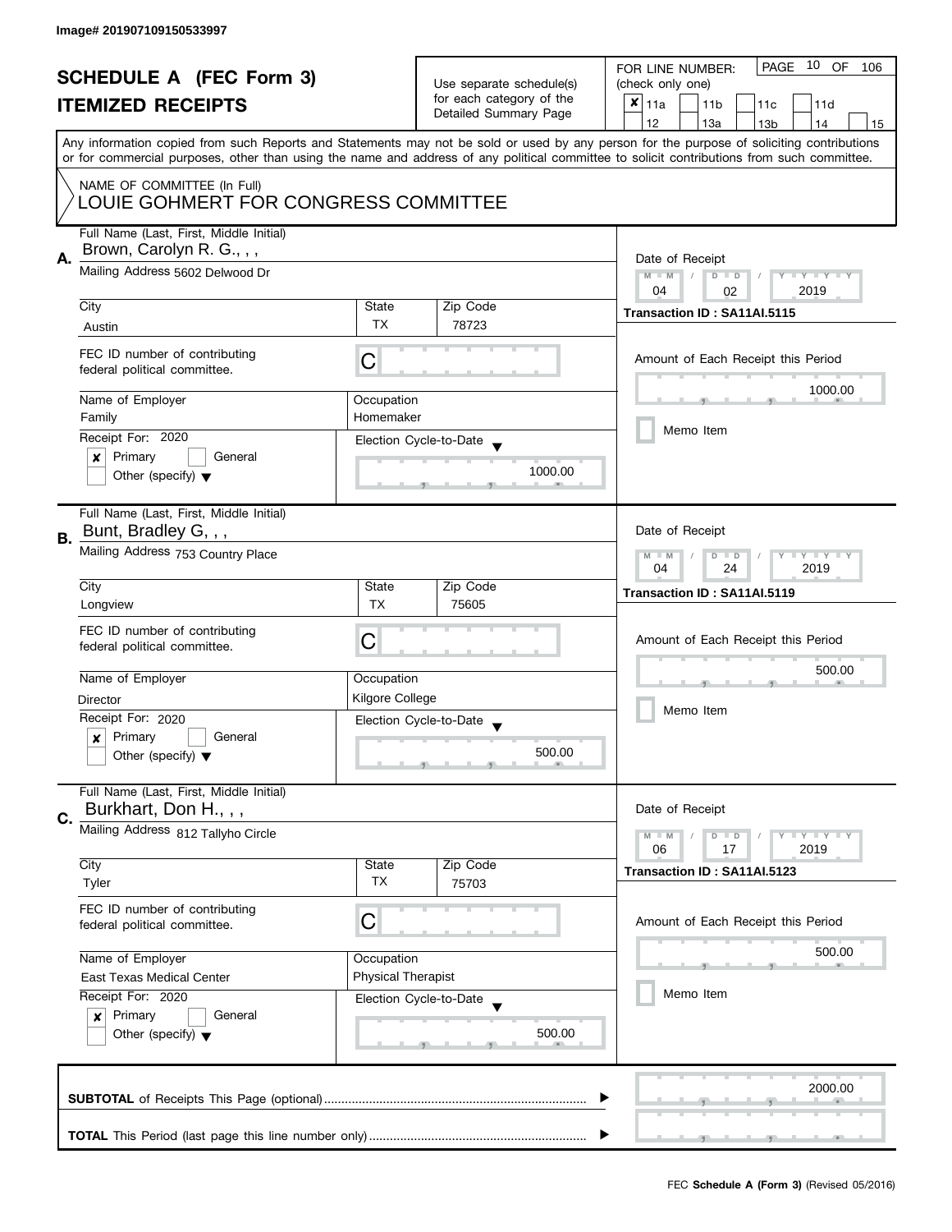Image# 201907109150533997

# SCHEDULE A (FEC Form 3)
## ITEMIZED RECEIPTS

Use separate schedule(s) for each category of the Detailed Summary Page

FOR LINE NUMBER: (check only one)

☒ 11a ☐ 11b ☐ 11c ☐ 11d ☐ 12 ☐ 13a ☐ 13b ☐ 14 ☐ 15

PAGE 10 OF 106

Any information copied from such Reports and Statements may not be sold or used by any person for the purpose of soliciting contributions or for commercial purposes, other than using the name and address of any political committee to solicit contributions from such committee.

NAME OF COMMITTEE (In Full)
LOUIE GOHMERT FOR CONGRESS COMMITTEE

---

**A.**

Full Name (Last, First, Middle Initial): Brown, Carolyn R. G., , ,

Mailing Address: 5602 Delwood Dr

City: Austin | State: TX | Zip Code: 78723

FEC ID number of contributing federal political committee: C

Name of Employer: Family | Occupation: Homemaker

Receipt For: 2020 ☒ Primary ☐ General ☐ Other (specify)

Election Cycle-to-Date: 1000.00

Date of Receipt: 04 / 02 / 2019

Transaction ID : SA11AI.5115

Amount of Each Receipt this Period: 1000.00

☐ Memo Item

---

**B.**

Full Name (Last, First, Middle Initial): Bunt, Bradley G, , ,

Mailing Address: 753 Country Place

City: Longview | State: TX | Zip Code: 75605

FEC ID number of contributing federal political committee: C

Name of Employer: Director | Occupation: Kilgore College

Receipt For: 2020 ☒ Primary ☐ General ☐ Other (specify)

Election Cycle-to-Date: 500.00

Date of Receipt: 04 / 24 / 2019

Transaction ID : SA11AI.5119

Amount of Each Receipt this Period: 500.00

☐ Memo Item

---

**C.**

Full Name (Last, First, Middle Initial): Burkhart, Don H., , ,

Mailing Address: 812 Tallyho Circle

City: Tyler | State: TX | Zip Code: 75703

FEC ID number of contributing federal political committee: C

Name of Employer: East Texas Medical Center | Occupation: Physical Therapist

Receipt For: 2020 ☒ Primary ☐ General ☐ Other (specify)

Election Cycle-to-Date: 500.00

Date of Receipt: 06 / 17 / 2019

Transaction ID : SA11AI.5123

Amount of Each Receipt this Period: 500.00

☐ Memo Item

---

**SUBTOTAL** of Receipts This Page (optional): 2000.00

**TOTAL** This Period (last page this line number only):

FEC **Schedule A (Form 3)** (Revised 05/2016)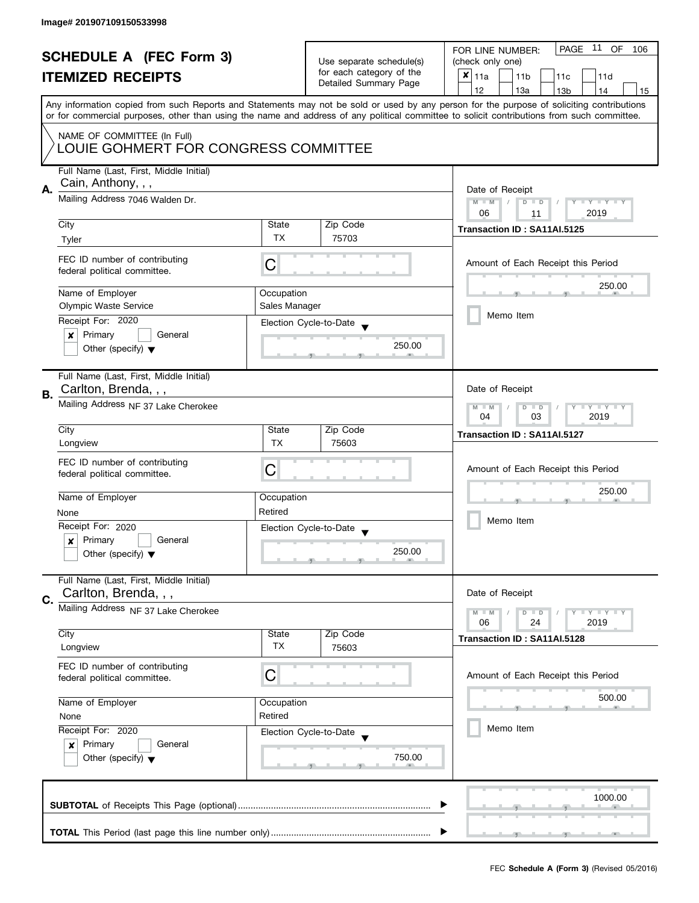Image# 201907109150533998

# SCHEDULE A (FEC Form 3)
## ITEMIZED RECEIPTS

Use separate schedule(s) for each category of the Detailed Summary Page

FOR LINE NUMBER: (check only one)

- [x] 11a
- [ ] 11b
- [ ] 11c
- [ ] 11d
- [ ] 12
- [ ] 13a
- [ ] 13b
- [ ] 14
- [ ] 15

PAGE 11 OF 106

Any information copied from such Reports and Statements may not be sold or used by any person for the purpose of soliciting contributions or for commercial purposes, other than using the name and address of any political committee to solicit contributions from such committee.

NAME OF COMMITTEE (In Full)
LOUIE GOHMERT FOR CONGRESS COMMITTEE

---

**A.** Full Name (Last, First, Middle Initial): Cain, Anthony, , ,

Mailing Address: 7046 Walden Dr.

| City | State | Zip Code |
|---|---|---|
| Tyler | TX | 75703 |

FEC ID number of contributing federal political committee: C

Name of Employer: Olympic Waste Service
Occupation: Sales Manager

Receipt For: 2020
- [x] Primary
- [ ] General
- [ ] Other (specify)

Election Cycle-to-Date: 250.00

Date of Receipt: 06 / 11 / 2019
Transaction ID : SA11AI.5125

Amount of Each Receipt this Period: 250.00

- [ ] Memo Item

---

**B.** Full Name (Last, First, Middle Initial): Carlton, Brenda, , ,

Mailing Address: NF 37 Lake Cherokee

| City | State | Zip Code |
|---|---|---|
| Longview | TX | 75603 |

FEC ID number of contributing federal political committee: C

Name of Employer: None
Occupation: Retired

Receipt For: 2020
- [x] Primary
- [ ] General
- [ ] Other (specify)

Election Cycle-to-Date: 250.00

Date of Receipt: 04 / 03 / 2019
Transaction ID : SA11AI.5127

Amount of Each Receipt this Period: 250.00

- [ ] Memo Item

---

**C.** Full Name (Last, First, Middle Initial): Carlton, Brenda, , ,

Mailing Address: NF 37 Lake Cherokee

| City | State | Zip Code |
|---|---|---|
| Longview | TX | 75603 |

FEC ID number of contributing federal political committee: C

Name of Employer: None
Occupation: Retired

Receipt For: 2020
- [x] Primary
- [ ] General
- [ ] Other (specify)

Election Cycle-to-Date: 750.00

Date of Receipt: 06 / 24 / 2019
Transaction ID : SA11AI.5128

Amount of Each Receipt this Period: 500.00

- [ ] Memo Item

---

**SUBTOTAL** of Receipts This Page (optional): 1000.00

**TOTAL** This Period (last page this line number only):

FEC **Schedule A (Form 3)** (Revised 05/2016)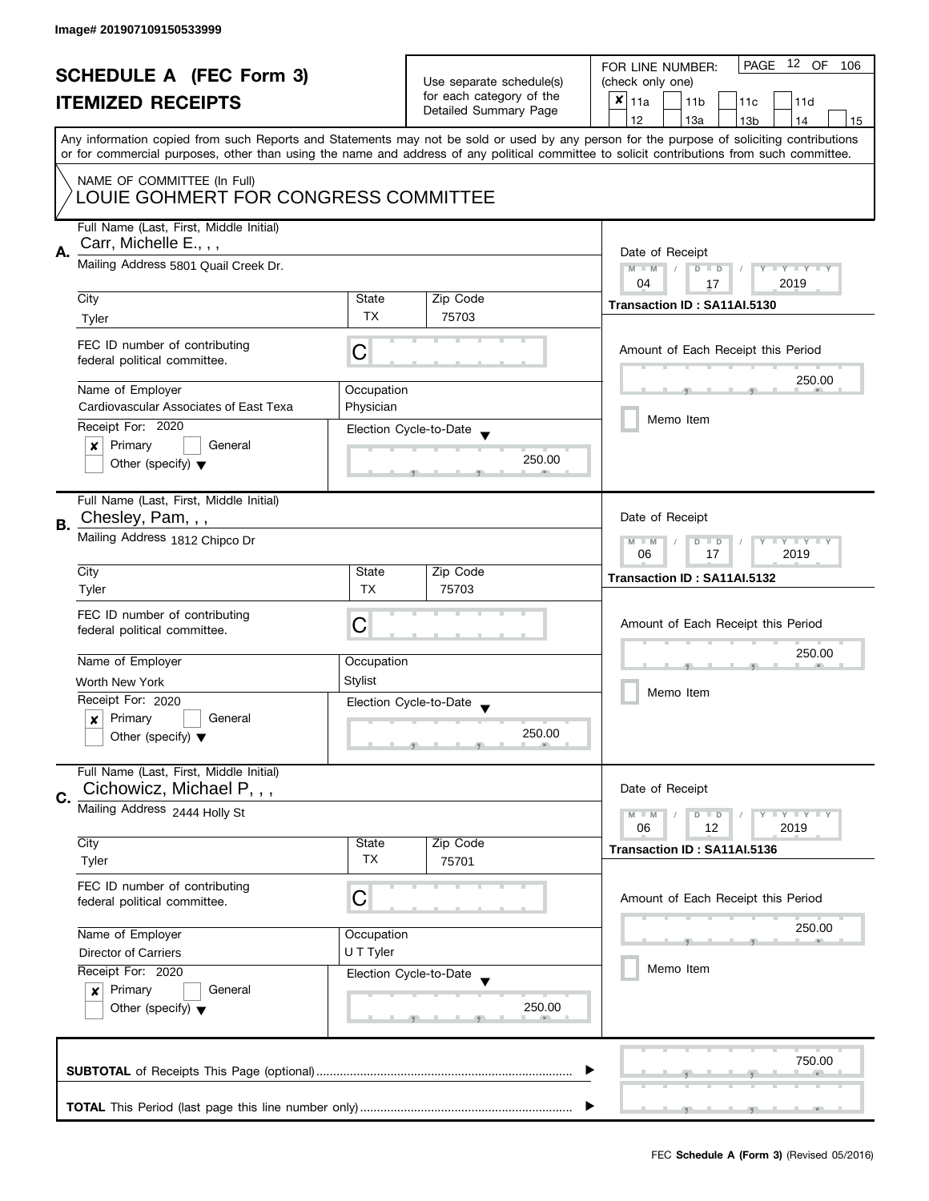Image# 201907109150533999

# SCHEDULE A (FEC Form 3)
## ITEMIZED RECEIPTS

Use separate schedule(s) for each category of the Detailed Summary Page

FOR LINE NUMBER: (check only one)

- [x] 11a
- [ ] 11b
- [ ] 11c
- [ ] 11d
- [ ] 12
- [ ] 13a
- [ ] 13b
- [ ] 14
- [ ] 15

Any information copied from such Reports and Statements may not be sold or used by any person for the purpose of soliciting contributions or for commercial purposes, other than using the name and address of any political committee to solicit contributions from such committee.

NAME OF COMMITTEE (In Full)
LOUIE GOHMERT FOR CONGRESS COMMITTEE

---

**A.** Full Name (Last, First, Middle Initial): Carr, Michelle E., , ,

Mailing Address: 5801 Quail Creek Dr.

| City | State | Zip Code |
|---|---|---|
| Tyler | TX | 75703 |

FEC ID number of contributing federal political committee: C

| Name of Employer | Occupation |
|---|---|
| Cardiovascular Associates of East Texa | Physician |

Receipt For: 2020
- [x] Primary
- [ ] General
- [ ] Other (specify)

Election Cycle-to-Date: 250.00

Date of Receipt: 04 / 17 / 2019

Transaction ID : SA11AI.5130

Amount of Each Receipt this Period: 250.00

- [ ] Memo Item

---

**B.** Full Name (Last, First, Middle Initial): Chesley, Pam, , ,

Mailing Address: 1812 Chipco Dr

| City | State | Zip Code |
|---|---|---|
| Tyler | TX | 75703 |

FEC ID number of contributing federal political committee: C

| Name of Employer | Occupation |
|---|---|
| Worth New York | Stylist |

Receipt For: 2020
- [x] Primary
- [ ] General
- [ ] Other (specify)

Election Cycle-to-Date: 250.00

Date of Receipt: 06 / 17 / 2019

Transaction ID : SA11AI.5132

Amount of Each Receipt this Period: 250.00

- [ ] Memo Item

---

**C.** Full Name (Last, First, Middle Initial): Cichowicz, Michael P, , ,

Mailing Address: 2444 Holly St

| City | State | Zip Code |
|---|---|---|
| Tyler | TX | 75701 |

FEC ID number of contributing federal political committee: C

| Name of Employer | Occupation |
|---|---|
| Director of Carriers | U T Tyler |

Receipt For: 2020
- [x] Primary
- [ ] General
- [ ] Other (specify)

Election Cycle-to-Date: 250.00

Date of Receipt: 06 / 12 / 2019

Transaction ID : SA11AI.5136

Amount of Each Receipt this Period: 250.00

- [ ] Memo Item

---

**SUBTOTAL** of Receipts This Page (optional): 750.00

**TOTAL** This Period (last page this line number only):

FEC **Schedule A (Form 3)** (Revised 05/2016)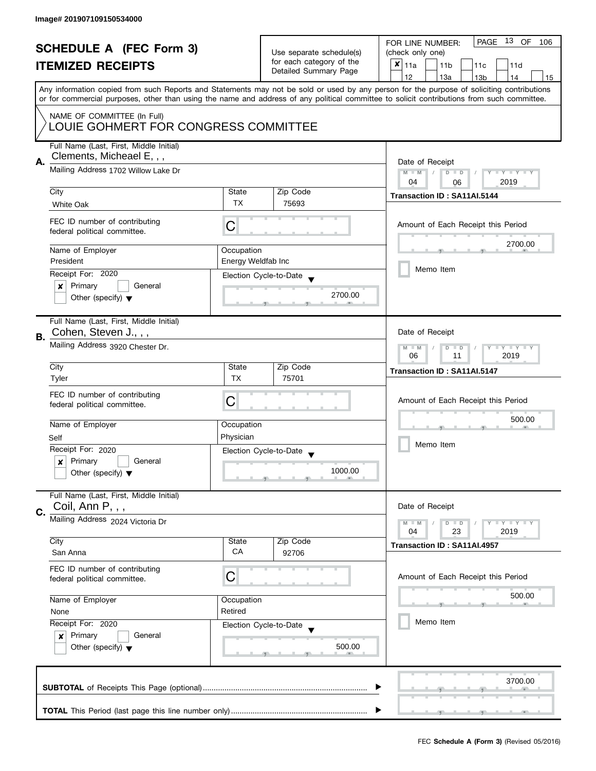Image# 201907109150534000

# SCHEDULE A (FEC Form 3)
## ITEMIZED RECEIPTS

Use separate schedule(s) for each category of the Detailed Summary Page

FOR LINE NUMBER: (check only one)

- [x] 11a
- [ ] 11b
- [ ] 11c
- [ ] 11d
- [ ] 12
- [ ] 13a
- [ ] 13b
- [ ] 14
- [ ] 15

PAGE 13 OF 106

Any information copied from such Reports and Statements may not be sold or used by any person for the purpose of soliciting contributions or for commercial purposes, other than using the name and address of any political committee to solicit contributions from such committee.

NAME OF COMMITTEE (In Full)
LOUIE GOHMERT FOR CONGRESS COMMITTEE

---

**A.** Full Name (Last, First, Middle Initial): Clements, Micheael E, , ,

Mailing Address: 1702 Willow Lake Dr

| City | State | Zip Code |
|---|---|---|
| White Oak | TX | 75693 |

FEC ID number of contributing federal political committee: C

| Name of Employer | Occupation |
|---|---|
| President | Energy Weldfab Inc |

Receipt For: 2020

- [x] Primary
- [ ] General
- [ ] Other (specify)

Election Cycle-to-Date: 2700.00

Date of Receipt: 04 / 06 / 2019

Transaction ID : SA11AI.5144

Amount of Each Receipt this Period: 2700.00

- [ ] Memo Item

---

**B.** Full Name (Last, First, Middle Initial): Cohen, Steven J., , ,

Mailing Address: 3920 Chester Dr.

| City | State | Zip Code |
|---|---|---|
| Tyler | TX | 75701 |

FEC ID number of contributing federal political committee: C

| Name of Employer | Occupation |
|---|---|
| Self | Physician |

Receipt For: 2020

- [x] Primary
- [ ] General
- [ ] Other (specify)

Election Cycle-to-Date: 1000.00

Date of Receipt: 06 / 11 / 2019

Transaction ID : SA11AI.5147

Amount of Each Receipt this Period: 500.00

- [ ] Memo Item

---

**C.** Full Name (Last, First, Middle Initial): Coil, Ann P, , ,

Mailing Address: 2024 Victoria Dr

| City | State | Zip Code |
|---|---|---|
| San Anna | CA | 92706 |

FEC ID number of contributing federal political committee: C

| Name of Employer | Occupation |
|---|---|
| None | Retired |

Receipt For: 2020

- [x] Primary
- [ ] General
- [ ] Other (specify)

Election Cycle-to-Date: 500.00

Date of Receipt: 04 / 23 / 2019

Transaction ID : SA11AI.4957

Amount of Each Receipt this Period: 500.00

- [ ] Memo Item

---

**SUBTOTAL** of Receipts This Page (optional): 3700.00

**TOTAL** This Period (last page this line number only):

FEC **Schedule A (Form 3)** (Revised 05/2016)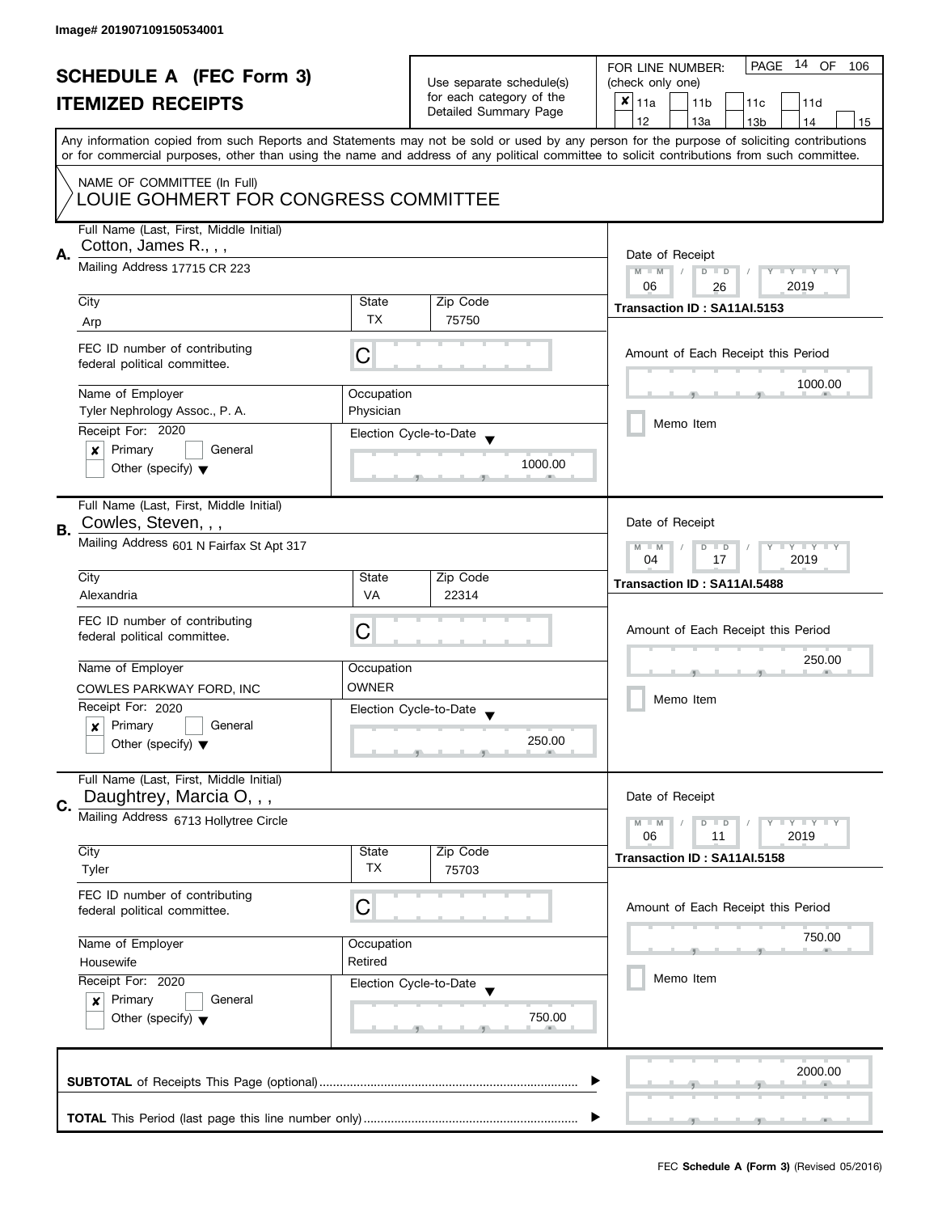Image# 201907109150534001

# SCHEDULE A (FEC Form 3)
## ITEMIZED RECEIPTS

Use separate schedule(s) for each category of the Detailed Summary Page

FOR LINE NUMBER: (check only one)

- [x] 11a
- [ ] 11b
- [ ] 11c
- [ ] 11d
- [ ] 12
- [ ] 13a
- [ ] 13b
- [ ] 14
- [ ] 15

PAGE 14 OF 106

Any information copied from such Reports and Statements may not be sold or used by any person for the purpose of soliciting contributions or for commercial purposes, other than using the name and address of any political committee to solicit contributions from such committee.

NAME OF COMMITTEE (In Full)
LOUIE GOHMERT FOR CONGRESS COMMITTEE

---

**A.** Full Name (Last, First, Middle Initial): Cotton, James R., , ,

Mailing Address: 17715 CR 223

| City | State | Zip Code |
|---|---|---|
| Arp | TX | 75750 |

FEC ID number of contributing federal political committee: C

| Name of Employer | Occupation |
|---|---|
| Tyler Nephrology Assoc., P. A. | Physician |

Receipt For: 2020
- [x] Primary
- [ ] General
- [ ] Other (specify)

Election Cycle-to-Date: 1000.00

Date of Receipt: 06 / 26 / 2019

Transaction ID : SA11AI.5153

Amount of Each Receipt this Period: 1000.00

- [ ] Memo Item

---

**B.** Full Name (Last, First, Middle Initial): Cowles, Steven, , ,

Mailing Address: 601 N Fairfax St Apt 317

| City | State | Zip Code |
|---|---|---|
| Alexandria | VA | 22314 |

FEC ID number of contributing federal political committee: C

| Name of Employer | Occupation |
|---|---|
| COWLES PARKWAY FORD, INC | OWNER |

Receipt For: 2020
- [x] Primary
- [ ] General
- [ ] Other (specify)

Election Cycle-to-Date: 250.00

Date of Receipt: 04 / 17 / 2019

Transaction ID : SA11AI.5488

Amount of Each Receipt this Period: 250.00

- [ ] Memo Item

---

**C.** Full Name (Last, First, Middle Initial): Daughtrey, Marcia O, , ,

Mailing Address: 6713 Hollytree Circle

| City | State | Zip Code |
|---|---|---|
| Tyler | TX | 75703 |

FEC ID number of contributing federal political committee: C

| Name of Employer | Occupation |
|---|---|
| Housewife | Retired |

Receipt For: 2020
- [x] Primary
- [ ] General
- [ ] Other (specify)

Election Cycle-to-Date: 750.00

Date of Receipt: 06 / 11 / 2019

Transaction ID : SA11AI.5158

Amount of Each Receipt this Period: 750.00

- [ ] Memo Item

---

**SUBTOTAL** of Receipts This Page (optional): 2000.00

**TOTAL** This Period (last page this line number only):

FEC **Schedule A (Form 3)** (Revised 05/2016)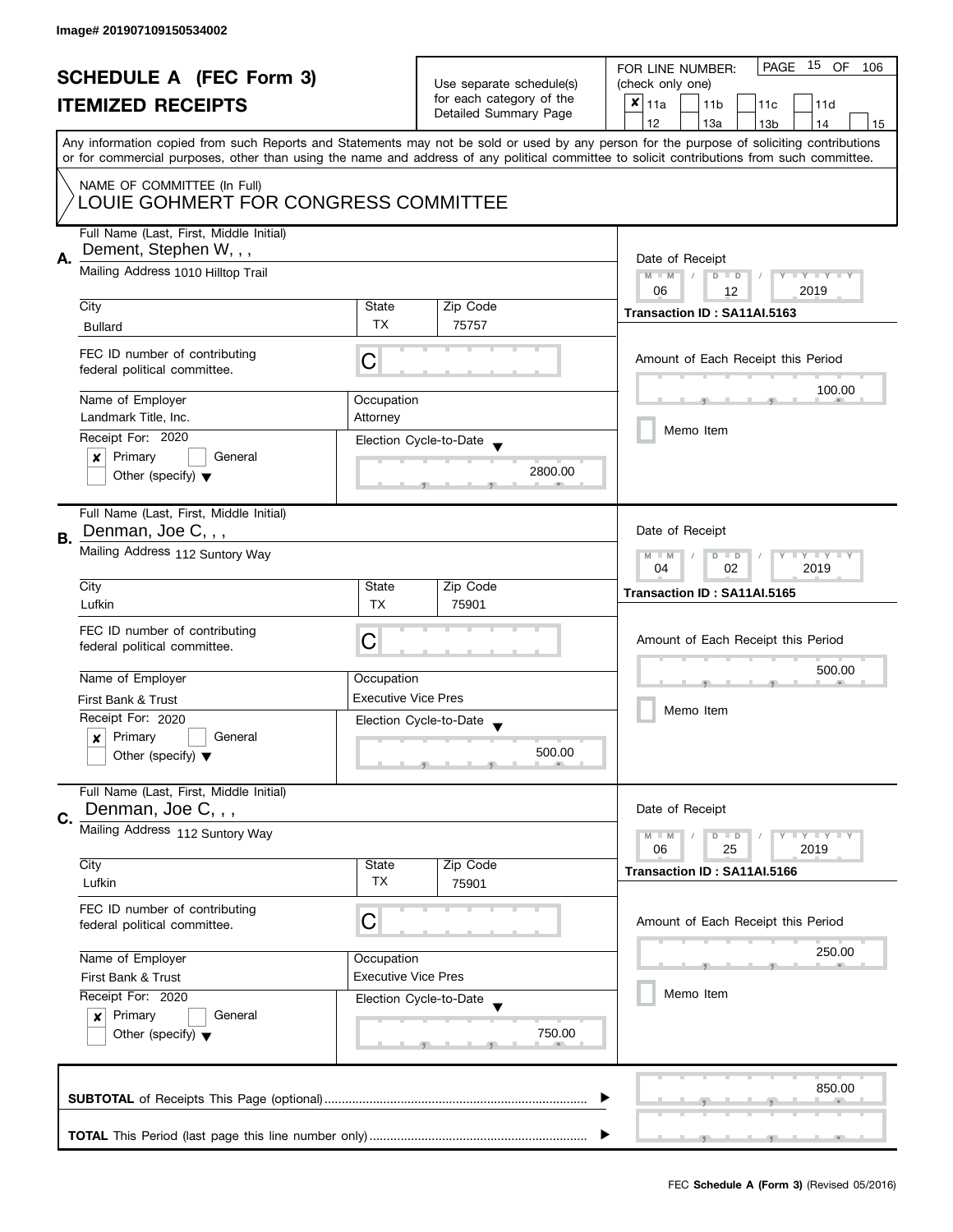Image# 201907109150534002

# SCHEDULE A (FEC Form 3)
## ITEMIZED RECEIPTS

Use separate schedule(s) for each category of the Detailed Summary Page

FOR LINE NUMBER: (check only one)

- [x] 11a
- [ ] 11b
- [ ] 11c
- [ ] 11d
- [ ] 12
- [ ] 13a
- [ ] 13b
- [ ] 14
- [ ] 15

Any information copied from such Reports and Statements may not be sold or used by any person for the purpose of soliciting contributions or for commercial purposes, other than using the name and address of any political committee to solicit contributions from such committee.

NAME OF COMMITTEE (In Full)
LOUIE GOHMERT FOR CONGRESS COMMITTEE

---

**A.** Full Name (Last, First, Middle Initial): Dement, Stephen W, , ,

Mailing Address: 1010 Hilltop Trail

City: Bullard | State: TX | Zip Code: 75757

FEC ID number of contributing federal political committee: C

Name of Employer: Landmark Title, Inc.

Occupation: Attorney

Receipt For: 2020

- [x] Primary
- [ ] General
- [ ] Other (specify)

Election Cycle-to-Date: 2800.00

Date of Receipt: 06 / 12 / 2019

Transaction ID : SA11AI.5163

Amount of Each Receipt this Period: 100.00

- [ ] Memo Item

---

**B.** Full Name (Last, First, Middle Initial): Denman, Joe C, , ,

Mailing Address: 112 Suntory Way

City: Lufkin | State: TX | Zip Code: 75901

FEC ID number of contributing federal political committee: C

Name of Employer: First Bank & Trust

Occupation: Executive Vice Pres

Receipt For: 2020

- [x] Primary
- [ ] General
- [ ] Other (specify)

Election Cycle-to-Date: 500.00

Date of Receipt: 04 / 02 / 2019

Transaction ID : SA11AI.5165

Amount of Each Receipt this Period: 500.00

- [ ] Memo Item

---

**C.** Full Name (Last, First, Middle Initial): Denman, Joe C, , ,

Mailing Address: 112 Suntory Way

City: Lufkin | State: TX | Zip Code: 75901

FEC ID number of contributing federal political committee: C

Name of Employer: First Bank & Trust

Occupation: Executive Vice Pres

Receipt For: 2020

- [x] Primary
- [ ] General
- [ ] Other (specify)

Election Cycle-to-Date: 750.00

Date of Receipt: 06 / 25 / 2019

Transaction ID : SA11AI.5166

Amount of Each Receipt this Period: 250.00

- [ ] Memo Item

---

**SUBTOTAL** of Receipts This Page (optional): 850.00

**TOTAL** This Period (last page this line number only):

FEC **Schedule A (Form 3)** (Revised 05/2016)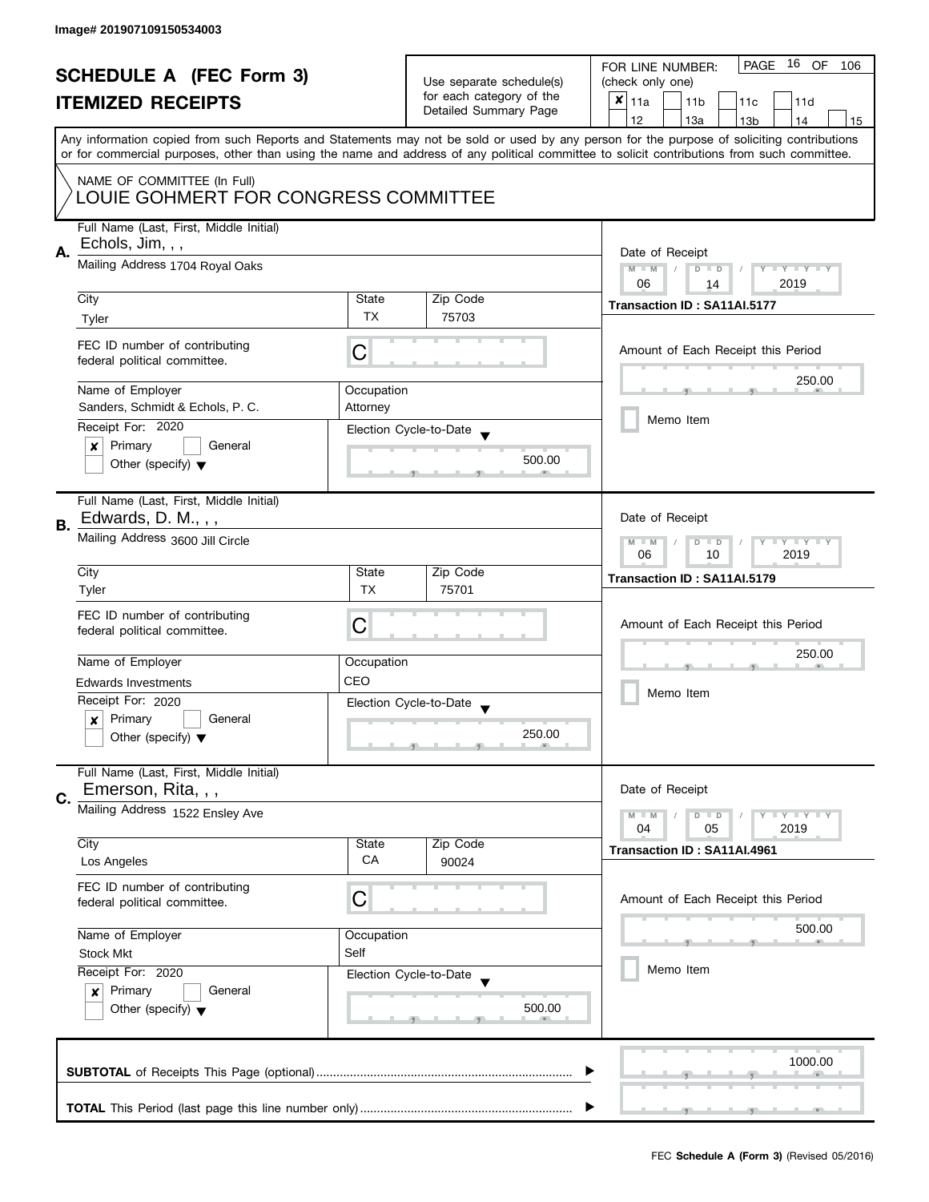Image# 201907109150534003

# SCHEDULE A (FEC Form 3)
## ITEMIZED RECEIPTS

Use separate schedule(s) for each category of the Detailed Summary Page

FOR LINE NUMBER: (check only one)

- [x] 11a
- [ ] 11b
- [ ] 11c
- [ ] 11d
- [ ] 12
- [ ] 13a
- [ ] 13b
- [ ] 14
- [ ] 15

PAGE 16 OF 106

Any information copied from such Reports and Statements may not be sold or used by any person for the purpose of soliciting contributions or for commercial purposes, other than using the name and address of any political committee to solicit contributions from such committee.

NAME OF COMMITTEE (In Full)
LOUIE GOHMERT FOR CONGRESS COMMITTEE

---

**A.** Full Name (Last, First, Middle Initial): Echols, Jim, , ,

Mailing Address: 1704 Royal Oaks

| City | State | Zip Code |
|---|---|---|
| Tyler | TX | 75703 |

FEC ID number of contributing federal political committee: C

| Name of Employer | Occupation |
|---|---|
| Sanders, Schmidt & Echols, P. C. | Attorney |

Receipt For: 2020
- [x] Primary
- [ ] General
- [ ] Other (specify)

Election Cycle-to-Date: 500.00

Date of Receipt: 06 / 14 / 2019

Transaction ID : SA11AI.5177

Amount of Each Receipt this Period: 250.00

- [ ] Memo Item

---

**B.** Full Name (Last, First, Middle Initial): Edwards, D. M., , ,

Mailing Address: 3600 Jill Circle

| City | State | Zip Code |
|---|---|---|
| Tyler | TX | 75701 |

FEC ID number of contributing federal political committee: C

| Name of Employer | Occupation |
|---|---|
| Edwards Investments | CEO |

Receipt For: 2020
- [x] Primary
- [ ] General
- [ ] Other (specify)

Election Cycle-to-Date: 250.00

Date of Receipt: 06 / 10 / 2019

Transaction ID : SA11AI.5179

Amount of Each Receipt this Period: 250.00

- [ ] Memo Item

---

**C.** Full Name (Last, First, Middle Initial): Emerson, Rita, , ,

Mailing Address: 1522 Ensley Ave

| City | State | Zip Code |
|---|---|---|
| Los Angeles | CA | 90024 |

FEC ID number of contributing federal political committee: C

| Name of Employer | Occupation |
|---|---|
| Stock Mkt | Self |

Receipt For: 2020
- [x] Primary
- [ ] General
- [ ] Other (specify)

Election Cycle-to-Date: 500.00

Date of Receipt: 04 / 05 / 2019

Transaction ID : SA11AI.4961

Amount of Each Receipt this Period: 500.00

- [ ] Memo Item

---

**SUBTOTAL** of Receipts This Page (optional): 1000.00

**TOTAL** This Period (last page this line number only):

FEC **Schedule A (Form 3)** (Revised 05/2016)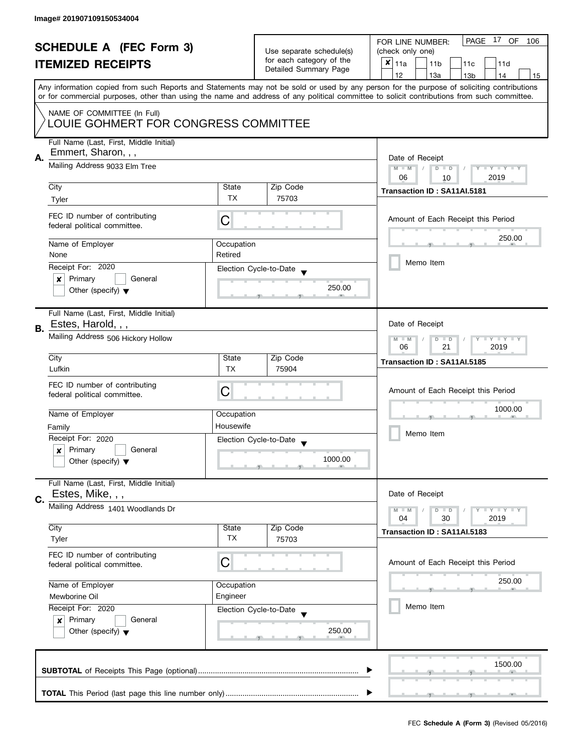Image# 201907109150534004

# SCHEDULE A (FEC Form 3)
## ITEMIZED RECEIPTS

Use separate schedule(s) for each category of the Detailed Summary Page

FOR LINE NUMBER: (check only one)

- [x] 11a
- [ ] 11b
- [ ] 11c
- [ ] 11d
- [ ] 12
- [ ] 13a
- [ ] 13b
- [ ] 14
- [ ] 15

Any information copied from such Reports and Statements may not be sold or used by any person for the purpose of soliciting contributions or for commercial purposes, other than using the name and address of any political committee to solicit contributions from such committee.

NAME OF COMMITTEE (In Full)
LOUIE GOHMERT FOR CONGRESS COMMITTEE

---

**A.** Full Name (Last, First, Middle Initial): Emmert, Sharon, , ,

Mailing Address: 9033 Elm Tree

| City | State | Zip Code |
|---|---|---|
| Tyler | TX | 75703 |

FEC ID number of contributing federal political committee: C

| Name of Employer | Occupation |
|---|---|
| None | Retired |

Receipt For: 2020
- [x] Primary
- [ ] General
- [ ] Other (specify)

Election Cycle-to-Date: 250.00

Date of Receipt: 06 / 10 / 2019

Transaction ID : SA11AI.5181

Amount of Each Receipt this Period: 250.00

- [ ] Memo Item

---

**B.** Full Name (Last, First, Middle Initial): Estes, Harold, , ,

Mailing Address: 506 Hickory Hollow

| City | State | Zip Code |
|---|---|---|
| Lufkin | TX | 75904 |

FEC ID number of contributing federal political committee: C

| Name of Employer | Occupation |
|---|---|
| Family | Housewife |

Receipt For: 2020
- [x] Primary
- [ ] General
- [ ] Other (specify)

Election Cycle-to-Date: 1000.00

Date of Receipt: 06 / 21 / 2019

Transaction ID : SA11AI.5185

Amount of Each Receipt this Period: 1000.00

- [ ] Memo Item

---

**C.** Full Name (Last, First, Middle Initial): Estes, Mike, , ,

Mailing Address: 1401 Woodlands Dr

| City | State | Zip Code |
|---|---|---|
| Tyler | TX | 75703 |

FEC ID number of contributing federal political committee: C

| Name of Employer | Occupation |
|---|---|
| Mewborine Oil | Engineer |

Receipt For: 2020
- [x] Primary
- [ ] General
- [ ] Other (specify)

Election Cycle-to-Date: 250.00

Date of Receipt: 04 / 30 / 2019

Transaction ID : SA11AI.5183

Amount of Each Receipt this Period: 250.00

- [ ] Memo Item

---

**SUBTOTAL** of Receipts This Page (optional): 1500.00

**TOTAL** This Period (last page this line number only):

FEC **Schedule A (Form 3)** (Revised 05/2016)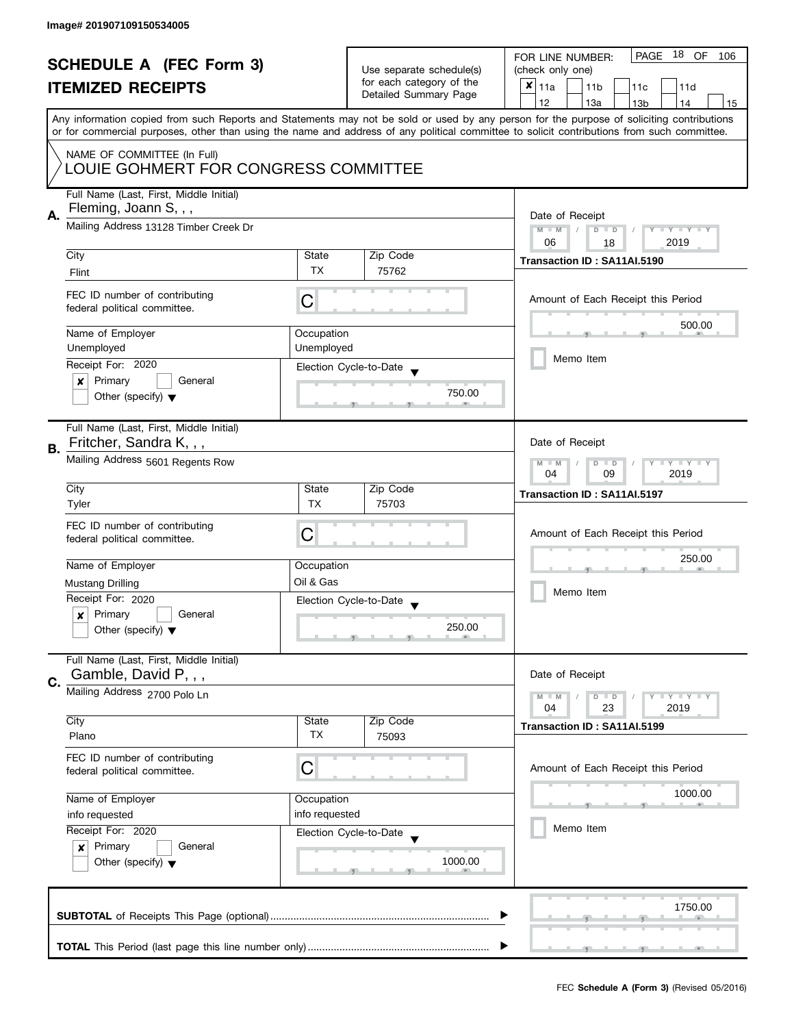Image# 201907109150534005

# SCHEDULE A (FEC Form 3)
## ITEMIZED RECEIPTS

Use separate schedule(s) for each category of the Detailed Summary Page

FOR LINE NUMBER: (check only one)

☒ 11a ☐ 11b ☐ 11c ☐ 11d ☐ 12 ☐ 13a ☐ 13b ☐ 14 ☐ 15

PAGE 18 OF 106

Any information copied from such Reports and Statements may not be sold or used by any person for the purpose of soliciting contributions or for commercial purposes, other than using the name and address of any political committee to solicit contributions from such committee.

NAME OF COMMITTEE (In Full)
LOUIE GOHMERT FOR CONGRESS COMMITTEE

---

**A.** Full Name (Last, First, Middle Initial): Fleming, Joann S, , ,

Mailing Address: 13128 Timber Creek Dr

| City | State | Zip Code |
|---|---|---|
| Flint | TX | 75762 |

FEC ID number of contributing federal political committee: C

| Name of Employer | Occupation |
|---|---|
| Unemployed | Unemployed |

Receipt For: 2020
☒ Primary ☐ General
☐ Other (specify)

Election Cycle-to-Date: 750.00

Date of Receipt: 06 / 18 / 2019

Transaction ID : SA11AI.5190

Amount of Each Receipt this Period: 500.00

☐ Memo Item

---

**B.** Full Name (Last, First, Middle Initial): Fritcher, Sandra K, , ,

Mailing Address: 5601 Regents Row

| City | State | Zip Code |
|---|---|---|
| Tyler | TX | 75703 |

FEC ID number of contributing federal political committee: C

| Name of Employer | Occupation |
|---|---|
| Mustang Drilling | Oil & Gas |

Receipt For: 2020
☒ Primary ☐ General
☐ Other (specify)

Election Cycle-to-Date: 250.00

Date of Receipt: 04 / 09 / 2019

Transaction ID : SA11AI.5197

Amount of Each Receipt this Period: 250.00

☐ Memo Item

---

**C.** Full Name (Last, First, Middle Initial): Gamble, David P, , ,

Mailing Address: 2700 Polo Ln

| City | State | Zip Code |
|---|---|---|
| Plano | TX | 75093 |

FEC ID number of contributing federal political committee: C

| Name of Employer | Occupation |
|---|---|
| info requested | info requested |

Receipt For: 2020
☒ Primary ☐ General
☐ Other (specify)

Election Cycle-to-Date: 1000.00

Date of Receipt: 04 / 23 / 2019

Transaction ID : SA11AI.5199

Amount of Each Receipt this Period: 1000.00

☐ Memo Item

---

**SUBTOTAL** of Receipts This Page (optional): 1750.00

**TOTAL** This Period (last page this line number only):

FEC **Schedule A (Form 3)** (Revised 05/2016)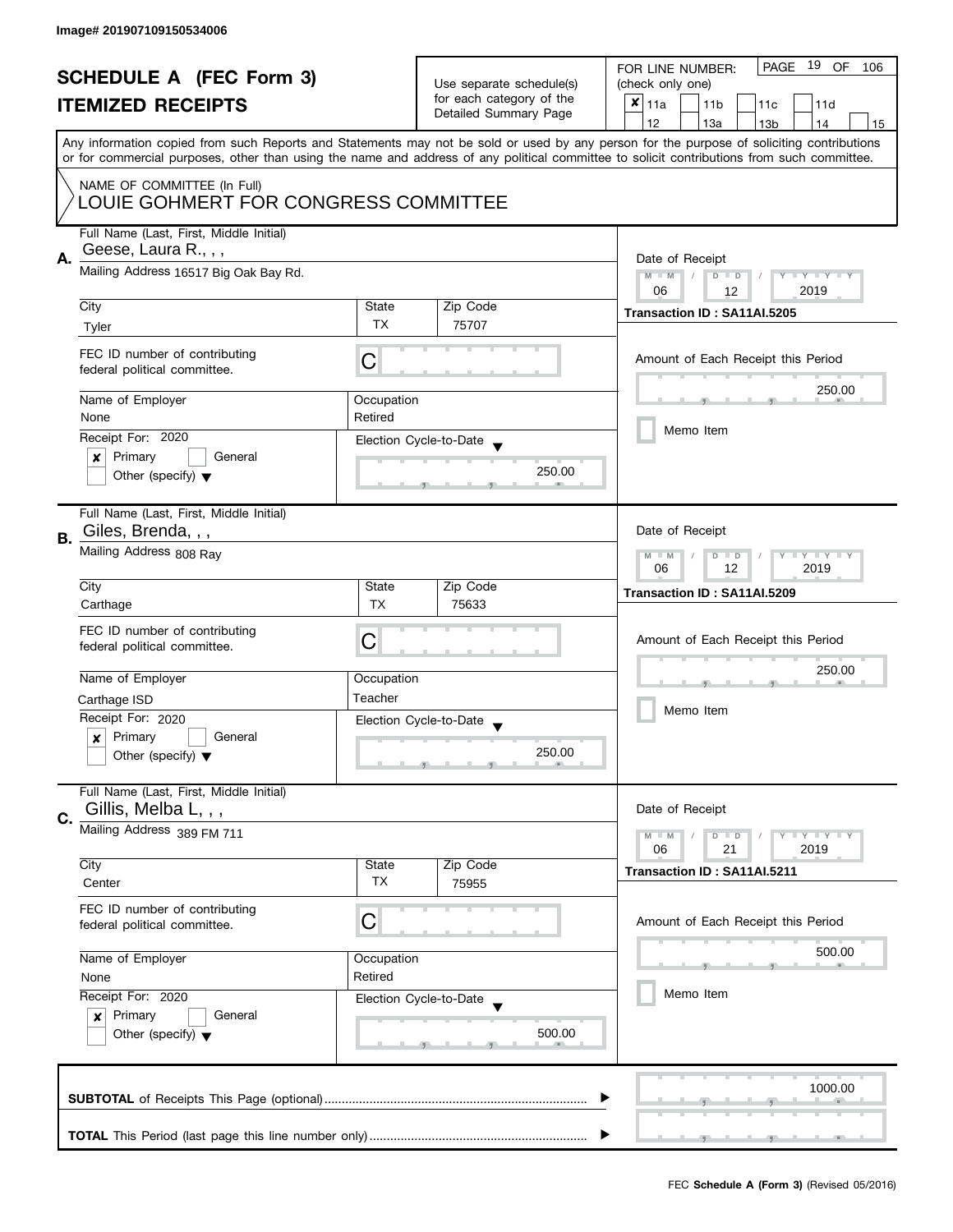Image# 201907109150534006

# SCHEDULE A (FEC Form 3)
## ITEMIZED RECEIPTS

Use separate schedule(s) for each category of the Detailed Summary Page

FOR LINE NUMBER: (check only one)

- [x] 11a
- [ ] 11b
- [ ] 11c
- [ ] 11d
- [ ] 12
- [ ] 13a
- [ ] 13b
- [ ] 14
- [ ] 15

Any information copied from such Reports and Statements may not be sold or used by any person for the purpose of soliciting contributions or for commercial purposes, other than using the name and address of any political committee to solicit contributions from such committee.

NAME OF COMMITTEE (In Full)
LOUIE GOHMERT FOR CONGRESS COMMITTEE

---

**A.** Full Name (Last, First, Middle Initial): Geese, Laura R., , ,

Mailing Address: 16517 Big Oak Bay Rd.

| City | State | Zip Code |
|---|---|---|
| Tyler | TX | 75707 |

FEC ID number of contributing federal political committee: C

| Name of Employer | Occupation |
|---|---|
| None | Retired |

Receipt For: 2020
- [x] Primary
- [ ] General
- [ ] Other (specify)

Election Cycle-to-Date: 250.00

Date of Receipt: 06 / 12 / 2019

Transaction ID : SA11AI.5205

Amount of Each Receipt this Period: 250.00

- [ ] Memo Item

---

**B.** Full Name (Last, First, Middle Initial): Giles, Brenda, , ,

Mailing Address: 808 Ray

| City | State | Zip Code |
|---|---|---|
| Carthage | TX | 75633 |

FEC ID number of contributing federal political committee: C

| Name of Employer | Occupation |
|---|---|
| Carthage ISD | Teacher |

Receipt For: 2020
- [x] Primary
- [ ] General
- [ ] Other (specify)

Election Cycle-to-Date: 250.00

Date of Receipt: 06 / 12 / 2019

Transaction ID : SA11AI.5209

Amount of Each Receipt this Period: 250.00

- [ ] Memo Item

---

**C.** Full Name (Last, First, Middle Initial): Gillis, Melba L, , ,

Mailing Address: 389 FM 711

| City | State | Zip Code |
|---|---|---|
| Center | TX | 75955 |

FEC ID number of contributing federal political committee: C

| Name of Employer | Occupation |
|---|---|
| None | Retired |

Receipt For: 2020
- [x] Primary
- [ ] General
- [ ] Other (specify)

Election Cycle-to-Date: 500.00

Date of Receipt: 06 / 21 / 2019

Transaction ID : SA11AI.5211

Amount of Each Receipt this Period: 500.00

- [ ] Memo Item

---

**SUBTOTAL** of Receipts This Page (optional): 1000.00

**TOTAL** This Period (last page this line number only):

FEC **Schedule A (Form 3)** (Revised 05/2016)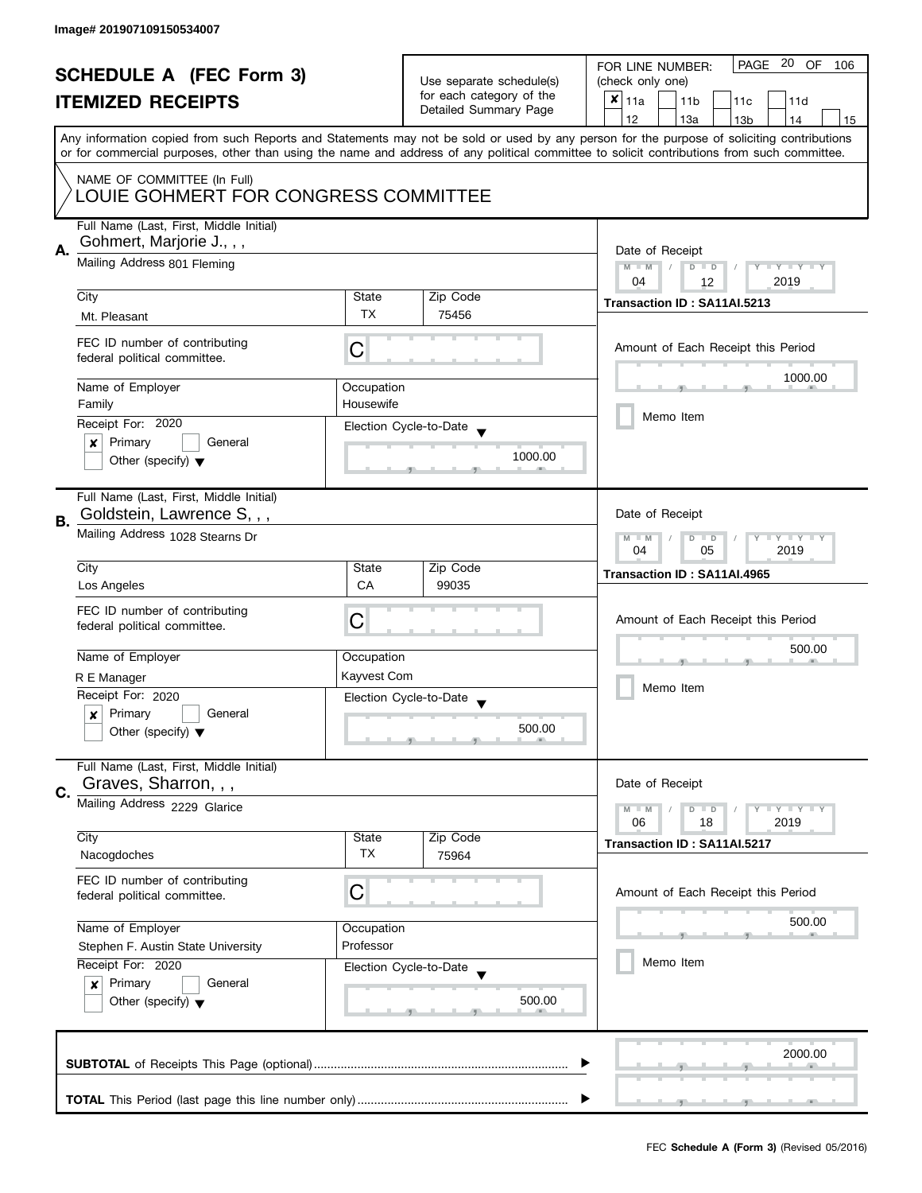Image# 201907109150534007

# SCHEDULE A (FEC Form 3)
## ITEMIZED RECEIPTS

Use separate schedule(s) for each category of the Detailed Summary Page

FOR LINE NUMBER: (check only one)

- [x] 11a
- [ ] 11b
- [ ] 11c
- [ ] 11d
- [ ] 12
- [ ] 13a
- [ ] 13b
- [ ] 14
- [ ] 15

Any information copied from such Reports and Statements may not be sold or used by any person for the purpose of soliciting contributions or for commercial purposes, other than using the name and address of any political committee to solicit contributions from such committee.

NAME OF COMMITTEE (In Full)
LOUIE GOHMERT FOR CONGRESS COMMITTEE

---

**A.** Full Name (Last, First, Middle Initial): Gohmert, Marjorie J., , ,

Mailing Address: 801 Fleming

City: Mt. Pleasant | State: TX | Zip Code: 75456

FEC ID number of contributing federal political committee: C

Name of Employer: Family | Occupation: Housewife

Receipt For: 2020 — [x] Primary [ ] General [ ] Other (specify)

Election Cycle-to-Date: 1000.00

Date of Receipt: 04 / 12 / 2019

Transaction ID : SA11AI.5213

Amount of Each Receipt this Period: 1000.00

[ ] Memo Item

---

**B.** Full Name (Last, First, Middle Initial): Goldstein, Lawrence S, , ,

Mailing Address: 1028 Stearns Dr

City: Los Angeles | State: CA | Zip Code: 99035

FEC ID number of contributing federal political committee: C

Name of Employer: R E Manager | Occupation: Kayvest Com

Receipt For: 2020 — [x] Primary [ ] General [ ] Other (specify)

Election Cycle-to-Date: 500.00

Date of Receipt: 04 / 05 / 2019

Transaction ID : SA11AI.4965

Amount of Each Receipt this Period: 500.00

[ ] Memo Item

---

**C.** Full Name (Last, First, Middle Initial): Graves, Sharron, , ,

Mailing Address: 2229 Glarice

City: Nacogdoches | State: TX | Zip Code: 75964

FEC ID number of contributing federal political committee: C

Name of Employer: Stephen F. Austin State University | Occupation: Professor

Receipt For: 2020 — [x] Primary [ ] General [ ] Other (specify)

Election Cycle-to-Date: 500.00

Date of Receipt: 06 / 18 / 2019

Transaction ID : SA11AI.5217

Amount of Each Receipt this Period: 500.00

[ ] Memo Item

---

**SUBTOTAL** of Receipts This Page (optional): 2000.00

**TOTAL** This Period (last page this line number only):

FEC **Schedule A (Form 3)** (Revised 05/2016)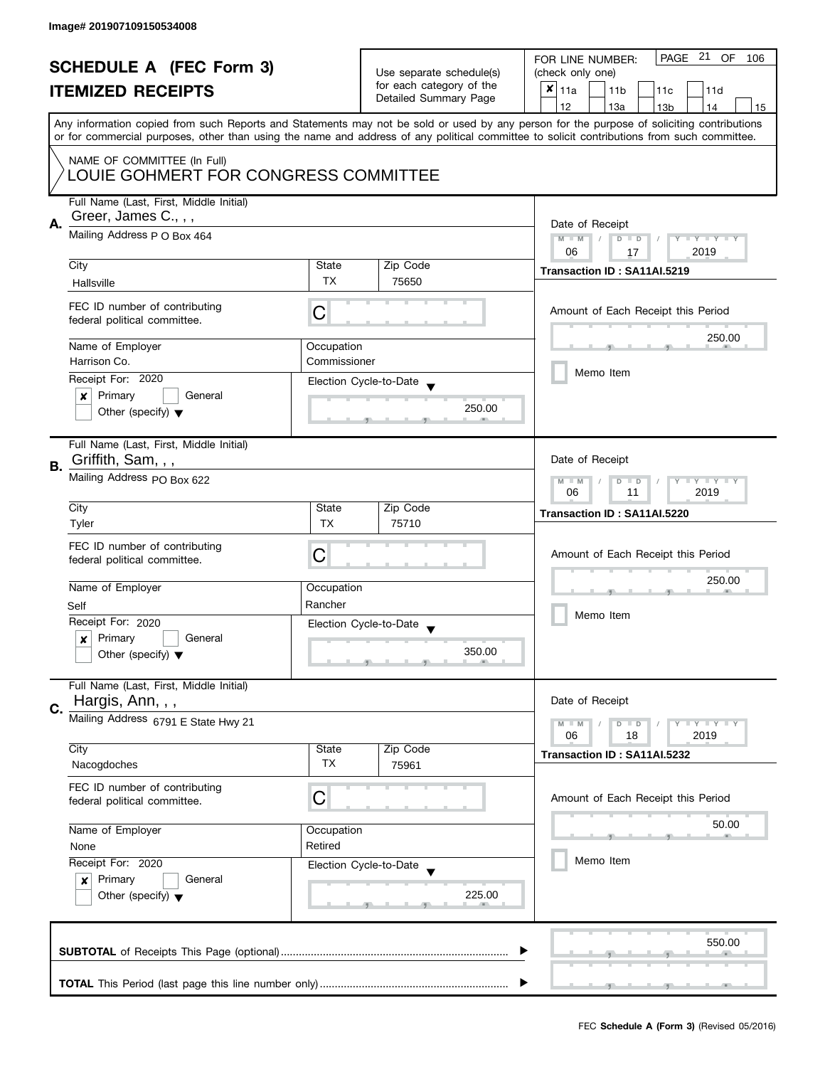Image# 201907109150534008

# SCHEDULE A (FEC Form 3)
## ITEMIZED RECEIPTS

Use separate schedule(s) for each category of the Detailed Summary Page

FOR LINE NUMBER: (check only one)

- [x] 11a
- [ ] 11b
- [ ] 11c
- [ ] 11d
- [ ] 12
- [ ] 13a
- [ ] 13b
- [ ] 14
- [ ] 15

Any information copied from such Reports and Statements may not be sold or used by any person for the purpose of soliciting contributions or for commercial purposes, other than using the name and address of any political committee to solicit contributions from such committee.

NAME OF COMMITTEE (In Full)
LOUIE GOHMERT FOR CONGRESS COMMITTEE

---

**A.** Full Name (Last, First, Middle Initial): Greer, James C., , ,

Mailing Address: P O Box 464

| City | State | Zip Code |
|---|---|---|
| Hallsville | TX | 75650 |

FEC ID number of contributing federal political committee: C

| Name of Employer | Occupation |
|---|---|
| Harrison Co. | Commissioner |

Receipt For: 2020
- [x] Primary
- [ ] General
- [ ] Other (specify)

Election Cycle-to-Date: 250.00

Date of Receipt: 06 / 17 / 2019

Transaction ID : SA11AI.5219

Amount of Each Receipt this Period: 250.00

- [ ] Memo Item

---

**B.** Full Name (Last, First, Middle Initial): Griffith, Sam, , ,

Mailing Address: PO Box 622

| City | State | Zip Code |
|---|---|---|
| Tyler | TX | 75710 |

FEC ID number of contributing federal political committee: C

| Name of Employer | Occupation |
|---|---|
| Self | Rancher |

Receipt For: 2020
- [x] Primary
- [ ] General
- [ ] Other (specify)

Election Cycle-to-Date: 350.00

Date of Receipt: 06 / 11 / 2019

Transaction ID : SA11AI.5220

Amount of Each Receipt this Period: 250.00

- [ ] Memo Item

---

**C.** Full Name (Last, First, Middle Initial): Hargis, Ann, , ,

Mailing Address: 6791 E State Hwy 21

| City | State | Zip Code |
|---|---|---|
| Nacogdoches | TX | 75961 |

FEC ID number of contributing federal political committee: C

| Name of Employer | Occupation |
|---|---|
| None | Retired |

Receipt For: 2020
- [x] Primary
- [ ] General
- [ ] Other (specify)

Election Cycle-to-Date: 225.00

Date of Receipt: 06 / 18 / 2019

Transaction ID : SA11AI.5232

Amount of Each Receipt this Period: 50.00

- [ ] Memo Item

---

**SUBTOTAL** of Receipts This Page (optional): 550.00

**TOTAL** This Period (last page this line number only):

FEC **Schedule A (Form 3)** (Revised 05/2016)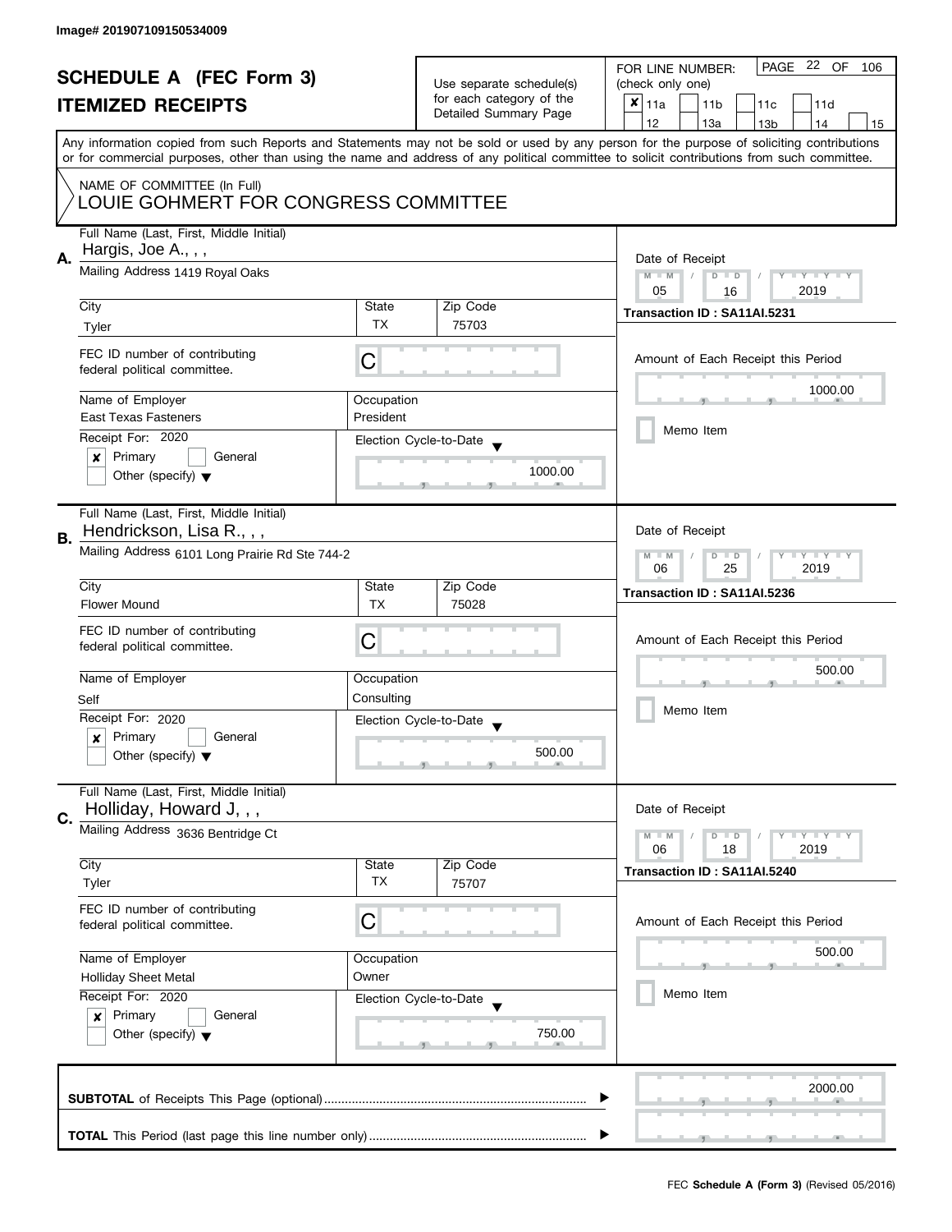Image# 201907109150534009

# SCHEDULE A (FEC Form 3)
## ITEMIZED RECEIPTS

Use separate schedule(s) for each category of the Detailed Summary Page

FOR LINE NUMBER: (check only one)

- [x] 11a
- [ ] 11b
- [ ] 11c
- [ ] 11d
- [ ] 12
- [ ] 13a
- [ ] 13b
- [ ] 14
- [ ] 15

PAGE 22 OF 106

Any information copied from such Reports and Statements may not be sold or used by any person for the purpose of soliciting contributions or for commercial purposes, other than using the name and address of any political committee to solicit contributions from such committee.

NAME OF COMMITTEE (In Full)
LOUIE GOHMERT FOR CONGRESS COMMITTEE

---

**A.** Full Name (Last, First, Middle Initial): Hargis, Joe A., , ,

Mailing Address: 1419 Royal Oaks

| City | State | Zip Code |
| --- | --- | --- |
| Tyler | TX | 75703 |

FEC ID number of contributing federal political committee: C

| Name of Employer | Occupation |
| --- | --- |
| East Texas Fasteners | President |

Receipt For: 2020
- [x] Primary
- [ ] General
- [ ] Other (specify)

Election Cycle-to-Date: 1000.00

Date of Receipt: 05 / 16 / 2019

Transaction ID : SA11AI.5231

Amount of Each Receipt this Period: 1000.00

- [ ] Memo Item

---

**B.** Full Name (Last, First, Middle Initial): Hendrickson, Lisa R., , ,

Mailing Address: 6101 Long Prairie Rd Ste 744-2

| City | State | Zip Code |
| --- | --- | --- |
| Flower Mound | TX | 75028 |

FEC ID number of contributing federal political committee: C

| Name of Employer | Occupation |
| --- | --- |
| Self | Consulting |

Receipt For: 2020
- [x] Primary
- [ ] General
- [ ] Other (specify)

Election Cycle-to-Date: 500.00

Date of Receipt: 06 / 25 / 2019

Transaction ID : SA11AI.5236

Amount of Each Receipt this Period: 500.00

- [ ] Memo Item

---

**C.** Full Name (Last, First, Middle Initial): Holliday, Howard J, , ,

Mailing Address: 3636 Bentridge Ct

| City | State | Zip Code |
| --- | --- | --- |
| Tyler | TX | 75707 |

FEC ID number of contributing federal political committee: C

| Name of Employer | Occupation |
| --- | --- |
| Holliday Sheet Metal | Owner |

Receipt For: 2020
- [x] Primary
- [ ] General
- [ ] Other (specify)

Election Cycle-to-Date: 750.00

Date of Receipt: 06 / 18 / 2019

Transaction ID : SA11AI.5240

Amount of Each Receipt this Period: 500.00

- [ ] Memo Item

---

**SUBTOTAL** of Receipts This Page (optional): 2000.00

**TOTAL** This Period (last page this line number only):

FEC **Schedule A (Form 3)** (Revised 05/2016)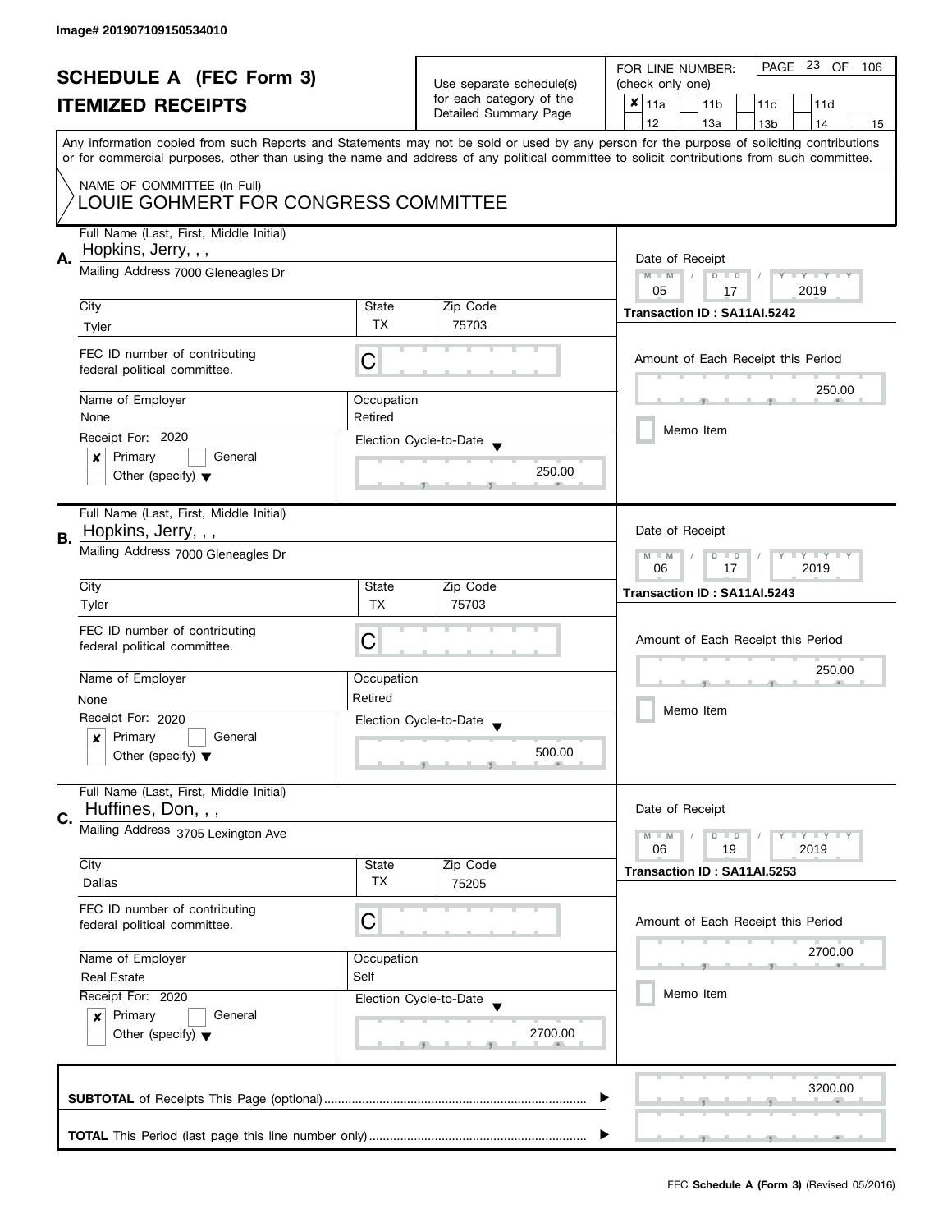Image# 201907109150534010

# SCHEDULE A (FEC Form 3)

## ITEMIZED RECEIPTS

Use separate schedule(s) for each category of the Detailed Summary Page

FOR LINE NUMBER: (check only one)

- [x] 11a
- [ ] 11b
- [ ] 11c
- [ ] 11d
- [ ] 12
- [ ] 13a
- [ ] 13b
- [ ] 14
- [ ] 15

PAGE 23 OF 106

Any information copied from such Reports and Statements may not be sold or used by any person for the purpose of soliciting contributions or for commercial purposes, other than using the name and address of any political committee to solicit contributions from such committee.

NAME OF COMMITTEE (In Full)
LOUIE GOHMERT FOR CONGRESS COMMITTEE

---

**A.**

Full Name (Last, First, Middle Initial): Hopkins, Jerry, , ,

Mailing Address: 7000 Gleneagles Dr

City: Tyler | State: TX | Zip Code: 75703

FEC ID number of contributing federal political committee: C

Name of Employer: None | Occupation: Retired

Receipt For: 2020
- [x] Primary
- [ ] General
- [ ] Other (specify)

Election Cycle-to-Date: 250.00

Date of Receipt: 05 / 17 / 2019

Transaction ID : SA11AI.5242

Amount of Each Receipt this Period: 250.00

- [ ] Memo Item

---

**B.**

Full Name (Last, First, Middle Initial): Hopkins, Jerry, , ,

Mailing Address: 7000 Gleneagles Dr

City: Tyler | State: TX | Zip Code: 75703

FEC ID number of contributing federal political committee: C

Name of Employer: None | Occupation: Retired

Receipt For: 2020
- [x] Primary
- [ ] General
- [ ] Other (specify)

Election Cycle-to-Date: 500.00

Date of Receipt: 06 / 17 / 2019

Transaction ID : SA11AI.5243

Amount of Each Receipt this Period: 250.00

- [ ] Memo Item

---

**C.**

Full Name (Last, First, Middle Initial): Huffines, Don, , ,

Mailing Address: 3705 Lexington Ave

City: Dallas | State: TX | Zip Code: 75205

FEC ID number of contributing federal political committee: C

Name of Employer: Real Estate | Occupation: Self

Receipt For: 2020
- [x] Primary
- [ ] General
- [ ] Other (specify)

Election Cycle-to-Date: 2700.00

Date of Receipt: 06 / 19 / 2019

Transaction ID : SA11AI.5253

Amount of Each Receipt this Period: 2700.00

- [ ] Memo Item

---

**SUBTOTAL** of Receipts This Page (optional): 3200.00

**TOTAL** This Period (last page this line number only):

FEC **Schedule A (Form 3)** (Revised 05/2016)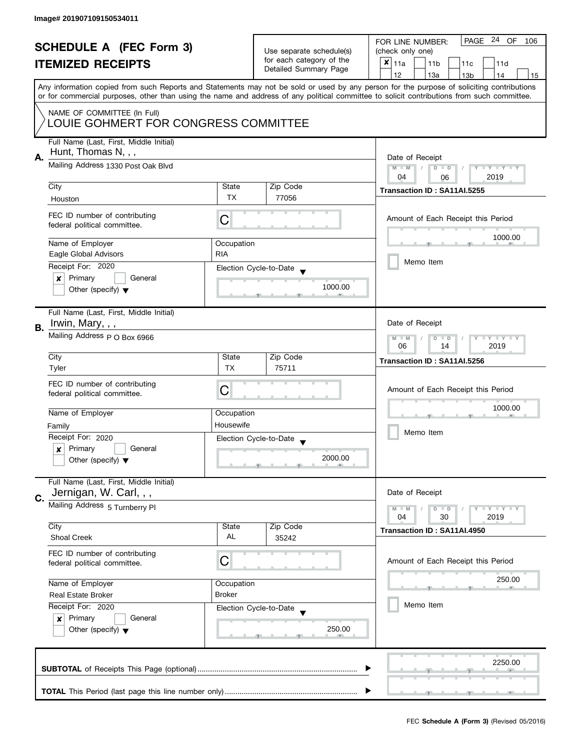Image# 201907109150534011

# SCHEDULE A (FEC Form 3)
## ITEMIZED RECEIPTS

Use separate schedule(s) for each category of the Detailed Summary Page

FOR LINE NUMBER: (check only one)

- [x] 11a
- [ ] 11b
- [ ] 11c
- [ ] 11d
- [ ] 12
- [ ] 13a
- [ ] 13b
- [ ] 14
- [ ] 15

Any information copied from such Reports and Statements may not be sold or used by any person for the purpose of soliciting contributions or for commercial purposes, other than using the name and address of any political committee to solicit contributions from such committee.

NAME OF COMMITTEE (In Full)
LOUIE GOHMERT FOR CONGRESS COMMITTEE

---

**A.** Full Name (Last, First, Middle Initial): Hunt, Thomas N, , ,

Mailing Address: 1330 Post Oak Blvd

| City | State | Zip Code |
|---|---|---|
| Houston | TX | 77056 |

FEC ID number of contributing federal political committee: C

Name of Employer: Eagle Global Advisors
Occupation: RIA

Receipt For: 2020
- [x] Primary
- [ ] General
- [ ] Other (specify)

Election Cycle-to-Date: 1000.00

Date of Receipt: 04 / 06 / 2019
Transaction ID : SA11AI.5255

Amount of Each Receipt this Period: 1000.00

- [ ] Memo Item

---

**B.** Full Name (Last, First, Middle Initial): Irwin, Mary, , ,

Mailing Address: P O Box 6966

| City | State | Zip Code |
|---|---|---|
| Tyler | TX | 75711 |

FEC ID number of contributing federal political committee: C

Name of Employer: Family
Occupation: Housewife

Receipt For: 2020
- [x] Primary
- [ ] General
- [ ] Other (specify)

Election Cycle-to-Date: 2000.00

Date of Receipt: 06 / 14 / 2019
Transaction ID : SA11AI.5256

Amount of Each Receipt this Period: 1000.00

- [ ] Memo Item

---

**C.** Full Name (Last, First, Middle Initial): Jernigan, W. Carl, , ,

Mailing Address: 5 Turnberry Pl

| City | State | Zip Code |
|---|---|---|
| Shoal Creek | AL | 35242 |

FEC ID number of contributing federal political committee: C

Name of Employer: Real Estate Broker
Occupation: Broker

Receipt For: 2020
- [x] Primary
- [ ] General
- [ ] Other (specify)

Election Cycle-to-Date: 250.00

Date of Receipt: 04 / 30 / 2019
Transaction ID : SA11AI.4950

Amount of Each Receipt this Period: 250.00

- [ ] Memo Item

---

**SUBTOTAL** of Receipts This Page (optional): 2250.00

**TOTAL** This Period (last page this line number only):

FEC **Schedule A (Form 3)** (Revised 05/2016)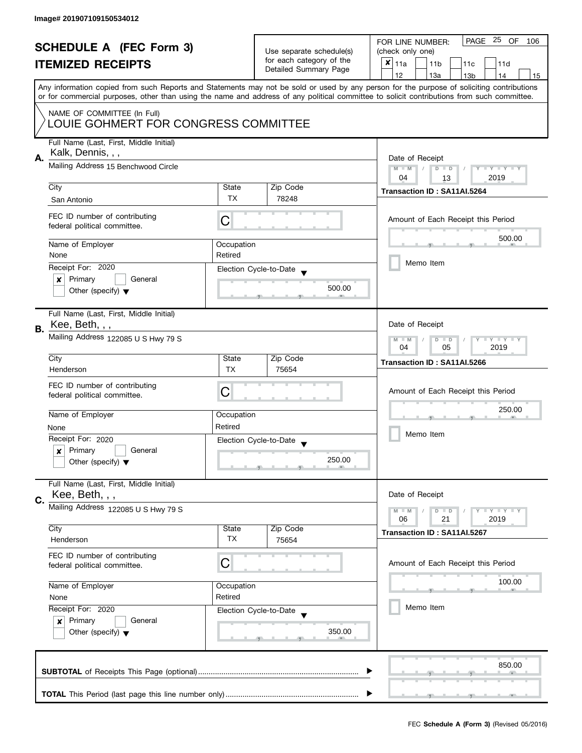Image# 201907109150534012

# SCHEDULE A (FEC Form 3)
# ITEMIZED RECEIPTS

Use separate schedule(s) for each category of the Detailed Summary Page

FOR LINE NUMBER: (check only one)

- [x] 11a
- [ ] 11b
- [ ] 11c
- [ ] 11d
- [ ] 12
- [ ] 13a
- [ ] 13b
- [ ] 14
- [ ] 15

PAGE 25 OF 106

Any information copied from such Reports and Statements may not be sold or used by any person for the purpose of soliciting contributions or for commercial purposes, other than using the name and address of any political committee to solicit contributions from such committee.

NAME OF COMMITTEE (In Full)
LOUIE GOHMERT FOR CONGRESS COMMITTEE

---

**A.** Full Name (Last, First, Middle Initial): Kalk, Dennis, , ,

Mailing Address: 15 Benchwood Circle

City: San Antonio | State: TX | Zip Code: 78248

FEC ID number of contributing federal political committee: C

Name of Employer: None | Occupation: Retired

Receipt For: 2020 — [x] Primary [ ] General [ ] Other (specify)

Election Cycle-to-Date: 500.00

Date of Receipt: 04 / 13 / 2019

Transaction ID : SA11AI.5264

Amount of Each Receipt this Period: 500.00

[ ] Memo Item

---

**B.** Full Name (Last, First, Middle Initial): Kee, Beth, , ,

Mailing Address: 122085 U S Hwy 79 S

City: Henderson | State: TX | Zip Code: 75654

FEC ID number of contributing federal political committee: C

Name of Employer: None | Occupation: Retired

Receipt For: 2020 — [x] Primary [ ] General [ ] Other (specify)

Election Cycle-to-Date: 250.00

Date of Receipt: 04 / 05 / 2019

Transaction ID : SA11AI.5266

Amount of Each Receipt this Period: 250.00

[ ] Memo Item

---

**C.** Full Name (Last, First, Middle Initial): Kee, Beth, , ,

Mailing Address: 122085 U S Hwy 79 S

City: Henderson | State: TX | Zip Code: 75654

FEC ID number of contributing federal political committee: C

Name of Employer: None | Occupation: Retired

Receipt For: 2020 — [x] Primary [ ] General [ ] Other (specify)

Election Cycle-to-Date: 350.00

Date of Receipt: 06 / 21 / 2019

Transaction ID : SA11AI.5267

Amount of Each Receipt this Period: 100.00

[ ] Memo Item

---

**SUBTOTAL** of Receipts This Page (optional): 850.00

**TOTAL** This Period (last page this line number only):

FEC **Schedule A (Form 3)** (Revised 05/2016)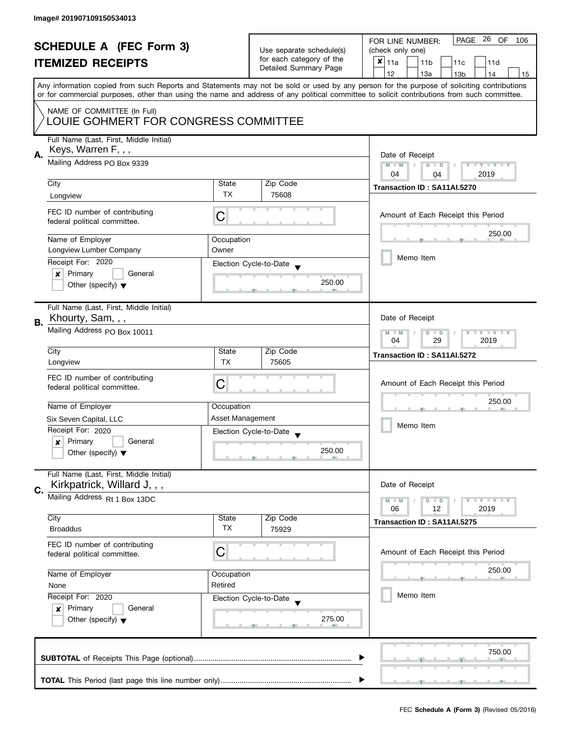Image# 201907109150534013

# SCHEDULE A (FEC Form 3)
## ITEMIZED RECEIPTS

Use separate schedule(s) for each category of the Detailed Summary Page

FOR LINE NUMBER: (check only one)
[x] 11a [ ] 11b [ ] 11c [ ] 11d [ ] 12 [ ] 13a [ ] 13b [ ] 14 [ ] 15

PAGE 26 OF 106

Any information copied from such Reports and Statements may not be sold or used by any person for the purpose of soliciting contributions or for commercial purposes, other than using the name and address of any political committee to solicit contributions from such committee.

NAME OF COMMITTEE (In Full)
LOUIE GOHMERT FOR CONGRESS COMMITTEE

---

**A.** Full Name (Last, First, Middle Initial): Keys, Warren F, , ,

Mailing Address: PO Box 9339

City: Longview | State: TX | Zip Code: 75608

FEC ID number of contributing federal political committee: C

Name of Employer: Longview Lumber Company

Occupation: Owner

Receipt For: 2020 — [x] Primary [ ] General [ ] Other (specify)

Election Cycle-to-Date: 250.00

Date of Receipt: 04 / 04 / 2019

Transaction ID : SA11AI.5270

Amount of Each Receipt this Period: 250.00

[ ] Memo Item

---

**B.** Full Name (Last, First, Middle Initial): Khourty, Sam, , ,

Mailing Address: PO Box 10011

City: Longview | State: TX | Zip Code: 75605

FEC ID number of contributing federal political committee: C

Name of Employer: Six Seven Capital, LLC

Occupation: Asset Management

Receipt For: 2020 — [x] Primary [ ] General [ ] Other (specify)

Election Cycle-to-Date: 250.00

Date of Receipt: 04 / 29 / 2019

Transaction ID : SA11AI.5272

Amount of Each Receipt this Period: 250.00

[ ] Memo Item

---

**C.** Full Name (Last, First, Middle Initial): Kirkpatrick, Willard J, , ,

Mailing Address: Rt 1 Box 13DC

City: Broaddus | State: TX | Zip Code: 75929

FEC ID number of contributing federal political committee: C

Name of Employer: None

Occupation: Retired

Receipt For: 2020 — [x] Primary [ ] General [ ] Other (specify)

Election Cycle-to-Date: 275.00

Date of Receipt: 06 / 12 / 2019

Transaction ID : SA11AI.5275

Amount of Each Receipt this Period: 250.00

[ ] Memo Item

---

**SUBTOTAL** of Receipts This Page (optional): 750.00

**TOTAL** This Period (last page this line number only):

FEC **Schedule A (Form 3)** (Revised 05/2016)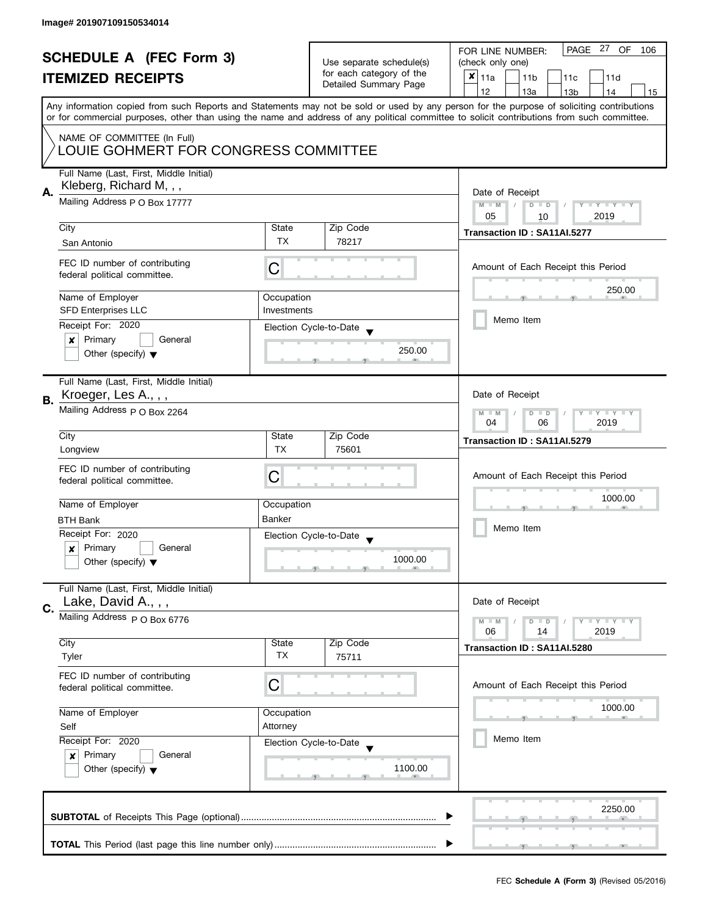Image# 201907109150534014

# SCHEDULE A (FEC Form 3)
## ITEMIZED RECEIPTS

Use separate schedule(s) for each category of the Detailed Summary Page

FOR LINE NUMBER: (check only one)

- [x] 11a
- [ ] 11b
- [ ] 11c
- [ ] 11d
- [ ] 12
- [ ] 13a
- [ ] 13b
- [ ] 14
- [ ] 15

PAGE 27 OF 106

Any information copied from such Reports and Statements may not be sold or used by any person for the purpose of soliciting contributions or for commercial purposes, other than using the name and address of any political committee to solicit contributions from such committee.

NAME OF COMMITTEE (In Full)
LOUIE GOHMERT FOR CONGRESS COMMITTEE

---

**A.** Full Name (Last, First, Middle Initial): Kleberg, Richard M, , ,

Mailing Address: P O Box 17777

| City | State | Zip Code |
|---|---|---|
| San Antonio | TX | 78217 |

FEC ID number of contributing federal political committee: C

| Name of Employer | Occupation |
|---|---|
| SFD Enterprises LLC | Investments |

Receipt For: 2020
- [x] Primary
- [ ] General
- [ ] Other (specify)

Election Cycle-to-Date: 250.00

Date of Receipt: 05 / 10 / 2019

Transaction ID : SA11AI.5277

Amount of Each Receipt this Period: 250.00

- [ ] Memo Item

---

**B.** Full Name (Last, First, Middle Initial): Kroeger, Les A., , ,

Mailing Address: P O Box 2264

| City | State | Zip Code |
|---|---|---|
| Longview | TX | 75601 |

FEC ID number of contributing federal political committee: C

| Name of Employer | Occupation |
|---|---|
| BTH Bank | Banker |

Receipt For: 2020
- [x] Primary
- [ ] General
- [ ] Other (specify)

Election Cycle-to-Date: 1000.00

Date of Receipt: 04 / 06 / 2019

Transaction ID : SA11AI.5279

Amount of Each Receipt this Period: 1000.00

- [ ] Memo Item

---

**C.** Full Name (Last, First, Middle Initial): Lake, David A., , ,

Mailing Address: P O Box 6776

| City | State | Zip Code |
|---|---|---|
| Tyler | TX | 75711 |

FEC ID number of contributing federal political committee: C

| Name of Employer | Occupation |
|---|---|
| Self | Attorney |

Receipt For: 2020
- [x] Primary
- [ ] General
- [ ] Other (specify)

Election Cycle-to-Date: 1100.00

Date of Receipt: 06 / 14 / 2019

Transaction ID : SA11AI.5280

Amount of Each Receipt this Period: 1000.00

- [ ] Memo Item

---

**SUBTOTAL** of Receipts This Page (optional): 2250.00

**TOTAL** This Period (last page this line number only):

FEC **Schedule A (Form 3)** (Revised 05/2016)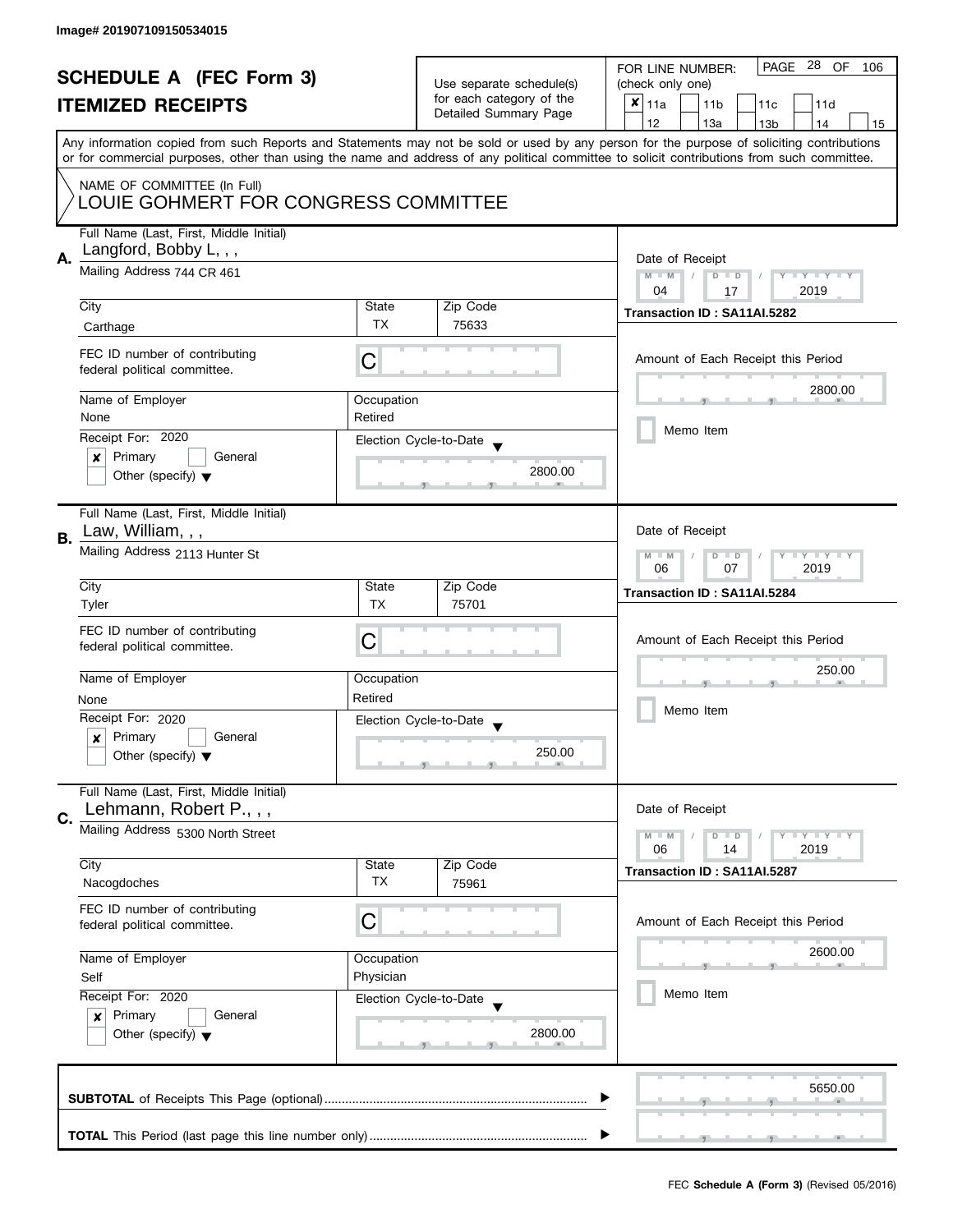Image# 201907109150534015

# SCHEDULE A (FEC Form 3)

## ITEMIZED RECEIPTS

Use separate schedule(s) for each category of the Detailed Summary Page

FOR LINE NUMBER: (check only one)

- [x] 11a
- [ ] 11b
- [ ] 11c
- [ ] 11d
- [ ] 12
- [ ] 13a
- [ ] 13b
- [ ] 14
- [ ] 15

Any information copied from such Reports and Statements may not be sold or used by any person for the purpose of soliciting contributions or for commercial purposes, other than using the name and address of any political committee to solicit contributions from such committee.

NAME OF COMMITTEE (In Full)
LOUIE GOHMERT FOR CONGRESS COMMITTEE

---

**A.** Full Name (Last, First, Middle Initial): Langford, Bobby L, , ,

Mailing Address: 744 CR 461

| City | State | Zip Code |
|---|---|---|
| Carthage | TX | 75633 |

FEC ID number of contributing federal political committee: C

| Name of Employer | Occupation |
|---|---|
| None | Retired |

Receipt For: 2020
- [x] Primary
- [ ] General
- [ ] Other (specify)

Election Cycle-to-Date: 2800.00

Date of Receipt: 04 / 17 / 2019

Transaction ID : SA11AI.5282

Amount of Each Receipt this Period: 2800.00

- [ ] Memo Item

---

**B.** Full Name (Last, First, Middle Initial): Law, William, , ,

Mailing Address: 2113 Hunter St

| City | State | Zip Code |
|---|---|---|
| Tyler | TX | 75701 |

FEC ID number of contributing federal political committee: C

| Name of Employer | Occupation |
|---|---|
| None | Retired |

Receipt For: 2020
- [x] Primary
- [ ] General
- [ ] Other (specify)

Election Cycle-to-Date: 250.00

Date of Receipt: 06 / 07 / 2019

Transaction ID : SA11AI.5284

Amount of Each Receipt this Period: 250.00

- [ ] Memo Item

---

**C.** Full Name (Last, First, Middle Initial): Lehmann, Robert P., , ,

Mailing Address: 5300 North Street

| City | State | Zip Code |
|---|---|---|
| Nacogdoches | TX | 75961 |

FEC ID number of contributing federal political committee: C

| Name of Employer | Occupation |
|---|---|
| Self | Physician |

Receipt For: 2020
- [x] Primary
- [ ] General
- [ ] Other (specify)

Election Cycle-to-Date: 2800.00

Date of Receipt: 06 / 14 / 2019

Transaction ID : SA11AI.5287

Amount of Each Receipt this Period: 2600.00

- [ ] Memo Item

---

**SUBTOTAL** of Receipts This Page (optional): 5650.00

**TOTAL** This Period (last page this line number only):

FEC **Schedule A (Form 3)** (Revised 05/2016)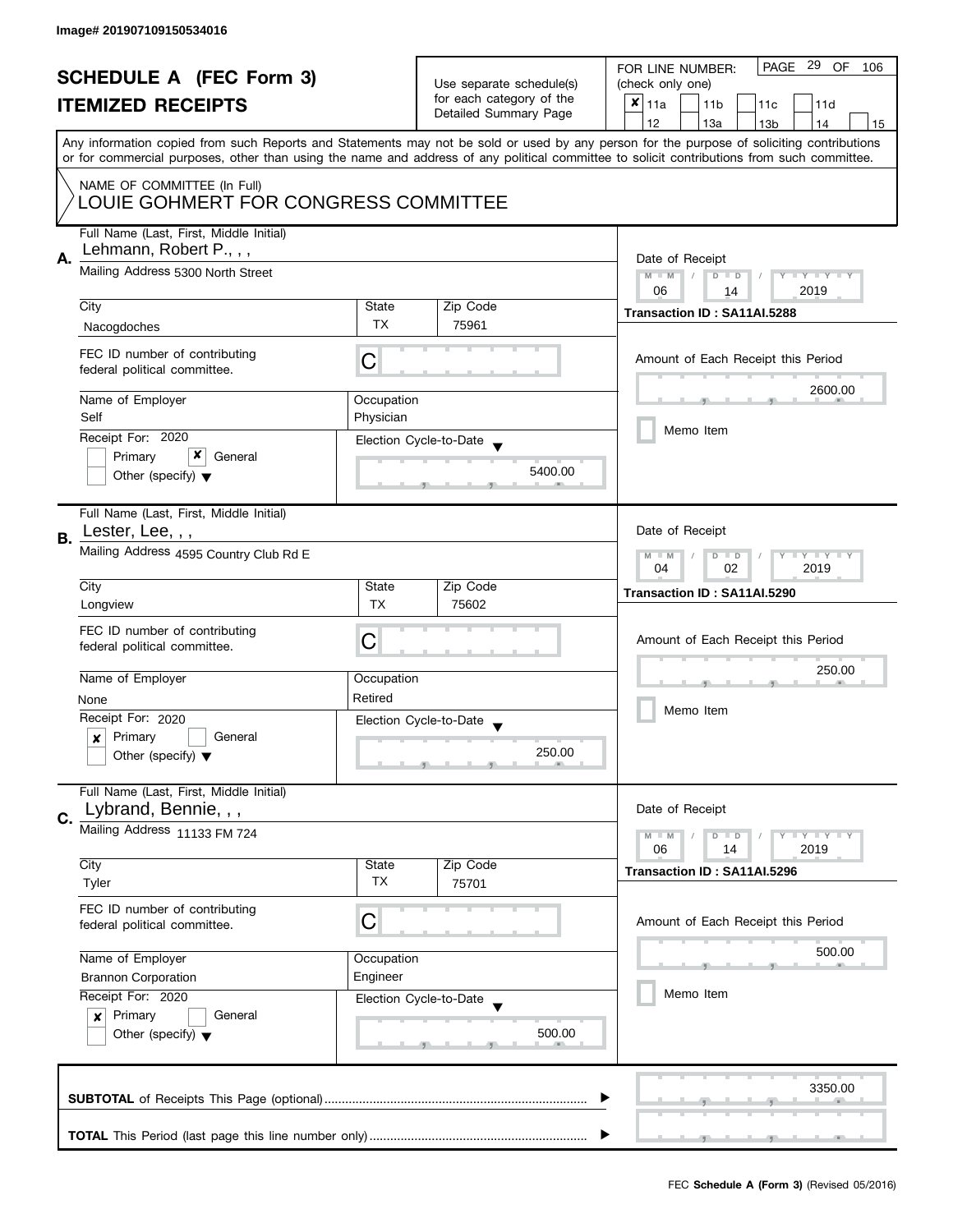Image# 201907109150534016

# SCHEDULE A (FEC Form 3)
## ITEMIZED RECEIPTS

Use separate schedule(s) for each category of the Detailed Summary Page

FOR LINE NUMBER: (check only one)

- [x] 11a
- [ ] 11b
- [ ] 11c
- [ ] 11d
- [ ] 12
- [ ] 13a
- [ ] 13b
- [ ] 14
- [ ] 15

Any information copied from such Reports and Statements may not be sold or used by any person for the purpose of soliciting contributions or for commercial purposes, other than using the name and address of any political committee to solicit contributions from such committee.

NAME OF COMMITTEE (In Full)
LOUIE GOHMERT FOR CONGRESS COMMITTEE

---

**A.** Full Name (Last, First, Middle Initial): Lehmann, Robert P., , ,

Mailing Address: 5300 North Street

| City | State | Zip Code |
|---|---|---|
| Nacogdoches | TX | 75961 |

FEC ID number of contributing federal political committee: C

| Name of Employer | Occupation |
|---|---|
| Self | Physician |

Receipt For: 2020
- [ ] Primary
- [x] General
- [ ] Other (specify)

Election Cycle-to-Date: 5400.00

Date of Receipt: 06 / 14 / 2019

Transaction ID : SA11AI.5288

Amount of Each Receipt this Period: 2600.00

- [ ] Memo Item

---

**B.** Full Name (Last, First, Middle Initial): Lester, Lee, , ,

Mailing Address: 4595 Country Club Rd E

| City | State | Zip Code |
|---|---|---|
| Longview | TX | 75602 |

FEC ID number of contributing federal political committee: C

| Name of Employer | Occupation |
|---|---|
| None | Retired |

Receipt For: 2020
- [x] Primary
- [ ] General
- [ ] Other (specify)

Election Cycle-to-Date: 250.00

Date of Receipt: 04 / 02 / 2019

Transaction ID : SA11AI.5290

Amount of Each Receipt this Period: 250.00

- [ ] Memo Item

---

**C.** Full Name (Last, First, Middle Initial): Lybrand, Bennie, , ,

Mailing Address: 11133 FM 724

| City | State | Zip Code |
|---|---|---|
| Tyler | TX | 75701 |

FEC ID number of contributing federal political committee: C

| Name of Employer | Occupation |
|---|---|
| Brannon Corporation | Engineer |

Receipt For: 2020
- [x] Primary
- [ ] General
- [ ] Other (specify)

Election Cycle-to-Date: 500.00

Date of Receipt: 06 / 14 / 2019

Transaction ID : SA11AI.5296

Amount of Each Receipt this Period: 500.00

- [ ] Memo Item

---

**SUBTOTAL** of Receipts This Page (optional): 3350.00

**TOTAL** This Period (last page this line number only):

FEC **Schedule A (Form 3)** (Revised 05/2016)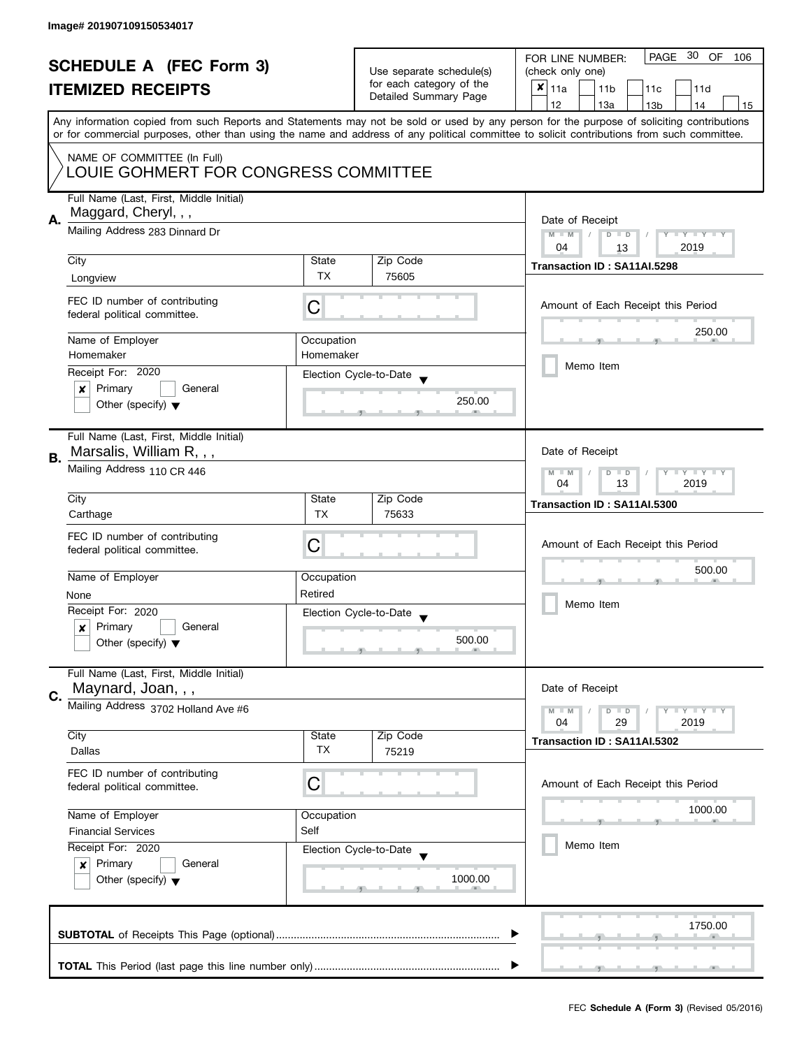Image# 201907109150534017

# SCHEDULE A (FEC Form 3)
## ITEMIZED RECEIPTS

Use separate schedule(s) for each category of the Detailed Summary Page

FOR LINE NUMBER: (check only one)

- [x] 11a
- [ ] 11b
- [ ] 11c
- [ ] 11d
- [ ] 12
- [ ] 13a
- [ ] 13b
- [ ] 14
- [ ] 15

PAGE 30 OF 106

Any information copied from such Reports and Statements may not be sold or used by any person for the purpose of soliciting contributions or for commercial purposes, other than using the name and address of any political committee to solicit contributions from such committee.

NAME OF COMMITTEE (In Full)
LOUIE GOHMERT FOR CONGRESS COMMITTEE

---

**A.** Full Name (Last, First, Middle Initial): Maggard, Cheryl, , ,

Mailing Address: 283 Dinnard Dr

| City | State | Zip Code |
|---|---|---|
| Longview | TX | 75605 |

FEC ID number of contributing federal political committee: C

| Name of Employer | Occupation |
|---|---|
| Homemaker | Homemaker |

Receipt For: 2020
- [x] Primary
- [ ] General
- [ ] Other (specify)

Election Cycle-to-Date: 250.00

Date of Receipt: 04 / 13 / 2019

Transaction ID : SA11AI.5298

Amount of Each Receipt this Period: 250.00

- [ ] Memo Item

---

**B.** Full Name (Last, First, Middle Initial): Marsalis, William R, , ,

Mailing Address: 110 CR 446

| City | State | Zip Code |
|---|---|---|
| Carthage | TX | 75633 |

FEC ID number of contributing federal political committee: C

| Name of Employer | Occupation |
|---|---|
| None | Retired |

Receipt For: 2020
- [x] Primary
- [ ] General
- [ ] Other (specify)

Election Cycle-to-Date: 500.00

Date of Receipt: 04 / 13 / 2019

Transaction ID : SA11AI.5300

Amount of Each Receipt this Period: 500.00

- [ ] Memo Item

---

**C.** Full Name (Last, First, Middle Initial): Maynard, Joan, , ,

Mailing Address: 3702 Holland Ave #6

| City | State | Zip Code |
|---|---|---|
| Dallas | TX | 75219 |

FEC ID number of contributing federal political committee: C

| Name of Employer | Occupation |
|---|---|
| Financial Services | Self |

Receipt For: 2020
- [x] Primary
- [ ] General
- [ ] Other (specify)

Election Cycle-to-Date: 1000.00

Date of Receipt: 04 / 29 / 2019

Transaction ID : SA11AI.5302

Amount of Each Receipt this Period: 1000.00

- [ ] Memo Item

---

**SUBTOTAL** of Receipts This Page (optional): 1750.00

**TOTAL** This Period (last page this line number only):

FEC **Schedule A (Form 3)** (Revised 05/2016)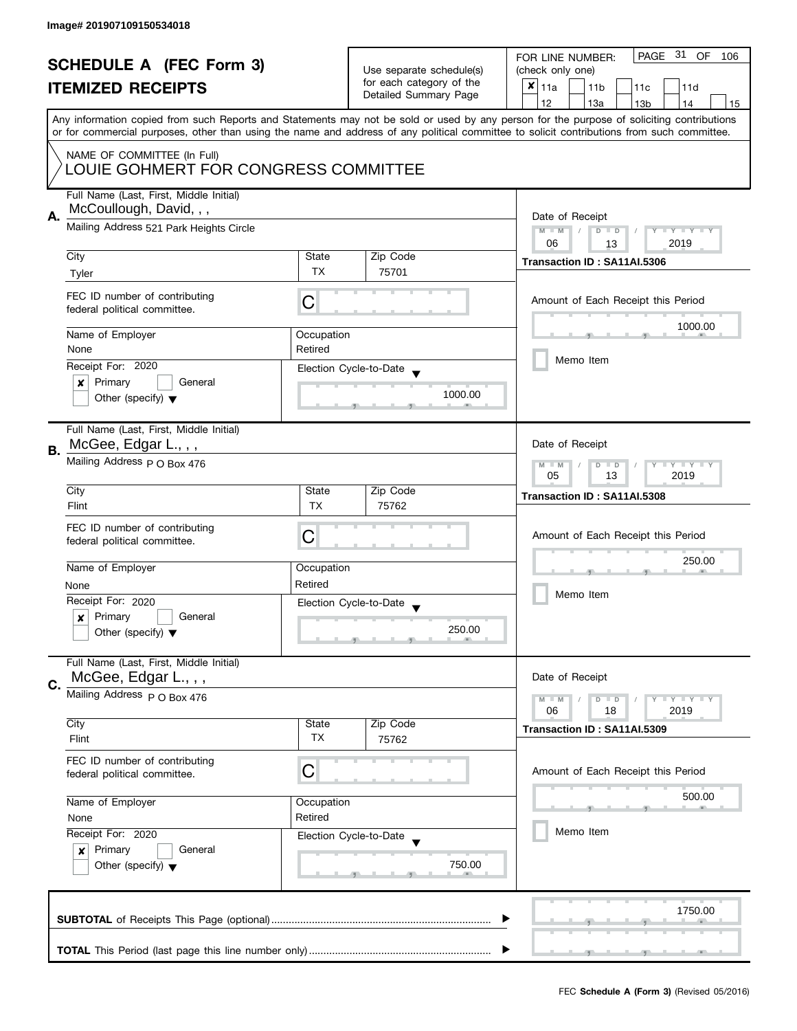Image# 201907109150534018

# SCHEDULE A (FEC Form 3)
## ITEMIZED RECEIPTS

Use separate schedule(s) for each category of the Detailed Summary Page

FOR LINE NUMBER: (check only one)

☒ 11a ☐ 11b ☐ 11c ☐ 11d ☐ 12 ☐ 13a ☐ 13b ☐ 14 ☐ 15

Any information copied from such Reports and Statements may not be sold or used by any person for the purpose of soliciting contributions or for commercial purposes, other than using the name and address of any political committee to solicit contributions from such committee.

NAME OF COMMITTEE (In Full)
LOUIE GOHMERT FOR CONGRESS COMMITTEE

---

**A.** Full Name (Last, First, Middle Initial): McCoullough, David, , ,

Mailing Address: 521 Park Heights Circle

| City | State | Zip Code |
|---|---|---|
| Tyler | TX | 75701 |

FEC ID number of contributing federal political committee: C

| Name of Employer | Occupation |
|---|---|
| None | Retired |

Receipt For: 2020 ☒ Primary ☐ General ☐ Other (specify)

Election Cycle-to-Date: 1000.00

Date of Receipt: 06 / 13 / 2019

Transaction ID : SA11AI.5306

Amount of Each Receipt this Period: 1000.00

☐ Memo Item

---

**B.** Full Name (Last, First, Middle Initial): McGee, Edgar L., , ,

Mailing Address: P O Box 476

| City | State | Zip Code |
|---|---|---|
| Flint | TX | 75762 |

FEC ID number of contributing federal political committee: C

| Name of Employer | Occupation |
|---|---|
| None | Retired |

Receipt For: 2020 ☒ Primary ☐ General ☐ Other (specify)

Election Cycle-to-Date: 250.00

Date of Receipt: 05 / 13 / 2019

Transaction ID : SA11AI.5308

Amount of Each Receipt this Period: 250.00

☐ Memo Item

---

**C.** Full Name (Last, First, Middle Initial): McGee, Edgar L., , ,

Mailing Address: P O Box 476

| City | State | Zip Code |
|---|---|---|
| Flint | TX | 75762 |

FEC ID number of contributing federal political committee: C

| Name of Employer | Occupation |
|---|---|
| None | Retired |

Receipt For: 2020 ☒ Primary ☐ General ☐ Other (specify)

Election Cycle-to-Date: 750.00

Date of Receipt: 06 / 18 / 2019

Transaction ID : SA11AI.5309

Amount of Each Receipt this Period: 500.00

☐ Memo Item

---

**SUBTOTAL** of Receipts This Page (optional): 1750.00

**TOTAL** This Period (last page this line number only):

FEC **Schedule A (Form 3)** (Revised 05/2016)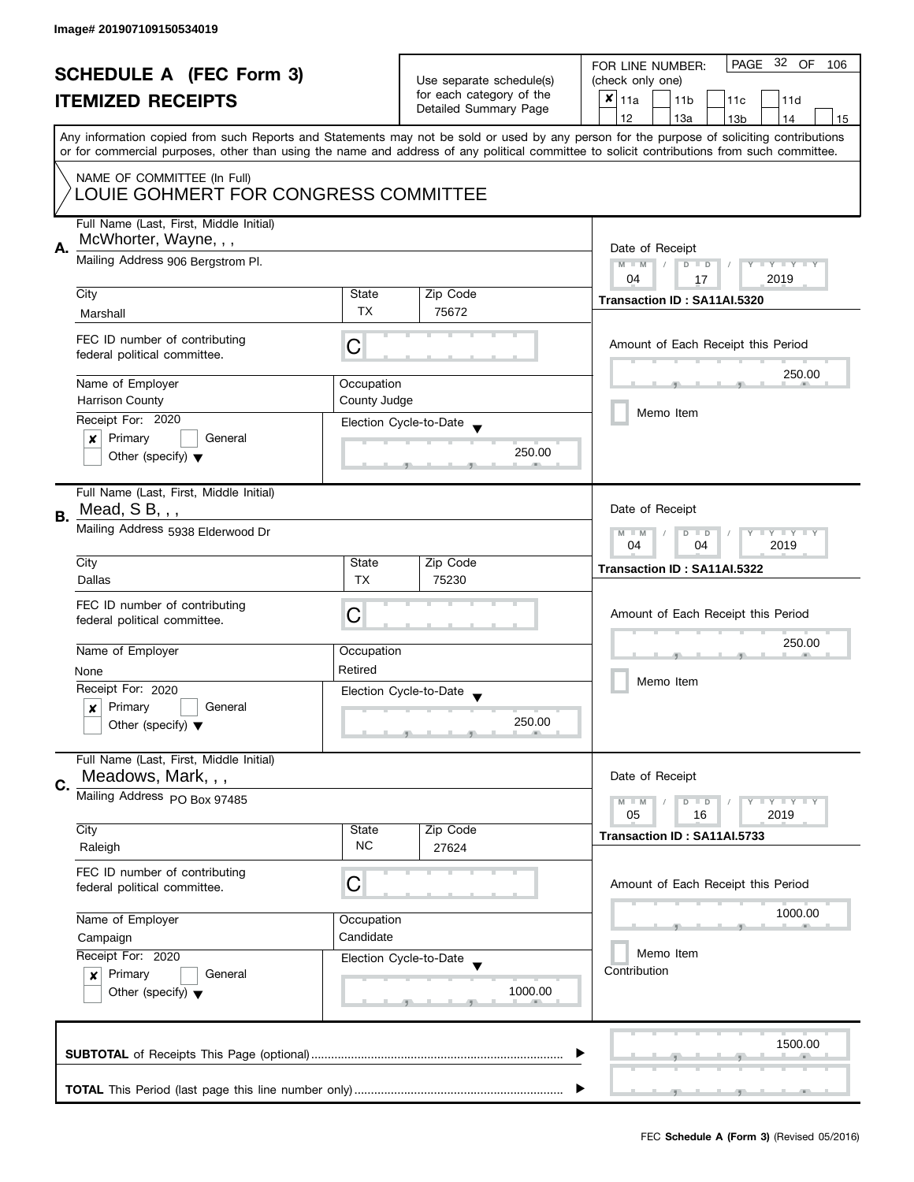Image# 201907109150534019

# SCHEDULE A (FEC Form 3)
## ITEMIZED RECEIPTS

Use separate schedule(s) for each category of the Detailed Summary Page

FOR LINE NUMBER: (check only one)

- [x] 11a
- [ ] 11b
- [ ] 11c
- [ ] 11d
- [ ] 12
- [ ] 13a
- [ ] 13b
- [ ] 14
- [ ] 15

PAGE 32 OF 106

Any information copied from such Reports and Statements may not be sold or used by any person for the purpose of soliciting contributions or for commercial purposes, other than using the name and address of any political committee to solicit contributions from such committee.

NAME OF COMMITTEE (In Full)
LOUIE GOHMERT FOR CONGRESS COMMITTEE

---

**A.** Full Name (Last, First, Middle Initial): McWhorter, Wayne, , ,

Mailing Address: 906 Bergstrom Pl.

| City | State | Zip Code |
|---|---|---|
| Marshall | TX | 75672 |

FEC ID number of contributing federal political committee: C

| Name of Employer | Occupation |
|---|---|
| Harrison County | County Judge |

Receipt For: 2020
- [x] Primary
- [ ] General
- [ ] Other (specify)

Election Cycle-to-Date: 250.00

Date of Receipt: 04 / 17 / 2019

Transaction ID : SA11AI.5320

Amount of Each Receipt this Period: 250.00

- [ ] Memo Item

---

**B.** Full Name (Last, First, Middle Initial): Mead, S B, , ,

Mailing Address: 5938 Elderwood Dr

| City | State | Zip Code |
|---|---|---|
| Dallas | TX | 75230 |

FEC ID number of contributing federal political committee: C

| Name of Employer | Occupation |
|---|---|
| None | Retired |

Receipt For: 2020
- [x] Primary
- [ ] General
- [ ] Other (specify)

Election Cycle-to-Date: 250.00

Date of Receipt: 04 / 04 / 2019

Transaction ID : SA11AI.5322

Amount of Each Receipt this Period: 250.00

- [ ] Memo Item

---

**C.** Full Name (Last, First, Middle Initial): Meadows, Mark, , ,

Mailing Address: PO Box 97485

| City | State | Zip Code |
|---|---|---|
| Raleigh | NC | 27624 |

FEC ID number of contributing federal political committee: C

| Name of Employer | Occupation |
|---|---|
| Campaign | Candidate |

Receipt For: 2020
- [x] Primary
- [ ] General
- [ ] Other (specify)

Election Cycle-to-Date: 1000.00

Date of Receipt: 05 / 16 / 2019

Transaction ID : SA11AI.5733

Amount of Each Receipt this Period: 1000.00

- [ ] Memo Item

Contribution

---

**SUBTOTAL** of Receipts This Page (optional) ............ 1500.00

**TOTAL** This Period (last page this line number only) ............

FEC **Schedule A (Form 3)** (Revised 05/2016)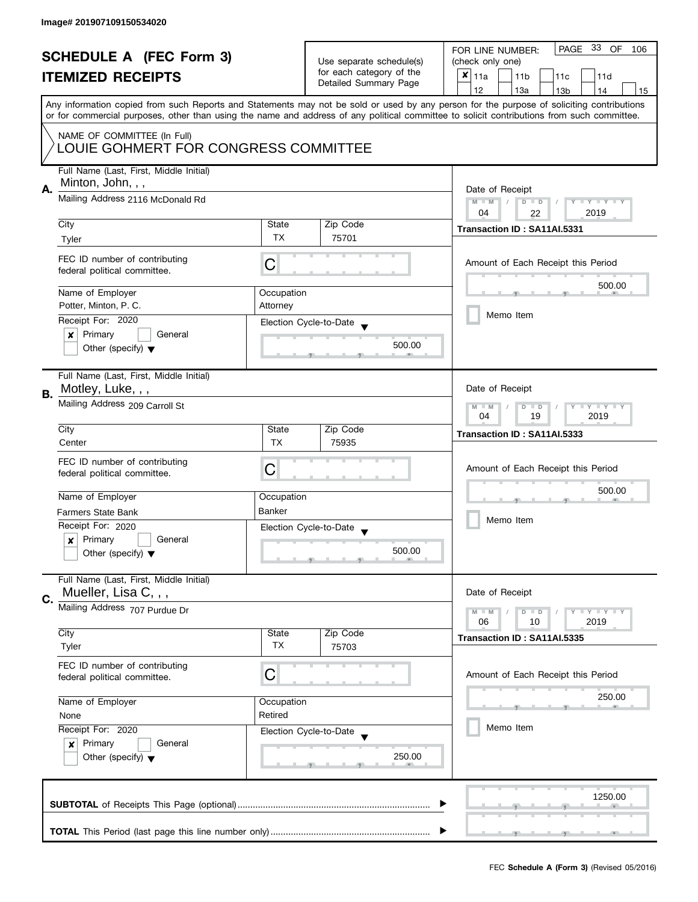Image# 201907109150534020

# SCHEDULE A (FEC Form 3)
## ITEMIZED RECEIPTS

Use separate schedule(s) for each category of the Detailed Summary Page

FOR LINE NUMBER: (check only one)
[x] 11a [ ] 11b [ ] 11c [ ] 11d [ ] 12 [ ] 13a [ ] 13b [ ] 14 [ ] 15

PAGE 33 OF 106

Any information copied from such Reports and Statements may not be sold or used by any person for the purpose of soliciting contributions or for commercial purposes, other than using the name and address of any political committee to solicit contributions from such committee.

NAME OF COMMITTEE (In Full)
LOUIE GOHMERT FOR CONGRESS COMMITTEE

---

**A.** Full Name (Last, First, Middle Initial): Minton, John, , ,
Mailing Address: 2116 McDonald Rd
City: Tyler | State: TX | Zip Code: 75701
FEC ID number of contributing federal political committee: C
Name of Employer: Potter, Minton, P. C.
Occupation: Attorney
Receipt For: 2020 [x] Primary [ ] General [ ] Other (specify)
Election Cycle-to-Date: 500.00
Date of Receipt: 04 / 22 / 2019
Transaction ID : SA11AI.5331
Amount of Each Receipt this Period: 500.00
[ ] Memo Item

---

**B.** Full Name (Last, First, Middle Initial): Motley, Luke, , ,
Mailing Address: 209 Carroll St
City: Center | State: TX | Zip Code: 75935
FEC ID number of contributing federal political committee: C
Name of Employer: Farmers State Bank
Occupation: Banker
Receipt For: 2020 [x] Primary [ ] General [ ] Other (specify)
Election Cycle-to-Date: 500.00
Date of Receipt: 04 / 19 / 2019
Transaction ID : SA11AI.5333
Amount of Each Receipt this Period: 500.00
[ ] Memo Item

---

**C.** Full Name (Last, First, Middle Initial): Mueller, Lisa C, , ,
Mailing Address: 707 Purdue Dr
City: Tyler | State: TX | Zip Code: 75703
FEC ID number of contributing federal political committee: C
Name of Employer: None
Occupation: Retired
Receipt For: 2020 [x] Primary [ ] General [ ] Other (specify)
Election Cycle-to-Date: 250.00
Date of Receipt: 06 / 10 / 2019
Transaction ID : SA11AI.5335
Amount of Each Receipt this Period: 250.00
[ ] Memo Item

---

**SUBTOTAL** of Receipts This Page (optional): 1250.00

**TOTAL** This Period (last page this line number only):

FEC **Schedule A (Form 3)** (Revised 05/2016)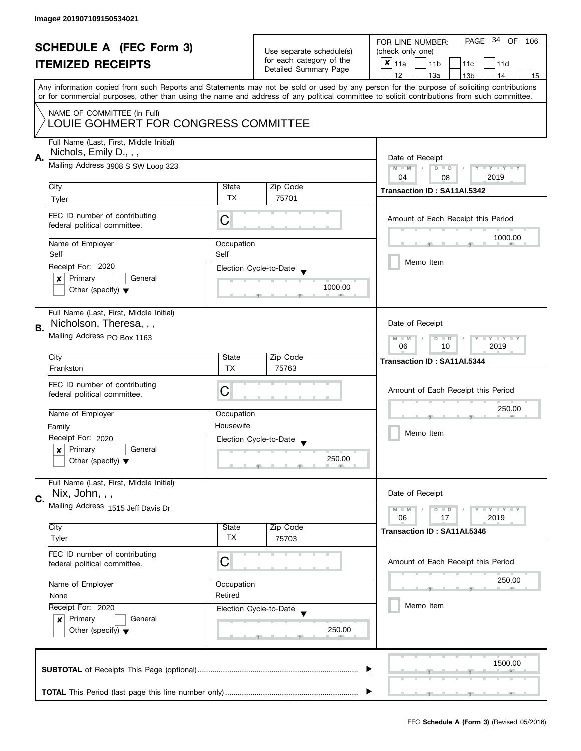Image# 201907109150534021

# SCHEDULE A (FEC Form 3)
## ITEMIZED RECEIPTS

Use separate schedule(s) for each category of the Detailed Summary Page

FOR LINE NUMBER: (check only one)
- [x] 11a
- [ ] 11b
- [ ] 11c
- [ ] 11d
- [ ] 12
- [ ] 13a
- [ ] 13b
- [ ] 14
- [ ] 15

Any information copied from such Reports and Statements may not be sold or used by any person for the purpose of soliciting contributions or for commercial purposes, other than using the name and address of any political committee to solicit contributions from such committee.

NAME OF COMMITTEE (In Full)
LOUIE GOHMERT FOR CONGRESS COMMITTEE

---

**A.** Full Name (Last, First, Middle Initial): Nichols, Emily D., , ,

Mailing Address: 3908 S SW Loop 323

City: Tyler | State: TX | Zip Code: 75701

FEC ID number of contributing federal political committee: C

Name of Employer: Self | Occupation: Self

Receipt For: 2020
- [x] Primary
- [ ] General
- [ ] Other (specify)

Election Cycle-to-Date: 1000.00

Date of Receipt: 04 / 08 / 2019

Transaction ID : SA11AI.5342

Amount of Each Receipt this Period: 1000.00

- [ ] Memo Item

---

**B.** Full Name (Last, First, Middle Initial): Nicholson, Theresa, , ,

Mailing Address: PO Box 1163

City: Frankston | State: TX | Zip Code: 75763

FEC ID number of contributing federal political committee: C

Name of Employer: Family | Occupation: Housewife

Receipt For: 2020
- [x] Primary
- [ ] General
- [ ] Other (specify)

Election Cycle-to-Date: 250.00

Date of Receipt: 06 / 10 / 2019

Transaction ID : SA11AI.5344

Amount of Each Receipt this Period: 250.00

- [ ] Memo Item

---

**C.** Full Name (Last, First, Middle Initial): Nix, John, , ,

Mailing Address: 1515 Jeff Davis Dr

City: Tyler | State: TX | Zip Code: 75703

FEC ID number of contributing federal political committee: C

Name of Employer: None | Occupation: Retired

Receipt For: 2020
- [x] Primary
- [ ] General
- [ ] Other (specify)

Election Cycle-to-Date: 250.00

Date of Receipt: 06 / 17 / 2019

Transaction ID : SA11AI.5346

Amount of Each Receipt this Period: 250.00

- [ ] Memo Item

---

**SUBTOTAL** of Receipts This Page (optional): 1500.00

**TOTAL** This Period (last page this line number only):

FEC **Schedule A (Form 3)** (Revised 05/2016)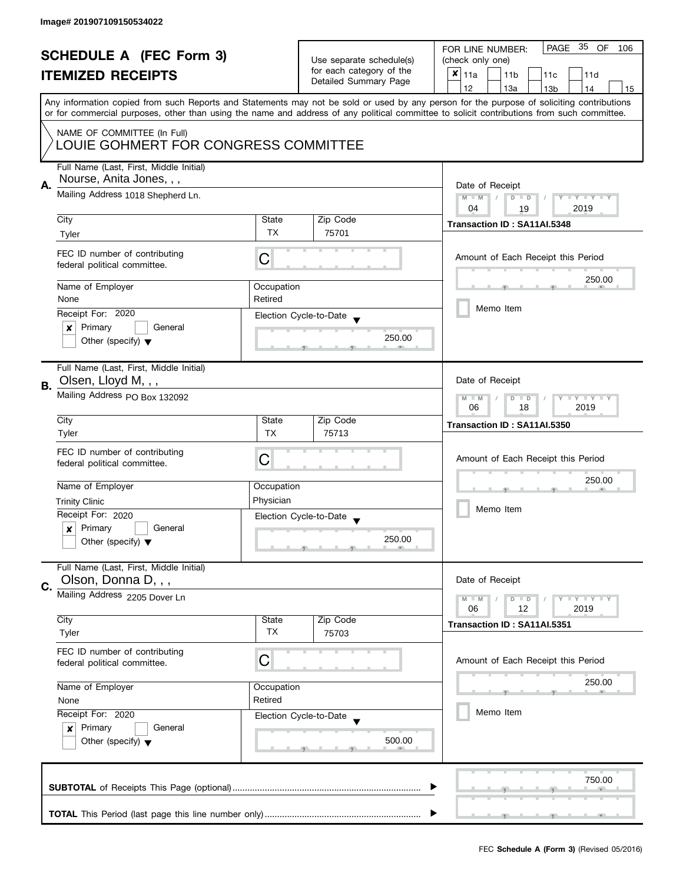Image# 201907109150534022

# SCHEDULE A (FEC Form 3)
## ITEMIZED RECEIPTS

Use separate schedule(s) for each category of the Detailed Summary Page

FOR LINE NUMBER: (check only one)

| | | | | |
|---|---|---|---|---|
| ☒ 11a | ☐ 11b | ☐ 11c | ☐ 11d | |
| ☐ 12 | ☐ 13a | ☐ 13b | ☐ 14 | ☐ 15 |

PAGE 35 OF 106

Any information copied from such Reports and Statements may not be sold or used by any person for the purpose of soliciting contributions or for commercial purposes, other than using the name and address of any political committee to solicit contributions from such committee.

NAME OF COMMITTEE (In Full)
LOUIE GOHMERT FOR CONGRESS COMMITTEE

---

**A.** Full Name (Last, First, Middle Initial): Nourse, Anita Jones, , ,

Mailing Address: 1018 Shepherd Ln.

| City | State | Zip Code |
|---|---|---|
| Tyler | TX | 75701 |

FEC ID number of contributing federal political committee: C

| Name of Employer | Occupation |
|---|---|
| None | Retired |

Receipt For: 2020
☒ Primary ☐ General
☐ Other (specify)

Election Cycle-to-Date: 250.00

Date of Receipt: 04 / 19 / 2019

Transaction ID : SA11AI.5348

Amount of Each Receipt this Period: 250.00

☐ Memo Item

---

**B.** Full Name (Last, First, Middle Initial): Olsen, Lloyd M, , ,

Mailing Address: PO Box 132092

| City | State | Zip Code |
|---|---|---|
| Tyler | TX | 75713 |

FEC ID number of contributing federal political committee: C

| Name of Employer | Occupation |
|---|---|
| Trinity Clinic | Physician |

Receipt For: 2020
☒ Primary ☐ General
☐ Other (specify)

Election Cycle-to-Date: 250.00

Date of Receipt: 06 / 18 / 2019

Transaction ID : SA11AI.5350

Amount of Each Receipt this Period: 250.00

☐ Memo Item

---

**C.** Full Name (Last, First, Middle Initial): Olson, Donna D, , ,

Mailing Address: 2205 Dover Ln

| City | State | Zip Code |
|---|---|---|
| Tyler | TX | 75703 |

FEC ID number of contributing federal political committee: C

| Name of Employer | Occupation |
|---|---|
| None | Retired |

Receipt For: 2020
☒ Primary ☐ General
☐ Other (specify)

Election Cycle-to-Date: 500.00

Date of Receipt: 06 / 12 / 2019

Transaction ID : SA11AI.5351

Amount of Each Receipt this Period: 250.00

☐ Memo Item

---

**SUBTOTAL** of Receipts This Page (optional): 750.00

**TOTAL** This Period (last page this line number only):

FEC **Schedule A (Form 3)** (Revised 05/2016)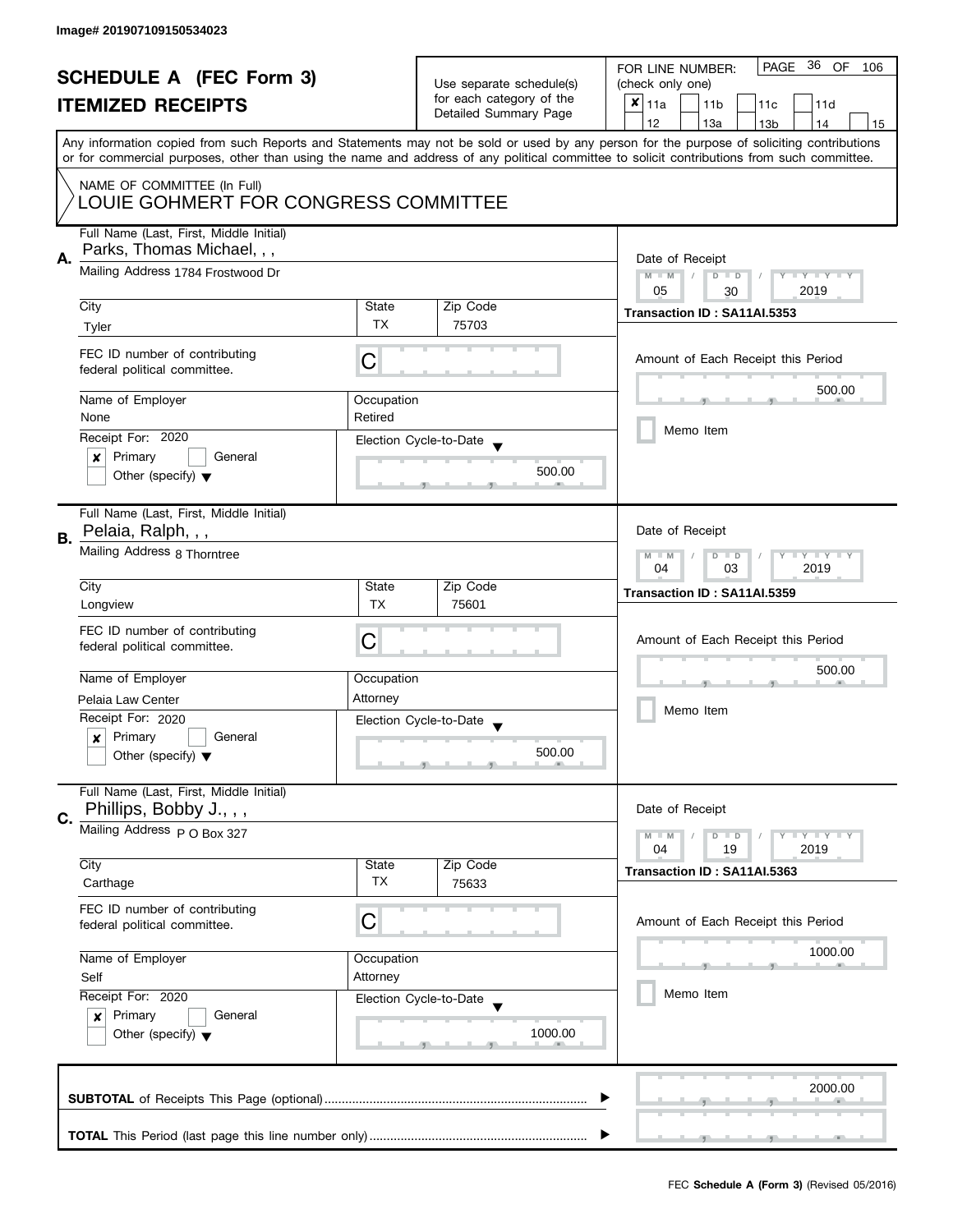Image# 201907109150534023

# SCHEDULE A (FEC Form 3)
## ITEMIZED RECEIPTS

Use separate schedule(s) for each category of the Detailed Summary Page

FOR LINE NUMBER: (check only one)

- [x] 11a
- [ ] 11b
- [ ] 11c
- [ ] 11d
- [ ] 12
- [ ] 13a
- [ ] 13b
- [ ] 14
- [ ] 15

PAGE 36 OF 106

Any information copied from such Reports and Statements may not be sold or used by any person for the purpose of soliciting contributions or for commercial purposes, other than using the name and address of any political committee to solicit contributions from such committee.

NAME OF COMMITTEE (In Full)
LOUIE GOHMERT FOR CONGRESS COMMITTEE

---

**A.** Full Name (Last, First, Middle Initial): Parks, Thomas Michael, , ,

Mailing Address: 1784 Frostwood Dr

City: Tyler | State: TX | Zip Code: 75703

FEC ID number of contributing federal political committee: C

Name of Employer: None | Occupation: Retired

Receipt For: 2020 — [x] Primary [ ] General [ ] Other (specify)

Election Cycle-to-Date: 500.00

Date of Receipt: 05 / 30 / 2019

Transaction ID : SA11AI.5353

Amount of Each Receipt this Period: 500.00

[ ] Memo Item

---

**B.** Full Name (Last, First, Middle Initial): Pelaia, Ralph, , ,

Mailing Address: 8 Thorntree

City: Longview | State: TX | Zip Code: 75601

FEC ID number of contributing federal political committee: C

Name of Employer: Pelaia Law Center | Occupation: Attorney

Receipt For: 2020 — [x] Primary [ ] General [ ] Other (specify)

Election Cycle-to-Date: 500.00

Date of Receipt: 04 / 03 / 2019

Transaction ID : SA11AI.5359

Amount of Each Receipt this Period: 500.00

[ ] Memo Item

---

**C.** Full Name (Last, First, Middle Initial): Phillips, Bobby J., , ,

Mailing Address: P O Box 327

City: Carthage | State: TX | Zip Code: 75633

FEC ID number of contributing federal political committee: C

Name of Employer: Self | Occupation: Attorney

Receipt For: 2020 — [x] Primary [ ] General [ ] Other (specify)

Election Cycle-to-Date: 1000.00

Date of Receipt: 04 / 19 / 2019

Transaction ID : SA11AI.5363

Amount of Each Receipt this Period: 1000.00

[ ] Memo Item

---

**SUBTOTAL** of Receipts This Page (optional): 2000.00

**TOTAL** This Period (last page this line number only):

FEC **Schedule A (Form 3)** (Revised 05/2016)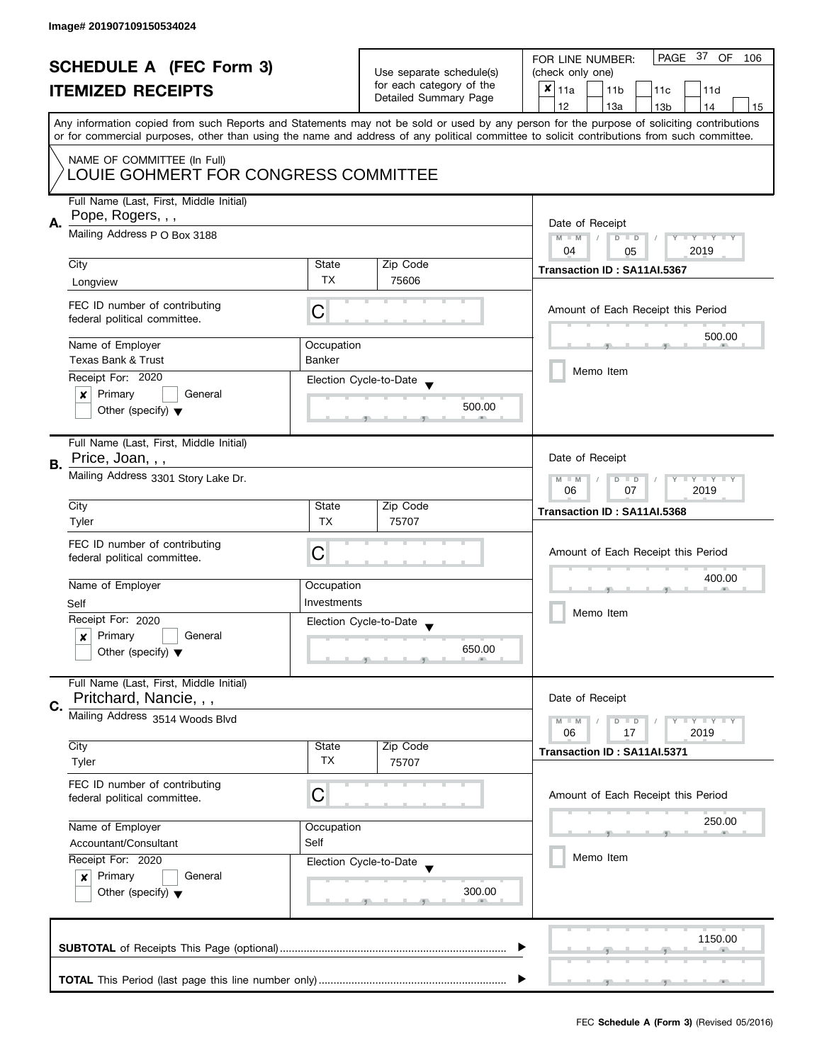Image# 201907109150534024

# SCHEDULE A (FEC Form 3)
## ITEMIZED RECEIPTS

Use separate schedule(s) for each category of the Detailed Summary Page

FOR LINE NUMBER: (check only one)
[x] 11a [ ] 11b [ ] 11c [ ] 11d [ ] 12 [ ] 13a [ ] 13b [ ] 14 [ ] 15

Any information copied from such Reports and Statements may not be sold or used by any person for the purpose of soliciting contributions or for commercial purposes, other than using the name and address of any political committee to solicit contributions from such committee.

NAME OF COMMITTEE (In Full)
LOUIE GOHMERT FOR CONGRESS COMMITTEE

**A.**
Full Name (Last, First, Middle Initial): Pope, Rogers, , ,
Mailing Address: P O Box 3188
City: Longview | State: TX | Zip Code: 75606
FEC ID number of contributing federal political committee: C
Name of Employer: Texas Bank & Trust
Occupation: Banker
Receipt For: 2020 — [x] Primary [ ] General [ ] Other (specify)
Election Cycle-to-Date: 500.00
Date of Receipt: 04 / 05 / 2019
Transaction ID : SA11AI.5367
Amount of Each Receipt this Period: 500.00
[ ] Memo Item

**B.**
Full Name (Last, First, Middle Initial): Price, Joan, , ,
Mailing Address: 3301 Story Lake Dr.
City: Tyler | State: TX | Zip Code: 75707
FEC ID number of contributing federal political committee: C
Name of Employer: Self
Occupation: Investments
Receipt For: 2020 — [x] Primary [ ] General [ ] Other (specify)
Election Cycle-to-Date: 650.00
Date of Receipt: 06 / 07 / 2019
Transaction ID : SA11AI.5368
Amount of Each Receipt this Period: 400.00
[ ] Memo Item

**C.**
Full Name (Last, First, Middle Initial): Pritchard, Nancie, , ,
Mailing Address: 3514 Woods Blvd
City: Tyler | State: TX | Zip Code: 75707
FEC ID number of contributing federal political committee: C
Name of Employer: Accountant/Consultant
Occupation: Self
Receipt For: 2020 — [x] Primary [ ] General [ ] Other (specify)
Election Cycle-to-Date: 300.00
Date of Receipt: 06 / 17 / 2019
Transaction ID : SA11AI.5371
Amount of Each Receipt this Period: 250.00
[ ] Memo Item

**SUBTOTAL** of Receipts This Page (optional): 1150.00

**TOTAL** This Period (last page this line number only):

FEC **Schedule A (Form 3)** (Revised 05/2016)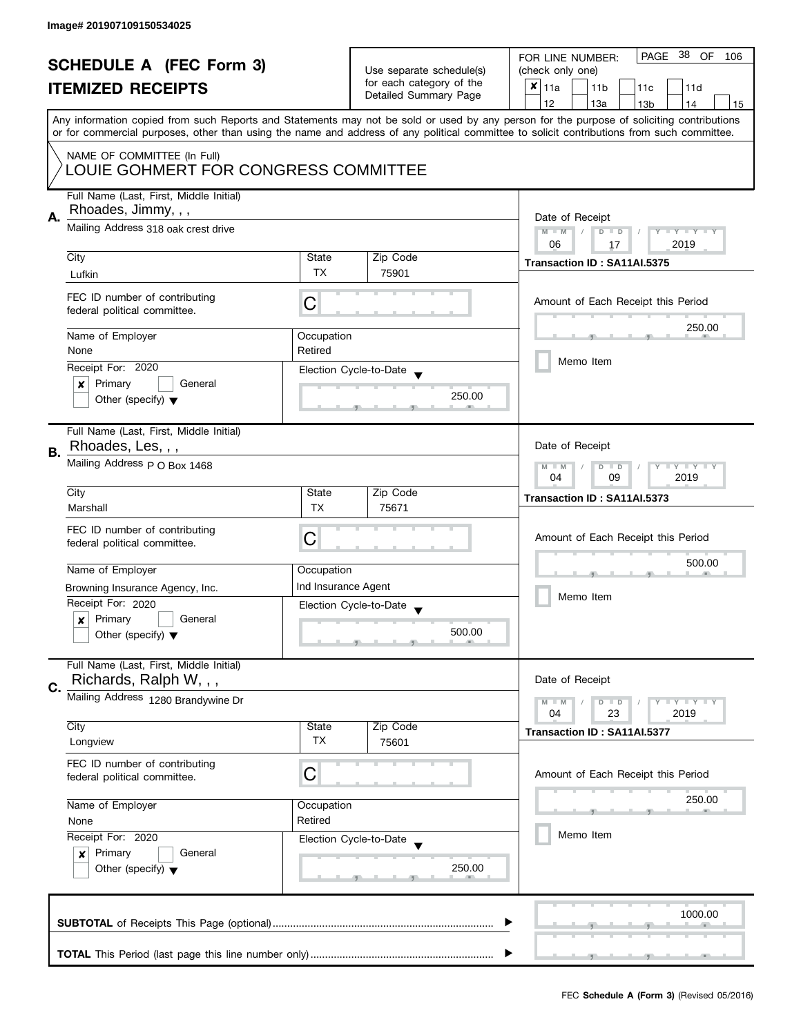Image# 201907109150534025

# SCHEDULE A (FEC Form 3)
# ITEMIZED RECEIPTS

Use separate schedule(s) for each category of the Detailed Summary Page

FOR LINE NUMBER: (check only one)

- [x] 11a
- [ ] 11b
- [ ] 11c
- [ ] 11d
- [ ] 12
- [ ] 13a
- [ ] 13b
- [ ] 14
- [ ] 15

PAGE 38 OF 106

Any information copied from such Reports and Statements may not be sold or used by any person for the purpose of soliciting contributions or for commercial purposes, other than using the name and address of any political committee to solicit contributions from such committee.

NAME OF COMMITTEE (In Full)
LOUIE GOHMERT FOR CONGRESS COMMITTEE

---

**A.** Full Name (Last, First, Middle Initial): Rhoades, Jimmy, , ,

Mailing Address: 318 oak crest drive

City: Lufkin | State: TX | Zip Code: 75901

FEC ID number of contributing federal political committee: C

Name of Employer: None | Occupation: Retired

Receipt For: 2020 — [x] Primary [ ] General [ ] Other (specify)

Election Cycle-to-Date: 250.00

Date of Receipt: 06 / 17 / 2019

Transaction ID : SA11AI.5375

Amount of Each Receipt this Period: 250.00

[ ] Memo Item

---

**B.** Full Name (Last, First, Middle Initial): Rhoades, Les, , ,

Mailing Address: P O Box 1468

City: Marshall | State: TX | Zip Code: 75671

FEC ID number of contributing federal political committee: C

Name of Employer: Browning Insurance Agency, Inc. | Occupation: Ind Insurance Agent

Receipt For: 2020 — [x] Primary [ ] General [ ] Other (specify)

Election Cycle-to-Date: 500.00

Date of Receipt: 04 / 09 / 2019

Transaction ID : SA11AI.5373

Amount of Each Receipt this Period: 500.00

[ ] Memo Item

---

**C.** Full Name (Last, First, Middle Initial): Richards, Ralph W, , ,

Mailing Address: 1280 Brandywine Dr

City: Longview | State: TX | Zip Code: 75601

FEC ID number of contributing federal political committee: C

Name of Employer: None | Occupation: Retired

Receipt For: 2020 — [x] Primary [ ] General [ ] Other (specify)

Election Cycle-to-Date: 250.00

Date of Receipt: 04 / 23 / 2019

Transaction ID : SA11AI.5377

Amount of Each Receipt this Period: 250.00

[ ] Memo Item

---

**SUBTOTAL** of Receipts This Page (optional): 1000.00

**TOTAL** This Period (last page this line number only):

FEC **Schedule A (Form 3)** (Revised 05/2016)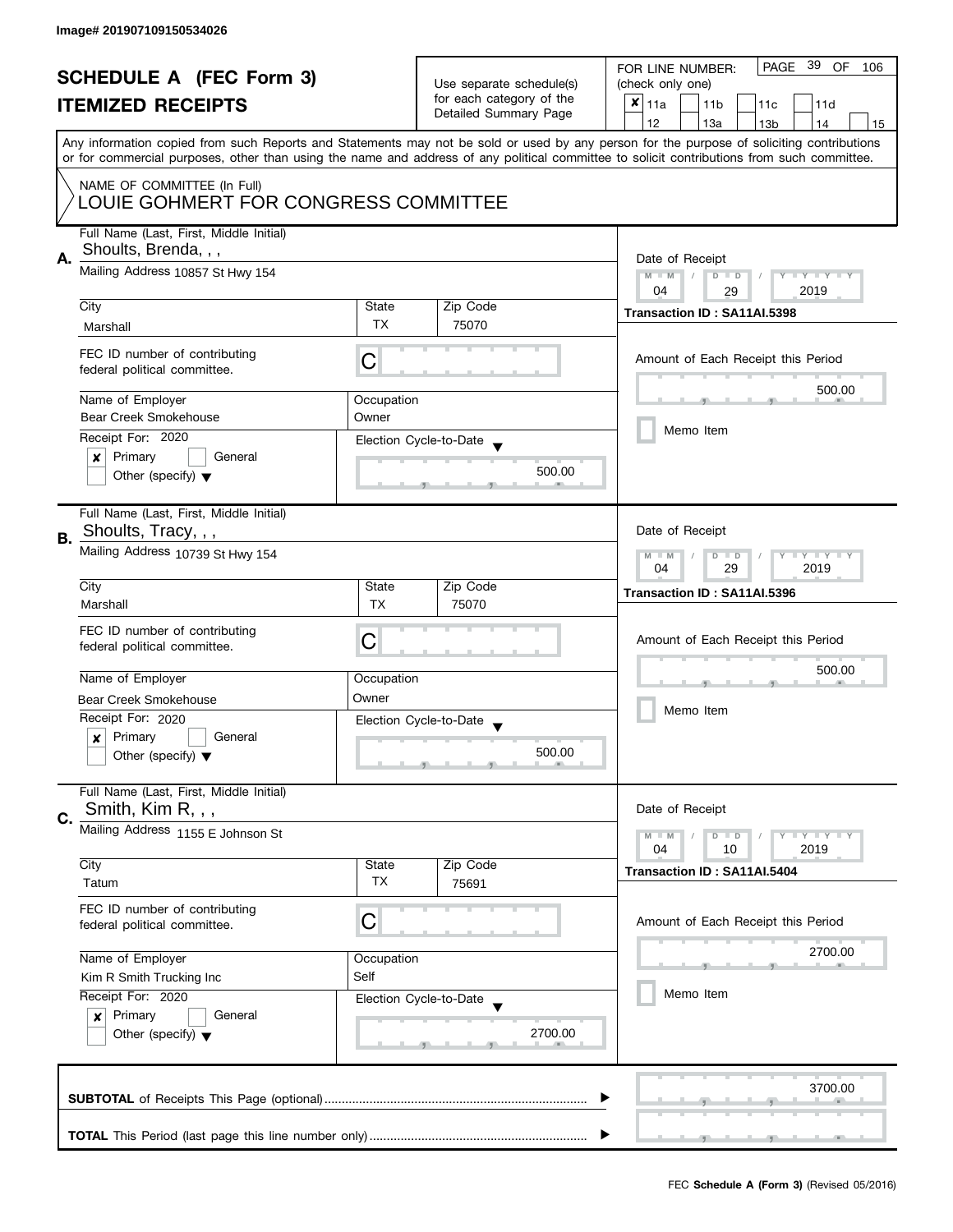Image# 201907109150534026

# SCHEDULE A (FEC Form 3)

## ITEMIZED RECEIPTS

Use separate schedule(s) for each category of the Detailed Summary Page

FOR LINE NUMBER: (check only one)

- [x] 11a
- [ ] 11b
- [ ] 11c
- [ ] 11d
- [ ] 12
- [ ] 13a
- [ ] 13b
- [ ] 14
- [ ] 15

Any information copied from such Reports and Statements may not be sold or used by any person for the purpose of soliciting contributions or for commercial purposes, other than using the name and address of any political committee to solicit contributions from such committee.

NAME OF COMMITTEE (In Full)
LOUIE GOHMERT FOR CONGRESS COMMITTEE

---

**A.** Full Name (Last, First, Middle Initial): Shoults, Brenda, , ,

Mailing Address: 10857 St Hwy 154

| City | State | Zip Code |
|---|---|---|
| Marshall | TX | 75070 |

FEC ID number of contributing federal political committee: C

Name of Employer: Bear Creek Smokehouse
Occupation: Owner

Receipt For: 2020
- [x] Primary
- [ ] General
- [ ] Other (specify)

Election Cycle-to-Date: 500.00

Date of Receipt: 04 / 29 / 2019
Transaction ID : SA11AI.5398

Amount of Each Receipt this Period: 500.00

- [ ] Memo Item

---

**B.** Full Name (Last, First, Middle Initial): Shoults, Tracy, , ,

Mailing Address: 10739 St Hwy 154

| City | State | Zip Code |
|---|---|---|
| Marshall | TX | 75070 |

FEC ID number of contributing federal political committee: C

Name of Employer: Bear Creek Smokehouse
Occupation: Owner

Receipt For: 2020
- [x] Primary
- [ ] General
- [ ] Other (specify)

Election Cycle-to-Date: 500.00

Date of Receipt: 04 / 29 / 2019
Transaction ID : SA11AI.5396

Amount of Each Receipt this Period: 500.00

- [ ] Memo Item

---

**C.** Full Name (Last, First, Middle Initial): Smith, Kim R, , ,

Mailing Address: 1155 E Johnson St

| City | State | Zip Code |
|---|---|---|
| Tatum | TX | 75691 |

FEC ID number of contributing federal political committee: C

Name of Employer: Kim R Smith Trucking Inc
Occupation: Self

Receipt For: 2020
- [x] Primary
- [ ] General
- [ ] Other (specify)

Election Cycle-to-Date: 2700.00

Date of Receipt: 04 / 10 / 2019
Transaction ID : SA11AI.5404

Amount of Each Receipt this Period: 2700.00

- [ ] Memo Item

---

**SUBTOTAL** of Receipts This Page (optional): 3700.00

**TOTAL** This Period (last page this line number only):

FEC **Schedule A (Form 3)** (Revised 05/2016)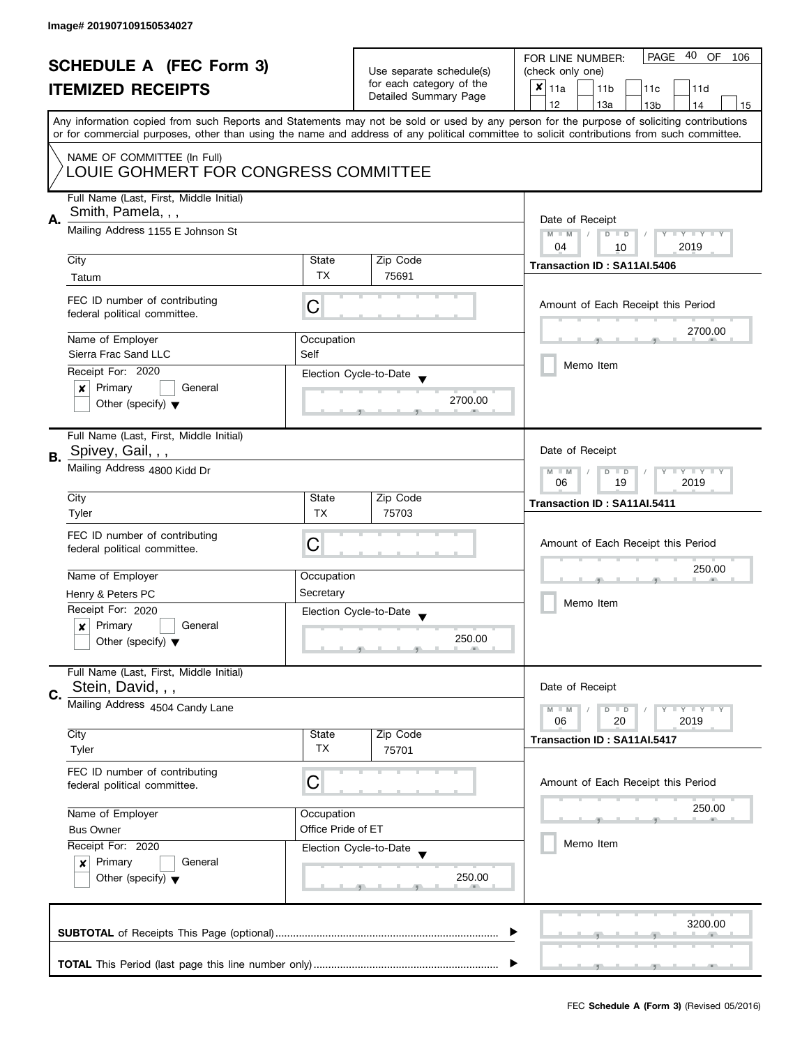Image# 201907109150534027

# SCHEDULE A (FEC Form 3)
## ITEMIZED RECEIPTS

Use separate schedule(s) for each category of the Detailed Summary Page

FOR LINE NUMBER: (check only one)

- [x] 11a
- [ ] 11b
- [ ] 11c
- [ ] 11d
- [ ] 12
- [ ] 13a
- [ ] 13b
- [ ] 14
- [ ] 15

PAGE 40 OF 106

Any information copied from such Reports and Statements may not be sold or used by any person for the purpose of soliciting contributions or for commercial purposes, other than using the name and address of any political committee to solicit contributions from such committee.

NAME OF COMMITTEE (In Full)
LOUIE GOHMERT FOR CONGRESS COMMITTEE

---

**A.** Full Name (Last, First, Middle Initial): Smith, Pamela, , ,

Mailing Address: 1155 E Johnson St

| City | State | Zip Code |
|---|---|---|
| Tatum | TX | 75691 |

FEC ID number of contributing federal political committee: C

| Name of Employer | Occupation |
|---|---|
| Sierra Frac Sand LLC | Self |

Receipt For: 2020
- [x] Primary
- [ ] General
- [ ] Other (specify)

Election Cycle-to-Date: 2700.00

Date of Receipt: 04 / 10 / 2019

Transaction ID : SA11AI.5406

Amount of Each Receipt this Period: 2700.00

- [ ] Memo Item

---

**B.** Full Name (Last, First, Middle Initial): Spivey, Gail, , ,

Mailing Address: 4800 Kidd Dr

| City | State | Zip Code |
|---|---|---|
| Tyler | TX | 75703 |

FEC ID number of contributing federal political committee: C

| Name of Employer | Occupation |
|---|---|
| Henry & Peters PC | Secretary |

Receipt For: 2020
- [x] Primary
- [ ] General
- [ ] Other (specify)

Election Cycle-to-Date: 250.00

Date of Receipt: 06 / 19 / 2019

Transaction ID : SA11AI.5411

Amount of Each Receipt this Period: 250.00

- [ ] Memo Item

---

**C.** Full Name (Last, First, Middle Initial): Stein, David, , ,

Mailing Address: 4504 Candy Lane

| City | State | Zip Code |
|---|---|---|
| Tyler | TX | 75701 |

FEC ID number of contributing federal political committee: C

| Name of Employer | Occupation |
|---|---|
| Bus Owner | Office Pride of ET |

Receipt For: 2020
- [x] Primary
- [ ] General
- [ ] Other (specify)

Election Cycle-to-Date: 250.00

Date of Receipt: 06 / 20 / 2019

Transaction ID : SA11AI.5417

Amount of Each Receipt this Period: 250.00

- [ ] Memo Item

---

**SUBTOTAL** of Receipts This Page (optional): 3200.00

**TOTAL** This Period (last page this line number only):

FEC **Schedule A (Form 3)** (Revised 05/2016)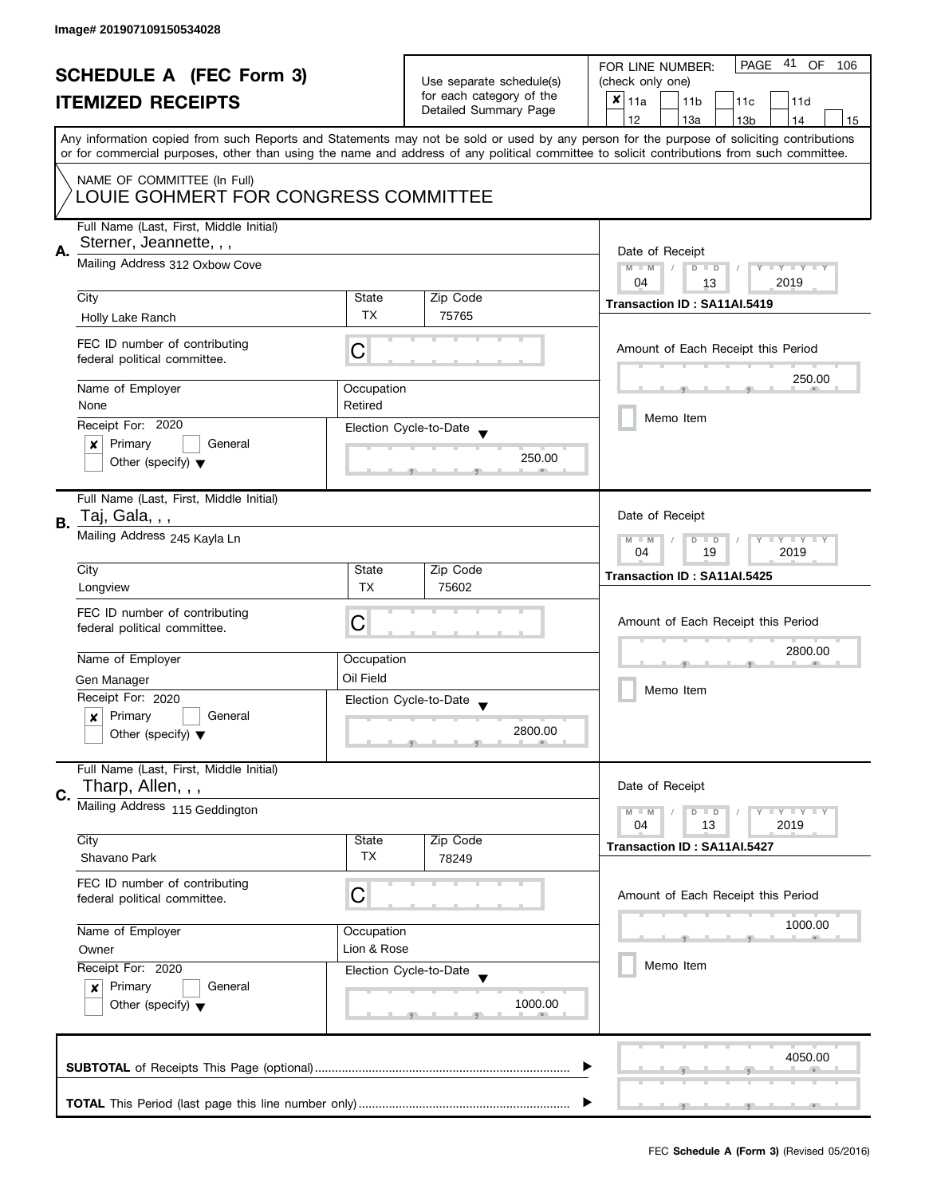Image# 201907109150534028

# SCHEDULE A (FEC Form 3)
## ITEMIZED RECEIPTS

Use separate schedule(s) for each category of the Detailed Summary Page

FOR LINE NUMBER: (check only one)

- [x] 11a
- [ ] 11b
- [ ] 11c
- [ ] 11d
- [ ] 12
- [ ] 13a
- [ ] 13b
- [ ] 14
- [ ] 15

PAGE 41 OF 106

Any information copied from such Reports and Statements may not be sold or used by any person for the purpose of soliciting contributions or for commercial purposes, other than using the name and address of any political committee to solicit contributions from such committee.

NAME OF COMMITTEE (In Full)
LOUIE GOHMERT FOR CONGRESS COMMITTEE

---

**A.** Full Name (Last, First, Middle Initial): Sterner, Jeannette, , ,

Mailing Address: 312 Oxbow Cove

| City | State | Zip Code |
|---|---|---|
| Holly Lake Ranch | TX | 75765 |

FEC ID number of contributing federal political committee: C

| Name of Employer | Occupation |
|---|---|
| None | Retired |

Receipt For: 2020
- [x] Primary
- [ ] General
- [ ] Other (specify)

Election Cycle-to-Date: 250.00

Date of Receipt: 04 / 13 / 2019

Transaction ID : SA11AI.5419

Amount of Each Receipt this Period: 250.00

- [ ] Memo Item

---

**B.** Full Name (Last, First, Middle Initial): Taj, Gala, , ,

Mailing Address: 245 Kayla Ln

| City | State | Zip Code |
|---|---|---|
| Longview | TX | 75602 |

FEC ID number of contributing federal political committee: C

| Name of Employer | Occupation |
|---|---|
| Gen Manager | Oil Field |

Receipt For: 2020
- [x] Primary
- [ ] General
- [ ] Other (specify)

Election Cycle-to-Date: 2800.00

Date of Receipt: 04 / 19 / 2019

Transaction ID : SA11AI.5425

Amount of Each Receipt this Period: 2800.00

- [ ] Memo Item

---

**C.** Full Name (Last, First, Middle Initial): Tharp, Allen, , ,

Mailing Address: 115 Geddington

| City | State | Zip Code |
|---|---|---|
| Shavano Park | TX | 78249 |

FEC ID number of contributing federal political committee: C

| Name of Employer | Occupation |
|---|---|
| Owner | Lion & Rose |

Receipt For: 2020
- [x] Primary
- [ ] General
- [ ] Other (specify)

Election Cycle-to-Date: 1000.00

Date of Receipt: 04 / 13 / 2019

Transaction ID : SA11AI.5427

Amount of Each Receipt this Period: 1000.00

- [ ] Memo Item

---

**SUBTOTAL** of Receipts This Page (optional): 4050.00

**TOTAL** This Period (last page this line number only):

FEC **Schedule A (Form 3)** (Revised 05/2016)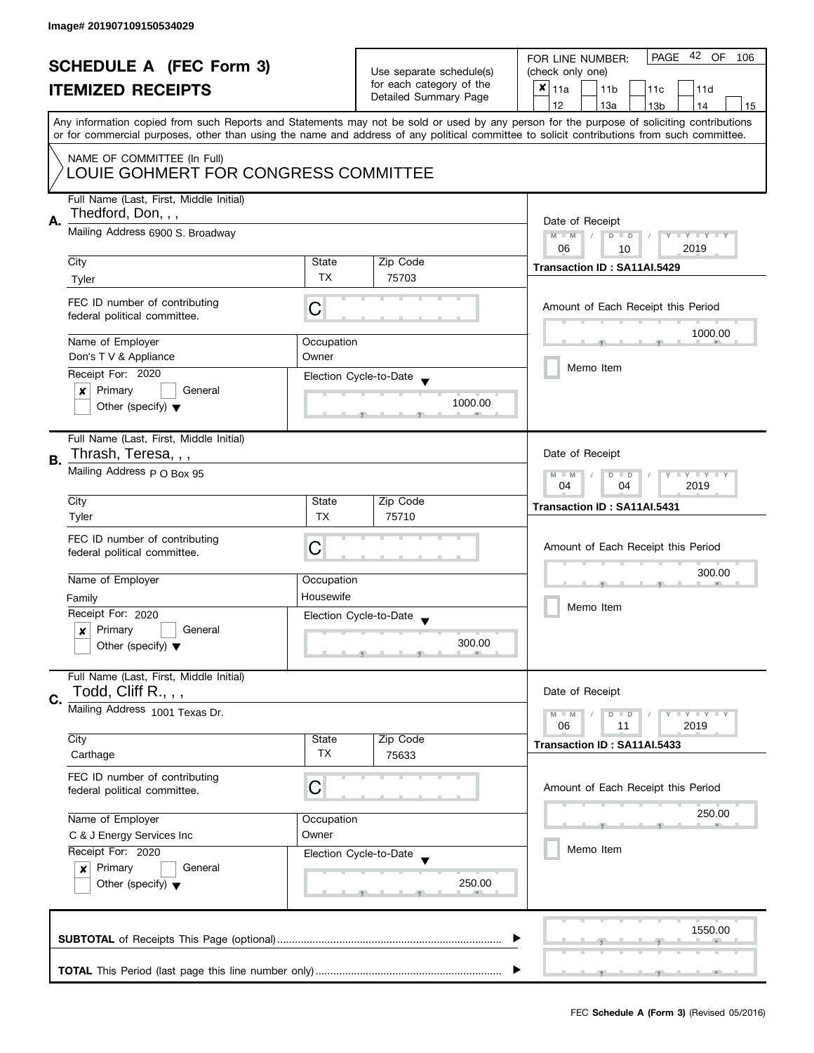Image# 201907109150534029

# SCHEDULE A (FEC Form 3)
## ITEMIZED RECEIPTS

Use separate schedule(s) for each category of the Detailed Summary Page

FOR LINE NUMBER: (check only one)

- [x] 11a
- [ ] 11b
- [ ] 11c
- [ ] 11d
- [ ] 12
- [ ] 13a
- [ ] 13b
- [ ] 14
- [ ] 15

PAGE 42 OF 106

Any information copied from such Reports and Statements may not be sold or used by any person for the purpose of soliciting contributions or for commercial purposes, other than using the name and address of any political committee to solicit contributions from such committee.

NAME OF COMMITTEE (In Full)
LOUIE GOHMERT FOR CONGRESS COMMITTEE

---

**A.** Full Name (Last, First, Middle Initial): Thedford, Don, , ,

Mailing Address: 6900 S. Broadway

City: Tyler | State: TX | Zip Code: 75703

FEC ID number of contributing federal political committee: C

Name of Employer: Don's T V & Appliance | Occupation: Owner

Receipt For: 2020
- [x] Primary
- [ ] General
- [ ] Other (specify)

Election Cycle-to-Date: 1000.00

Date of Receipt: 06 / 10 / 2019

Transaction ID : SA11AI.5429

Amount of Each Receipt this Period: 1000.00

- [ ] Memo Item

---

**B.** Full Name (Last, First, Middle Initial): Thrash, Teresa, , ,

Mailing Address: P O Box 95

City: Tyler | State: TX | Zip Code: 75710

FEC ID number of contributing federal political committee: C

Name of Employer: Family | Occupation: Housewife

Receipt For: 2020
- [x] Primary
- [ ] General
- [ ] Other (specify)

Election Cycle-to-Date: 300.00

Date of Receipt: 04 / 04 / 2019

Transaction ID : SA11AI.5431

Amount of Each Receipt this Period: 300.00

- [ ] Memo Item

---

**C.** Full Name (Last, First, Middle Initial): Todd, Cliff R., , ,

Mailing Address: 1001 Texas Dr.

City: Carthage | State: TX | Zip Code: 75633

FEC ID number of contributing federal political committee: C

Name of Employer: C & J Energy Services Inc | Occupation: Owner

Receipt For: 2020
- [x] Primary
- [ ] General
- [ ] Other (specify)

Election Cycle-to-Date: 250.00

Date of Receipt: 06 / 11 / 2019

Transaction ID : SA11AI.5433

Amount of Each Receipt this Period: 250.00

- [ ] Memo Item

---

**SUBTOTAL** of Receipts This Page (optional): 1550.00

**TOTAL** This Period (last page this line number only):

FEC **Schedule A (Form 3)** (Revised 05/2016)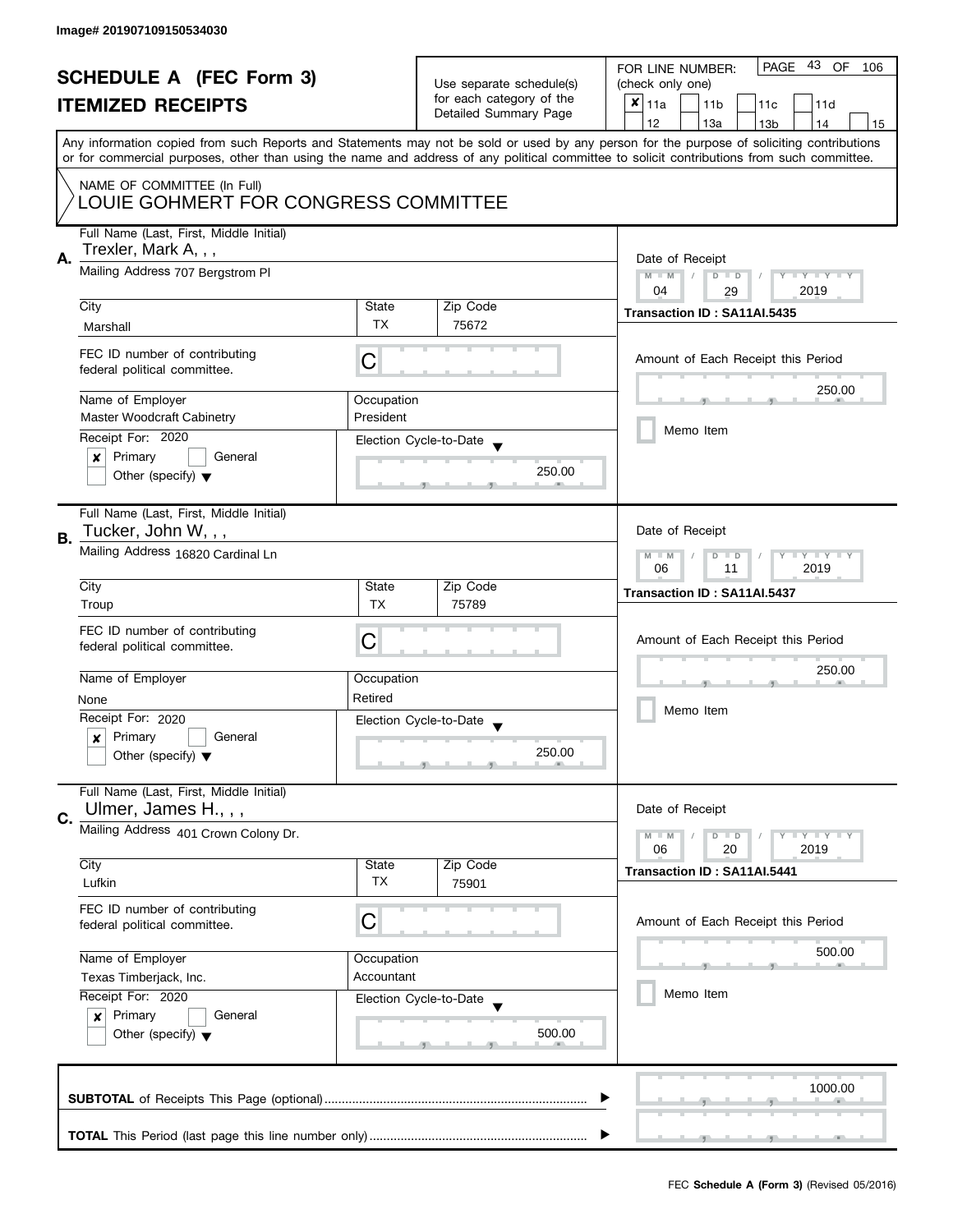Image# 201907109150534030

# SCHEDULE A (FEC Form 3)
## ITEMIZED RECEIPTS

Use separate schedule(s) for each category of the Detailed Summary Page

FOR LINE NUMBER: (check only one)

PAGE 43 OF 106

[x] 11a [ ] 11b [ ] 11c [ ] 11d [ ] 12 [ ] 13a [ ] 13b [ ] 14 [ ] 15

Any information copied from such Reports and Statements may not be sold or used by any person for the purpose of soliciting contributions or for commercial purposes, other than using the name and address of any political committee to solicit contributions from such committee.

NAME OF COMMITTEE (In Full)
LOUIE GOHMERT FOR CONGRESS COMMITTEE

---

**A.**

Full Name (Last, First, Middle Initial): Trexler, Mark A, , ,

Mailing Address: 707 Bergstrom Pl

City: Marshall | State: TX | Zip Code: 75672

FEC ID number of contributing federal political committee: C

Name of Employer: Master Woodcraft Cabinetry

Occupation: President

Receipt For: 2020

[x] Primary [ ] General

[ ] Other (specify)

Election Cycle-to-Date: 250.00

Date of Receipt: 04 / 29 / 2019

Transaction ID : SA11AI.5435

Amount of Each Receipt this Period: 250.00

[ ] Memo Item

---

**B.**

Full Name (Last, First, Middle Initial): Tucker, John W, , ,

Mailing Address: 16820 Cardinal Ln

City: Troup | State: TX | Zip Code: 75789

FEC ID number of contributing federal political committee: C

Name of Employer: None

Occupation: Retired

Receipt For: 2020

[x] Primary [ ] General

[ ] Other (specify)

Election Cycle-to-Date: 250.00

Date of Receipt: 06 / 11 / 2019

Transaction ID : SA11AI.5437

Amount of Each Receipt this Period: 250.00

[ ] Memo Item

---

**C.**

Full Name (Last, First, Middle Initial): Ulmer, James H., , ,

Mailing Address: 401 Crown Colony Dr.

City: Lufkin | State: TX | Zip Code: 75901

FEC ID number of contributing federal political committee: C

Name of Employer: Texas Timberjack, Inc.

Occupation: Accountant

Receipt For: 2020

[x] Primary [ ] General

[ ] Other (specify)

Election Cycle-to-Date: 500.00

Date of Receipt: 06 / 20 / 2019

Transaction ID : SA11AI.5441

Amount of Each Receipt this Period: 500.00

[ ] Memo Item

---

**SUBTOTAL** of Receipts This Page (optional): 1000.00

**TOTAL** This Period (last page this line number only):

FEC **Schedule A (Form 3)** (Revised 05/2016)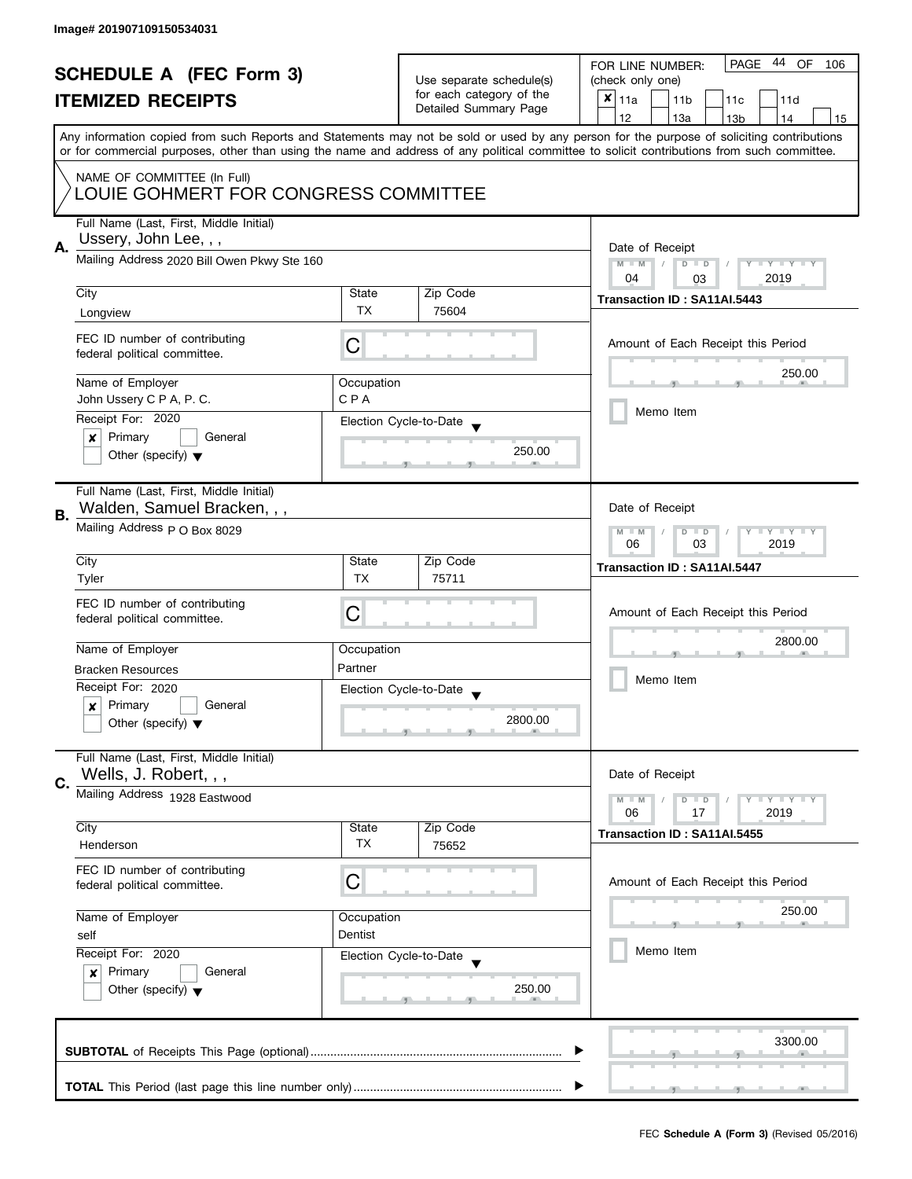Image# 201907109150534031

# SCHEDULE A (FEC Form 3)
## ITEMIZED RECEIPTS

Use separate schedule(s) for each category of the Detailed Summary Page

FOR LINE NUMBER: (check only one)

- [x] 11a
- [ ] 11b
- [ ] 11c
- [ ] 11d
- [ ] 12
- [ ] 13a
- [ ] 13b
- [ ] 14
- [ ] 15

PAGE 44 OF 106

Any information copied from such Reports and Statements may not be sold or used by any person for the purpose of soliciting contributions or for commercial purposes, other than using the name and address of any political committee to solicit contributions from such committee.

NAME OF COMMITTEE (In Full)
LOUIE GOHMERT FOR CONGRESS COMMITTEE

---

**A.**

Full Name (Last, First, Middle Initial): Ussery, John Lee, , ,

Mailing Address: 2020 Bill Owen Pkwy Ste 160

| City | State | Zip Code |
|---|---|---|
| Longview | TX | 75604 |

FEC ID number of contributing federal political committee: C

Name of Employer: John Ussery C P A, P. C.

Occupation: C P A

Receipt For: 2020

- [x] Primary
- [ ] General
- [ ] Other (specify)

Election Cycle-to-Date: 250.00

Date of Receipt: 04 / 03 / 2019

Transaction ID : SA11AI.5443

Amount of Each Receipt this Period: 250.00

- [ ] Memo Item

---

**B.**

Full Name (Last, First, Middle Initial): Walden, Samuel Bracken, , ,

Mailing Address: P O Box 8029

| City | State | Zip Code |
|---|---|---|
| Tyler | TX | 75711 |

FEC ID number of contributing federal political committee: C

Name of Employer: Bracken Resources

Occupation: Partner

Receipt For: 2020

- [x] Primary
- [ ] General
- [ ] Other (specify)

Election Cycle-to-Date: 2800.00

Date of Receipt: 06 / 03 / 2019

Transaction ID : SA11AI.5447

Amount of Each Receipt this Period: 2800.00

- [ ] Memo Item

---

**C.**

Full Name (Last, First, Middle Initial): Wells, J. Robert, , ,

Mailing Address: 1928 Eastwood

| City | State | Zip Code |
|---|---|---|
| Henderson | TX | 75652 |

FEC ID number of contributing federal political committee: C

Name of Employer: self

Occupation: Dentist

Receipt For: 2020

- [x] Primary
- [ ] General
- [ ] Other (specify)

Election Cycle-to-Date: 250.00

Date of Receipt: 06 / 17 / 2019

Transaction ID : SA11AI.5455

Amount of Each Receipt this Period: 250.00

- [ ] Memo Item

---

**SUBTOTAL** of Receipts This Page (optional): 3300.00

**TOTAL** This Period (last page this line number only):

FEC **Schedule A (Form 3)** (Revised 05/2016)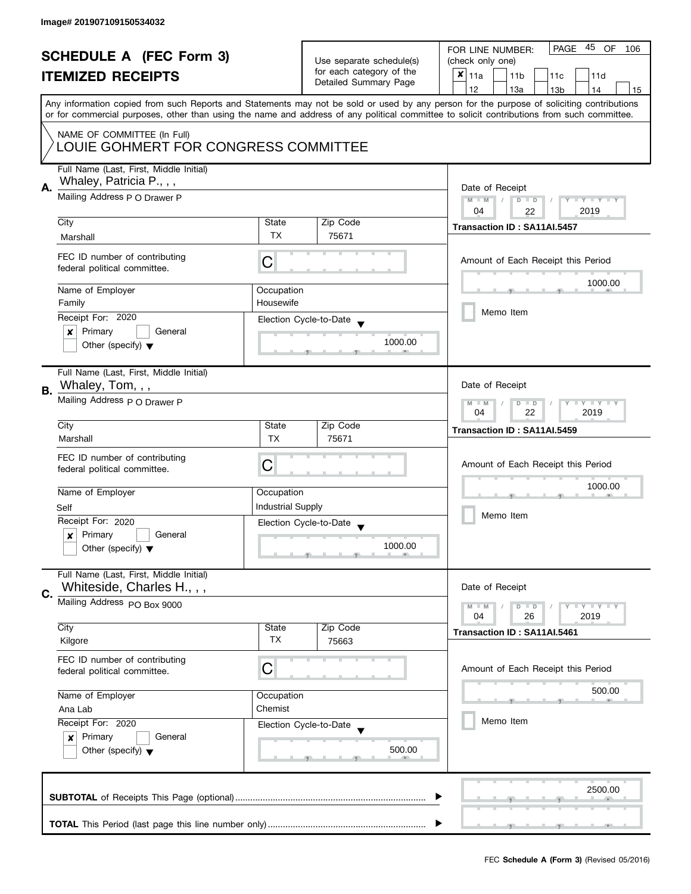Image# 201907109150534032

# SCHEDULE A (FEC Form 3)
## ITEMIZED RECEIPTS

Use separate schedule(s) for each category of the Detailed Summary Page

FOR LINE NUMBER: (check only one)

- [x] 11a
- [ ] 11b
- [ ] 11c
- [ ] 11d
- [ ] 12
- [ ] 13a
- [ ] 13b
- [ ] 14
- [ ] 15

PAGE 45 OF 106

Any information copied from such Reports and Statements may not be sold or used by any person for the purpose of soliciting contributions or for commercial purposes, other than using the name and address of any political committee to solicit contributions from such committee.

NAME OF COMMITTEE (In Full)
LOUIE GOHMERT FOR CONGRESS COMMITTEE

---

**A.** Full Name (Last, First, Middle Initial): Whaley, Patricia P., , ,

Mailing Address: P O Drawer P

City: Marshall | State: TX | Zip Code: 75671

FEC ID number of contributing federal political committee: C

Name of Employer: Family | Occupation: Housewife

Receipt For: 2020
- [x] Primary
- [ ] General
- [ ] Other (specify)

Election Cycle-to-Date: 1000.00

Date of Receipt: 04 / 22 / 2019

Transaction ID : SA11AI.5457

Amount of Each Receipt this Period: 1000.00

- [ ] Memo Item

---

**B.** Full Name (Last, First, Middle Initial): Whaley, Tom, , ,

Mailing Address: P O Drawer P

City: Marshall | State: TX | Zip Code: 75671

FEC ID number of contributing federal political committee: C

Name of Employer: Self | Occupation: Industrial Supply

Receipt For: 2020
- [x] Primary
- [ ] General
- [ ] Other (specify)

Election Cycle-to-Date: 1000.00

Date of Receipt: 04 / 22 / 2019

Transaction ID : SA11AI.5459

Amount of Each Receipt this Period: 1000.00

- [ ] Memo Item

---

**C.** Full Name (Last, First, Middle Initial): Whiteside, Charles H., , ,

Mailing Address: PO Box 9000

City: Kilgore | State: TX | Zip Code: 75663

FEC ID number of contributing federal political committee: C

Name of Employer: Ana Lab | Occupation: Chemist

Receipt For: 2020
- [x] Primary
- [ ] General
- [ ] Other (specify)

Election Cycle-to-Date: 500.00

Date of Receipt: 04 / 26 / 2019

Transaction ID : SA11AI.5461

Amount of Each Receipt this Period: 500.00

- [ ] Memo Item

---

**SUBTOTAL** of Receipts This Page (optional): 2500.00

**TOTAL** This Period (last page this line number only):

FEC **Schedule A (Form 3)** (Revised 05/2016)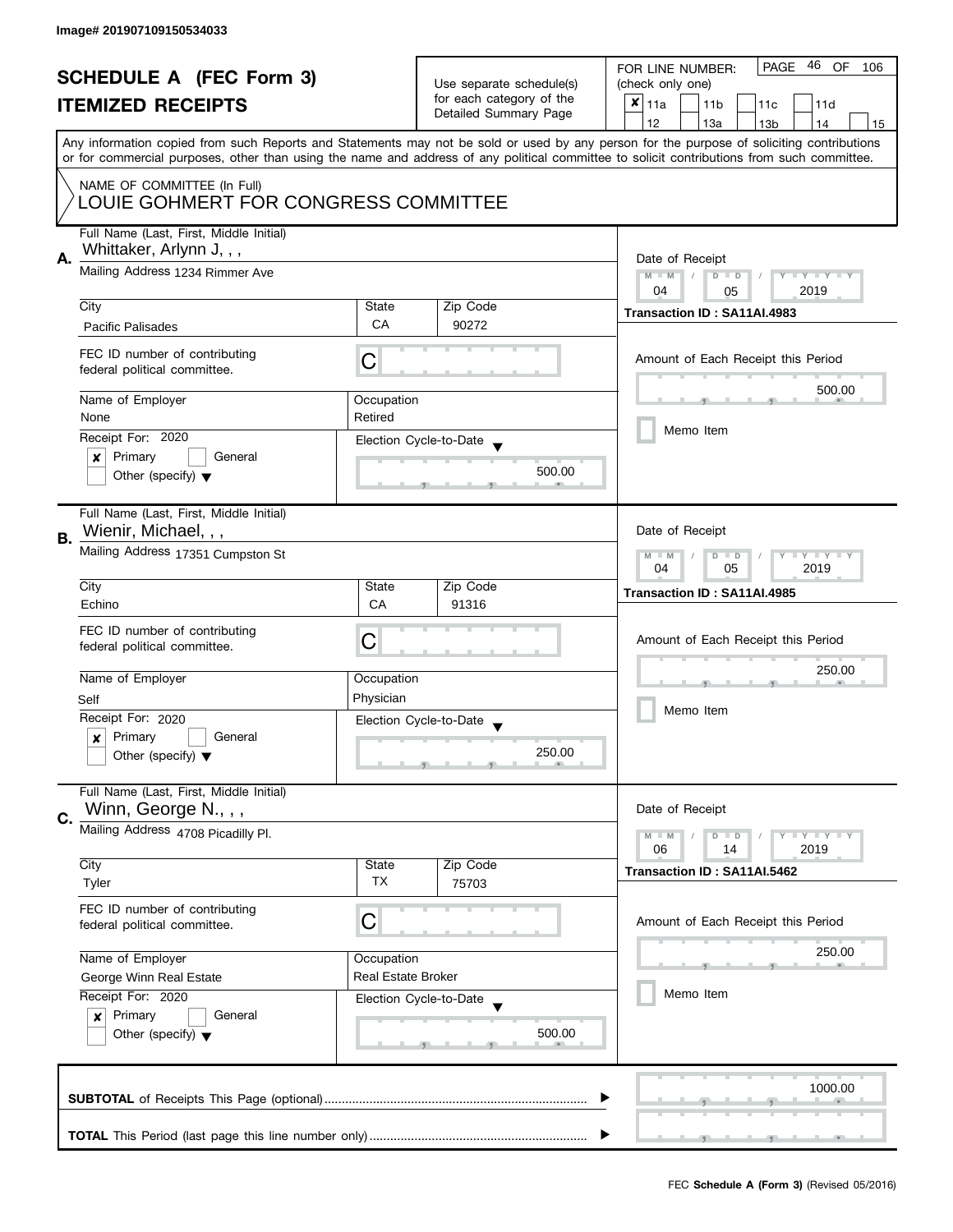Image# 201907109150534033

# SCHEDULE A (FEC Form 3)
## ITEMIZED RECEIPTS

Use separate schedule(s) for each category of the Detailed Summary Page

FOR LINE NUMBER: (check only one)

- [x] 11a
- [ ] 11b
- [ ] 11c
- [ ] 11d
- [ ] 12
- [ ] 13a
- [ ] 13b
- [ ] 14
- [ ] 15

PAGE 46 OF 106

Any information copied from such Reports and Statements may not be sold or used by any person for the purpose of soliciting contributions or for commercial purposes, other than using the name and address of any political committee to solicit contributions from such committee.

NAME OF COMMITTEE (In Full)
LOUIE GOHMERT FOR CONGRESS COMMITTEE

---

**A.** Full Name (Last, First, Middle Initial): Whittaker, Arlynn J, , ,

Mailing Address: 1234 Rimmer Ave

| City | State | Zip Code |
|---|---|---|
| Pacific Palisades | CA | 90272 |

FEC ID number of contributing federal political committee: C

| Name of Employer | Occupation |
|---|---|
| None | Retired |

Receipt For: 2020
- [x] Primary
- [ ] General
- [ ] Other (specify)

Election Cycle-to-Date: 500.00

Date of Receipt: 04 / 05 / 2019

Transaction ID : SA11AI.4983

Amount of Each Receipt this Period: 500.00

- [ ] Memo Item

---

**B.** Full Name (Last, First, Middle Initial): Wienir, Michael, , ,

Mailing Address: 17351 Cumpston St

| City | State | Zip Code |
|---|---|---|
| Echino | CA | 91316 |

FEC ID number of contributing federal political committee: C

| Name of Employer | Occupation |
|---|---|
| Self | Physician |

Receipt For: 2020
- [x] Primary
- [ ] General
- [ ] Other (specify)

Election Cycle-to-Date: 250.00

Date of Receipt: 04 / 05 / 2019

Transaction ID : SA11AI.4985

Amount of Each Receipt this Period: 250.00

- [ ] Memo Item

---

**C.** Full Name (Last, First, Middle Initial): Winn, George N., , ,

Mailing Address: 4708 Picadilly Pl.

| City | State | Zip Code |
|---|---|---|
| Tyler | TX | 75703 |

FEC ID number of contributing federal political committee: C

| Name of Employer | Occupation |
|---|---|
| George Winn Real Estate | Real Estate Broker |

Receipt For: 2020
- [x] Primary
- [ ] General
- [ ] Other (specify)

Election Cycle-to-Date: 500.00

Date of Receipt: 06 / 14 / 2019

Transaction ID : SA11AI.5462

Amount of Each Receipt this Period: 250.00

- [ ] Memo Item

---

**SUBTOTAL** of Receipts This Page (optional): 1000.00

**TOTAL** This Period (last page this line number only):

FEC **Schedule A (Form 3)** (Revised 05/2016)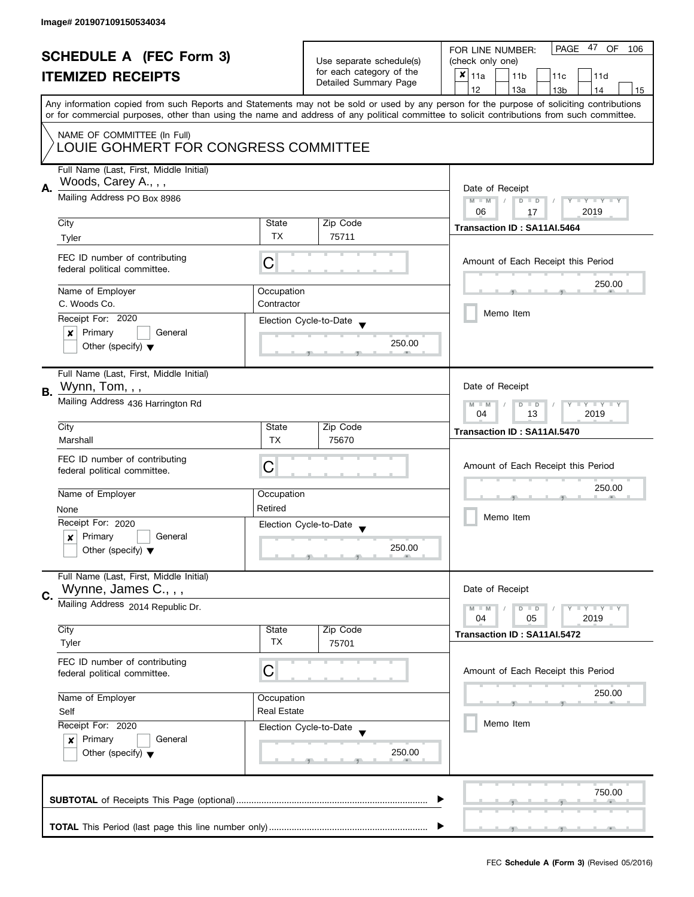Image# 201907109150534034

# SCHEDULE A (FEC Form 3)

## ITEMIZED RECEIPTS

Use separate schedule(s) for each category of the Detailed Summary Page

FOR LINE NUMBER: (check only one)

- [x] 11a
- [ ] 11b
- [ ] 11c
- [ ] 11d
- [ ] 12
- [ ] 13a
- [ ] 13b
- [ ] 14
- [ ] 15

PAGE 47 OF 106

Any information copied from such Reports and Statements may not be sold or used by any person for the purpose of soliciting contributions or for commercial purposes, other than using the name and address of any political committee to solicit contributions from such committee.

NAME OF COMMITTEE (In Full)
LOUIE GOHMERT FOR CONGRESS COMMITTEE

---

**A.** Full Name (Last, First, Middle Initial): Woods, Carey A., , ,

Mailing Address: PO Box 8986

City: Tyler | State: TX | Zip Code: 75711

FEC ID number of contributing federal political committee: C

Name of Employer: C. Woods Co.
Occupation: Contractor

Receipt For: 2020
- [x] Primary
- [ ] General
- [ ] Other (specify)

Election Cycle-to-Date: 250.00

Date of Receipt: 06 / 17 / 2019
Transaction ID : SA11AI.5464

Amount of Each Receipt this Period: 250.00

- [ ] Memo Item

---

**B.** Full Name (Last, First, Middle Initial): Wynn, Tom, , ,

Mailing Address: 436 Harrington Rd

City: Marshall | State: TX | Zip Code: 75670

FEC ID number of contributing federal political committee: C

Name of Employer: None
Occupation: Retired

Receipt For: 2020
- [x] Primary
- [ ] General
- [ ] Other (specify)

Election Cycle-to-Date: 250.00

Date of Receipt: 04 / 13 / 2019
Transaction ID : SA11AI.5470

Amount of Each Receipt this Period: 250.00

- [ ] Memo Item

---

**C.** Full Name (Last, First, Middle Initial): Wynne, James C., , ,

Mailing Address: 2014 Republic Dr.

City: Tyler | State: TX | Zip Code: 75701

FEC ID number of contributing federal political committee: C

Name of Employer: Self
Occupation: Real Estate

Receipt For: 2020
- [x] Primary
- [ ] General
- [ ] Other (specify)

Election Cycle-to-Date: 250.00

Date of Receipt: 04 / 05 / 2019
Transaction ID : SA11AI.5472

Amount of Each Receipt this Period: 250.00

- [ ] Memo Item

---

**SUBTOTAL** of Receipts This Page (optional): 750.00

**TOTAL** This Period (last page this line number only):

FEC **Schedule A (Form 3)** (Revised 05/2016)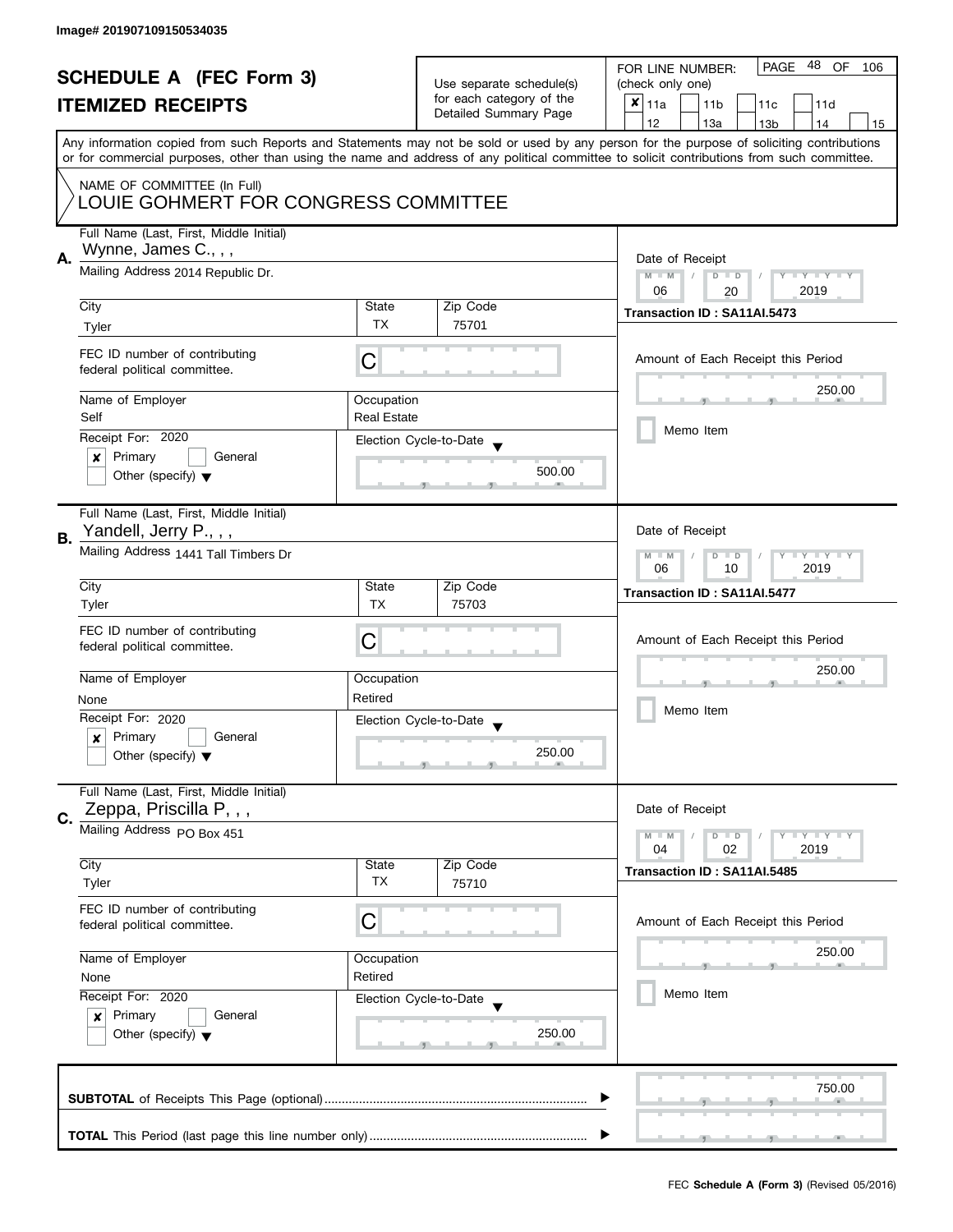Image# 201907109150534035

# SCHEDULE A (FEC Form 3)
## ITEMIZED RECEIPTS

Use separate schedule(s) for each category of the Detailed Summary Page

FOR LINE NUMBER: (check only one)

- [x] 11a
- [ ] 11b
- [ ] 11c
- [ ] 11d
- [ ] 12
- [ ] 13a
- [ ] 13b
- [ ] 14
- [ ] 15

Any information copied from such Reports and Statements may not be sold or used by any person for the purpose of soliciting contributions or for commercial purposes, other than using the name and address of any political committee to solicit contributions from such committee.

NAME OF COMMITTEE (In Full)
LOUIE GOHMERT FOR CONGRESS COMMITTEE

---

**A.** Full Name (Last, First, Middle Initial): Wynne, James C., , ,

Mailing Address: 2014 Republic Dr.

City: Tyler | State: TX | Zip Code: 75701

FEC ID number of contributing federal political committee: C

Name of Employer: Self | Occupation: Real Estate

Receipt For: 2020
- [x] Primary
- [ ] General
- [ ] Other (specify)

Election Cycle-to-Date: 500.00

Date of Receipt: 06 / 20 / 2019

Transaction ID : SA11AI.5473

Amount of Each Receipt this Period: 250.00

- [ ] Memo Item

---

**B.** Full Name (Last, First, Middle Initial): Yandell, Jerry P., , ,

Mailing Address: 1441 Tall Timbers Dr

City: Tyler | State: TX | Zip Code: 75703

FEC ID number of contributing federal political committee: C

Name of Employer: None | Occupation: Retired

Receipt For: 2020
- [x] Primary
- [ ] General
- [ ] Other (specify)

Election Cycle-to-Date: 250.00

Date of Receipt: 06 / 10 / 2019

Transaction ID : SA11AI.5477

Amount of Each Receipt this Period: 250.00

- [ ] Memo Item

---

**C.** Full Name (Last, First, Middle Initial): Zeppa, Priscilla P, , ,

Mailing Address: PO Box 451

City: Tyler | State: TX | Zip Code: 75710

FEC ID number of contributing federal political committee: C

Name of Employer: None | Occupation: Retired

Receipt For: 2020
- [x] Primary
- [ ] General
- [ ] Other (specify)

Election Cycle-to-Date: 250.00

Date of Receipt: 04 / 02 / 2019

Transaction ID : SA11AI.5485

Amount of Each Receipt this Period: 250.00

- [ ] Memo Item

---

**SUBTOTAL** of Receipts This Page (optional) ........ 750.00

**TOTAL** This Period (last page this line number only) ........

FEC **Schedule A (Form 3)** (Revised 05/2016)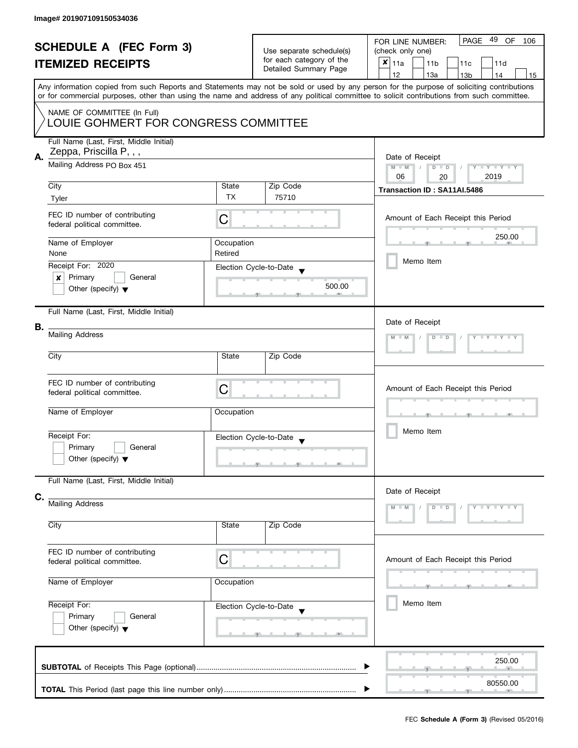Image# 201907109150534036

# SCHEDULE A (FEC Form 3)
## ITEMIZED RECEIPTS

Use separate schedule(s) for each category of the Detailed Summary Page

FOR LINE NUMBER: (check only one)

- [x] 11a
- [ ] 11b
- [ ] 11c
- [ ] 11d
- [ ] 12
- [ ] 13a
- [ ] 13b
- [ ] 14
- [ ] 15

PAGE 49 OF 106

Any information copied from such Reports and Statements may not be sold or used by any person for the purpose of soliciting contributions or for commercial purposes, other than using the name and address of any political committee to solicit contributions from such committee.

NAME OF COMMITTEE (In Full)
LOUIE GOHMERT FOR CONGRESS COMMITTEE

**A.**

Full Name (Last, First, Middle Initial): Zeppa, Priscilla P, , ,

Mailing Address: PO Box 451

City: Tyler | State: TX | Zip Code: 75710

Date of Receipt: 06 / 20 / 2019

Transaction ID : SA11AI.5486

FEC ID number of contributing federal political committee: C

Amount of Each Receipt this Period: 250.00

Name of Employer: None | Occupation: Retired

Memo Item

Receipt For: 2020
- [x] Primary
- [ ] General
- [ ] Other (specify)

Election Cycle-to-Date: 500.00

**B.**

Full Name (Last, First, Middle Initial):

Mailing Address:

City: | State: | Zip Code:

Date of Receipt: M M / D D / Y Y Y Y

FEC ID number of contributing federal political committee: C

Amount of Each Receipt this Period:

Name of Employer: | Occupation:

Memo Item

Receipt For:
- [ ] Primary
- [ ] General
- [ ] Other (specify)

Election Cycle-to-Date:

**C.**

Full Name (Last, First, Middle Initial):

Mailing Address:

City: | State: | Zip Code:

Date of Receipt: M M / D D / Y Y Y Y

FEC ID number of contributing federal political committee: C

Amount of Each Receipt this Period:

Name of Employer: | Occupation:

Memo Item

Receipt For:
- [ ] Primary
- [ ] General
- [ ] Other (specify)

Election Cycle-to-Date:

**SUBTOTAL** of Receipts This Page (optional) ........ 250.00

**TOTAL** This Period (last page this line number only) ........ 80550.00

FEC **Schedule A (Form 3)** (Revised 05/2016)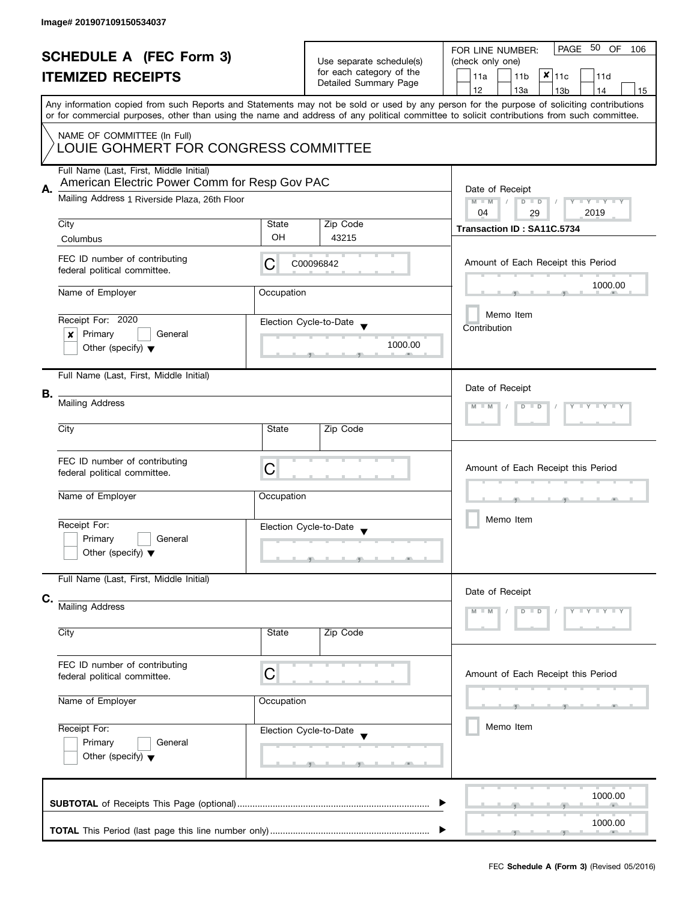Image# 201907109150534037

# SCHEDULE A (FEC Form 3)

## ITEMIZED RECEIPTS

Use separate schedule(s) for each category of the Detailed Summary Page

FOR LINE NUMBER: (check only one)

- [ ] 11a
- [ ] 11b
- [x] 11c
- [ ] 11d
- [ ] 12
- [ ] 13a
- [ ] 13b
- [ ] 14
- [ ] 15

Any information copied from such Reports and Statements may not be sold or used by any person for the purpose of soliciting contributions or for commercial purposes, other than using the name and address of any political committee to solicit contributions from such committee.

NAME OF COMMITTEE (In Full)
LOUIE GOHMERT FOR CONGRESS COMMITTEE

**A.**

Full Name (Last, First, Middle Initial): American Electric Power Comm for Resp Gov PAC

Mailing Address: 1 Riverside Plaza, 26th Floor

| City | State | Zip Code |
|---|---|---|
| Columbus | OH | 43215 |

FEC ID number of contributing federal political committee: C00096842

Name of Employer:

Occupation:

Receipt For: 2020
- [x] Primary
- [ ] General
- [ ] Other (specify)

Election Cycle-to-Date: 1000.00

Date of Receipt: 04 / 29 / 2019

Transaction ID : SA11C.5734

Amount of Each Receipt this Period: 1000.00

- [ ] Memo Item

Contribution

**B.**

Full Name (Last, First, Middle Initial):

Mailing Address:

| City | State | Zip Code |
|---|---|---|
| | | |

FEC ID number of contributing federal political committee: C

Name of Employer:

Occupation:

Receipt For:
- [ ] Primary
- [ ] General
- [ ] Other (specify)

Election Cycle-to-Date:

Date of Receipt:

Amount of Each Receipt this Period:

- [ ] Memo Item

**C.**

Full Name (Last, First, Middle Initial):

Mailing Address:

| City | State | Zip Code |
|---|---|---|
| | | |

FEC ID number of contributing federal political committee: C

Name of Employer:

Occupation:

Receipt For:
- [ ] Primary
- [ ] General
- [ ] Other (specify)

Election Cycle-to-Date:

Date of Receipt:

Amount of Each Receipt this Period:

- [ ] Memo Item

**SUBTOTAL** of Receipts This Page (optional): 1000.00

**TOTAL** This Period (last page this line number only): 1000.00

FEC **Schedule A (Form 3)** (Revised 05/2016)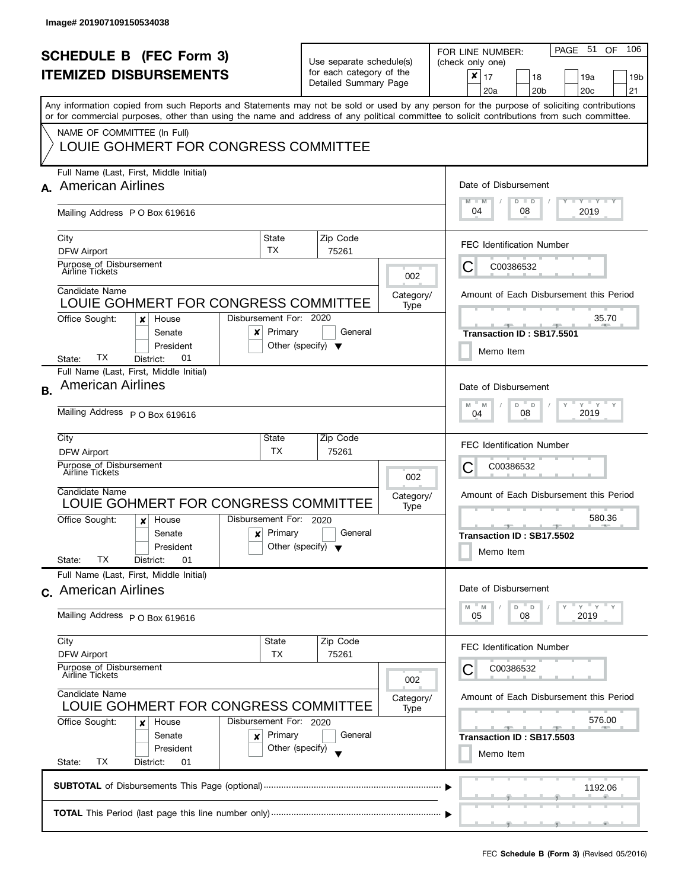Image# 201907109150534038

# SCHEDULE B (FEC Form 3)
## ITEMIZED DISBURSEMENTS

Use separate schedule(s) for each category of the Detailed Summary Page

FOR LINE NUMBER: (check only one)

- [x] 17
- [ ] 18
- [ ] 19a
- [ ] 19b
- [ ] 20a
- [ ] 20b
- [ ] 20c
- [ ] 21

PAGE 51 OF 106

Any information copied from such Reports and Statements may not be sold or used by any person for the purpose of soliciting contributions or for commercial purposes, other than using the name and address of any political committee to solicit contributions from such committee.

NAME OF COMMITTEE (In Full)
LOUIE GOHMERT FOR CONGRESS COMMITTEE

---

**A.** Full Name (Last, First, Middle Initial): American Airlines

Mailing Address: P O Box 619616

City: DFW Airport | State: TX | Zip Code: 75261

Purpose of Disbursement: Airline Tickets

Category/Type: 002

Candidate Name: LOUIE GOHMERT FOR CONGRESS COMMITTEE

Office Sought: [x] House [ ] Senate [ ] President

State: TX District: 01

Disbursement For: 2020 [x] Primary [ ] General [ ] Other (specify)

Date of Disbursement: 04 / 08 / 2019

FEC Identification Number: C C00386532

Amount of Each Disbursement this Period: 35.70

Transaction ID : SB17.5501

[ ] Memo Item

---

**B.** Full Name (Last, First, Middle Initial): American Airlines

Mailing Address: P O Box 619616

City: DFW Airport | State: TX | Zip Code: 75261

Purpose of Disbursement: Airline Tickets

Category/Type: 002

Candidate Name: LOUIE GOHMERT FOR CONGRESS COMMITTEE

Office Sought: [x] House [ ] Senate [ ] President

State: TX District: 01

Disbursement For: 2020 [x] Primary [ ] General [ ] Other (specify)

Date of Disbursement: 04 / 08 / 2019

FEC Identification Number: C C00386532

Amount of Each Disbursement this Period: 580.36

Transaction ID : SB17.5502

[ ] Memo Item

---

**C.** Full Name (Last, First, Middle Initial): American Airlines

Mailing Address: P O Box 619616

City: DFW Airport | State: TX | Zip Code: 75261

Purpose of Disbursement: Airline Tickets

Category/Type: 002

Candidate Name: LOUIE GOHMERT FOR CONGRESS COMMITTEE

Office Sought: [x] House [ ] Senate [ ] President

State: TX District: 01

Disbursement For: 2020 [x] Primary [ ] General [ ] Other (specify)

Date of Disbursement: 05 / 08 / 2019

FEC Identification Number: C C00386532

Amount of Each Disbursement this Period: 576.00

Transaction ID : SB17.5503

[ ] Memo Item

---

**SUBTOTAL** of Disbursements This Page (optional): 1192.06

**TOTAL** This Period (last page this line number only):

FEC **Schedule B (Form 3)** (Revised 05/2016)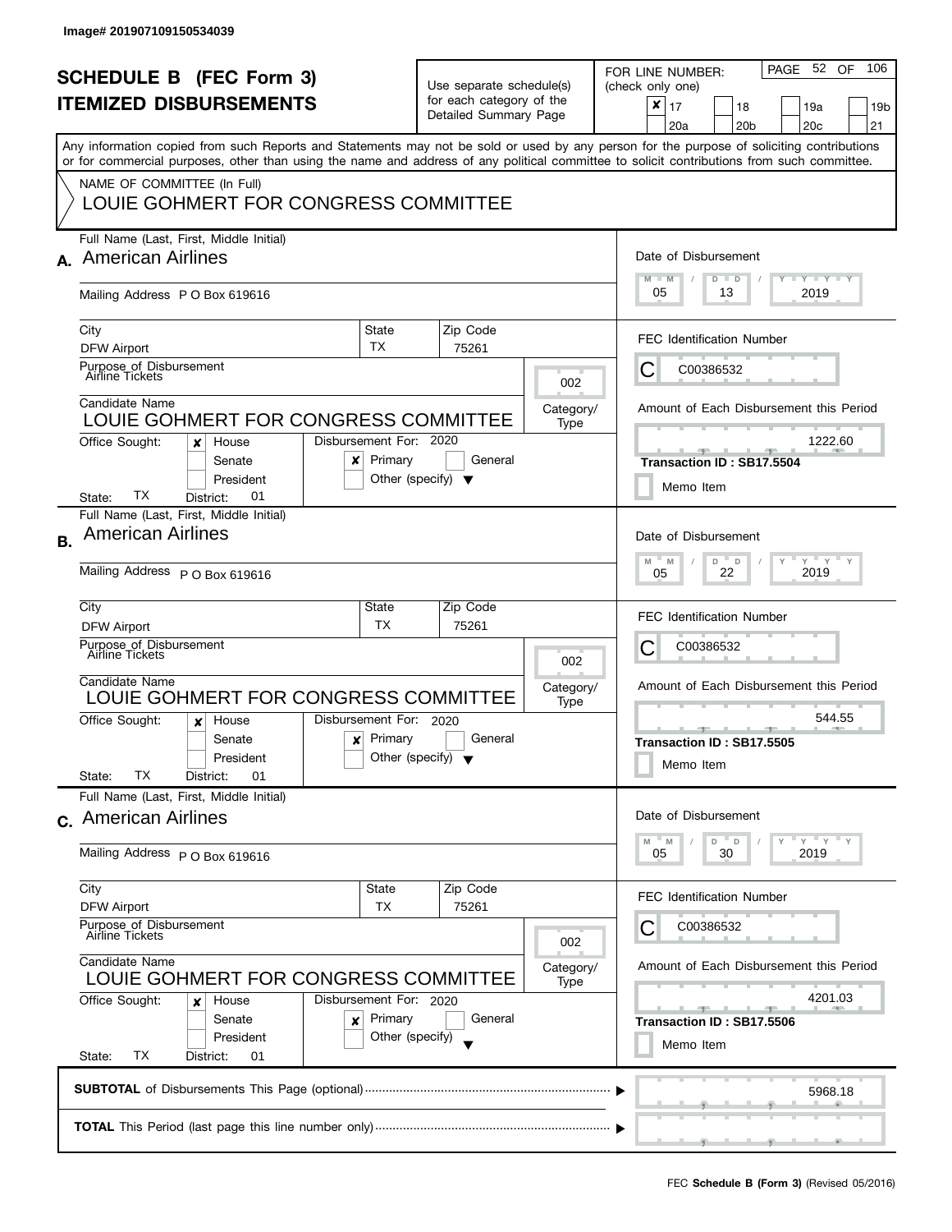Image# 201907109150534039

# SCHEDULE B (FEC Form 3)
# ITEMIZED DISBURSEMENTS

Use separate schedule(s) for each category of the Detailed Summary Page

FOR LINE NUMBER: (check only one)

- [x] 17
- [ ] 18
- [ ] 19a
- [ ] 19b
- [ ] 20a
- [ ] 20b
- [ ] 20c
- [ ] 21

Any information copied from such Reports and Statements may not be sold or used by any person for the purpose of soliciting contributions or for commercial purposes, other than using the name and address of any political committee to solicit contributions from such committee.

NAME OF COMMITTEE (In Full)
LOUIE GOHMERT FOR CONGRESS COMMITTEE

## A.

Full Name (Last, First, Middle Initial): American Airlines

Mailing Address: P O Box 619616

City: DFW Airport | State: TX | Zip Code: 75261

Purpose of Disbursement: Airline Tickets

Category/Type: 002

Candidate Name: LOUIE GOHMERT FOR CONGRESS COMMITTEE

Office Sought: [x] House [ ] Senate [ ] President

State: TX District: 01

Disbursement For: 2020 — [x] Primary [ ] General [ ] Other (specify)

Date of Disbursement: 05 / 13 / 2019

FEC Identification Number: C C00386532

Amount of Each Disbursement this Period: 1222.60

Transaction ID : SB17.5504

[ ] Memo Item

## B.

Full Name (Last, First, Middle Initial): American Airlines

Mailing Address: P O Box 619616

City: DFW Airport | State: TX | Zip Code: 75261

Purpose of Disbursement: Airline Tickets

Category/Type: 002

Candidate Name: LOUIE GOHMERT FOR CONGRESS COMMITTEE

Office Sought: [x] House [ ] Senate [ ] President

State: TX District: 01

Disbursement For: 2020 — [x] Primary [ ] General [ ] Other (specify)

Date of Disbursement: 05 / 22 / 2019

FEC Identification Number: C C00386532

Amount of Each Disbursement this Period: 544.55

Transaction ID : SB17.5505

[ ] Memo Item

## C.

Full Name (Last, First, Middle Initial): American Airlines

Mailing Address: P O Box 619616

City: DFW Airport | State: TX | Zip Code: 75261

Purpose of Disbursement: Airline Tickets

Category/Type: 002

Candidate Name: LOUIE GOHMERT FOR CONGRESS COMMITTEE

Office Sought: [x] House [ ] Senate [ ] President

State: TX District: 01

Disbursement For: 2020 — [x] Primary [ ] General [ ] Other (specify)

Date of Disbursement: 05 / 30 / 2019

FEC Identification Number: C C00386532

Amount of Each Disbursement this Period: 4201.03

Transaction ID : SB17.5506

[ ] Memo Item

**SUBTOTAL** of Disbursements This Page (optional): 5968.18

**TOTAL** This Period (last page this line number only):

FEC **Schedule B (Form 3)** (Revised 05/2016)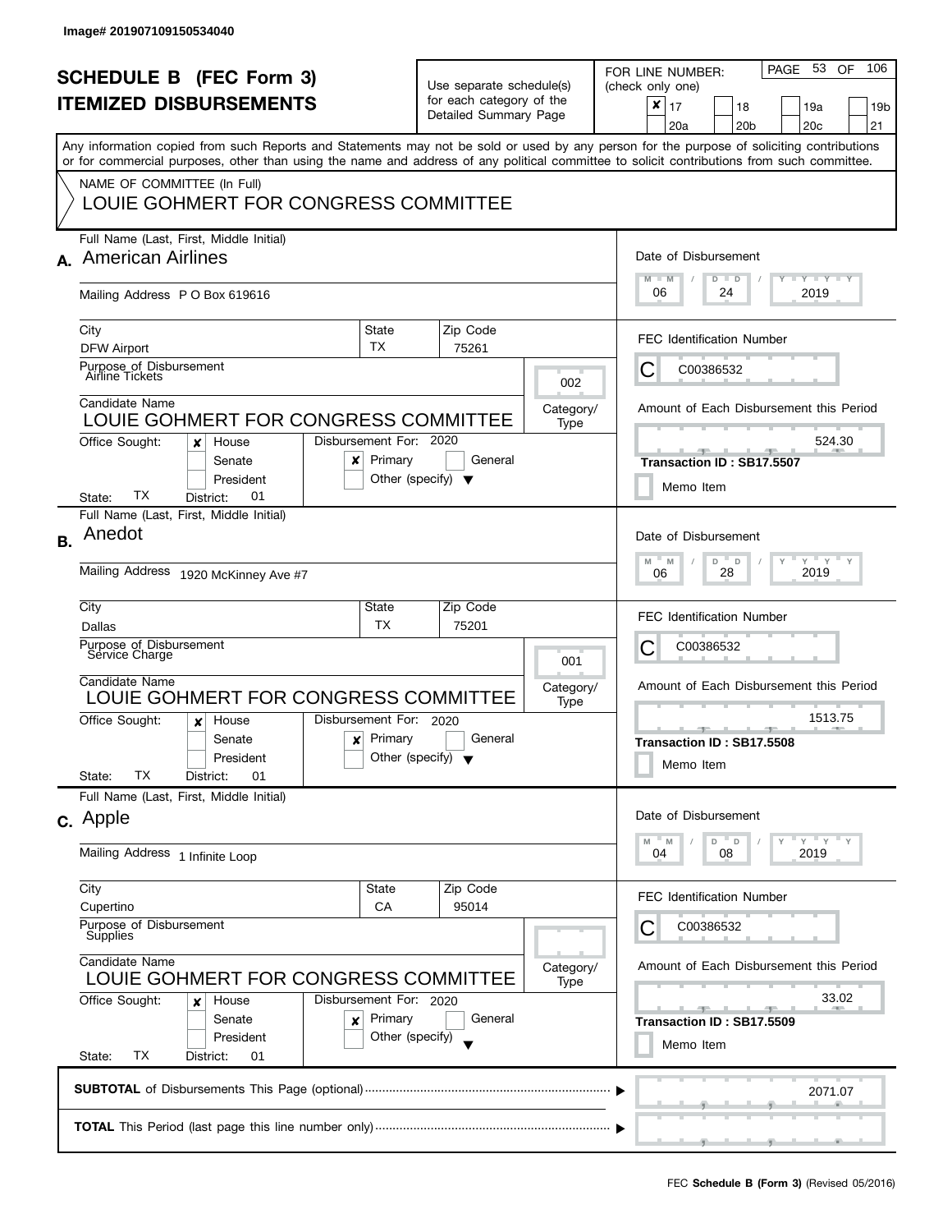Image# 201907109150534040

# SCHEDULE B (FEC Form 3)
# ITEMIZED DISBURSEMENTS

Use separate schedule(s) for each category of the Detailed Summary Page

FOR LINE NUMBER: (check only one)

- [x] 17
- [ ] 18
- [ ] 19a
- [ ] 19b
- [ ] 20a
- [ ] 20b
- [ ] 20c
- [ ] 21

Any information copied from such Reports and Statements may not be sold or used by any person for the purpose of soliciting contributions or for commercial purposes, other than using the name and address of any political committee to solicit contributions from such committee.

NAME OF COMMITTEE (In Full)

LOUIE GOHMERT FOR CONGRESS COMMITTEE

---

## A.

Full Name (Last, First, Middle Initial): American Airlines

Mailing Address: P O Box 619616

City: DFW Airport | State: TX | Zip Code: 75261

Purpose of Disbursement: Airline Tickets

Category/Type: 002

Candidate Name: LOUIE GOHMERT FOR CONGRESS COMMITTEE

Office Sought: [x] House [ ] Senate [ ] President

State: TX District: 01

Disbursement For: 2020 [x] Primary [ ] General [ ] Other (specify)

Date of Disbursement: 06/24/2019

FEC Identification Number: C C00386532

Amount of Each Disbursement this Period: 524.30

Transaction ID : SB17.5507

[ ] Memo Item

---

## B.

Full Name (Last, First, Middle Initial): Anedot

Mailing Address: 1920 McKinney Ave #7

City: Dallas | State: TX | Zip Code: 75201

Purpose of Disbursement: Service Charge

Category/Type: 001

Candidate Name: LOUIE GOHMERT FOR CONGRESS COMMITTEE

Office Sought: [x] House [ ] Senate [ ] President

State: TX District: 01

Disbursement For: 2020 [x] Primary [ ] General [ ] Other (specify)

Date of Disbursement: 06/28/2019

FEC Identification Number: C C00386532

Amount of Each Disbursement this Period: 1513.75

Transaction ID : SB17.5508

[ ] Memo Item

---

## C.

Full Name (Last, First, Middle Initial): Apple

Mailing Address: 1 Infinite Loop

City: Cupertino | State: CA | Zip Code: 95014

Purpose of Disbursement: Supplies

Category/Type:

Candidate Name: LOUIE GOHMERT FOR CONGRESS COMMITTEE

Office Sought: [x] House [ ] Senate [ ] President

State: TX District: 01

Disbursement For: 2020 [x] Primary [ ] General [ ] Other (specify)

Date of Disbursement: 04/08/2019

FEC Identification Number: C C00386532

Amount of Each Disbursement this Period: 33.02

Transaction ID : SB17.5509

[ ] Memo Item

---

**SUBTOTAL** of Disbursements This Page (optional): 2071.07

**TOTAL** This Period (last page this line number only):

FEC **Schedule B (Form 3)** (Revised 05/2016)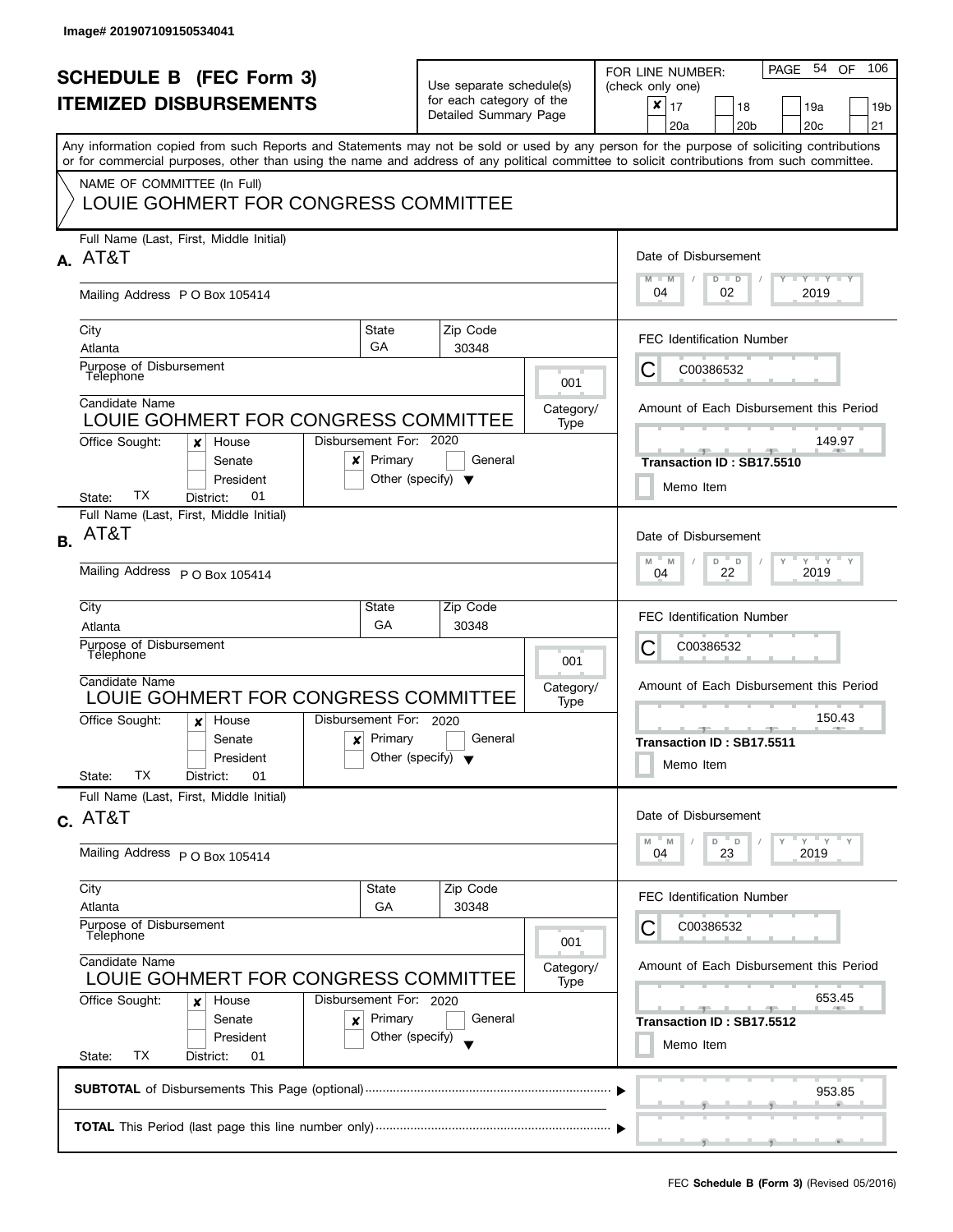Image# 201907109150534041

# SCHEDULE B (FEC Form 3)
# ITEMIZED DISBURSEMENTS

Use separate schedule(s) for each category of the Detailed Summary Page

FOR LINE NUMBER: (check only one)

- [x] 17
- [ ] 18
- [ ] 19a
- [ ] 19b
- [ ] 20a
- [ ] 20b
- [ ] 20c
- [ ] 21

PAGE 54 OF 106

Any information copied from such Reports and Statements may not be sold or used by any person for the purpose of soliciting contributions or for commercial purposes, other than using the name and address of any political committee to solicit contributions from such committee.

NAME OF COMMITTEE (In Full)
LOUIE GOHMERT FOR CONGRESS COMMITTEE

---

**A.** Full Name (Last, First, Middle Initial): AT&T

Mailing Address: P O Box 105414

City: Atlanta | State: GA | Zip Code: 30348

Purpose of Disbursement: Telephone

Category/Type: 001

Candidate Name: LOUIE GOHMERT FOR CONGRESS COMMITTEE

Office Sought: [x] House [ ] Senate [ ] President

State: TX District: 01

Disbursement For: 2020 [x] Primary [ ] General [ ] Other (specify)

Date of Disbursement: 04 / 02 / 2019

FEC Identification Number: C C00386532

Amount of Each Disbursement this Period: 149.97

Transaction ID : SB17.5510

[ ] Memo Item

---

**B.** Full Name (Last, First, Middle Initial): AT&T

Mailing Address: P O Box 105414

City: Atlanta | State: GA | Zip Code: 30348

Purpose of Disbursement: Telephone

Category/Type: 001

Candidate Name: LOUIE GOHMERT FOR CONGRESS COMMITTEE

Office Sought: [x] House [ ] Senate [ ] President

State: TX District: 01

Disbursement For: 2020 [x] Primary [ ] General [ ] Other (specify)

Date of Disbursement: 04 / 22 / 2019

FEC Identification Number: C C00386532

Amount of Each Disbursement this Period: 150.43

Transaction ID : SB17.5511

[ ] Memo Item

---

**C.** Full Name (Last, First, Middle Initial): AT&T

Mailing Address: P O Box 105414

City: Atlanta | State: GA | Zip Code: 30348

Purpose of Disbursement: Telephone

Category/Type: 001

Candidate Name: LOUIE GOHMERT FOR CONGRESS COMMITTEE

Office Sought: [x] House [ ] Senate [ ] President

State: TX District: 01

Disbursement For: 2020 [x] Primary [ ] General [ ] Other (specify)

Date of Disbursement: 04 / 23 / 2019

FEC Identification Number: C C00386532

Amount of Each Disbursement this Period: 653.45

Transaction ID : SB17.5512

[ ] Memo Item

---

**SUBTOTAL** of Disbursements This Page (optional): 953.85

**TOTAL** This Period (last page this line number only):

FEC **Schedule B (Form 3)** (Revised 05/2016)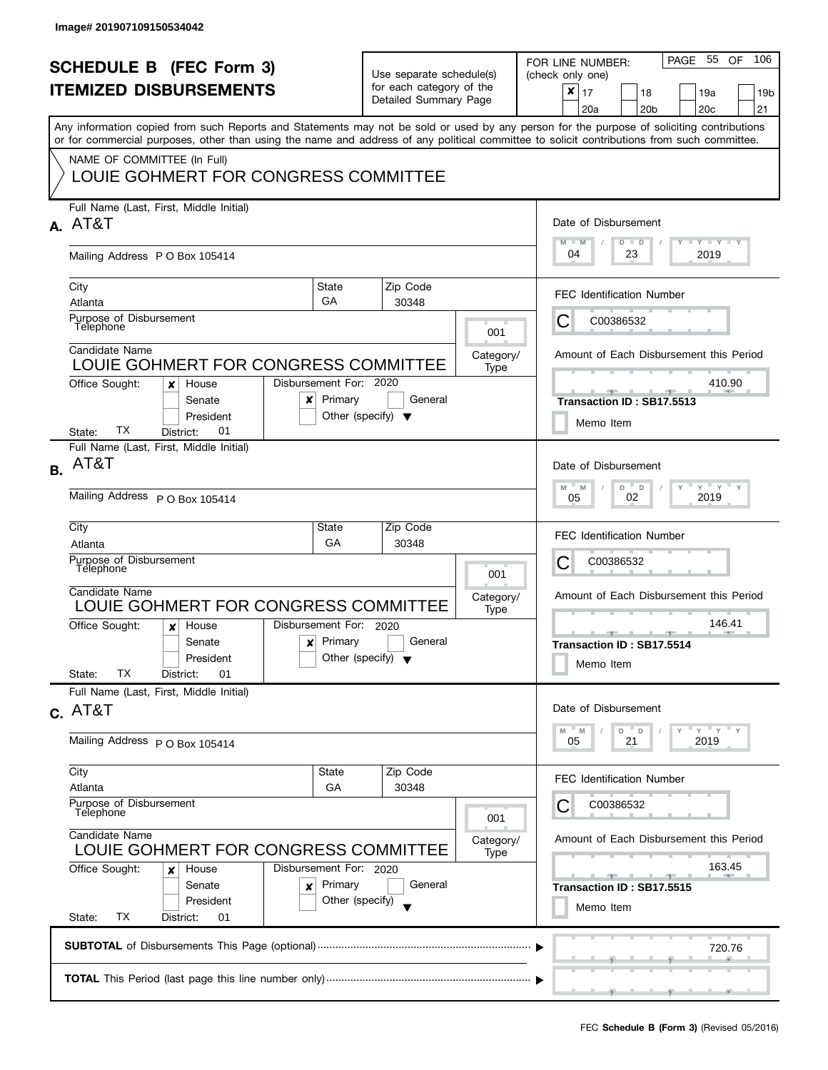Image# 201907109150534042

# SCHEDULE B (FEC Form 3)
## ITEMIZED DISBURSEMENTS

Use separate schedule(s) for each category of the Detailed Summary Page

FOR LINE NUMBER: (check only one)

- [x] 17
- [ ] 18
- [ ] 19a
- [ ] 19b
- [ ] 20a
- [ ] 20b
- [ ] 20c
- [ ] 21

Any information copied from such Reports and Statements may not be sold or used by any person for the purpose of soliciting contributions or for commercial purposes, other than using the name and address of any political committee to solicit contributions from such committee.

NAME OF COMMITTEE (In Full)
LOUIE GOHMERT FOR CONGRESS COMMITTEE

---

**A.** Full Name (Last, First, Middle Initial): AT&T

Mailing Address: P O Box 105414
City: Atlanta | State: GA | Zip Code: 30348

Purpose of Disbursement: Telephone
Category/Type: 001

Candidate Name: LOUIE GOHMERT FOR CONGRESS COMMITTEE
Office Sought: [x] House [ ] Senate [ ] President
State: TX District: 01
Disbursement For: 2020 [x] Primary [ ] General [ ] Other (specify)

Date of Disbursement: 04 / 23 / 2019
FEC Identification Number: C00386532
Amount of Each Disbursement this Period: 410.90
Transaction ID : SB17.5513
[ ] Memo Item

---

**B.** Full Name (Last, First, Middle Initial): AT&T

Mailing Address: P O Box 105414
City: Atlanta | State: GA | Zip Code: 30348

Purpose of Disbursement: Telephone
Category/Type: 001

Candidate Name: LOUIE GOHMERT FOR CONGRESS COMMITTEE
Office Sought: [x] House [ ] Senate [ ] President
State: TX District: 01
Disbursement For: 2020 [x] Primary [ ] General [ ] Other (specify)

Date of Disbursement: 05 / 02 / 2019
FEC Identification Number: C00386532
Amount of Each Disbursement this Period: 146.41
Transaction ID : SB17.5514
[ ] Memo Item

---

**C.** Full Name (Last, First, Middle Initial): AT&T

Mailing Address: P O Box 105414
City: Atlanta | State: GA | Zip Code: 30348

Purpose of Disbursement: Telephone
Category/Type: 001

Candidate Name: LOUIE GOHMERT FOR CONGRESS COMMITTEE
Office Sought: [x] House [ ] Senate [ ] President
State: TX District: 01
Disbursement For: 2020 [x] Primary [ ] General [ ] Other (specify)

Date of Disbursement: 05 / 21 / 2019
FEC Identification Number: C00386532
Amount of Each Disbursement this Period: 163.45
Transaction ID : SB17.5515
[ ] Memo Item

---

**SUBTOTAL** of Disbursements This Page (optional): 720.76

**TOTAL** This Period (last page this line number only):

FEC **Schedule B (Form 3)** (Revised 05/2016)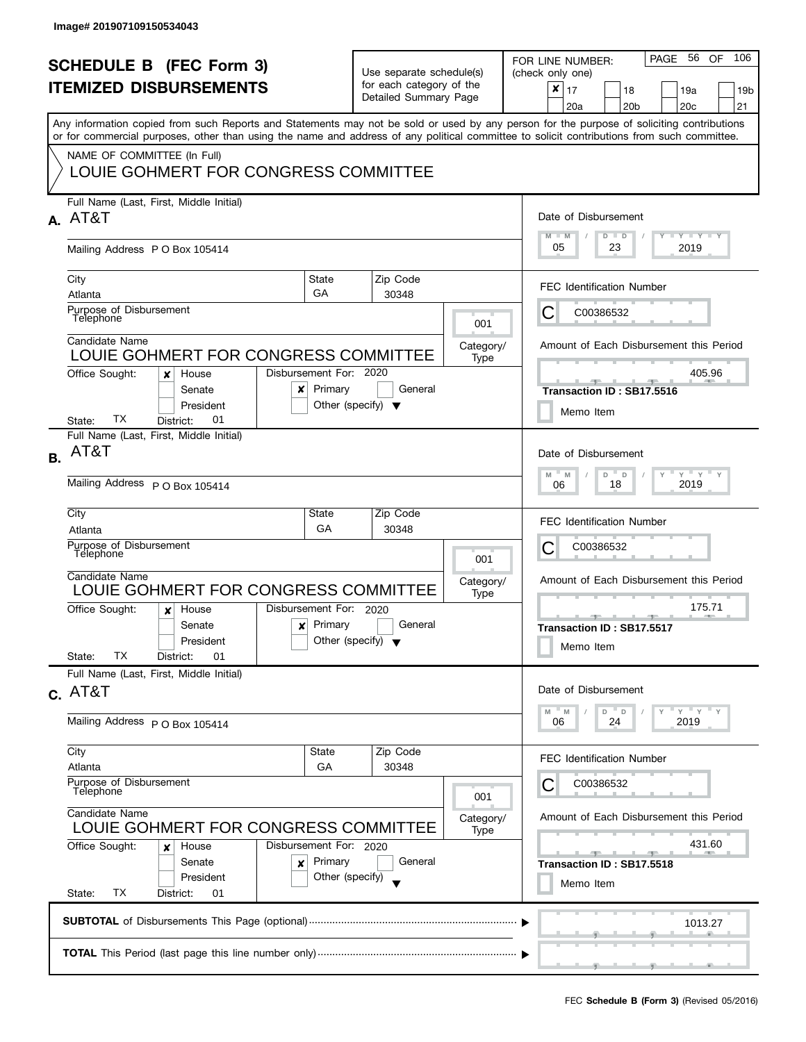Image# 201907109150534043

# SCHEDULE B (FEC Form 3)
## ITEMIZED DISBURSEMENTS

Use separate schedule(s) for each category of the Detailed Summary Page

FOR LINE NUMBER: (check only one)

- [x] 17
- [ ] 18
- [ ] 19a
- [ ] 19b
- [ ] 20a
- [ ] 20b
- [ ] 20c
- [ ] 21

Any information copied from such Reports and Statements may not be sold or used by any person for the purpose of soliciting contributions or for commercial purposes, other than using the name and address of any political committee to solicit contributions from such committee.

NAME OF COMMITTEE (In Full)

LOUIE GOHMERT FOR CONGRESS COMMITTEE

---

**A.** Full Name (Last, First, Middle Initial): AT&T

Mailing Address: P O Box 105414

City: Atlanta | State: GA | Zip Code: 30348

Purpose of Disbursement: Telephone

Category/Type: 001

Candidate Name: LOUIE GOHMERT FOR CONGRESS COMMITTEE

Office Sought: [x] House [ ] Senate [ ] President

State: TX District: 01

Disbursement For: 2020 [x] Primary [ ] General [ ] Other (specify)

Date of Disbursement: 05 / 23 / 2019

FEC Identification Number: C00386532

Amount of Each Disbursement this Period: 405.96

Transaction ID : SB17.5516

[ ] Memo Item

---

**B.** Full Name (Last, First, Middle Initial): AT&T

Mailing Address: P O Box 105414

City: Atlanta | State: GA | Zip Code: 30348

Purpose of Disbursement: Telephone

Category/Type: 001

Candidate Name: LOUIE GOHMERT FOR CONGRESS COMMITTEE

Office Sought: [x] House [ ] Senate [ ] President

State: TX District: 01

Disbursement For: 2020 [x] Primary [ ] General [ ] Other (specify)

Date of Disbursement: 06 / 18 / 2019

FEC Identification Number: C00386532

Amount of Each Disbursement this Period: 175.71

Transaction ID : SB17.5517

[ ] Memo Item

---

**C.** Full Name (Last, First, Middle Initial): AT&T

Mailing Address: P O Box 105414

City: Atlanta | State: GA | Zip Code: 30348

Purpose of Disbursement: Telephone

Category/Type: 001

Candidate Name: LOUIE GOHMERT FOR CONGRESS COMMITTEE

Office Sought: [x] House [ ] Senate [ ] President

State: TX District: 01

Disbursement For: 2020 [x] Primary [ ] General [ ] Other (specify)

Date of Disbursement: 06 / 24 / 2019

FEC Identification Number: C00386532

Amount of Each Disbursement this Period: 431.60

Transaction ID : SB17.5518

[ ] Memo Item

---

**SUBTOTAL** of Disbursements This Page (optional): 1013.27

**TOTAL** This Period (last page this line number only):

FEC **Schedule B (Form 3)** (Revised 05/2016)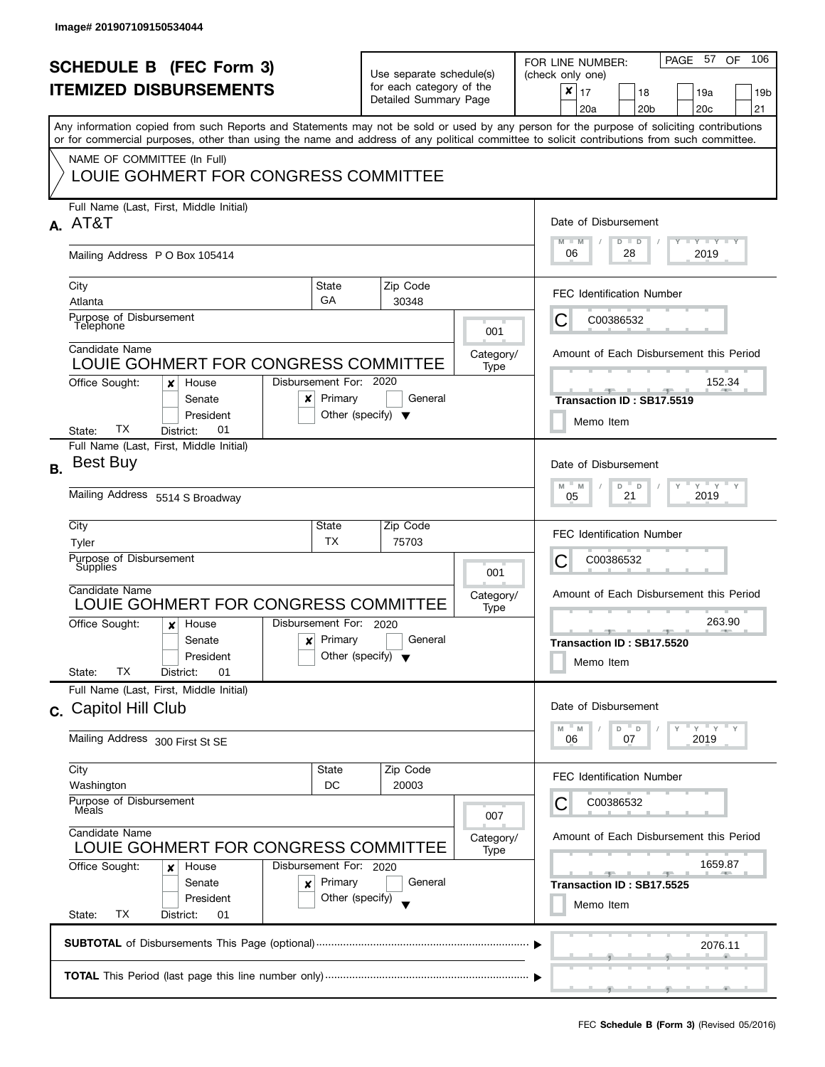Image# 201907109150534044

# SCHEDULE B (FEC Form 3)
# ITEMIZED DISBURSEMENTS

Use separate schedule(s) for each category of the Detailed Summary Page

FOR LINE NUMBER: (check only one)

- [x] 17
- [ ] 18
- [ ] 19a
- [ ] 19b
- [ ] 20a
- [ ] 20b
- [ ] 20c
- [ ] 21

PAGE 57 OF 106

Any information copied from such Reports and Statements may not be sold or used by any person for the purpose of soliciting contributions or for commercial purposes, other than using the name and address of any political committee to solicit contributions from such committee.

NAME OF COMMITTEE (In Full)

LOUIE GOHMERT FOR CONGRESS COMMITTEE

---

**A.** Full Name (Last, First, Middle Initial): AT&T

Mailing Address: P O Box 105414

City: Atlanta | State: GA | Zip Code: 30348

Purpose of Disbursement: Telephone

Category/Type: 001

Candidate Name: LOUIE GOHMERT FOR CONGRESS COMMITTEE

Office Sought: [x] House [ ] Senate [ ] President

State: TX District: 01

Disbursement For: 2020 [x] Primary [ ] General [ ] Other (specify)

Date of Disbursement: 06 / 28 / 2019

FEC Identification Number: C C00386532

Amount of Each Disbursement this Period: 152.34

Transaction ID : SB17.5519

[ ] Memo Item

---

**B.** Full Name (Last, First, Middle Initial): Best Buy

Mailing Address: 5514 S Broadway

City: Tyler | State: TX | Zip Code: 75703

Purpose of Disbursement: Supplies

Category/Type: 001

Candidate Name: LOUIE GOHMERT FOR CONGRESS COMMITTEE

Office Sought: [x] House [ ] Senate [ ] President

State: TX District: 01

Disbursement For: 2020 [x] Primary [ ] General [ ] Other (specify)

Date of Disbursement: 05 / 21 / 2019

FEC Identification Number: C C00386532

Amount of Each Disbursement this Period: 263.90

Transaction ID : SB17.5520

[ ] Memo Item

---

**C.** Full Name (Last, First, Middle Initial): Capitol Hill Club

Mailing Address: 300 First St SE

City: Washington | State: DC | Zip Code: 20003

Purpose of Disbursement: Meals

Category/Type: 007

Candidate Name: LOUIE GOHMERT FOR CONGRESS COMMITTEE

Office Sought: [x] House [ ] Senate [ ] President

State: TX District: 01

Disbursement For: 2020 [x] Primary [ ] General [ ] Other (specify)

Date of Disbursement: 06 / 07 / 2019

FEC Identification Number: C C00386532

Amount of Each Disbursement this Period: 1659.87

Transaction ID : SB17.5525

[ ] Memo Item

---

**SUBTOTAL** of Disbursements This Page (optional): 2076.11

**TOTAL** This Period (last page this line number only):

FEC **Schedule B (Form 3)** (Revised 05/2016)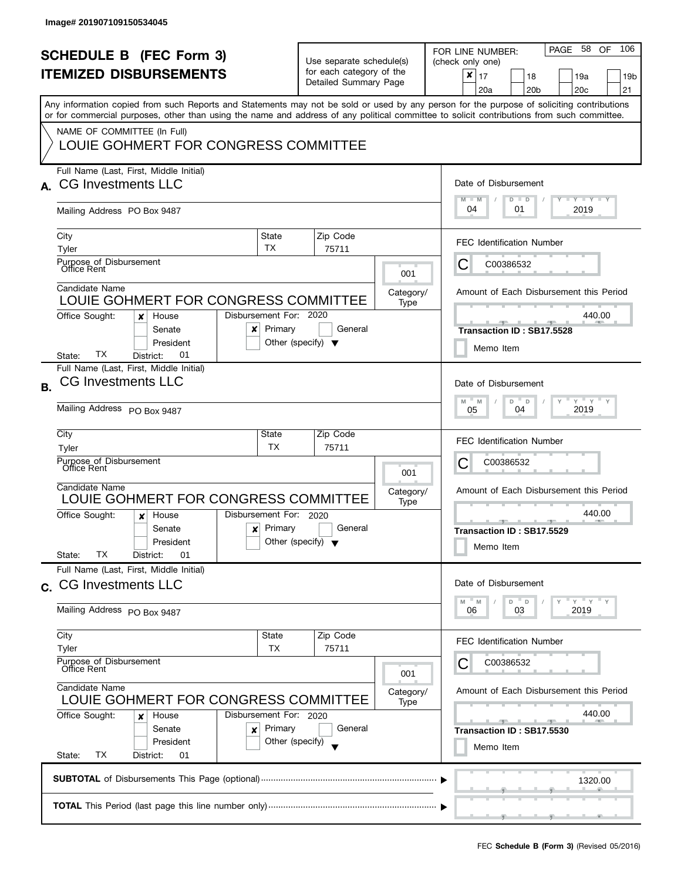Image# 201907109150534045

# SCHEDULE B (FEC Form 3)
# ITEMIZED DISBURSEMENTS

Use separate schedule(s) for each category of the Detailed Summary Page

FOR LINE NUMBER: (check only one)

- [x] 17
- [ ] 18
- [ ] 19a
- [ ] 19b
- [ ] 20a
- [ ] 20b
- [ ] 20c
- [ ] 21

PAGE 58 OF 106

Any information copied from such Reports and Statements may not be sold or used by any person for the purpose of soliciting contributions or for commercial purposes, other than using the name and address of any political committee to solicit contributions from such committee.

NAME OF COMMITTEE (In Full)
LOUIE GOHMERT FOR CONGRESS COMMITTEE

---

**A.** Full Name (Last, First, Middle Initial): CG Investments LLC

Mailing Address: PO Box 9487

City: Tyler | State: TX | Zip Code: 75711

Purpose of Disbursement: Office Rent

Category/Type: 001

Candidate Name: LOUIE GOHMERT FOR CONGRESS COMMITTEE

Office Sought: [x] House [ ] Senate [ ] President

State: TX District: 01

Disbursement For: 2020 [x] Primary [ ] General [ ] Other (specify)

Date of Disbursement: 04 / 01 / 2019

FEC Identification Number: C C00386532

Amount of Each Disbursement this Period: 440.00

Transaction ID : SB17.5528

[ ] Memo Item

---

**B.** Full Name (Last, First, Middle Initial): CG Investments LLC

Mailing Address: PO Box 9487

City: Tyler | State: TX | Zip Code: 75711

Purpose of Disbursement: Office Rent

Category/Type: 001

Candidate Name: LOUIE GOHMERT FOR CONGRESS COMMITTEE

Office Sought: [x] House [ ] Senate [ ] President

State: TX District: 01

Disbursement For: 2020 [x] Primary [ ] General [ ] Other (specify)

Date of Disbursement: 05 / 04 / 2019

FEC Identification Number: C C00386532

Amount of Each Disbursement this Period: 440.00

Transaction ID : SB17.5529

[ ] Memo Item

---

**C.** Full Name (Last, First, Middle Initial): CG Investments LLC

Mailing Address: PO Box 9487

City: Tyler | State: TX | Zip Code: 75711

Purpose of Disbursement: Office Rent

Category/Type: 001

Candidate Name: LOUIE GOHMERT FOR CONGRESS COMMITTEE

Office Sought: [x] House [ ] Senate [ ] President

State: TX District: 01

Disbursement For: 2020 [x] Primary [ ] General [ ] Other (specify)

Date of Disbursement: 06 / 03 / 2019

FEC Identification Number: C C00386532

Amount of Each Disbursement this Period: 440.00

Transaction ID : SB17.5530

[ ] Memo Item

---

**SUBTOTAL** of Disbursements This Page (optional): 1320.00

**TOTAL** This Period (last page this line number only):

FEC **Schedule B (Form 3)** (Revised 05/2016)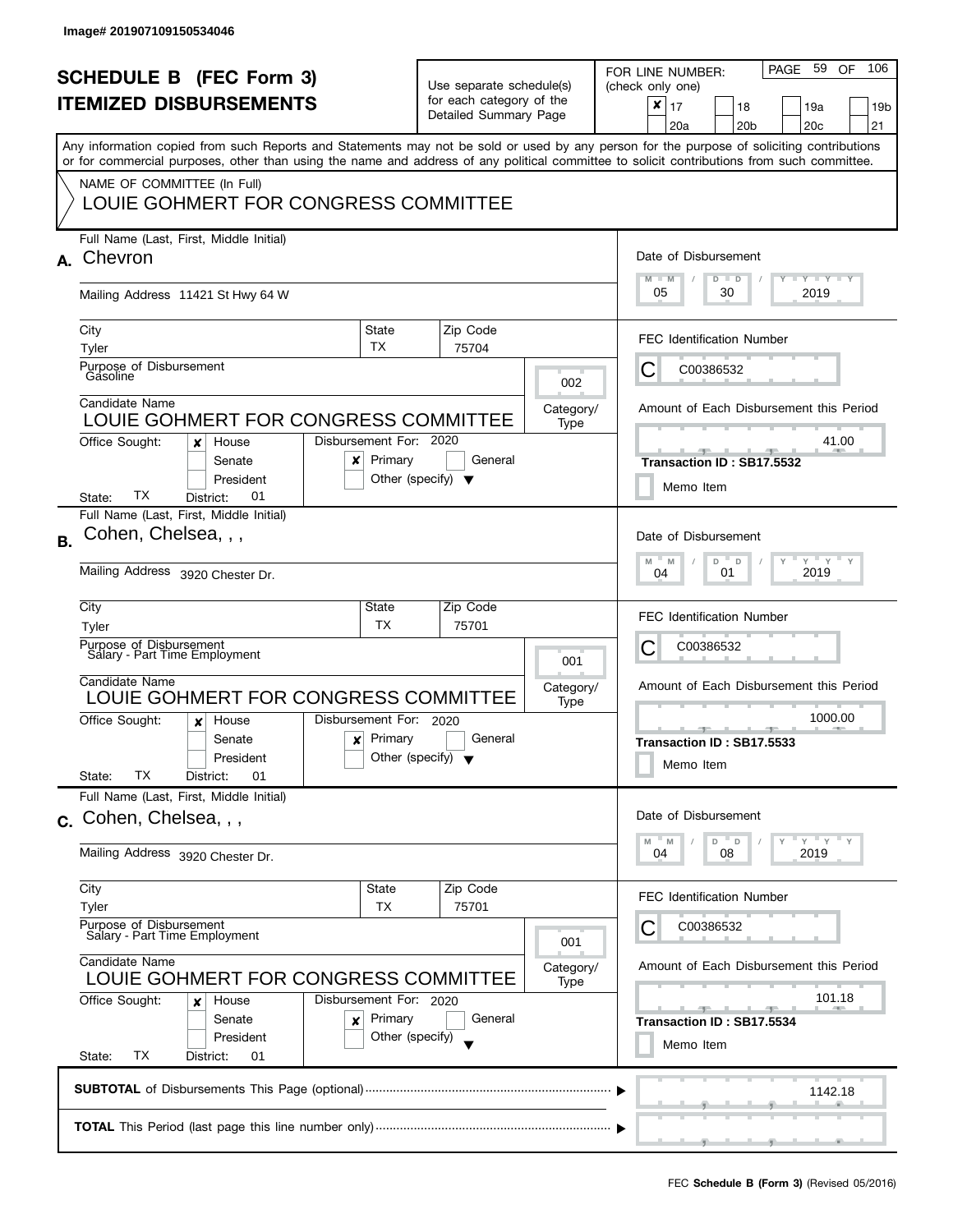Image# 201907109150534046

# SCHEDULE B (FEC Form 3)
## ITEMIZED DISBURSEMENTS

Use separate schedule(s) for each category of the Detailed Summary Page

FOR LINE NUMBER: (check only one)
- [x] 17
- [ ] 18
- [ ] 19a
- [ ] 19b
- [ ] 20a
- [ ] 20b
- [ ] 20c
- [ ] 21

Any information copied from such Reports and Statements may not be sold or used by any person for the purpose of soliciting contributions or for commercial purposes, other than using the name and address of any political committee to solicit contributions from such committee.

NAME OF COMMITTEE (In Full)
LOUIE GOHMERT FOR CONGRESS COMMITTEE

---

**A.** Full Name (Last, First, Middle Initial): Chevron

Mailing Address: 11421 St Hwy 64 W

City: Tyler | State: TX | Zip Code: 75704

Purpose of Disbursement: Gasoline

Category/Type: 002

Candidate Name: LOUIE GOHMERT FOR CONGRESS COMMITTEE

Office Sought: [x] House [ ] Senate [ ] President

State: TX District: 01

Disbursement For: 2020 [x] Primary [ ] General [ ] Other (specify)

Date of Disbursement: 05 / 30 / 2019

FEC Identification Number: C C00386532

Amount of Each Disbursement this Period: 41.00

Transaction ID : SB17.5532

[ ] Memo Item

---

**B.** Full Name (Last, First, Middle Initial): Cohen, Chelsea, , ,

Mailing Address: 3920 Chester Dr.

City: Tyler | State: TX | Zip Code: 75701

Purpose of Disbursement: Salary - Part Time Employment

Category/Type: 001

Candidate Name: LOUIE GOHMERT FOR CONGRESS COMMITTEE

Office Sought: [x] House [ ] Senate [ ] President

State: TX District: 01

Disbursement For: 2020 [x] Primary [ ] General [ ] Other (specify)

Date of Disbursement: 04 / 01 / 2019

FEC Identification Number: C C00386532

Amount of Each Disbursement this Period: 1000.00

Transaction ID : SB17.5533

[ ] Memo Item

---

**C.** Full Name (Last, First, Middle Initial): Cohen, Chelsea, , ,

Mailing Address: 3920 Chester Dr.

City: Tyler | State: TX | Zip Code: 75701

Purpose of Disbursement: Salary - Part Time Employment

Category/Type: 001

Candidate Name: LOUIE GOHMERT FOR CONGRESS COMMITTEE

Office Sought: [x] House [ ] Senate [ ] President

State: TX District: 01

Disbursement For: 2020 [x] Primary [ ] General [ ] Other (specify)

Date of Disbursement: 04 / 08 / 2019

FEC Identification Number: C C00386532

Amount of Each Disbursement this Period: 101.18

Transaction ID : SB17.5534

[ ] Memo Item

---

**SUBTOTAL** of Disbursements This Page (optional): 1142.18

**TOTAL** This Period (last page this line number only):

FEC **Schedule B (Form 3)** (Revised 05/2016)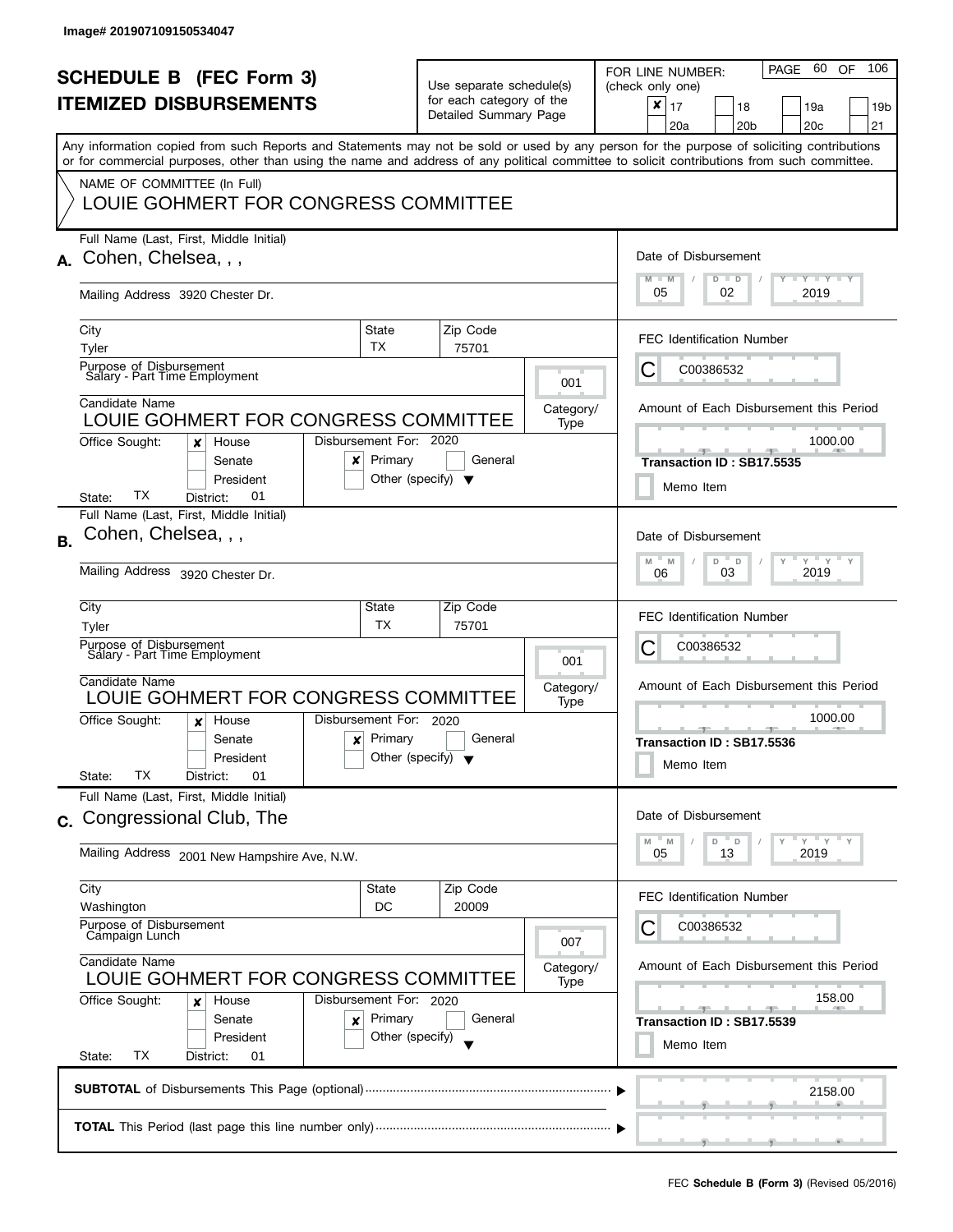Image# 201907109150534047

# SCHEDULE B (FEC Form 3)
## ITEMIZED DISBURSEMENTS

Use separate schedule(s) for each category of the Detailed Summary Page

FOR LINE NUMBER: (check only one)

- [x] 17
- [ ] 18
- [ ] 19a
- [ ] 19b
- [ ] 20a
- [ ] 20b
- [ ] 20c
- [ ] 21

PAGE 60 OF 106

Any information copied from such Reports and Statements may not be sold or used by any person for the purpose of soliciting contributions or for commercial purposes, other than using the name and address of any political committee to solicit contributions from such committee.

NAME OF COMMITTEE (In Full)
LOUIE GOHMERT FOR CONGRESS COMMITTEE

---

**A.** Full Name (Last, First, Middle Initial): Cohen, Chelsea, , ,

Mailing Address: 3920 Chester Dr.

City: Tyler | State: TX | Zip Code: 75701

Purpose of Disbursement: Salary - Part Time Employment

Category/Type: 001

Candidate Name: LOUIE GOHMERT FOR CONGRESS COMMITTEE

Office Sought: [x] House [ ] Senate [ ] President

State: TX District: 01

Disbursement For: 2020 [x] Primary [ ] General [ ] Other (specify)

Date of Disbursement: 05 / 02 / 2019

FEC Identification Number: C00386532

Amount of Each Disbursement this Period: 1000.00

Transaction ID : SB17.5535

[ ] Memo Item

---

**B.** Full Name (Last, First, Middle Initial): Cohen, Chelsea, , ,

Mailing Address: 3920 Chester Dr.

City: Tyler | State: TX | Zip Code: 75701

Purpose of Disbursement: Salary - Part Time Employment

Category/Type: 001

Candidate Name: LOUIE GOHMERT FOR CONGRESS COMMITTEE

Office Sought: [x] House [ ] Senate [ ] President

State: TX District: 01

Disbursement For: 2020 [x] Primary [ ] General [ ] Other (specify)

Date of Disbursement: 06 / 03 / 2019

FEC Identification Number: C00386532

Amount of Each Disbursement this Period: 1000.00

Transaction ID : SB17.5536

[ ] Memo Item

---

**C.** Full Name (Last, First, Middle Initial): Congressional Club, The

Mailing Address: 2001 New Hampshire Ave, N.W.

City: Washington | State: DC | Zip Code: 20009

Purpose of Disbursement: Campaign Lunch

Category/Type: 007

Candidate Name: LOUIE GOHMERT FOR CONGRESS COMMITTEE

Office Sought: [x] House [ ] Senate [ ] President

State: TX District: 01

Disbursement For: 2020 [x] Primary [ ] General [ ] Other (specify)

Date of Disbursement: 05 / 13 / 2019

FEC Identification Number: C00386532

Amount of Each Disbursement this Period: 158.00

Transaction ID : SB17.5539

[ ] Memo Item

---

**SUBTOTAL** of Disbursements This Page (optional): 2158.00

**TOTAL** This Period (last page this line number only):

FEC **Schedule B (Form 3)** (Revised 05/2016)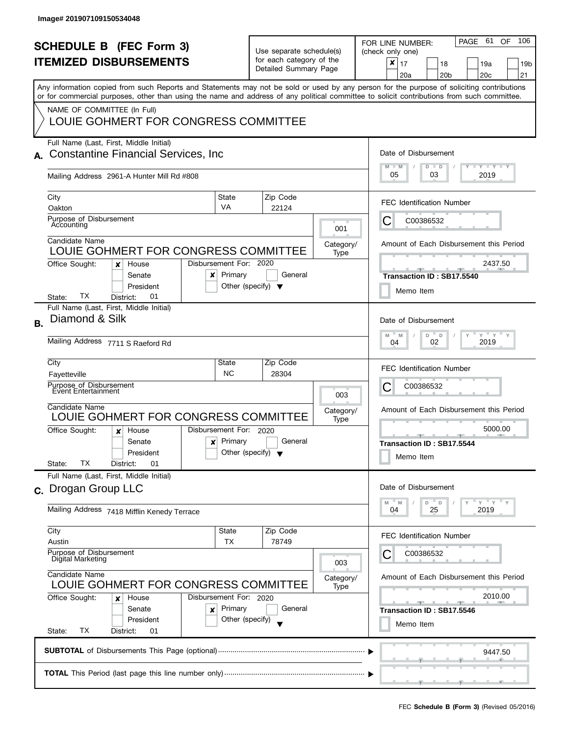Image# 201907109150534048

# SCHEDULE B (FEC Form 3)
## ITEMIZED DISBURSEMENTS

Use separate schedule(s) for each category of the Detailed Summary Page

FOR LINE NUMBER: (check only one)

- [x] 17
- [ ] 18
- [ ] 19a
- [ ] 19b
- [ ] 20a
- [ ] 20b
- [ ] 20c
- [ ] 21

PAGE 61 OF 106

Any information copied from such Reports and Statements may not be sold or used by any person for the purpose of soliciting contributions or for commercial purposes, other than using the name and address of any political committee to solicit contributions from such committee.

NAME OF COMMITTEE (In Full)

LOUIE GOHMERT FOR CONGRESS COMMITTEE

---

**A.** Full Name (Last, First, Middle Initial): **Constantine Financial Services, Inc**

Mailing Address: 2961-A Hunter Mill Rd #808

City: Oakton | State: VA | Zip Code: 22124

Purpose of Disbursement: Accounting

Category/Type: 001

Candidate Name: LOUIE GOHMERT FOR CONGRESS COMMITTEE

Office Sought: [x] House [ ] Senate [ ] President

State: TX District: 01

Disbursement For: 2020 [x] Primary [ ] General [ ] Other (specify)

Date of Disbursement: 05 / 03 / 2019

FEC Identification Number: C00386532

Amount of Each Disbursement this Period: 2437.50

Transaction ID : SB17.5540

[ ] Memo Item

---

**B.** Full Name (Last, First, Middle Initial): **Diamond & Silk**

Mailing Address: 7711 S Raeford Rd

City: Fayetteville | State: NC | Zip Code: 28304

Purpose of Disbursement: Event Entertainment

Category/Type: 003

Candidate Name: LOUIE GOHMERT FOR CONGRESS COMMITTEE

Office Sought: [x] House [ ] Senate [ ] President

State: TX District: 01

Disbursement For: 2020 [x] Primary [ ] General [ ] Other (specify)

Date of Disbursement: 04 / 02 / 2019

FEC Identification Number: C00386532

Amount of Each Disbursement this Period: 5000.00

Transaction ID : SB17.5544

[ ] Memo Item

---

**C.** Full Name (Last, First, Middle Initial): **Drogan Group LLC**

Mailing Address: 7418 Mifflin Kenedy Terrace

City: Austin | State: TX | Zip Code: 78749

Purpose of Disbursement: Digital Marketing

Category/Type: 003

Candidate Name: LOUIE GOHMERT FOR CONGRESS COMMITTEE

Office Sought: [x] House [ ] Senate [ ] President

State: TX District: 01

Disbursement For: 2020 [x] Primary [ ] General [ ] Other (specify)

Date of Disbursement: 04 / 25 / 2019

FEC Identification Number: C00386532

Amount of Each Disbursement this Period: 2010.00

Transaction ID : SB17.5546

[ ] Memo Item

---

**SUBTOTAL** of Disbursements This Page (optional): 9447.50

**TOTAL** This Period (last page this line number only):

FEC **Schedule B (Form 3)** (Revised 05/2016)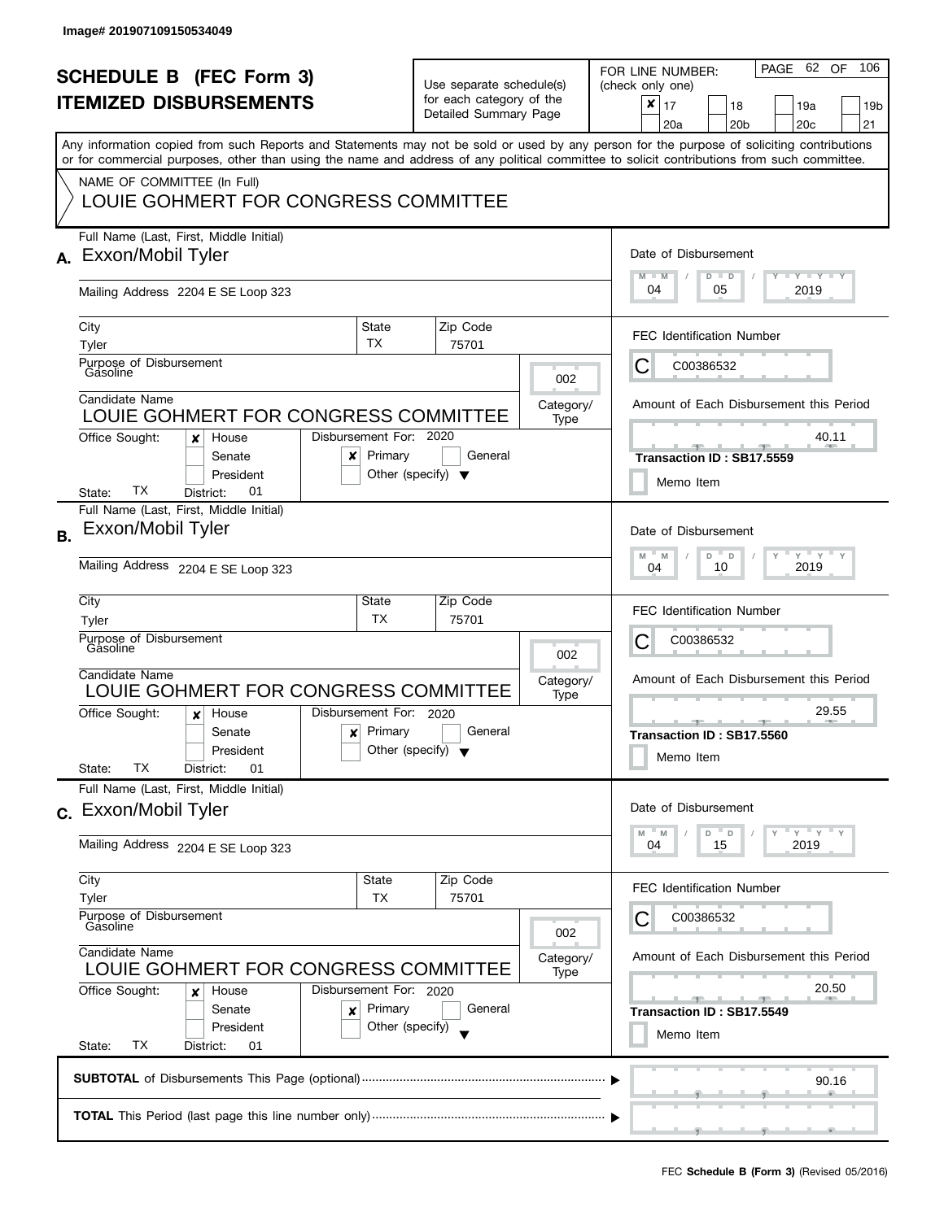Image# 201907109150534049

# SCHEDULE B (FEC Form 3)
## ITEMIZED DISBURSEMENTS

Use separate schedule(s) for each category of the Detailed Summary Page

FOR LINE NUMBER: (check only one)

- [x] 17
- [ ] 18
- [ ] 19a
- [ ] 19b
- [ ] 20a
- [ ] 20b
- [ ] 20c
- [ ] 21

Any information copied from such Reports and Statements may not be sold or used by any person for the purpose of soliciting contributions or for commercial purposes, other than using the name and address of any political committee to solicit contributions from such committee.

NAME OF COMMITTEE (In Full)
LOUIE GOHMERT FOR CONGRESS COMMITTEE

**A.**
Full Name (Last, First, Middle Initial): Exxon/Mobil Tyler
Mailing Address: 2204 E SE Loop 323
City: Tyler | State: TX | Zip Code: 75701
Purpose of Disbursement: Gasoline
Category/Type: 002
Candidate Name: LOUIE GOHMERT FOR CONGRESS COMMITTEE
Office Sought: [x] House [ ] Senate [ ] President
State: TX District: 01
Disbursement For: 2020 [x] Primary [ ] General [ ] Other (specify)
Date of Disbursement: 04/05/2019
FEC Identification Number: C00386532
Amount of Each Disbursement this Period: 40.11
Transaction ID : SB17.5559
[ ] Memo Item

**B.**
Full Name (Last, First, Middle Initial): Exxon/Mobil Tyler
Mailing Address: 2204 E SE Loop 323
City: Tyler | State: TX | Zip Code: 75701
Purpose of Disbursement: Gasoline
Category/Type: 002
Candidate Name: LOUIE GOHMERT FOR CONGRESS COMMITTEE
Office Sought: [x] House [ ] Senate [ ] President
State: TX District: 01
Disbursement For: 2020 [x] Primary [ ] General [ ] Other (specify)
Date of Disbursement: 04/10/2019
FEC Identification Number: C00386532
Amount of Each Disbursement this Period: 29.55
Transaction ID : SB17.5560
[ ] Memo Item

**C.**
Full Name (Last, First, Middle Initial): Exxon/Mobil Tyler
Mailing Address: 2204 E SE Loop 323
City: Tyler | State: TX | Zip Code: 75701
Purpose of Disbursement: Gasoline
Category/Type: 002
Candidate Name: LOUIE GOHMERT FOR CONGRESS COMMITTEE
Office Sought: [x] House [ ] Senate [ ] President
State: TX District: 01
Disbursement For: 2020 [x] Primary [ ] General [ ] Other (specify)
Date of Disbursement: 04/15/2019
FEC Identification Number: C00386532
Amount of Each Disbursement this Period: 20.50
Transaction ID : SB17.5549
[ ] Memo Item

**SUBTOTAL** of Disbursements This Page (optional): 90.16

**TOTAL** This Period (last page this line number only):

FEC **Schedule B (Form 3)** (Revised 05/2016)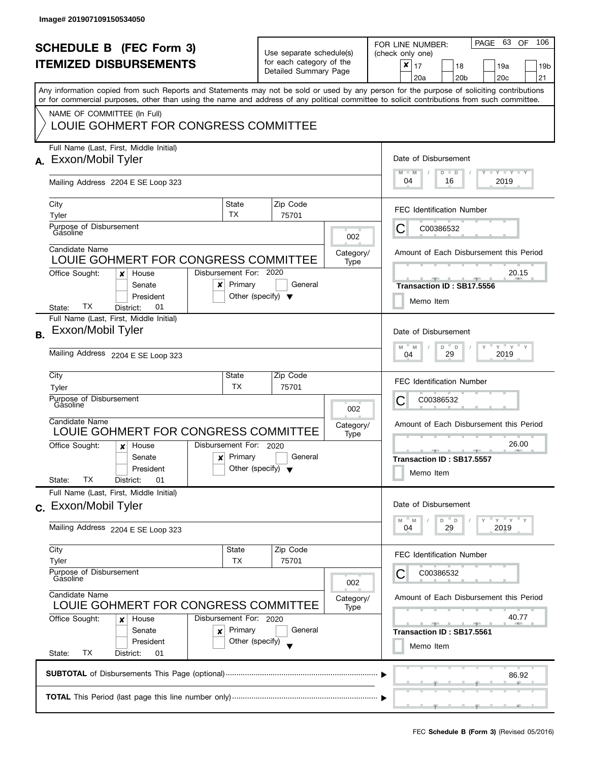Image# 201907109150534050

# SCHEDULE B (FEC Form 3)
## ITEMIZED DISBURSEMENTS

Use separate schedule(s) for each category of the Detailed Summary Page

FOR LINE NUMBER: (check only one)

- [x] 17
- [ ] 18
- [ ] 19a
- [ ] 19b
- [ ] 20a
- [ ] 20b
- [ ] 20c
- [ ] 21

Any information copied from such Reports and Statements may not be sold or used by any person for the purpose of soliciting contributions or for commercial purposes, other than using the name and address of any political committee to solicit contributions from such committee.

NAME OF COMMITTEE (In Full)

LOUIE GOHMERT FOR CONGRESS COMMITTEE

---

**A.** Full Name (Last, First, Middle Initial): Exxon/Mobil Tyler

Mailing Address: 2204 E SE Loop 323

City: Tyler | State: TX | Zip Code: 75701

Purpose of Disbursement: Gasoline

Category/Type: 002

Candidate Name: LOUIE GOHMERT FOR CONGRESS COMMITTEE

Office Sought: [x] House [ ] Senate [ ] President

State: TX District: 01

Disbursement For: 2020 [x] Primary [ ] General [ ] Other (specify)

Date of Disbursement: 04/16/2019

FEC Identification Number: C00386532

Amount of Each Disbursement this Period: 20.15

Transaction ID : SB17.5556

[ ] Memo Item

---

**B.** Full Name (Last, First, Middle Initial): Exxon/Mobil Tyler

Mailing Address: 2204 E SE Loop 323

City: Tyler | State: TX | Zip Code: 75701

Purpose of Disbursement: Gasoline

Category/Type: 002

Candidate Name: LOUIE GOHMERT FOR CONGRESS COMMITTEE

Office Sought: [x] House [ ] Senate [ ] President

State: TX District: 01

Disbursement For: 2020 [x] Primary [ ] General [ ] Other (specify)

Date of Disbursement: 04/29/2019

FEC Identification Number: C00386532

Amount of Each Disbursement this Period: 26.00

Transaction ID : SB17.5557

[ ] Memo Item

---

**C.** Full Name (Last, First, Middle Initial): Exxon/Mobil Tyler

Mailing Address: 2204 E SE Loop 323

City: Tyler | State: TX | Zip Code: 75701

Purpose of Disbursement: Gasoline

Category/Type: 002

Candidate Name: LOUIE GOHMERT FOR CONGRESS COMMITTEE

Office Sought: [x] House [ ] Senate [ ] President

State: TX District: 01

Disbursement For: 2020 [x] Primary [ ] General [ ] Other (specify)

Date of Disbursement: 04/29/2019

FEC Identification Number: C00386532

Amount of Each Disbursement this Period: 40.77

Transaction ID : SB17.5561

[ ] Memo Item

---

**SUBTOTAL** of Disbursements This Page (optional): 86.92

**TOTAL** This Period (last page this line number only):

FEC **Schedule B (Form 3)** (Revised 05/2016)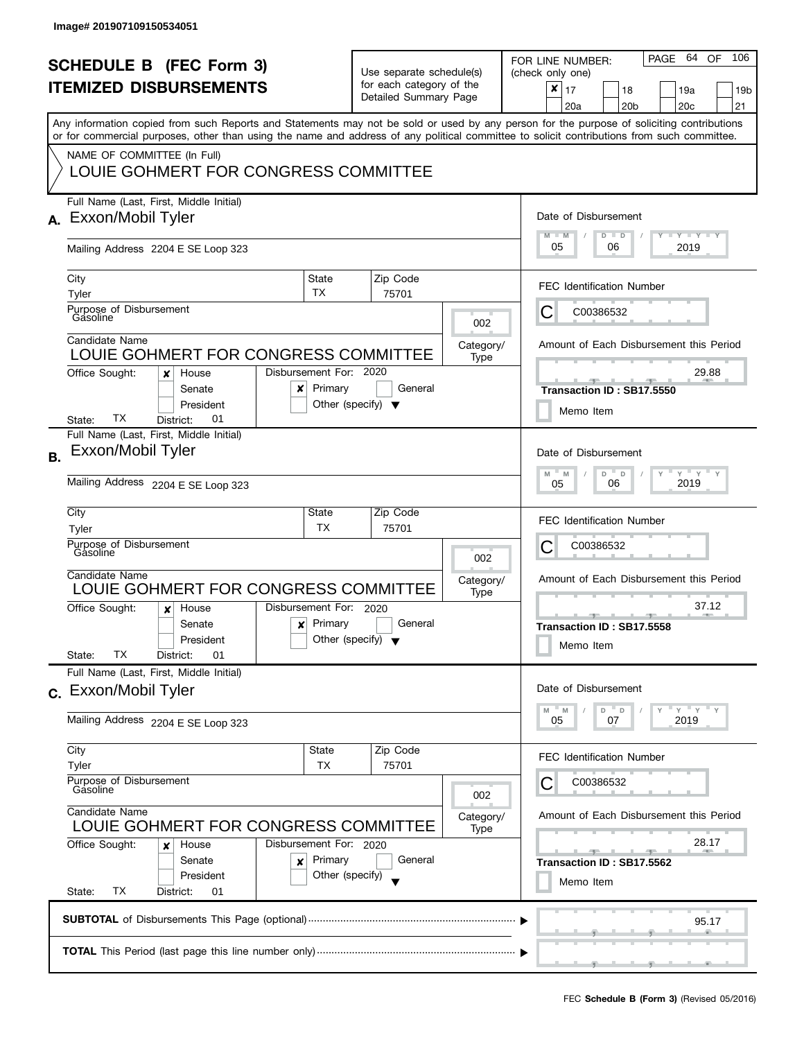Image# 201907109150534051

# SCHEDULE B (FEC Form 3)
# ITEMIZED DISBURSEMENTS

Use separate schedule(s) for each category of the Detailed Summary Page

FOR LINE NUMBER: (check only one)

- [x] 17
- [ ] 18
- [ ] 19a
- [ ] 19b
- [ ] 20a
- [ ] 20b
- [ ] 20c
- [ ] 21

Any information copied from such Reports and Statements may not be sold or used by any person for the purpose of soliciting contributions or for commercial purposes, other than using the name and address of any political committee to solicit contributions from such committee.

NAME OF COMMITTEE (In Full)
LOUIE GOHMERT FOR CONGRESS COMMITTEE

## A.

Full Name (Last, First, Middle Initial): Exxon/Mobil Tyler

Mailing Address: 2204 E SE Loop 323

City: Tyler | State: TX | Zip Code: 75701

Purpose of Disbursement: Gasoline

Category/Type: 002

Candidate Name: LOUIE GOHMERT FOR CONGRESS COMMITTEE

Office Sought: [x] House [ ] Senate [ ] President

State: TX District: 01

Disbursement For: 2020 [x] Primary [ ] General [ ] Other (specify)

Date of Disbursement: 05 / 06 / 2019

FEC Identification Number: C C00386532

Amount of Each Disbursement this Period: 29.88

Transaction ID : SB17.5550

[ ] Memo Item

## B.

Full Name (Last, First, Middle Initial): Exxon/Mobil Tyler

Mailing Address: 2204 E SE Loop 323

City: Tyler | State: TX | Zip Code: 75701

Purpose of Disbursement: Gasoline

Category/Type: 002

Candidate Name: LOUIE GOHMERT FOR CONGRESS COMMITTEE

Office Sought: [x] House [ ] Senate [ ] President

State: TX District: 01

Disbursement For: 2020 [x] Primary [ ] General [ ] Other (specify)

Date of Disbursement: 05 / 06 / 2019

FEC Identification Number: C C00386532

Amount of Each Disbursement this Period: 37.12

Transaction ID : SB17.5558

[ ] Memo Item

## C.

Full Name (Last, First, Middle Initial): Exxon/Mobil Tyler

Mailing Address: 2204 E SE Loop 323

City: Tyler | State: TX | Zip Code: 75701

Purpose of Disbursement: Gasoline

Category/Type: 002

Candidate Name: LOUIE GOHMERT FOR CONGRESS COMMITTEE

Office Sought: [x] House [ ] Senate [ ] President

State: TX District: 01

Disbursement For: 2020 [x] Primary [ ] General [ ] Other (specify)

Date of Disbursement: 05 / 07 / 2019

FEC Identification Number: C C00386532

Amount of Each Disbursement this Period: 28.17

Transaction ID : SB17.5562

[ ] Memo Item

**SUBTOTAL** of Disbursements This Page (optional): 95.17

**TOTAL** This Period (last page this line number only):

FEC **Schedule B (Form 3)** (Revised 05/2016)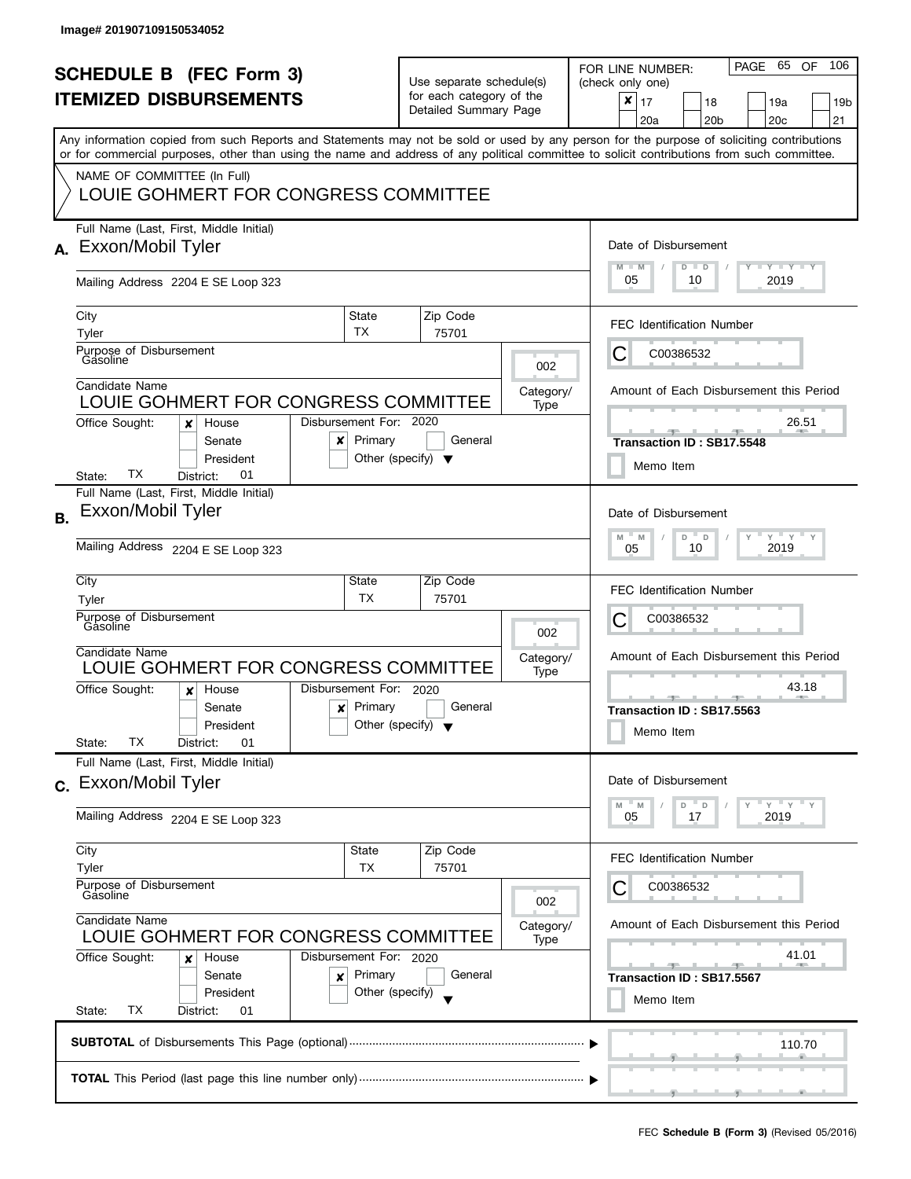Image# 201907109150534052

# SCHEDULE B (FEC Form 3)
# ITEMIZED DISBURSEMENTS

Use separate schedule(s) for each category of the Detailed Summary Page

FOR LINE NUMBER: (check only one)

- [x] 17
- [ ] 18
- [ ] 19a
- [ ] 19b
- [ ] 20a
- [ ] 20b
- [ ] 20c
- [ ] 21

Any information copied from such Reports and Statements may not be sold or used by any person for the purpose of soliciting contributions or for commercial purposes, other than using the name and address of any political committee to solicit contributions from such committee.

NAME OF COMMITTEE (In Full)

LOUIE GOHMERT FOR CONGRESS COMMITTEE

---

**A.** Full Name (Last, First, Middle Initial): Exxon/Mobil Tyler

Mailing Address: 2204 E SE Loop 323

City: Tyler | State: TX | Zip Code: 75701

Purpose of Disbursement: Gasoline

Category/Type: 002

Candidate Name: LOUIE GOHMERT FOR CONGRESS COMMITTEE

Office Sought: [x] House [ ] Senate [ ] President

State: TX District: 01

Disbursement For: 2020 [x] Primary [ ] General [ ] Other (specify)

Date of Disbursement: 05/10/2019

FEC Identification Number: C C00386532

Amount of Each Disbursement this Period: 26.51

Transaction ID : SB17.5548

[ ] Memo Item

---

**B.** Full Name (Last, First, Middle Initial): Exxon/Mobil Tyler

Mailing Address: 2204 E SE Loop 323

City: Tyler | State: TX | Zip Code: 75701

Purpose of Disbursement: Gasoline

Category/Type: 002

Candidate Name: LOUIE GOHMERT FOR CONGRESS COMMITTEE

Office Sought: [x] House [ ] Senate [ ] President

State: TX District: 01

Disbursement For: 2020 [x] Primary [ ] General [ ] Other (specify)

Date of Disbursement: 05/10/2019

FEC Identification Number: C C00386532

Amount of Each Disbursement this Period: 43.18

Transaction ID : SB17.5563

[ ] Memo Item

---

**C.** Full Name (Last, First, Middle Initial): Exxon/Mobil Tyler

Mailing Address: 2204 E SE Loop 323

City: Tyler | State: TX | Zip Code: 75701

Purpose of Disbursement: Gasoline

Category/Type: 002

Candidate Name: LOUIE GOHMERT FOR CONGRESS COMMITTEE

Office Sought: [x] House [ ] Senate [ ] President

State: TX District: 01

Disbursement For: 2020 [x] Primary [ ] General [ ] Other (specify)

Date of Disbursement: 05/17/2019

FEC Identification Number: C C00386532

Amount of Each Disbursement this Period: 41.01

Transaction ID : SB17.5567

[ ] Memo Item

---

**SUBTOTAL** of Disbursements This Page (optional): 110.70

**TOTAL** This Period (last page this line number only):

FEC **Schedule B (Form 3)** (Revised 05/2016)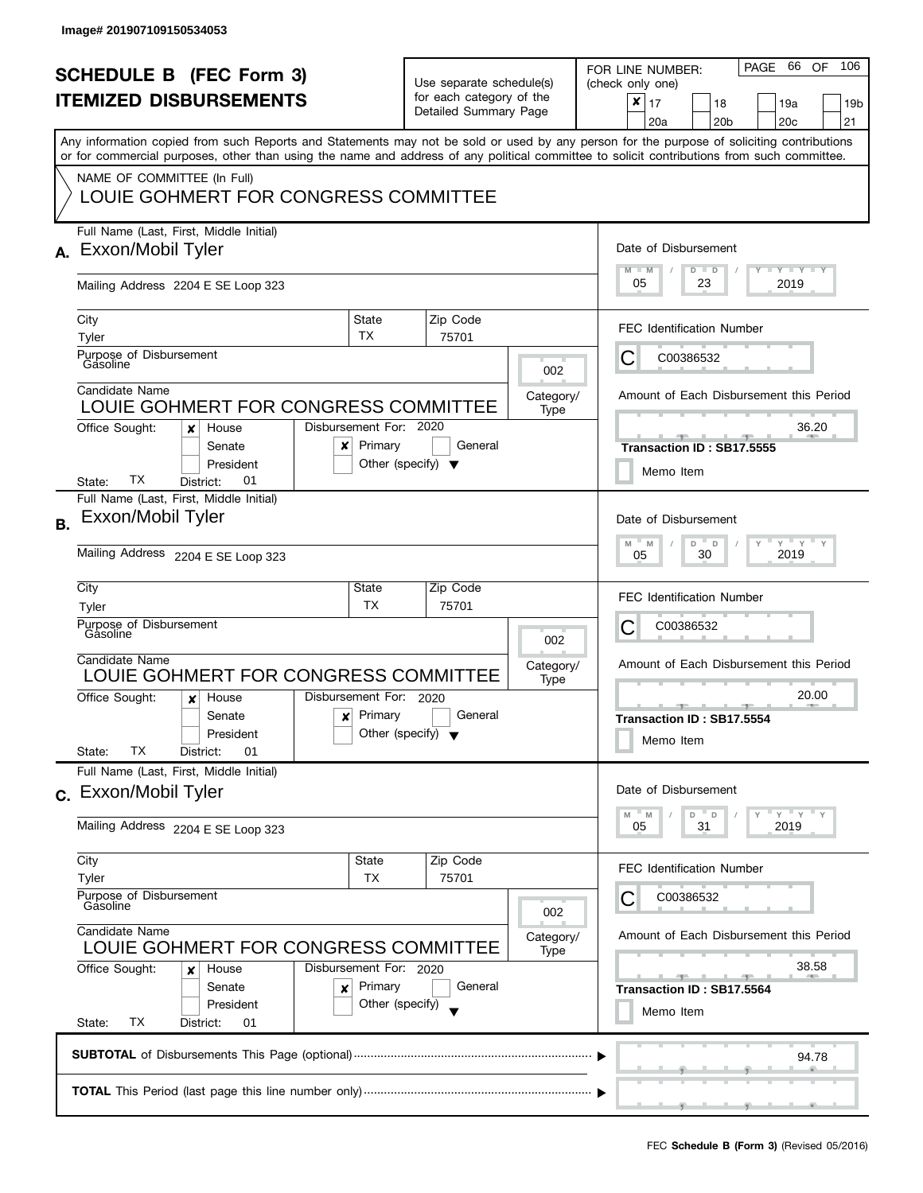Image# 201907109150534053

# SCHEDULE B (FEC Form 3)
## ITEMIZED DISBURSEMENTS

Use separate schedule(s) for each category of the Detailed Summary Page

FOR LINE NUMBER: (check only one)

- [x] 17
- [ ] 18
- [ ] 19a
- [ ] 19b
- [ ] 20a
- [ ] 20b
- [ ] 20c
- [ ] 21

PAGE 66 OF 106

Any information copied from such Reports and Statements may not be sold or used by any person for the purpose of soliciting contributions or for commercial purposes, other than using the name and address of any political committee to solicit contributions from such committee.

NAME OF COMMITTEE (In Full)
LOUIE GOHMERT FOR CONGRESS COMMITTEE

---

**A.** Full Name (Last, First, Middle Initial): Exxon/Mobil Tyler

Mailing Address: 2204 E SE Loop 323

City: Tyler | State: TX | Zip Code: 75701

Purpose of Disbursement: Gasoline

Category/Type: 002

Candidate Name: LOUIE GOHMERT FOR CONGRESS COMMITTEE

Office Sought: [x] House [ ] Senate [ ] President

State: TX District: 01

Disbursement For: 2020 [x] Primary [ ] General [ ] Other (specify)

Date of Disbursement: 05 / 23 / 2019

FEC Identification Number: C00386532

Amount of Each Disbursement this Period: 36.20

Transaction ID : SB17.5555

[ ] Memo Item

---

**B.** Full Name (Last, First, Middle Initial): Exxon/Mobil Tyler

Mailing Address: 2204 E SE Loop 323

City: Tyler | State: TX | Zip Code: 75701

Purpose of Disbursement: Gasoline

Category/Type: 002

Candidate Name: LOUIE GOHMERT FOR CONGRESS COMMITTEE

Office Sought: [x] House [ ] Senate [ ] President

State: TX District: 01

Disbursement For: 2020 [x] Primary [ ] General [ ] Other (specify)

Date of Disbursement: 05 / 30 / 2019

FEC Identification Number: C00386532

Amount of Each Disbursement this Period: 20.00

Transaction ID : SB17.5554

[ ] Memo Item

---

**C.** Full Name (Last, First, Middle Initial): Exxon/Mobil Tyler

Mailing Address: 2204 E SE Loop 323

City: Tyler | State: TX | Zip Code: 75701

Purpose of Disbursement: Gasoline

Category/Type: 002

Candidate Name: LOUIE GOHMERT FOR CONGRESS COMMITTEE

Office Sought: [x] House [ ] Senate [ ] President

State: TX District: 01

Disbursement For: 2020 [x] Primary [ ] General [ ] Other (specify)

Date of Disbursement: 05 / 31 / 2019

FEC Identification Number: C00386532

Amount of Each Disbursement this Period: 38.58

Transaction ID : SB17.5564

[ ] Memo Item

---

**SUBTOTAL** of Disbursements This Page (optional): 94.78

**TOTAL** This Period (last page this line number only):

FEC **Schedule B (Form 3)** (Revised 05/2016)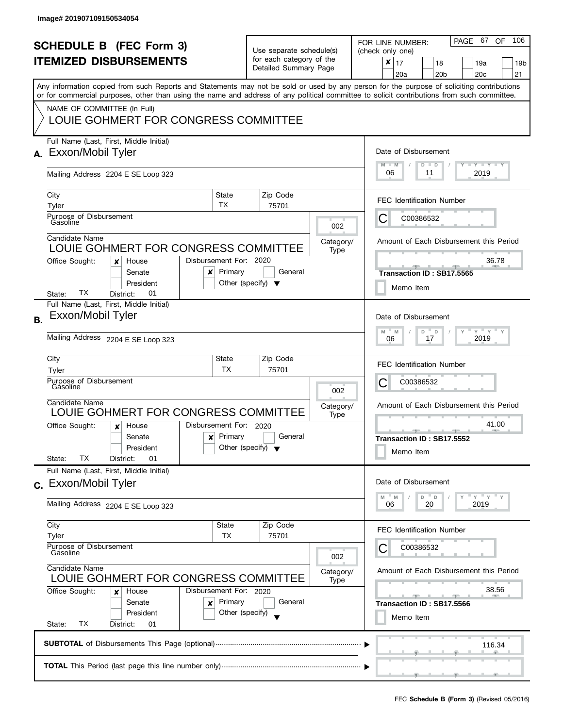Image# 201907109150534054

# SCHEDULE B (FEC Form 3)
# ITEMIZED DISBURSEMENTS

Use separate schedule(s) for each category of the Detailed Summary Page

FOR LINE NUMBER: (check only one)

- [x] 17
- [ ] 18
- [ ] 19a
- [ ] 19b
- [ ] 20a
- [ ] 20b
- [ ] 20c
- [ ] 21

PAGE 67 OF 106

Any information copied from such Reports and Statements may not be sold or used by any person for the purpose of soliciting contributions or for commercial purposes, other than using the name and address of any political committee to solicit contributions from such committee.

NAME OF COMMITTEE (In Full)
LOUIE GOHMERT FOR CONGRESS COMMITTEE

---

**A.** Full Name (Last, First, Middle Initial): Exxon/Mobil Tyler

Mailing Address: 2204 E SE Loop 323

City: Tyler | State: TX | Zip Code: 75701

Purpose of Disbursement: Gasoline

Category/Type: 002

Candidate Name: LOUIE GOHMERT FOR CONGRESS COMMITTEE

Office Sought: [x] House [ ] Senate [ ] President
State: TX District: 01

Disbursement For: 2020 [x] Primary [ ] General [ ] Other (specify)

Date of Disbursement: 06 / 11 / 2019

FEC Identification Number: C00386532

Amount of Each Disbursement this Period: 36.78

Transaction ID : SB17.5565

[ ] Memo Item

---

**B.** Full Name (Last, First, Middle Initial): Exxon/Mobil Tyler

Mailing Address: 2204 E SE Loop 323

City: Tyler | State: TX | Zip Code: 75701

Purpose of Disbursement: Gasoline

Category/Type: 002

Candidate Name: LOUIE GOHMERT FOR CONGRESS COMMITTEE

Office Sought: [x] House [ ] Senate [ ] President
State: TX District: 01

Disbursement For: 2020 [x] Primary [ ] General [ ] Other (specify)

Date of Disbursement: 06 / 17 / 2019

FEC Identification Number: C00386532

Amount of Each Disbursement this Period: 41.00

Transaction ID : SB17.5552

[ ] Memo Item

---

**C.** Full Name (Last, First, Middle Initial): Exxon/Mobil Tyler

Mailing Address: 2204 E SE Loop 323

City: Tyler | State: TX | Zip Code: 75701

Purpose of Disbursement: Gasoline

Category/Type: 002

Candidate Name: LOUIE GOHMERT FOR CONGRESS COMMITTEE

Office Sought: [x] House [ ] Senate [ ] President
State: TX District: 01

Disbursement For: 2020 [x] Primary [ ] General [ ] Other (specify)

Date of Disbursement: 06 / 20 / 2019

FEC Identification Number: C00386532

Amount of Each Disbursement this Period: 38.56

Transaction ID : SB17.5566

[ ] Memo Item

---

**SUBTOTAL** of Disbursements This Page (optional): 116.34

**TOTAL** This Period (last page this line number only):

FEC **Schedule B (Form 3)** (Revised 05/2016)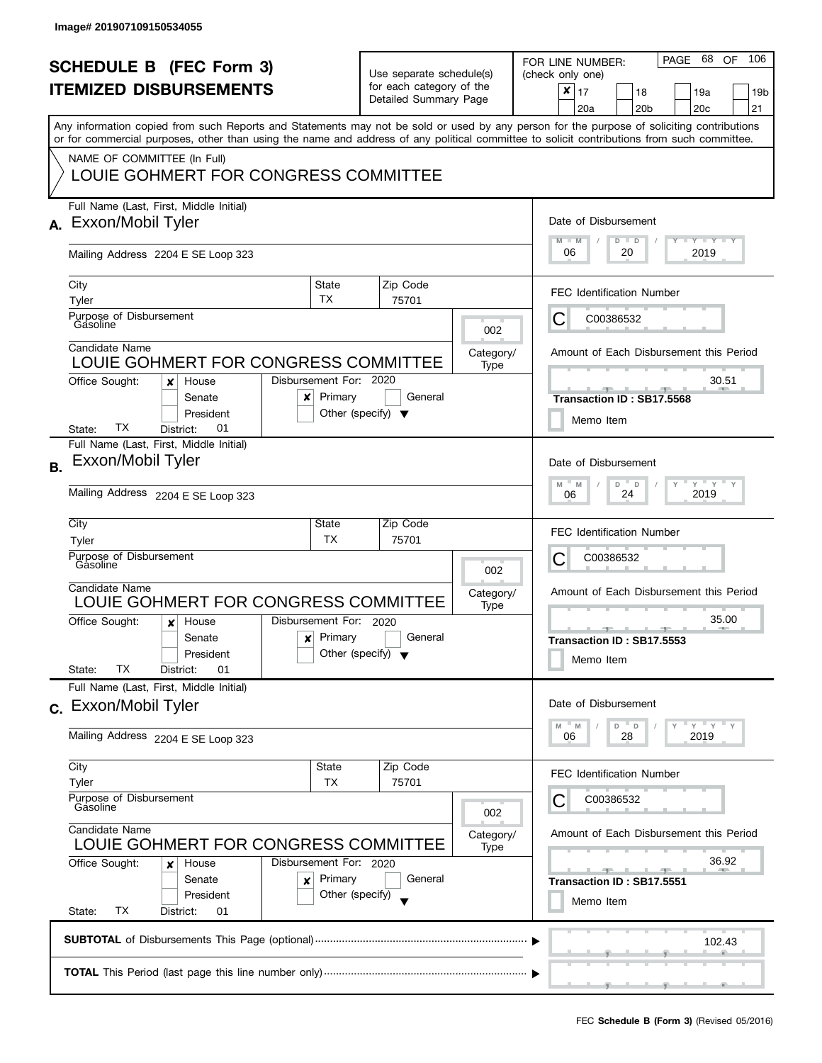Image# 201907109150534055

# SCHEDULE B (FEC Form 3)
# ITEMIZED DISBURSEMENTS

Use separate schedule(s) for each category of the Detailed Summary Page

FOR LINE NUMBER: (check only one)

- [x] 17
- [ ] 18
- [ ] 19a
- [ ] 19b
- [ ] 20a
- [ ] 20b
- [ ] 20c
- [ ] 21

PAGE 68 OF 106

Any information copied from such Reports and Statements may not be sold or used by any person for the purpose of soliciting contributions or for commercial purposes, other than using the name and address of any political committee to solicit contributions from such committee.

NAME OF COMMITTEE (In Full)

LOUIE GOHMERT FOR CONGRESS COMMITTEE

---

## A.

**Full Name (Last, First, Middle Initial):** Exxon/Mobil Tyler

**Mailing Address:** 2204 E SE Loop 323

**City:** Tyler | **State:** TX | **Zip Code:** 75701

**Purpose of Disbursement:** Gasoline

**Category/Type:** 002

**Candidate Name:** LOUIE GOHMERT FOR CONGRESS COMMITTEE

**Office Sought:** [x] House [ ] Senate [ ] President

**State:** TX **District:** 01

**Disbursement For:** 2020 [x] Primary [ ] General [ ] Other (specify)

**Date of Disbursement:** 06 / 20 / 2019

**FEC Identification Number:** C00386532

**Amount of Each Disbursement this Period:** 30.51

**Transaction ID : SB17.5568**

[ ] Memo Item

---

## B.

**Full Name (Last, First, Middle Initial):** Exxon/Mobil Tyler

**Mailing Address:** 2204 E SE Loop 323

**City:** Tyler | **State:** TX | **Zip Code:** 75701

**Purpose of Disbursement:** Gasoline

**Category/Type:** 002

**Candidate Name:** LOUIE GOHMERT FOR CONGRESS COMMITTEE

**Office Sought:** [x] House [ ] Senate [ ] President

**State:** TX **District:** 01

**Disbursement For:** 2020 [x] Primary [ ] General [ ] Other (specify)

**Date of Disbursement:** 06 / 24 / 2019

**FEC Identification Number:** C00386532

**Amount of Each Disbursement this Period:** 35.00

**Transaction ID : SB17.5553**

[ ] Memo Item

---

## C.

**Full Name (Last, First, Middle Initial):** Exxon/Mobil Tyler

**Mailing Address:** 2204 E SE Loop 323

**City:** Tyler | **State:** TX | **Zip Code:** 75701

**Purpose of Disbursement:** Gasoline

**Category/Type:** 002

**Candidate Name:** LOUIE GOHMERT FOR CONGRESS COMMITTEE

**Office Sought:** [x] House [ ] Senate [ ] President

**State:** TX **District:** 01

**Disbursement For:** 2020 [x] Primary [ ] General [ ] Other (specify)

**Date of Disbursement:** 06 / 28 / 2019

**FEC Identification Number:** C00386532

**Amount of Each Disbursement this Period:** 36.92

**Transaction ID : SB17.5551**

[ ] Memo Item

---

**SUBTOTAL** of Disbursements This Page (optional) ........ 102.43

**TOTAL** This Period (last page this line number only) ........

FEC **Schedule B (Form 3)** (Revised 05/2016)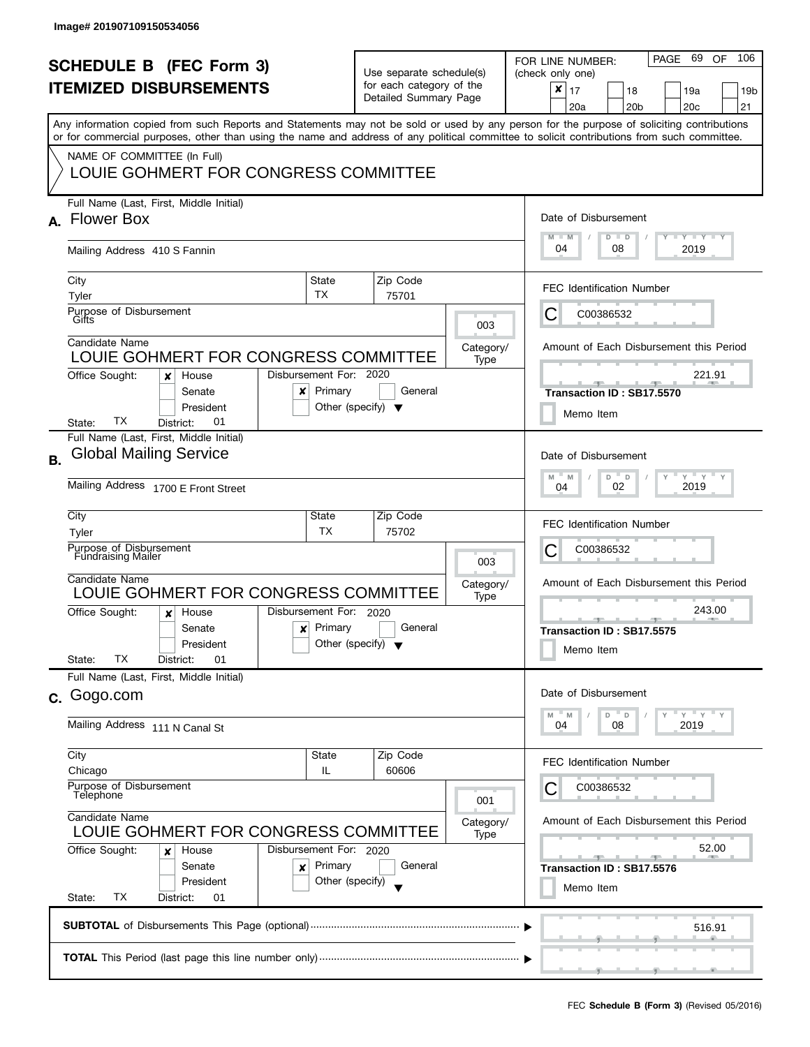Image# 201907109150534056

# SCHEDULE B (FEC Form 3)
## ITEMIZED DISBURSEMENTS

Use separate schedule(s) for each category of the Detailed Summary Page

FOR LINE NUMBER: (check only one)

- [x] 17
- [ ] 18
- [ ] 19a
- [ ] 19b
- [ ] 20a
- [ ] 20b
- [ ] 20c
- [ ] 21

Any information copied from such Reports and Statements may not be sold or used by any person for the purpose of soliciting contributions or for commercial purposes, other than using the name and address of any political committee to solicit contributions from such committee.

NAME OF COMMITTEE (In Full)

LOUIE GOHMERT FOR CONGRESS COMMITTEE

---

**A.** Full Name (Last, First, Middle Initial): Flower Box

Mailing Address: 410 S Fannin

City: Tyler | State: TX | Zip Code: 75701

Purpose of Disbursement: Gifts

Category/Type: 003

Candidate Name: LOUIE GOHMERT FOR CONGRESS COMMITTEE

Office Sought: [x] House [ ] Senate [ ] President

State: TX District: 01

Disbursement For: 2020 [x] Primary [ ] General [ ] Other (specify)

Date of Disbursement: 04/08/2019

FEC Identification Number: C00386532

Amount of Each Disbursement this Period: 221.91

Transaction ID : SB17.5570

[ ] Memo Item

---

**B.** Full Name (Last, First, Middle Initial): Global Mailing Service

Mailing Address: 1700 E Front Street

City: Tyler | State: TX | Zip Code: 75702

Purpose of Disbursement: Fundraising Mailer

Category/Type: 003

Candidate Name: LOUIE GOHMERT FOR CONGRESS COMMITTEE

Office Sought: [x] House [ ] Senate [ ] President

State: TX District: 01

Disbursement For: 2020 [x] Primary [ ] General [ ] Other (specify)

Date of Disbursement: 04/02/2019

FEC Identification Number: C00386532

Amount of Each Disbursement this Period: 243.00

Transaction ID : SB17.5575

[ ] Memo Item

---

**C.** Full Name (Last, First, Middle Initial): Gogo.com

Mailing Address: 111 N Canal St

City: Chicago | State: IL | Zip Code: 60606

Purpose of Disbursement: Telephone

Category/Type: 001

Candidate Name: LOUIE GOHMERT FOR CONGRESS COMMITTEE

Office Sought: [x] House [ ] Senate [ ] President

State: TX District: 01

Disbursement For: 2020 [x] Primary [ ] General [ ] Other (specify)

Date of Disbursement: 04/08/2019

FEC Identification Number: C00386532

Amount of Each Disbursement this Period: 52.00

Transaction ID : SB17.5576

[ ] Memo Item

---

**SUBTOTAL** of Disbursements This Page (optional): 516.91

**TOTAL** This Period (last page this line number only):

FEC **Schedule B (Form 3)** (Revised 05/2016)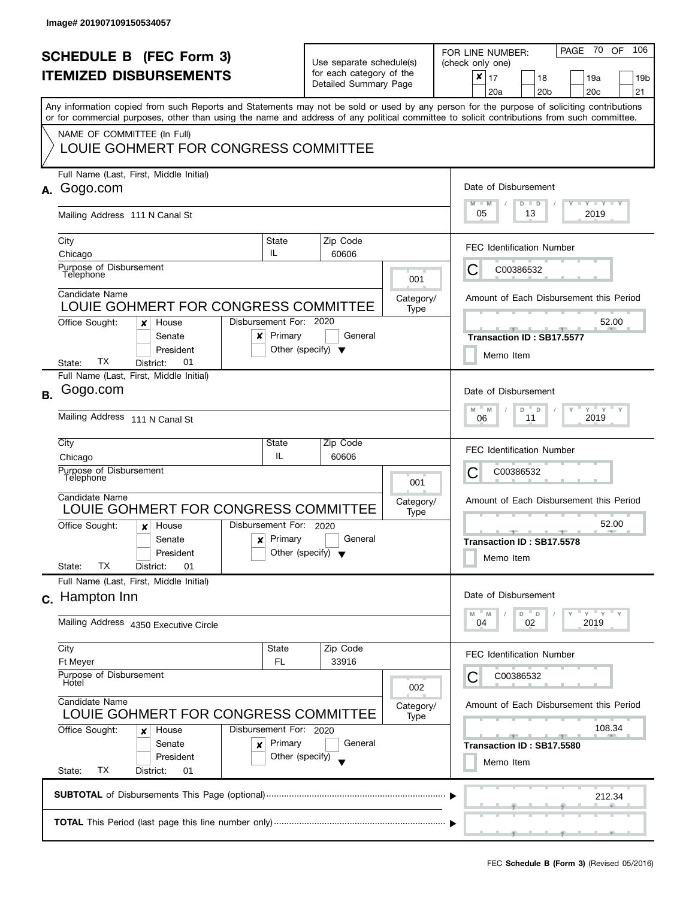Image# 201907109150534057

# SCHEDULE B (FEC Form 3)
# ITEMIZED DISBURSEMENTS

Use separate schedule(s) for each category of the Detailed Summary Page

FOR LINE NUMBER: (check only one)

- [x] 17
- [ ] 18
- [ ] 19a
- [ ] 19b
- [ ] 20a
- [ ] 20b
- [ ] 20c
- [ ] 21

PAGE 70 OF 106

Any information copied from such Reports and Statements may not be sold or used by any person for the purpose of soliciting contributions or for commercial purposes, other than using the name and address of any political committee to solicit contributions from such committee.

NAME OF COMMITTEE (In Full)

LOUIE GOHMERT FOR CONGRESS COMMITTEE

---

## A.

Full Name (Last, First, Middle Initial): Gogo.com

Mailing Address: 111 N Canal St

City: Chicago | State: IL | Zip Code: 60606

Purpose of Disbursement: Telephone

Category/Type: 001

Candidate Name: LOUIE GOHMERT FOR CONGRESS COMMITTEE

Office Sought: [x] House [ ] Senate [ ] President

State: TX District: 01

Disbursement For: 2020 [x] Primary [ ] General [ ] Other (specify)

Date of Disbursement: 05 / 13 / 2019

FEC Identification Number: C C00386532

Amount of Each Disbursement this Period: 52.00

Transaction ID : SB17.5577

[ ] Memo Item

---

## B.

Full Name (Last, First, Middle Initial): Gogo.com

Mailing Address: 111 N Canal St

City: Chicago | State: IL | Zip Code: 60606

Purpose of Disbursement: Telephone

Category/Type: 001

Candidate Name: LOUIE GOHMERT FOR CONGRESS COMMITTEE

Office Sought: [x] House [ ] Senate [ ] President

State: TX District: 01

Disbursement For: 2020 [x] Primary [ ] General [ ] Other (specify)

Date of Disbursement: 06 / 11 / 2019

FEC Identification Number: C C00386532

Amount of Each Disbursement this Period: 52.00

Transaction ID : SB17.5578

[ ] Memo Item

---

## C.

Full Name (Last, First, Middle Initial): Hampton Inn

Mailing Address: 4350 Executive Circle

City: Ft Meyer | State: FL | Zip Code: 33916

Purpose of Disbursement: Hotel

Category/Type: 002

Candidate Name: LOUIE GOHMERT FOR CONGRESS COMMITTEE

Office Sought: [x] House [ ] Senate [ ] President

State: TX District: 01

Disbursement For: 2020 [x] Primary [ ] General [ ] Other (specify)

Date of Disbursement: 04 / 02 / 2019

FEC Identification Number: C C00386532

Amount of Each Disbursement this Period: 108.34

Transaction ID : SB17.5580

[ ] Memo Item

---

**SUBTOTAL** of Disbursements This Page (optional): 212.34

**TOTAL** This Period (last page this line number only):

FEC **Schedule B (Form 3)** (Revised 05/2016)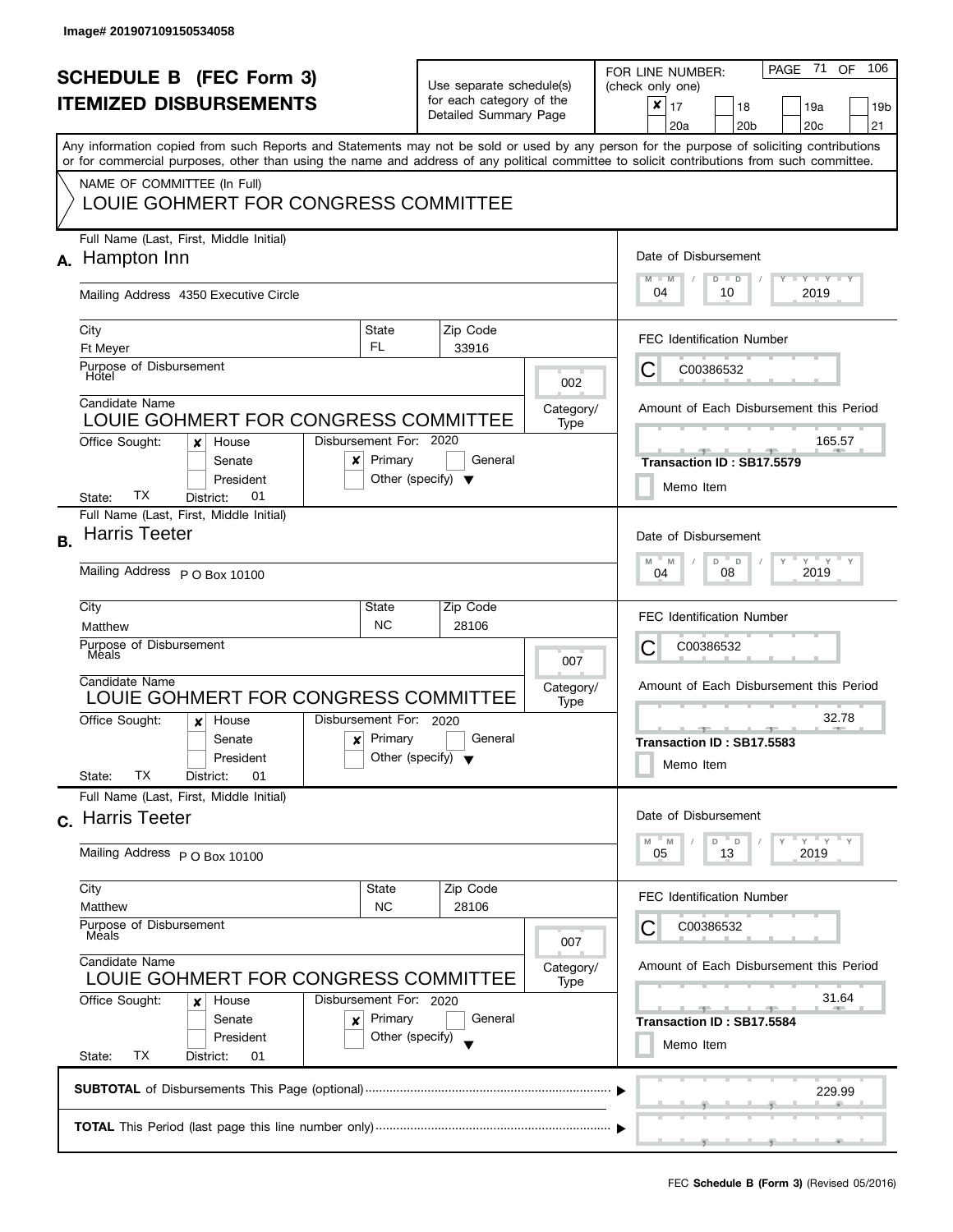Image# 201907109150534058

# SCHEDULE B (FEC Form 3)
## ITEMIZED DISBURSEMENTS

Use separate schedule(s) for each category of the Detailed Summary Page

FOR LINE NUMBER: (check only one)
[x] 17 [ ] 18 [ ] 19a [ ] 19b [ ] 20a [ ] 20b [ ] 20c [ ] 21

Any information copied from such Reports and Statements may not be sold or used by any person for the purpose of soliciting contributions or for commercial purposes, other than using the name and address of any political committee to solicit contributions from such committee.

NAME OF COMMITTEE (In Full)
LOUIE GOHMERT FOR CONGRESS COMMITTEE

**A.** Full Name (Last, First, Middle Initial): Hampton Inn
Mailing Address: 4350 Executive Circle
City: Ft Meyer | State: FL | Zip Code: 33916
Purpose of Disbursement: Hotel
Category/Type: 002
Candidate Name: LOUIE GOHMERT FOR CONGRESS COMMITTEE
Office Sought: [x] House [ ] Senate [ ] President
State: TX District: 01
Disbursement For: 2020 [x] Primary [ ] General [ ] Other (specify)
Date of Disbursement: 04/10/2019
FEC Identification Number: C C00386532
Amount of Each Disbursement this Period: 165.57
Transaction ID : SB17.5579
[ ] Memo Item

**B.** Full Name (Last, First, Middle Initial): Harris Teeter
Mailing Address: P O Box 10100
City: Matthew | State: NC | Zip Code: 28106
Purpose of Disbursement: Meals
Category/Type: 007
Candidate Name: LOUIE GOHMERT FOR CONGRESS COMMITTEE
Office Sought: [x] House [ ] Senate [ ] President
State: TX District: 01
Disbursement For: 2020 [x] Primary [ ] General [ ] Other (specify)
Date of Disbursement: 04/08/2019
FEC Identification Number: C C00386532
Amount of Each Disbursement this Period: 32.78
Transaction ID : SB17.5583
[ ] Memo Item

**C.** Full Name (Last, First, Middle Initial): Harris Teeter
Mailing Address: P O Box 10100
City: Matthew | State: NC | Zip Code: 28106
Purpose of Disbursement: Meals
Category/Type: 007
Candidate Name: LOUIE GOHMERT FOR CONGRESS COMMITTEE
Office Sought: [x] House [ ] Senate [ ] President
State: TX District: 01
Disbursement For: 2020 [x] Primary [ ] General [ ] Other (specify)
Date of Disbursement: 05/13/2019
FEC Identification Number: C C00386532
Amount of Each Disbursement this Period: 31.64
Transaction ID : SB17.5584
[ ] Memo Item

**SUBTOTAL** of Disbursements This Page (optional): 229.99

**TOTAL** This Period (last page this line number only):

FEC Schedule B (Form 3) (Revised 05/2016)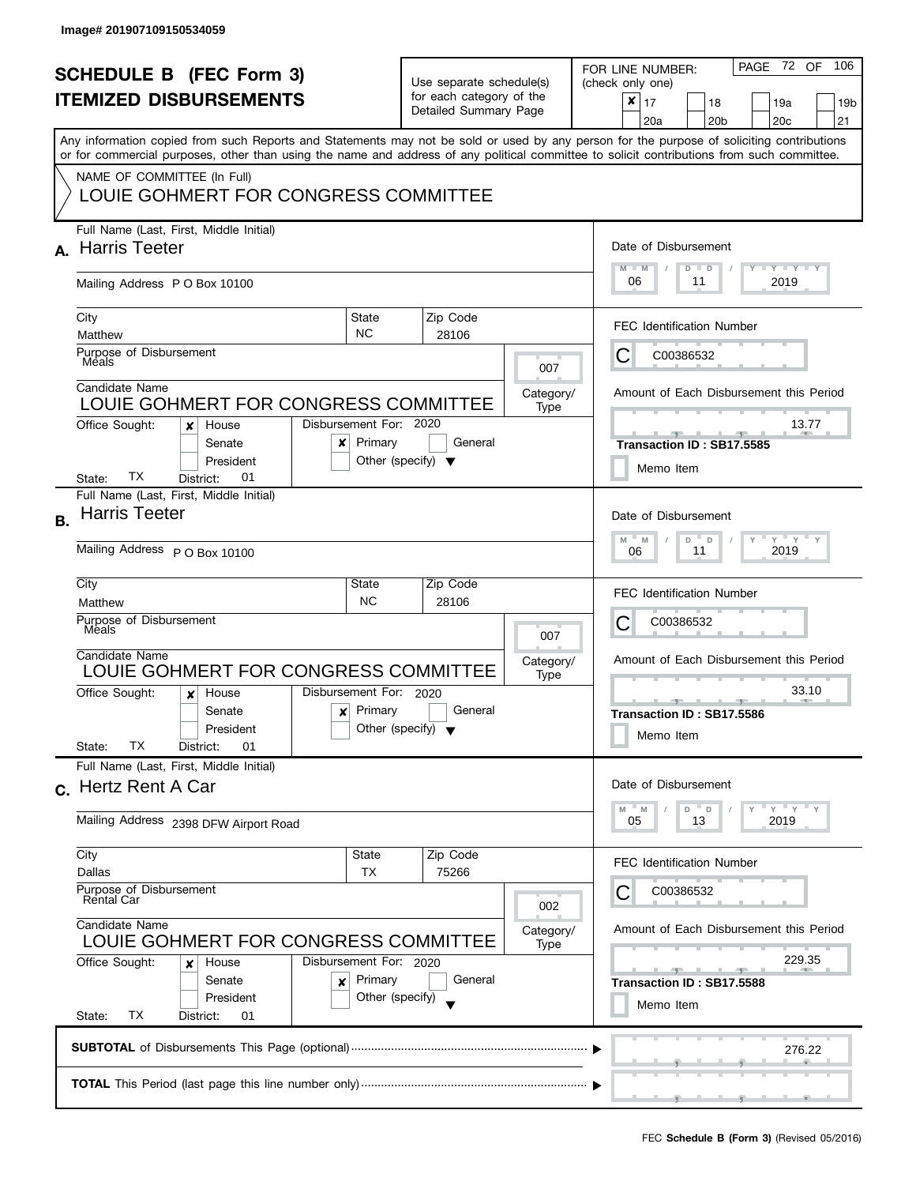Image# 201907109150534059

# SCHEDULE B (FEC Form 3)
# ITEMIZED DISBURSEMENTS

Use separate schedule(s) for each category of the Detailed Summary Page

FOR LINE NUMBER: (check only one)

- [x] 17
- [ ] 18
- [ ] 19a
- [ ] 19b
- [ ] 20a
- [ ] 20b
- [ ] 20c
- [ ] 21

PAGE 72 OF 106

Any information copied from such Reports and Statements may not be sold or used by any person for the purpose of soliciting contributions or for commercial purposes, other than using the name and address of any political committee to solicit contributions from such committee.

NAME OF COMMITTEE (In Full)
LOUIE GOHMERT FOR CONGRESS COMMITTEE

---

**A.** Full Name (Last, First, Middle Initial): Harris Teeter

Mailing Address: P O Box 10100

City: Matthew | State: NC | Zip Code: 28106

Purpose of Disbursement: Meals

Category/Type: 007

Candidate Name: LOUIE GOHMERT FOR CONGRESS COMMITTEE

Office Sought: [x] House [ ] Senate [ ] President

State: TX District: 01

Disbursement For: 2020 [x] Primary [ ] General [ ] Other (specify)

Date of Disbursement: 06 / 11 / 2019

FEC Identification Number: C C00386532

Amount of Each Disbursement this Period: 13.77

Transaction ID : SB17.5585

[ ] Memo Item

---

**B.** Full Name (Last, First, Middle Initial): Harris Teeter

Mailing Address: P O Box 10100

City: Matthew | State: NC | Zip Code: 28106

Purpose of Disbursement: Meals

Category/Type: 007

Candidate Name: LOUIE GOHMERT FOR CONGRESS COMMITTEE

Office Sought: [x] House [ ] Senate [ ] President

State: TX District: 01

Disbursement For: 2020 [x] Primary [ ] General [ ] Other (specify)

Date of Disbursement: 06 / 11 / 2019

FEC Identification Number: C C00386532

Amount of Each Disbursement this Period: 33.10

Transaction ID : SB17.5586

[ ] Memo Item

---

**C.** Full Name (Last, First, Middle Initial): Hertz Rent A Car

Mailing Address: 2398 DFW Airport Road

City: Dallas | State: TX | Zip Code: 75266

Purpose of Disbursement: Rental Car

Category/Type: 002

Candidate Name: LOUIE GOHMERT FOR CONGRESS COMMITTEE

Office Sought: [x] House [ ] Senate [ ] President

State: TX District: 01

Disbursement For: 2020 [x] Primary [ ] General [ ] Other (specify)

Date of Disbursement: 05 / 13 / 2019

FEC Identification Number: C C00386532

Amount of Each Disbursement this Period: 229.35

Transaction ID : SB17.5588

[ ] Memo Item

---

**SUBTOTAL** of Disbursements This Page (optional): 276.22

**TOTAL** This Period (last page this line number only):

FEC **Schedule B (Form 3)** (Revised 05/2016)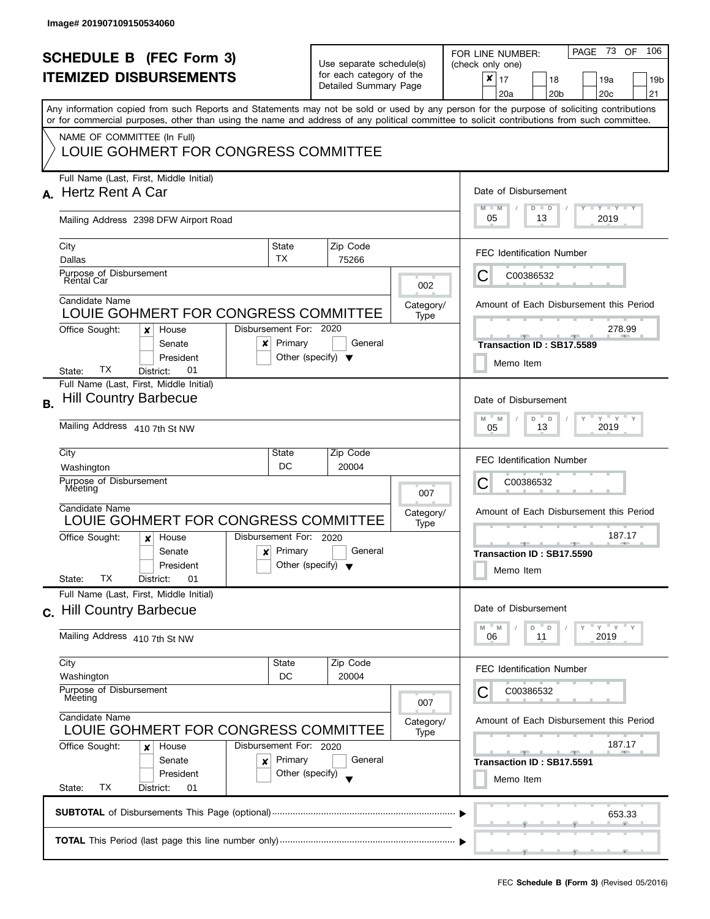Image# 201907109150534060

# SCHEDULE B (FEC Form 3)
# ITEMIZED DISBURSEMENTS

Use separate schedule(s) for each category of the Detailed Summary Page

FOR LINE NUMBER: (check only one)

| | | | |
|---|---|---|---|
| ☒ 17 | ☐ 18 | ☐ 19a | ☐ 19b |
| ☐ 20a | ☐ 20b | ☐ 20c | ☐ 21 |

Any information copied from such Reports and Statements may not be sold or used by any person for the purpose of soliciting contributions or for commercial purposes, other than using the name and address of any political committee to solicit contributions from such committee.

NAME OF COMMITTEE (In Full)
LOUIE GOHMERT FOR CONGRESS COMMITTEE

## A.

Full Name (Last, First, Middle Initial): Hertz Rent A Car

Mailing Address: 2398 DFW Airport Road

City: Dallas | State: TX | Zip Code: 75266

Purpose of Disbursement: Rental Car

Category/Type: 002

Candidate Name: LOUIE GOHMERT FOR CONGRESS COMMITTEE

Office Sought: ☒ House ☐ Senate ☐ President

State: TX District: 01

Disbursement For: 2020 ☒ Primary ☐ General ☐ Other (specify)

Date of Disbursement: 05 / 13 / 2019

FEC Identification Number: C C00386532

Amount of Each Disbursement this Period: 278.99

Transaction ID : SB17.5589

☐ Memo Item

## B.

Full Name (Last, First, Middle Initial): Hill Country Barbecue

Mailing Address: 410 7th St NW

City: Washington | State: DC | Zip Code: 20004

Purpose of Disbursement: Meeting

Category/Type: 007

Candidate Name: LOUIE GOHMERT FOR CONGRESS COMMITTEE

Office Sought: ☒ House ☐ Senate ☐ President

State: TX District: 01

Disbursement For: 2020 ☒ Primary ☐ General ☐ Other (specify)

Date of Disbursement: 05 / 13 / 2019

FEC Identification Number: C C00386532

Amount of Each Disbursement this Period: 187.17

Transaction ID : SB17.5590

☐ Memo Item

## C.

Full Name (Last, First, Middle Initial): Hill Country Barbecue

Mailing Address: 410 7th St NW

City: Washington | State: DC | Zip Code: 20004

Purpose of Disbursement: Meeting

Category/Type: 007

Candidate Name: LOUIE GOHMERT FOR CONGRESS COMMITTEE

Office Sought: ☒ House ☐ Senate ☐ President

State: TX District: 01

Disbursement For: 2020 ☒ Primary ☐ General ☐ Other (specify)

Date of Disbursement: 06 / 11 / 2019

FEC Identification Number: C C00386532

Amount of Each Disbursement this Period: 187.17

Transaction ID : SB17.5591

☐ Memo Item

**SUBTOTAL** of Disbursements This Page (optional): 653.33

**TOTAL** This Period (last page this line number only):

FEC **Schedule B (Form 3)** (Revised 05/2016)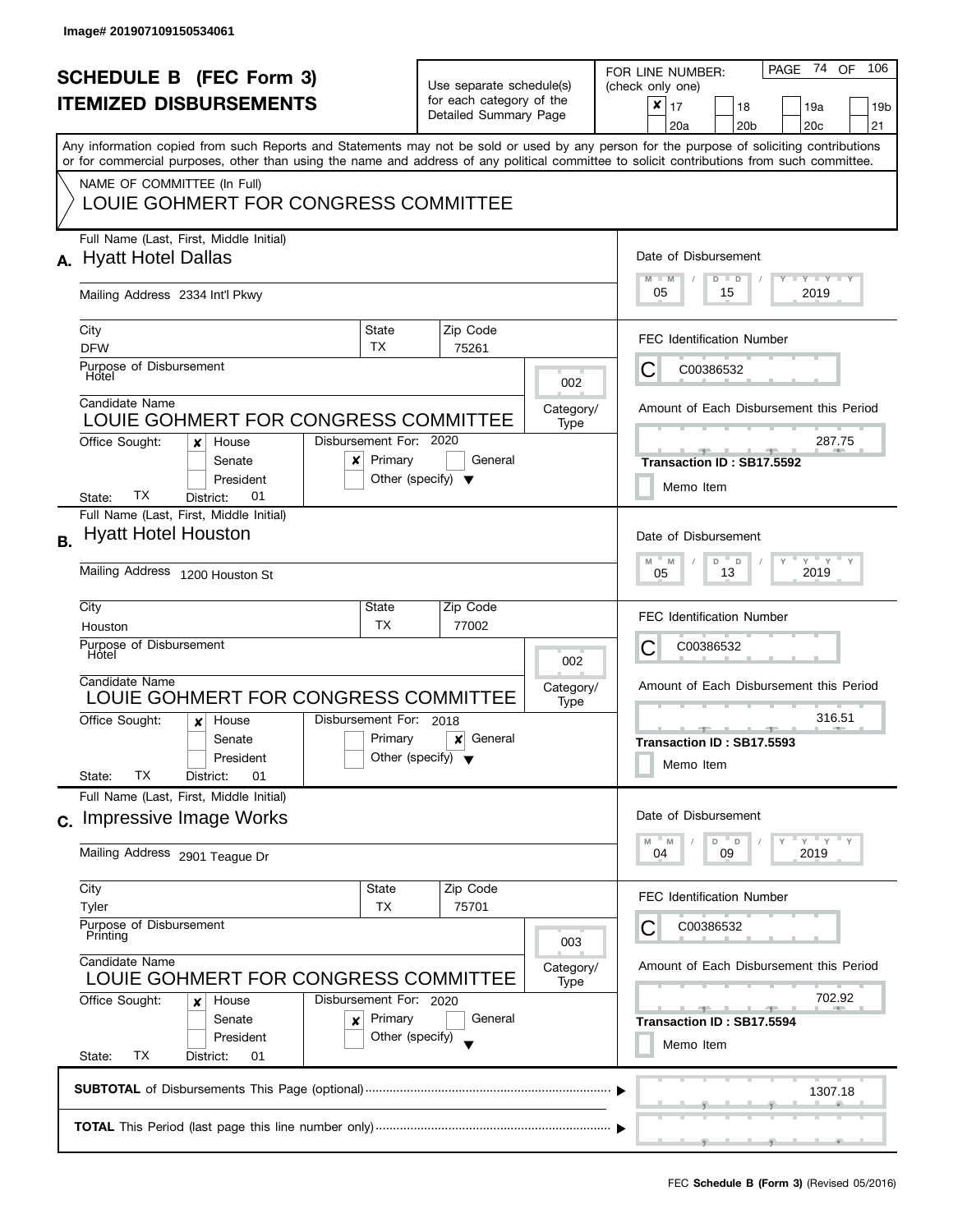Image# 201907109150534061

# SCHEDULE B (FEC Form 3)
## ITEMIZED DISBURSEMENTS

Use separate schedule(s) for each category of the Detailed Summary Page

FOR LINE NUMBER: (check only one)

- [x] 17
- [ ] 18
- [ ] 19a
- [ ] 19b
- [ ] 20a
- [ ] 20b
- [ ] 20c
- [ ] 21

Any information copied from such Reports and Statements may not be sold or used by any person for the purpose of soliciting contributions or for commercial purposes, other than using the name and address of any political committee to solicit contributions from such committee.

NAME OF COMMITTEE (In Full)

LOUIE GOHMERT FOR CONGRESS COMMITTEE

---

**A.** Full Name (Last, First, Middle Initial): Hyatt Hotel Dallas

Mailing Address: 2334 Int'l Pkwy

City: DFW | State: TX | Zip Code: 75261

Purpose of Disbursement: Hotel

Category/Type: 002

Candidate Name: LOUIE GOHMERT FOR CONGRESS COMMITTEE

Office Sought: [x] House [ ] Senate [ ] President

State: TX District: 01

Disbursement For: 2020 [x] Primary [ ] General [ ] Other (specify)

Date of Disbursement: 05 / 15 / 2019

FEC Identification Number: C C00386532

Amount of Each Disbursement this Period: 287.75

Transaction ID : SB17.5592

[ ] Memo Item

---

**B.** Full Name (Last, First, Middle Initial): Hyatt Hotel Houston

Mailing Address: 1200 Houston St

City: Houston | State: TX | Zip Code: 77002

Purpose of Disbursement: Hotel

Category/Type: 002

Candidate Name: LOUIE GOHMERT FOR CONGRESS COMMITTEE

Office Sought: [x] House [ ] Senate [ ] President

State: TX District: 01

Disbursement For: 2018 [ ] Primary [x] General [ ] Other (specify)

Date of Disbursement: 05 / 13 / 2019

FEC Identification Number: C C00386532

Amount of Each Disbursement this Period: 316.51

Transaction ID : SB17.5593

[ ] Memo Item

---

**C.** Full Name (Last, First, Middle Initial): Impressive Image Works

Mailing Address: 2901 Teague Dr

City: Tyler | State: TX | Zip Code: 75701

Purpose of Disbursement: Printing

Category/Type: 003

Candidate Name: LOUIE GOHMERT FOR CONGRESS COMMITTEE

Office Sought: [x] House [ ] Senate [ ] President

State: TX District: 01

Disbursement For: 2020 [x] Primary [ ] General [ ] Other (specify)

Date of Disbursement: 04 / 09 / 2019

FEC Identification Number: C C00386532

Amount of Each Disbursement this Period: 702.92

Transaction ID : SB17.5594

[ ] Memo Item

---

**SUBTOTAL** of Disbursements This Page (optional): 1307.18

**TOTAL** This Period (last page this line number only):

FEC **Schedule B (Form 3)** (Revised 05/2016)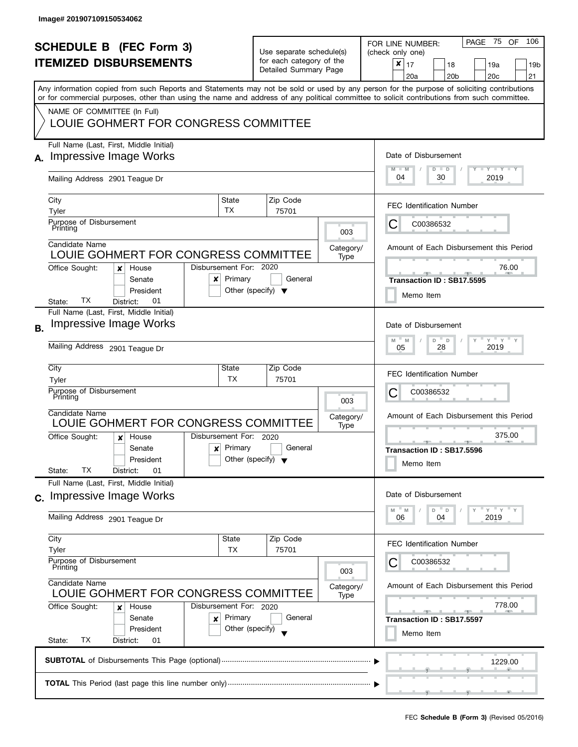Image# 201907109150534062

# SCHEDULE B (FEC Form 3)
## ITEMIZED DISBURSEMENTS

Use separate schedule(s) for each category of the Detailed Summary Page

FOR LINE NUMBER: (check only one)

- [x] 17
- [ ] 18
- [ ] 19a
- [ ] 19b
- [ ] 20a
- [ ] 20b
- [ ] 20c
- [ ] 21

PAGE 75 OF 106

Any information copied from such Reports and Statements may not be sold or used by any person for the purpose of soliciting contributions or for commercial purposes, other than using the name and address of any political committee to solicit contributions from such committee.

NAME OF COMMITTEE (In Full)
LOUIE GOHMERT FOR CONGRESS COMMITTEE

---

**A.** Full Name (Last, First, Middle Initial): Impressive Image Works

Mailing Address: 2901 Teague Dr

City: Tyler | State: TX | Zip Code: 75701

Purpose of Disbursement: Printing

Category/Type: 003

Candidate Name: LOUIE GOHMERT FOR CONGRESS COMMITTEE

Office Sought: [x] House [ ] Senate [ ] President
State: TX District: 01

Disbursement For: 2020 [x] Primary [ ] General [ ] Other (specify)

Date of Disbursement: 04 / 30 / 2019

FEC Identification Number: C00386532

Amount of Each Disbursement this Period: 76.00

Transaction ID : SB17.5595

[ ] Memo Item

---

**B.** Full Name (Last, First, Middle Initial): Impressive Image Works

Mailing Address: 2901 Teague Dr

City: Tyler | State: TX | Zip Code: 75701

Purpose of Disbursement: Printing

Category/Type: 003

Candidate Name: LOUIE GOHMERT FOR CONGRESS COMMITTEE

Office Sought: [x] House [ ] Senate [ ] President
State: TX District: 01

Disbursement For: 2020 [x] Primary [ ] General [ ] Other (specify)

Date of Disbursement: 05 / 28 / 2019

FEC Identification Number: C00386532

Amount of Each Disbursement this Period: 375.00

Transaction ID : SB17.5596

[ ] Memo Item

---

**C.** Full Name (Last, First, Middle Initial): Impressive Image Works

Mailing Address: 2901 Teague Dr

City: Tyler | State: TX | Zip Code: 75701

Purpose of Disbursement: Printing

Category/Type: 003

Candidate Name: LOUIE GOHMERT FOR CONGRESS COMMITTEE

Office Sought: [x] House [ ] Senate [ ] President
State: TX District: 01

Disbursement For: 2020 [x] Primary [ ] General [ ] Other (specify)

Date of Disbursement: 06 / 04 / 2019

FEC Identification Number: C00386532

Amount of Each Disbursement this Period: 778.00

Transaction ID : SB17.5597

[ ] Memo Item

---

**SUBTOTAL** of Disbursements This Page (optional): 1229.00

**TOTAL** This Period (last page this line number only):

FEC **Schedule B (Form 3)** (Revised 05/2016)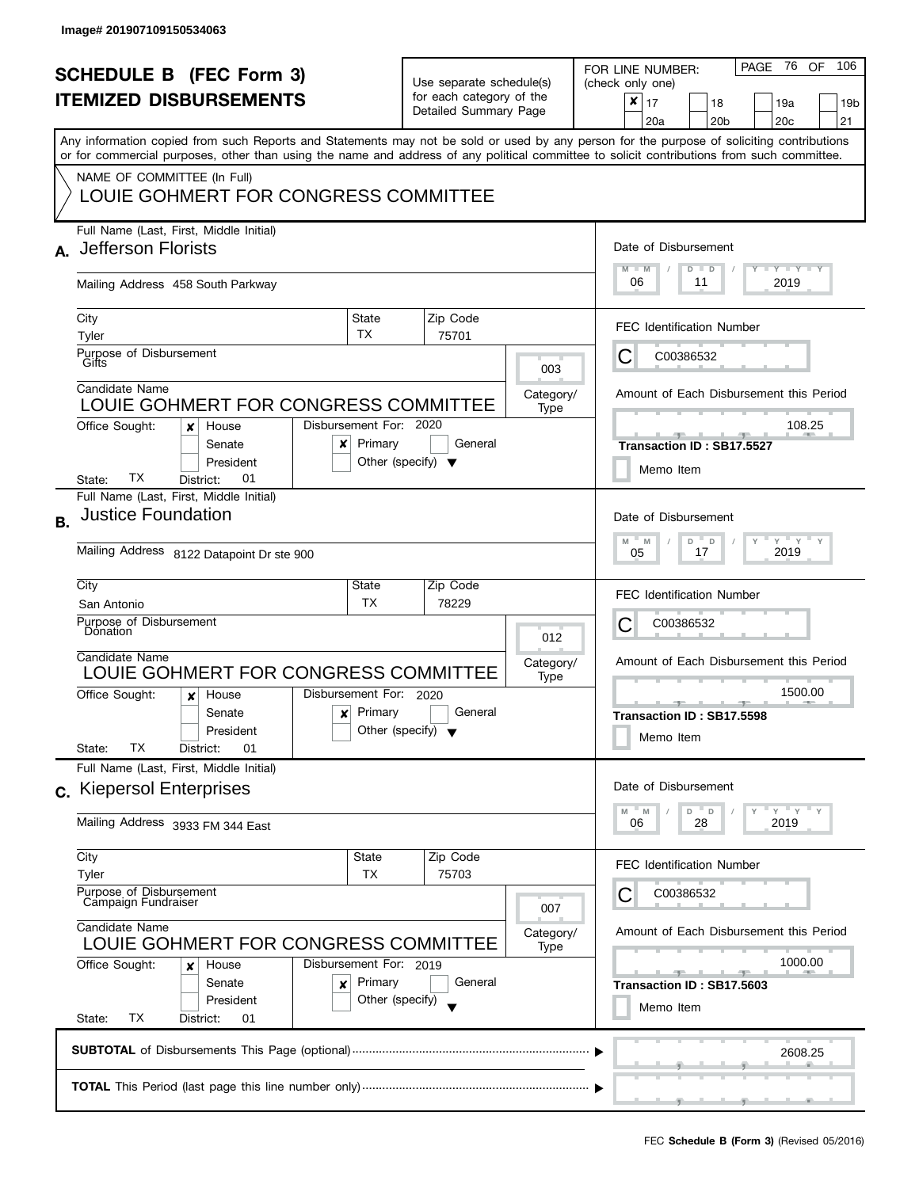Image# 201907109150534063

# SCHEDULE B (FEC Form 3)
## ITEMIZED DISBURSEMENTS

Use separate schedule(s) for each category of the Detailed Summary Page

FOR LINE NUMBER: (check only one)
☒ 17 ☐ 18 ☐ 19a ☐ 19b ☐ 20a ☐ 20b ☐ 20c ☐ 21

PAGE 76 OF 106

Any information copied from such Reports and Statements may not be sold or used by any person for the purpose of soliciting contributions or for commercial purposes, other than using the name and address of any political committee to solicit contributions from such committee.

NAME OF COMMITTEE (In Full)
LOUIE GOHMERT FOR CONGRESS COMMITTEE

---

**A.** Full Name (Last, First, Middle Initial): Jefferson Florists

Mailing Address: 458 South Parkway

City: Tyler | State: TX | Zip Code: 75701

Purpose of Disbursement: Gifts

Category/Type: 003

Candidate Name: LOUIE GOHMERT FOR CONGRESS COMMITTEE

Office Sought: ☒ House ☐ Senate ☐ President

State: TX District: 01

Disbursement For: 2020 ☒ Primary ☐ General ☐ Other (specify)

Date of Disbursement: 06 / 11 / 2019

FEC Identification Number: C00386532

Amount of Each Disbursement this Period: 108.25

Transaction ID : SB17.5527

☐ Memo Item

---

**B.** Full Name (Last, First, Middle Initial): Justice Foundation

Mailing Address: 8122 Datapoint Dr ste 900

City: San Antonio | State: TX | Zip Code: 78229

Purpose of Disbursement: Donation

Category/Type: 012

Candidate Name: LOUIE GOHMERT FOR CONGRESS COMMITTEE

Office Sought: ☒ House ☐ Senate ☐ President

State: TX District: 01

Disbursement For: 2020 ☒ Primary ☐ General ☐ Other (specify)

Date of Disbursement: 05 / 17 / 2019

FEC Identification Number: C00386532

Amount of Each Disbursement this Period: 1500.00

Transaction ID : SB17.5598

☐ Memo Item

---

**C.** Full Name (Last, First, Middle Initial): Kiepersol Enterprises

Mailing Address: 3933 FM 344 East

City: Tyler | State: TX | Zip Code: 75703

Purpose of Disbursement: Campaign Fundraiser

Category/Type: 007

Candidate Name: LOUIE GOHMERT FOR CONGRESS COMMITTEE

Office Sought: ☒ House ☐ Senate ☐ President

State: TX District: 01

Disbursement For: 2019 ☒ Primary ☐ General ☐ Other (specify)

Date of Disbursement: 06 / 28 / 2019

FEC Identification Number: C00386532

Amount of Each Disbursement this Period: 1000.00

Transaction ID : SB17.5603

☐ Memo Item

---

**SUBTOTAL** of Disbursements This Page (optional): 2608.25

**TOTAL** This Period (last page this line number only):

FEC Schedule B (Form 3) (Revised 05/2016)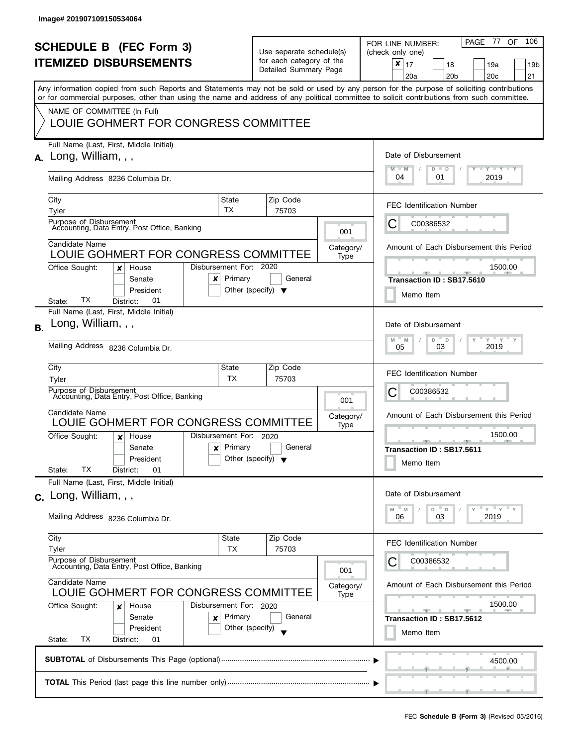Image# 201907109150534064

# SCHEDULE B (FEC Form 3)
## ITEMIZED DISBURSEMENTS

Use separate schedule(s) for each category of the Detailed Summary Page

FOR LINE NUMBER: (check only one)

| | | | |
|---|---|---|---|
| [x] 17 | [ ] 18 | [ ] 19a | [ ] 19b |
| [ ] 20a | [ ] 20b | [ ] 20c | [ ] 21 |

PAGE 77 OF 106

Any information copied from such Reports and Statements may not be sold or used by any person for the purpose of soliciting contributions or for commercial purposes, other than using the name and address of any political committee to solicit contributions from such committee.

NAME OF COMMITTEE (In Full)
LOUIE GOHMERT FOR CONGRESS COMMITTEE

---

**A.** Full Name (Last, First, Middle Initial): Long, William, , ,

Mailing Address: 8236 Columbia Dr.

City: Tyler | State: TX | Zip Code: 75703

Purpose of Disbursement: Accounting, Data Entry, Post Office, Banking

Category/Type: 001

Candidate Name: LOUIE GOHMERT FOR CONGRESS COMMITTEE

Office Sought: [x] House [ ] Senate [ ] President

State: TX District: 01

Disbursement For: 2020 [x] Primary [ ] General [ ] Other (specify)

Date of Disbursement: 04 / 01 / 2019

FEC Identification Number: C C00386532

Amount of Each Disbursement this Period: 1500.00

Transaction ID : SB17.5610

[ ] Memo Item

---

**B.** Full Name (Last, First, Middle Initial): Long, William, , ,

Mailing Address: 8236 Columbia Dr.

City: Tyler | State: TX | Zip Code: 75703

Purpose of Disbursement: Accounting, Data Entry, Post Office, Banking

Category/Type: 001

Candidate Name: LOUIE GOHMERT FOR CONGRESS COMMITTEE

Office Sought: [x] House [ ] Senate [ ] President

State: TX District: 01

Disbursement For: 2020 [x] Primary [ ] General [ ] Other (specify)

Date of Disbursement: 05 / 03 / 2019

FEC Identification Number: C C00386532

Amount of Each Disbursement this Period: 1500.00

Transaction ID : SB17.5611

[ ] Memo Item

---

**C.** Full Name (Last, First, Middle Initial): Long, William, , ,

Mailing Address: 8236 Columbia Dr.

City: Tyler | State: TX | Zip Code: 75703

Purpose of Disbursement: Accounting, Data Entry, Post Office, Banking

Category/Type: 001

Candidate Name: LOUIE GOHMERT FOR CONGRESS COMMITTEE

Office Sought: [x] House [ ] Senate [ ] President

State: TX District: 01

Disbursement For: 2020 [x] Primary [ ] General [ ] Other (specify)

Date of Disbursement: 06 / 03 / 2019

FEC Identification Number: C C00386532

Amount of Each Disbursement this Period: 1500.00

Transaction ID : SB17.5612

[ ] Memo Item

---

**SUBTOTAL** of Disbursements This Page (optional): 4500.00

**TOTAL** This Period (last page this line number only):

FEC **Schedule B (Form 3)** (Revised 05/2016)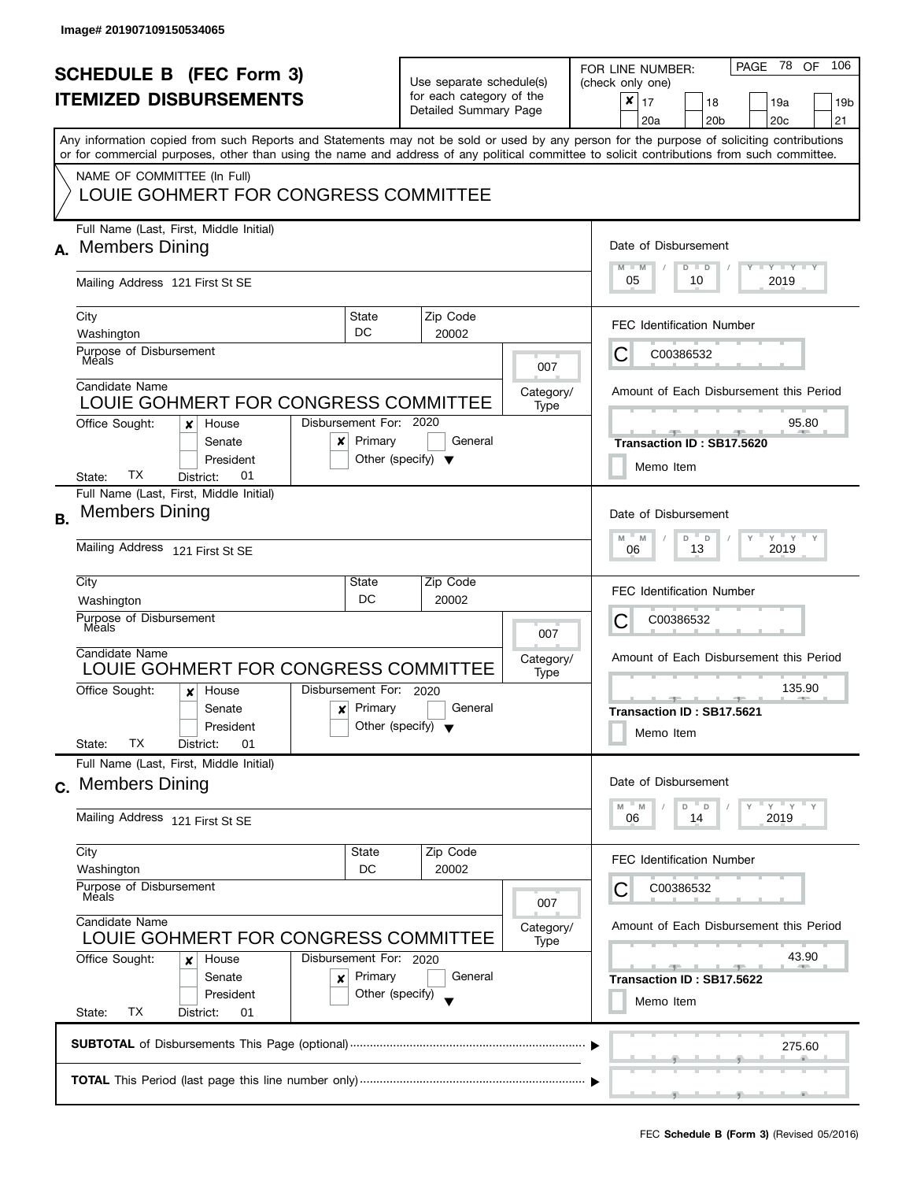Image# 201907109150534065

# SCHEDULE B (FEC Form 3)
## ITEMIZED DISBURSEMENTS

Use separate schedule(s) for each category of the Detailed Summary Page

FOR LINE NUMBER: (check only one)

- [x] 17
- [ ] 18
- [ ] 19a
- [ ] 19b
- [ ] 20a
- [ ] 20b
- [ ] 20c
- [ ] 21

Any information copied from such Reports and Statements may not be sold or used by any person for the purpose of soliciting contributions or for commercial purposes, other than using the name and address of any political committee to solicit contributions from such committee.

NAME OF COMMITTEE (In Full)
LOUIE GOHMERT FOR CONGRESS COMMITTEE

---

**A.** Full Name (Last, First, Middle Initial): Members Dining

Mailing Address: 121 First St SE

City: Washington | State: DC | Zip Code: 20002

Purpose of Disbursement: Meals

Category/Type: 007

Candidate Name: LOUIE GOHMERT FOR CONGRESS COMMITTEE

Office Sought: [x] House [ ] Senate [ ] President

State: TX District: 01

Disbursement For: 2020 [x] Primary [ ] General [ ] Other (specify)

Date of Disbursement: 05 / 10 / 2019

FEC Identification Number: C C00386532

Amount of Each Disbursement this Period: 95.80

Transaction ID : SB17.5620

[ ] Memo Item

---

**B.** Full Name (Last, First, Middle Initial): Members Dining

Mailing Address: 121 First St SE

City: Washington | State: DC | Zip Code: 20002

Purpose of Disbursement: Meals

Category/Type: 007

Candidate Name: LOUIE GOHMERT FOR CONGRESS COMMITTEE

Office Sought: [x] House [ ] Senate [ ] President

State: TX District: 01

Disbursement For: 2020 [x] Primary [ ] General [ ] Other (specify)

Date of Disbursement: 06 / 13 / 2019

FEC Identification Number: C C00386532

Amount of Each Disbursement this Period: 135.90

Transaction ID : SB17.5621

[ ] Memo Item

---

**C.** Full Name (Last, First, Middle Initial): Members Dining

Mailing Address: 121 First St SE

City: Washington | State: DC | Zip Code: 20002

Purpose of Disbursement: Meals

Category/Type: 007

Candidate Name: LOUIE GOHMERT FOR CONGRESS COMMITTEE

Office Sought: [x] House [ ] Senate [ ] President

State: TX District: 01

Disbursement For: 2020 [x] Primary [ ] General [ ] Other (specify)

Date of Disbursement: 06 / 14 / 2019

FEC Identification Number: C C00386532

Amount of Each Disbursement this Period: 43.90

Transaction ID : SB17.5622

[ ] Memo Item

---

**SUBTOTAL** of Disbursements This Page (optional): 275.60

**TOTAL** This Period (last page this line number only):

FEC **Schedule B (Form 3)** (Revised 05/2016)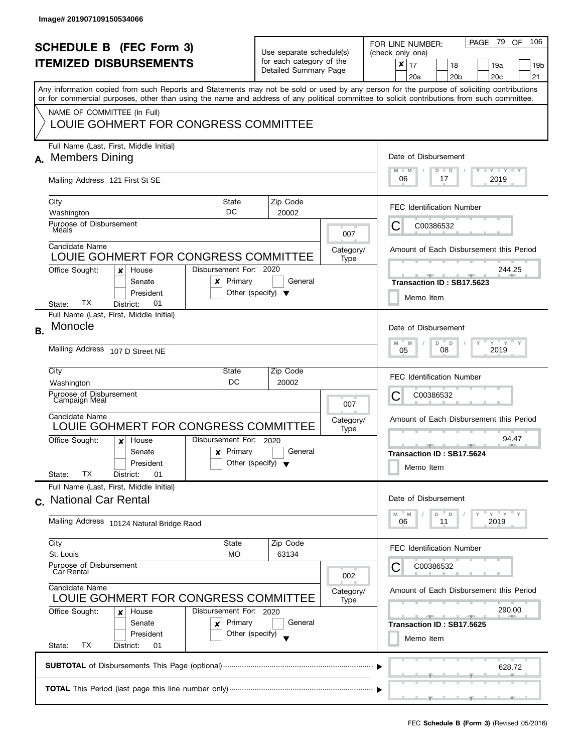Image# 201907109150534066

# SCHEDULE B (FEC Form 3)
## ITEMIZED DISBURSEMENTS

Use separate schedule(s) for each category of the Detailed Summary Page

FOR LINE NUMBER: (check only one)

- [x] 17
- [ ] 18
- [ ] 19a
- [ ] 19b
- [ ] 20a
- [ ] 20b
- [ ] 20c
- [ ] 21

Any information copied from such Reports and Statements may not be sold or used by any person for the purpose of soliciting contributions or for commercial purposes, other than using the name and address of any political committee to solicit contributions from such committee.

NAME OF COMMITTEE (In Full)
LOUIE GOHMERT FOR CONGRESS COMMITTEE

---

**A.** Full Name (Last, First, Middle Initial): Members Dining

Mailing Address: 121 First St SE

City: Washington | State: DC | Zip Code: 20002

Purpose of Disbursement: Meals

Category/Type: 007

Candidate Name: LOUIE GOHMERT FOR CONGRESS COMMITTEE

Office Sought: [x] House [ ] Senate [ ] President

State: TX District: 01

Disbursement For: 2020 [x] Primary [ ] General [ ] Other (specify)

Date of Disbursement: 06 / 17 / 2019

FEC Identification Number: C00386532

Amount of Each Disbursement this Period: 244.25

Transaction ID : SB17.5623

[ ] Memo Item

---

**B.** Full Name (Last, First, Middle Initial): Monocle

Mailing Address: 107 D Street NE

City: Washington | State: DC | Zip Code: 20002

Purpose of Disbursement: Campaign Meal

Category/Type: 007

Candidate Name: LOUIE GOHMERT FOR CONGRESS COMMITTEE

Office Sought: [x] House [ ] Senate [ ] President

State: TX District: 01

Disbursement For: 2020 [x] Primary [ ] General [ ] Other (specify)

Date of Disbursement: 05 / 08 / 2019

FEC Identification Number: C00386532

Amount of Each Disbursement this Period: 94.47

Transaction ID : SB17.5624

[ ] Memo Item

---

**C.** Full Name (Last, First, Middle Initial): National Car Rental

Mailing Address: 10124 Natural Bridge Raod

City: St. Louis | State: MO | Zip Code: 63134

Purpose of Disbursement: Car Rental

Category/Type: 002

Candidate Name: LOUIE GOHMERT FOR CONGRESS COMMITTEE

Office Sought: [x] House [ ] Senate [ ] President

State: TX District: 01

Disbursement For: 2020 [x] Primary [ ] General [ ] Other (specify)

Date of Disbursement: 06 / 11 / 2019

FEC Identification Number: C00386532

Amount of Each Disbursement this Period: 290.00

Transaction ID : SB17.5625

[ ] Memo Item

---

**SUBTOTAL** of Disbursements This Page (optional): 628.72

**TOTAL** This Period (last page this line number only):

FEC **Schedule B (Form 3)** (Revised 05/2016)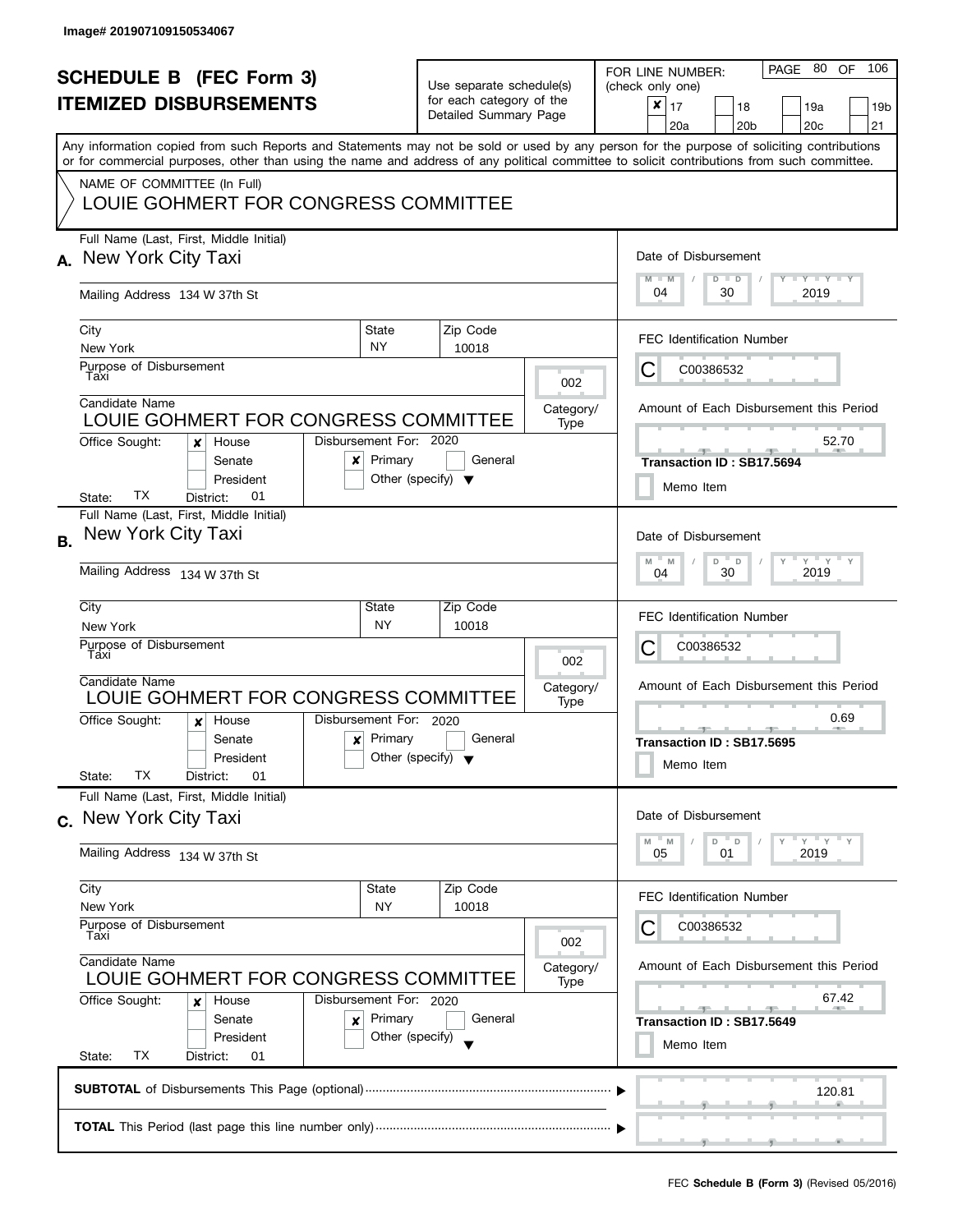Image# 201907109150534067

# SCHEDULE B (FEC Form 3)
## ITEMIZED DISBURSEMENTS

Use separate schedule(s) for each category of the Detailed Summary Page

FOR LINE NUMBER: (check only one)

- [x] 17
- [ ] 18
- [ ] 19a
- [ ] 19b
- [ ] 20a
- [ ] 20b
- [ ] 20c
- [ ] 21

PAGE 80 OF 106

Any information copied from such Reports and Statements may not be sold or used by any person for the purpose of soliciting contributions or for commercial purposes, other than using the name and address of any political committee to solicit contributions from such committee.

NAME OF COMMITTEE (In Full)
LOUIE GOHMERT FOR CONGRESS COMMITTEE

---

**A.** Full Name (Last, First, Middle Initial): New York City Taxi

Mailing Address: 134 W 37th St

City: New York | State: NY | Zip Code: 10018

Purpose of Disbursement: Taxi

Category/Type: 002

Candidate Name: LOUIE GOHMERT FOR CONGRESS COMMITTEE

Office Sought: [x] House [ ] Senate [ ] President

State: TX District: 01

Disbursement For: 2020 [x] Primary [ ] General [ ] Other (specify)

Date of Disbursement: 04 / 30 / 2019

FEC Identification Number: C C00386532

Amount of Each Disbursement this Period: 52.70

Transaction ID : SB17.5694

[ ] Memo Item

---

**B.** Full Name (Last, First, Middle Initial): New York City Taxi

Mailing Address: 134 W 37th St

City: New York | State: NY | Zip Code: 10018

Purpose of Disbursement: Taxi

Category/Type: 002

Candidate Name: LOUIE GOHMERT FOR CONGRESS COMMITTEE

Office Sought: [x] House [ ] Senate [ ] President

State: TX District: 01

Disbursement For: 2020 [x] Primary [ ] General [ ] Other (specify)

Date of Disbursement: 04 / 30 / 2019

FEC Identification Number: C C00386532

Amount of Each Disbursement this Period: 0.69

Transaction ID : SB17.5695

[ ] Memo Item

---

**C.** Full Name (Last, First, Middle Initial): New York City Taxi

Mailing Address: 134 W 37th St

City: New York | State: NY | Zip Code: 10018

Purpose of Disbursement: Taxi

Category/Type: 002

Candidate Name: LOUIE GOHMERT FOR CONGRESS COMMITTEE

Office Sought: [x] House [ ] Senate [ ] President

State: TX District: 01

Disbursement For: 2020 [x] Primary [ ] General [ ] Other (specify)

Date of Disbursement: 05 / 01 / 2019

FEC Identification Number: C C00386532

Amount of Each Disbursement this Period: 67.42

Transaction ID : SB17.5649

[ ] Memo Item

---

**SUBTOTAL** of Disbursements This Page (optional): 120.81

**TOTAL** This Period (last page this line number only):

FEC **Schedule B (Form 3)** (Revised 05/2016)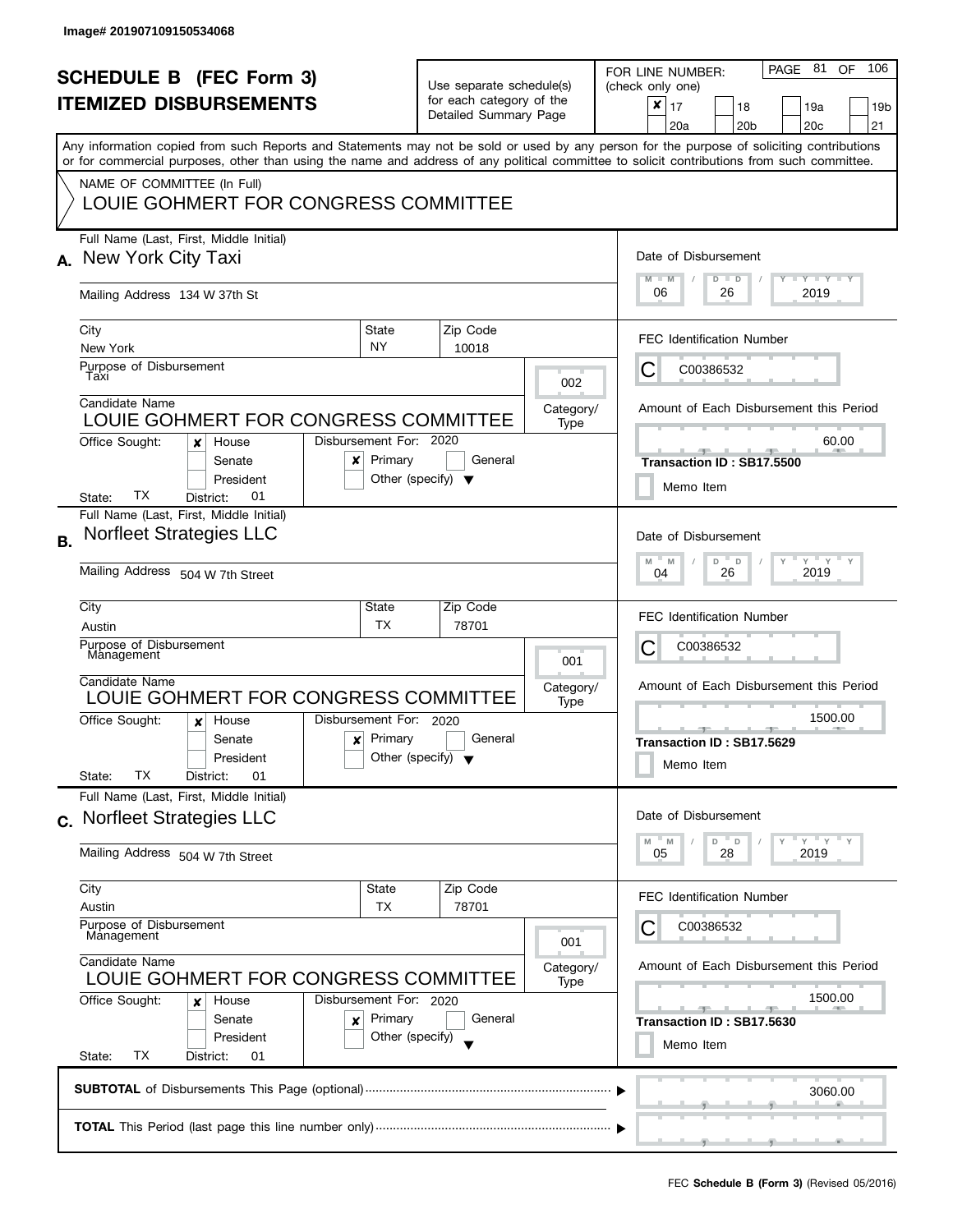Image# 201907109150534068

# SCHEDULE B (FEC Form 3)
# ITEMIZED DISBURSEMENTS

Use separate schedule(s) for each category of the Detailed Summary Page

FOR LINE NUMBER: (check only one)

| | | | |
|---|---|---|---|
| ☒ 17 | ☐ 18 | ☐ 19a | ☐ 19b |
| ☐ 20a | ☐ 20b | ☐ 20c | ☐ 21 |

PAGE 81 OF 106

Any information copied from such Reports and Statements may not be sold or used by any person for the purpose of soliciting contributions or for commercial purposes, other than using the name and address of any political committee to solicit contributions from such committee.

NAME OF COMMITTEE (In Full)
LOUIE GOHMERT FOR CONGRESS COMMITTEE

---

**A.** Full Name (Last, First, Middle Initial): New York City Taxi

Mailing Address: 134 W 37th St

City: New York | State: NY | Zip Code: 10018

Purpose of Disbursement: Taxi

Category/Type: 002

Candidate Name: LOUIE GOHMERT FOR CONGRESS COMMITTEE

Office Sought: ☒ House ☐ Senate ☐ President

State: TX District: 01

Disbursement For: 2020 ☒ Primary ☐ General ☐ Other (specify)

Date of Disbursement: 06 / 26 / 2019

FEC Identification Number: C00386532

Amount of Each Disbursement this Period: 60.00

Transaction ID : SB17.5500

☐ Memo Item

---

**B.** Full Name (Last, First, Middle Initial): Norfleet Strategies LLC

Mailing Address: 504 W 7th Street

City: Austin | State: TX | Zip Code: 78701

Purpose of Disbursement: Management

Category/Type: 001

Candidate Name: LOUIE GOHMERT FOR CONGRESS COMMITTEE

Office Sought: ☒ House ☐ Senate ☐ President

State: TX District: 01

Disbursement For: 2020 ☒ Primary ☐ General ☐ Other (specify)

Date of Disbursement: 04 / 26 / 2019

FEC Identification Number: C00386532

Amount of Each Disbursement this Period: 1500.00

Transaction ID : SB17.5629

☐ Memo Item

---

**C.** Full Name (Last, First, Middle Initial): Norfleet Strategies LLC

Mailing Address: 504 W 7th Street

City: Austin | State: TX | Zip Code: 78701

Purpose of Disbursement: Management

Category/Type: 001

Candidate Name: LOUIE GOHMERT FOR CONGRESS COMMITTEE

Office Sought: ☒ House ☐ Senate ☐ President

State: TX District: 01

Disbursement For: 2020 ☒ Primary ☐ General ☐ Other (specify)

Date of Disbursement: 05 / 28 / 2019

FEC Identification Number: C00386532

Amount of Each Disbursement this Period: 1500.00

Transaction ID : SB17.5630

☐ Memo Item

---

**SUBTOTAL** of Disbursements This Page (optional): 3060.00

**TOTAL** This Period (last page this line number only):

FEC **Schedule B (Form 3)** (Revised 05/2016)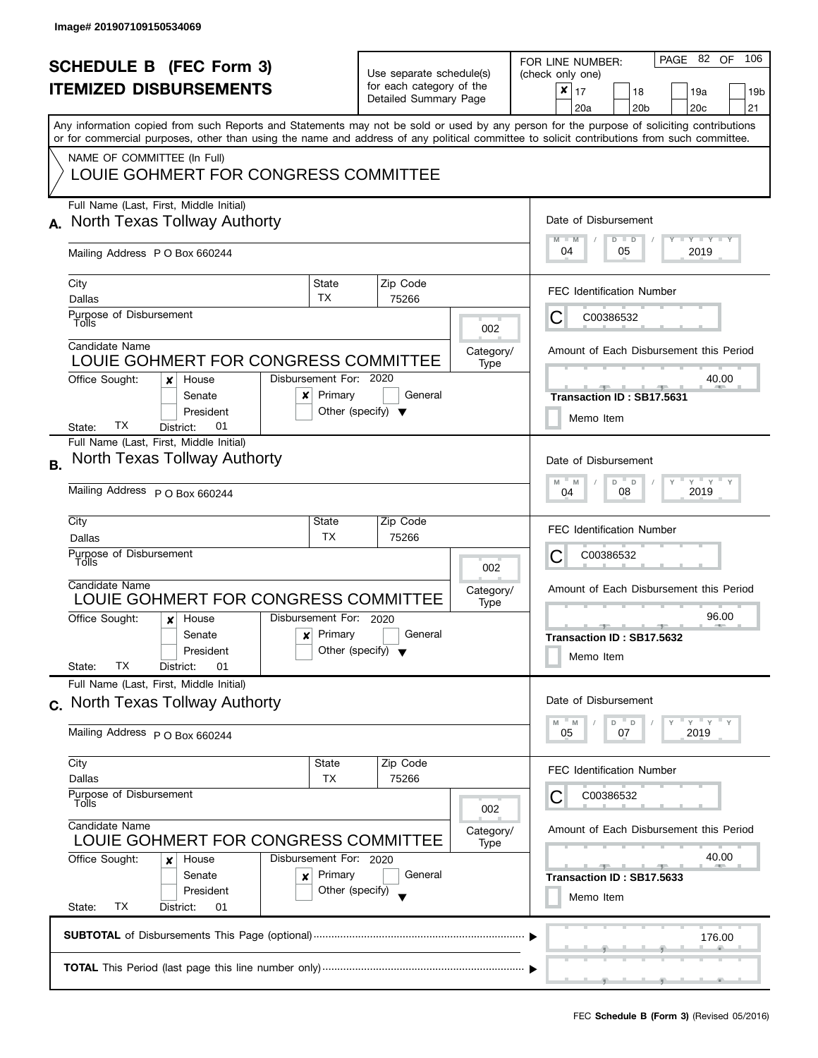Image# 201907109150534069

# SCHEDULE B (FEC Form 3)
## ITEMIZED DISBURSEMENTS

Use separate schedule(s) for each category of the Detailed Summary Page

FOR LINE NUMBER: (check only one)

- [x] 17
- [ ] 18
- [ ] 19a
- [ ] 19b
- [ ] 20a
- [ ] 20b
- [ ] 20c
- [ ] 21

PAGE 82 OF 106

Any information copied from such Reports and Statements may not be sold or used by any person for the purpose of soliciting contributions or for commercial purposes, other than using the name and address of any political committee to solicit contributions from such committee.

NAME OF COMMITTEE (In Full)
LOUIE GOHMERT FOR CONGRESS COMMITTEE

---

**A.** Full Name (Last, First, Middle Initial): North Texas Tollway Authorty

Mailing Address: P O Box 660244

City: Dallas | State: TX | Zip Code: 75266

Purpose of Disbursement: Tolls

Category/Type: 002

Candidate Name: LOUIE GOHMERT FOR CONGRESS COMMITTEE

Office Sought: [x] House [ ] Senate [ ] President
State: TX District: 01

Disbursement For: 2020 [x] Primary [ ] General [ ] Other (specify)

Date of Disbursement: 04 / 05 / 2019

FEC Identification Number: C C00386532

Amount of Each Disbursement this Period: 40.00

Transaction ID : SB17.5631

[ ] Memo Item

---

**B.** Full Name (Last, First, Middle Initial): North Texas Tollway Authorty

Mailing Address: P O Box 660244

City: Dallas | State: TX | Zip Code: 75266

Purpose of Disbursement: Tolls

Category/Type: 002

Candidate Name: LOUIE GOHMERT FOR CONGRESS COMMITTEE

Office Sought: [x] House [ ] Senate [ ] President
State: TX District: 01

Disbursement For: 2020 [x] Primary [ ] General [ ] Other (specify)

Date of Disbursement: 04 / 08 / 2019

FEC Identification Number: C C00386532

Amount of Each Disbursement this Period: 96.00

Transaction ID : SB17.5632

[ ] Memo Item

---

**C.** Full Name (Last, First, Middle Initial): North Texas Tollway Authorty

Mailing Address: P O Box 660244

City: Dallas | State: TX | Zip Code: 75266

Purpose of Disbursement: Tolls

Category/Type: 002

Candidate Name: LOUIE GOHMERT FOR CONGRESS COMMITTEE

Office Sought: [x] House [ ] Senate [ ] President
State: TX District: 01

Disbursement For: 2020 [x] Primary [ ] General [ ] Other (specify)

Date of Disbursement: 05 / 07 / 2019

FEC Identification Number: C C00386532

Amount of Each Disbursement this Period: 40.00

Transaction ID : SB17.5633

[ ] Memo Item

---

**SUBTOTAL** of Disbursements This Page (optional): 176.00

**TOTAL** This Period (last page this line number only):

FEC **Schedule B (Form 3)** (Revised 05/2016)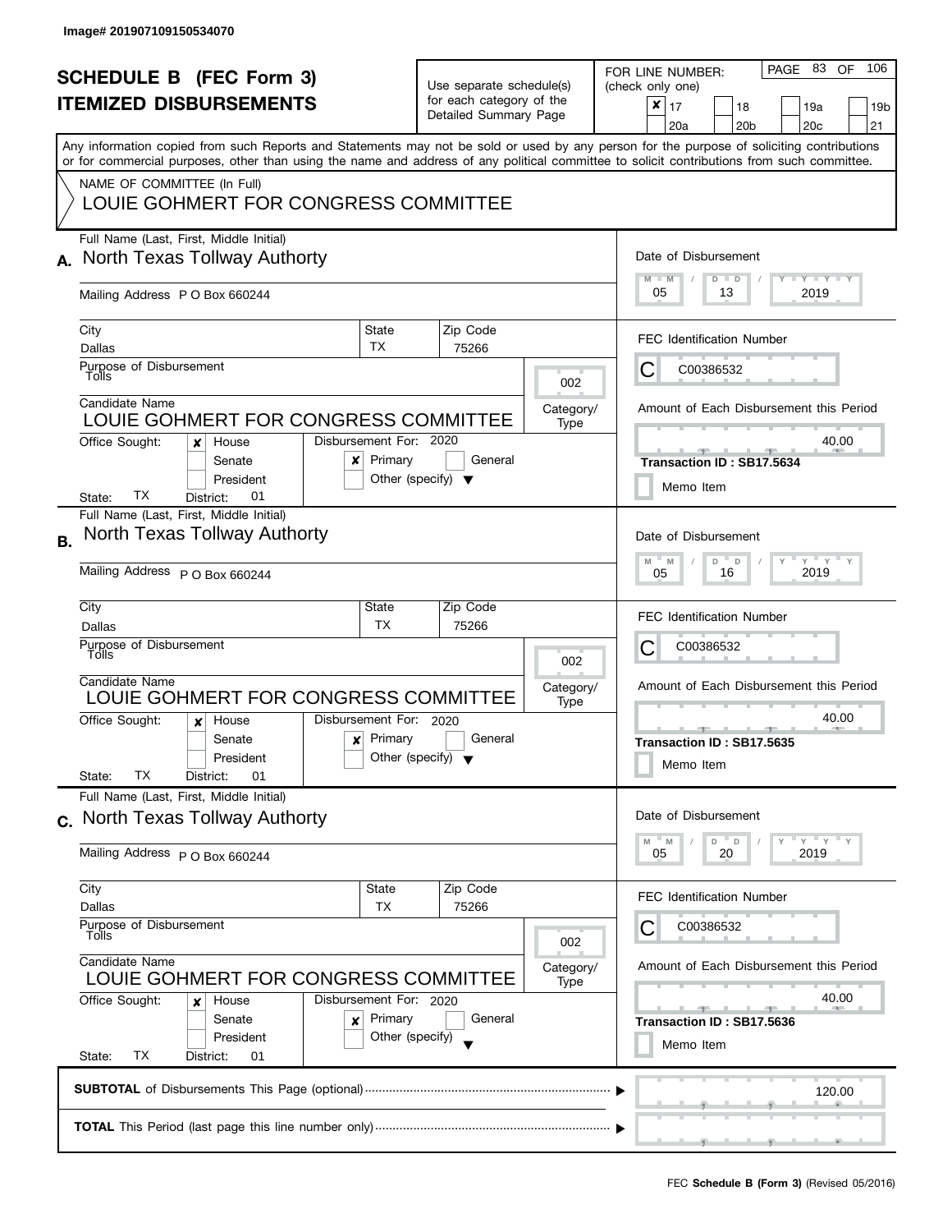Image# 201907109150534070

# SCHEDULE B (FEC Form 3)
# ITEMIZED DISBURSEMENTS

Use separate schedule(s) for each category of the Detailed Summary Page

FOR LINE NUMBER: (check only one)

- [x] 17
- [ ] 18
- [ ] 19a
- [ ] 19b
- [ ] 20a
- [ ] 20b
- [ ] 20c
- [ ] 21

PAGE 83 OF 106

Any information copied from such Reports and Statements may not be sold or used by any person for the purpose of soliciting contributions or for commercial purposes, other than using the name and address of any political committee to solicit contributions from such committee.

NAME OF COMMITTEE (In Full)
LOUIE GOHMERT FOR CONGRESS COMMITTEE

---

**A.** Full Name (Last, First, Middle Initial): North Texas Tollway Authorty

Mailing Address: P O Box 660244

City: Dallas | State: TX | Zip Code: 75266

Purpose of Disbursement: Tolls

Category/Type: 002

Candidate Name: LOUIE GOHMERT FOR CONGRESS COMMITTEE

Office Sought: [x] House [ ] Senate [ ] President
State: TX District: 01

Disbursement For: 2020 [x] Primary [ ] General [ ] Other (specify)

Date of Disbursement: 05 / 13 / 2019

FEC Identification Number: C C00386532

Amount of Each Disbursement this Period: 40.00

Transaction ID : SB17.5634

[ ] Memo Item

---

**B.** Full Name (Last, First, Middle Initial): North Texas Tollway Authorty

Mailing Address: P O Box 660244

City: Dallas | State: TX | Zip Code: 75266

Purpose of Disbursement: Tolls

Category/Type: 002

Candidate Name: LOUIE GOHMERT FOR CONGRESS COMMITTEE

Office Sought: [x] House [ ] Senate [ ] President
State: TX District: 01

Disbursement For: 2020 [x] Primary [ ] General [ ] Other (specify)

Date of Disbursement: 05 / 16 / 2019

FEC Identification Number: C C00386532

Amount of Each Disbursement this Period: 40.00

Transaction ID : SB17.5635

[ ] Memo Item

---

**C.** Full Name (Last, First, Middle Initial): North Texas Tollway Authorty

Mailing Address: P O Box 660244

City: Dallas | State: TX | Zip Code: 75266

Purpose of Disbursement: Tolls

Category/Type: 002

Candidate Name: LOUIE GOHMERT FOR CONGRESS COMMITTEE

Office Sought: [x] House [ ] Senate [ ] President
State: TX District: 01

Disbursement For: 2020 [x] Primary [ ] General [ ] Other (specify)

Date of Disbursement: 05 / 20 / 2019

FEC Identification Number: C C00386532

Amount of Each Disbursement this Period: 40.00

Transaction ID : SB17.5636

[ ] Memo Item

---

**SUBTOTAL** of Disbursements This Page (optional): 120.00

**TOTAL** This Period (last page this line number only):

FEC **Schedule B (Form 3)** (Revised 05/2016)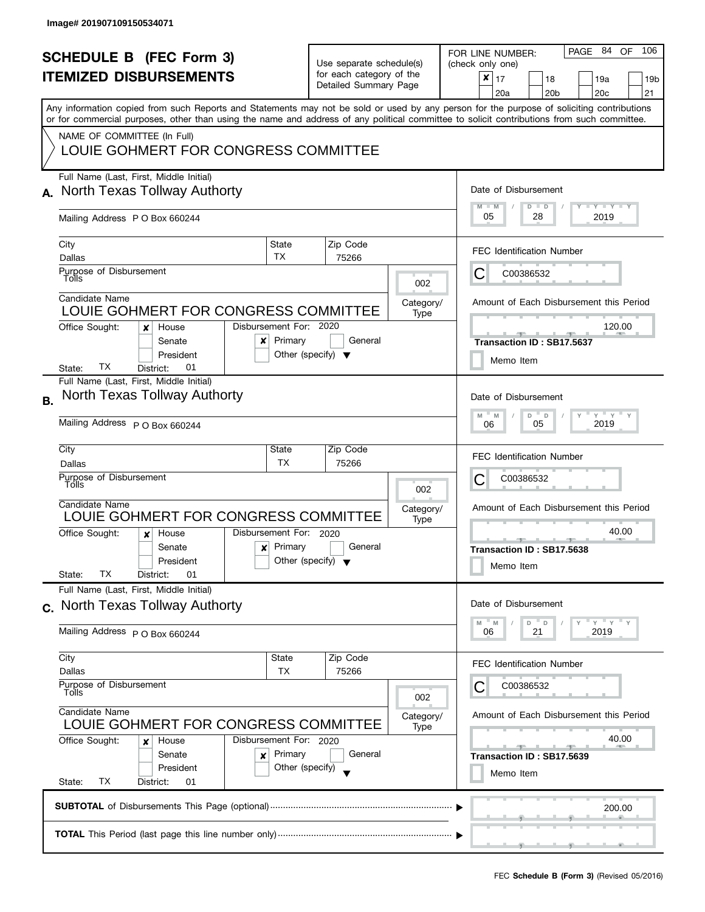Image# 201907109150534071

# SCHEDULE B (FEC Form 3)
## ITEMIZED DISBURSEMENTS

Use separate schedule(s) for each category of the Detailed Summary Page

FOR LINE NUMBER: (check only one)

- [x] 17
- [ ] 18
- [ ] 19a
- [ ] 19b
- [ ] 20a
- [ ] 20b
- [ ] 20c
- [ ] 21

PAGE 84 OF 106

Any information copied from such Reports and Statements may not be sold or used by any person for the purpose of soliciting contributions or for commercial purposes, other than using the name and address of any political committee to solicit contributions from such committee.

NAME OF COMMITTEE (In Full)
LOUIE GOHMERT FOR CONGRESS COMMITTEE

---

**A.** Full Name (Last, First, Middle Initial): North Texas Tollway Authorty

Mailing Address: P O Box 660244

City: Dallas | State: TX | Zip Code: 75266

Purpose of Disbursement: Tolls

Category/Type: 002

Candidate Name: LOUIE GOHMERT FOR CONGRESS COMMITTEE

Office Sought: [x] House [ ] Senate [ ] President

State: TX District: 01

Disbursement For: 2020 [x] Primary [ ] General [ ] Other (specify)

Date of Disbursement: 05 / 28 / 2019

FEC Identification Number: C C00386532

Amount of Each Disbursement this Period: 120.00

Transaction ID : SB17.5637

[ ] Memo Item

---

**B.** Full Name (Last, First, Middle Initial): North Texas Tollway Authorty

Mailing Address: P O Box 660244

City: Dallas | State: TX | Zip Code: 75266

Purpose of Disbursement: Tolls

Category/Type: 002

Candidate Name: LOUIE GOHMERT FOR CONGRESS COMMITTEE

Office Sought: [x] House [ ] Senate [ ] President

State: TX District: 01

Disbursement For: 2020 [x] Primary [ ] General [ ] Other (specify)

Date of Disbursement: 06 / 05 / 2019

FEC Identification Number: C C00386532

Amount of Each Disbursement this Period: 40.00

Transaction ID : SB17.5638

[ ] Memo Item

---

**C.** Full Name (Last, First, Middle Initial): North Texas Tollway Authorty

Mailing Address: P O Box 660244

City: Dallas | State: TX | Zip Code: 75266

Purpose of Disbursement: Tolls

Category/Type: 002

Candidate Name: LOUIE GOHMERT FOR CONGRESS COMMITTEE

Office Sought: [x] House [ ] Senate [ ] President

State: TX District: 01

Disbursement For: 2020 [x] Primary [ ] General [ ] Other (specify)

Date of Disbursement: 06 / 21 / 2019

FEC Identification Number: C C00386532

Amount of Each Disbursement this Period: 40.00

Transaction ID : SB17.5639

[ ] Memo Item

---

**SUBTOTAL** of Disbursements This Page (optional): 200.00

**TOTAL** This Period (last page this line number only):

FEC **Schedule B (Form 3)** (Revised 05/2016)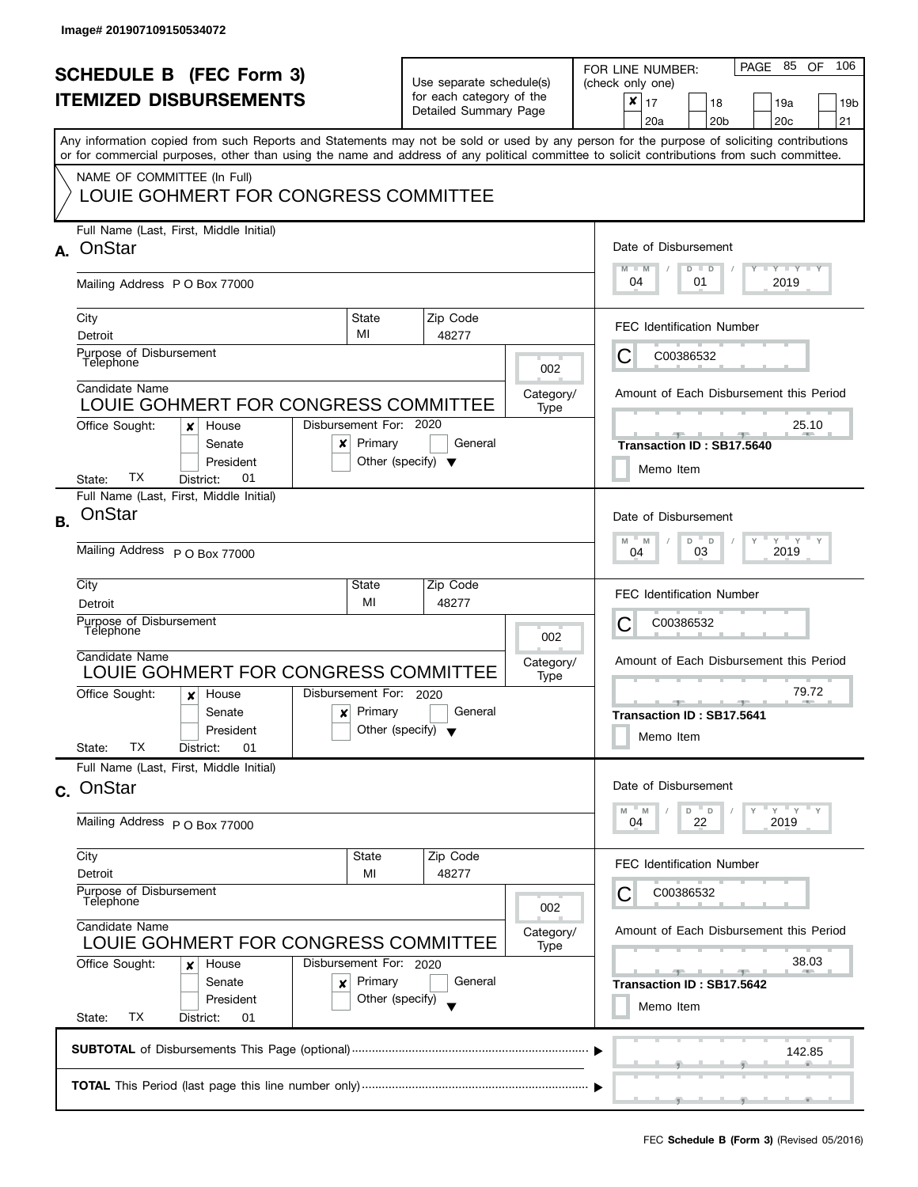Image# 201907109150534072

# SCHEDULE B (FEC Form 3)
# ITEMIZED DISBURSEMENTS

Use separate schedule(s) for each category of the Detailed Summary Page

FOR LINE NUMBER: (check only one)

- [x] 17
- [ ] 18
- [ ] 19a
- [ ] 19b
- [ ] 20a
- [ ] 20b
- [ ] 20c
- [ ] 21

Any information copied from such Reports and Statements may not be sold or used by any person for the purpose of soliciting contributions or for commercial purposes, other than using the name and address of any political committee to solicit contributions from such committee.

NAME OF COMMITTEE (In Full)
LOUIE GOHMERT FOR CONGRESS COMMITTEE

## A.

Full Name (Last, First, Middle Initial): OnStar

Mailing Address: P O Box 77000

City: Detroit | State: MI | Zip Code: 48277

Purpose of Disbursement: Telephone

Category/Type: 002

Candidate Name: LOUIE GOHMERT FOR CONGRESS COMMITTEE

Office Sought: [x] House [ ] Senate [ ] President

State: TX District: 01

Disbursement For: 2020 [x] Primary [ ] General [ ] Other (specify)

Date of Disbursement: 04 / 01 / 2019

FEC Identification Number: C C00386532

Amount of Each Disbursement this Period: 25.10

Transaction ID : SB17.5640

[ ] Memo Item

## B.

Full Name (Last, First, Middle Initial): OnStar

Mailing Address: P O Box 77000

City: Detroit | State: MI | Zip Code: 48277

Purpose of Disbursement: Telephone

Category/Type: 002

Candidate Name: LOUIE GOHMERT FOR CONGRESS COMMITTEE

Office Sought: [x] House [ ] Senate [ ] President

State: TX District: 01

Disbursement For: 2020 [x] Primary [ ] General [ ] Other (specify)

Date of Disbursement: 04 / 03 / 2019

FEC Identification Number: C C00386532

Amount of Each Disbursement this Period: 79.72

Transaction ID : SB17.5641

[ ] Memo Item

## C.

Full Name (Last, First, Middle Initial): OnStar

Mailing Address: P O Box 77000

City: Detroit | State: MI | Zip Code: 48277

Purpose of Disbursement: Telephone

Category/Type: 002

Candidate Name: LOUIE GOHMERT FOR CONGRESS COMMITTEE

Office Sought: [x] House [ ] Senate [ ] President

State: TX District: 01

Disbursement For: 2020 [x] Primary [ ] General [ ] Other (specify)

Date of Disbursement: 04 / 22 / 2019

FEC Identification Number: C C00386532

Amount of Each Disbursement this Period: 38.03

Transaction ID : SB17.5642

[ ] Memo Item

**SUBTOTAL** of Disbursements This Page (optional): 142.85

**TOTAL** This Period (last page this line number only):

FEC **Schedule B (Form 3)** (Revised 05/2016)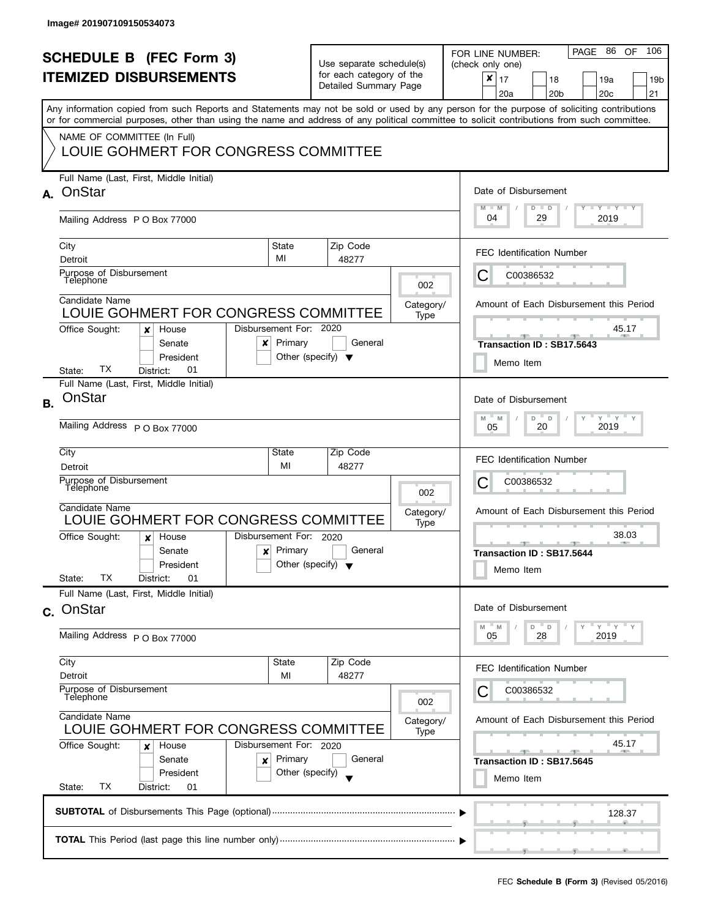Image# 201907109150534073

# SCHEDULE B (FEC Form 3)
## ITEMIZED DISBURSEMENTS

Use separate schedule(s) for each category of the Detailed Summary Page

FOR LINE NUMBER: (check only one)

- [x] 17
- [ ] 18
- [ ] 19a
- [ ] 19b
- [ ] 20a
- [ ] 20b
- [ ] 20c
- [ ] 21

PAGE 86 OF 106

Any information copied from such Reports and Statements may not be sold or used by any person for the purpose of soliciting contributions or for commercial purposes, other than using the name and address of any political committee to solicit contributions from such committee.

NAME OF COMMITTEE (In Full)
LOUIE GOHMERT FOR CONGRESS COMMITTEE

---

**A.** Full Name (Last, First, Middle Initial): OnStar

Mailing Address: P O Box 77000

City: Detroit | State: MI | Zip Code: 48277

Purpose of Disbursement: Telephone

Category/Type: 002

Candidate Name: LOUIE GOHMERT FOR CONGRESS COMMITTEE

Office Sought: [x] House [ ] Senate [ ] President

State: TX District: 01

Disbursement For: 2020 [x] Primary [ ] General [ ] Other (specify)

Date of Disbursement: 04 / 29 / 2019

FEC Identification Number: C C00386532

Amount of Each Disbursement this Period: 45.17

Transaction ID : SB17.5643

[ ] Memo Item

---

**B.** Full Name (Last, First, Middle Initial): OnStar

Mailing Address: P O Box 77000

City: Detroit | State: MI | Zip Code: 48277

Purpose of Disbursement: Telephone

Category/Type: 002

Candidate Name: LOUIE GOHMERT FOR CONGRESS COMMITTEE

Office Sought: [x] House [ ] Senate [ ] President

State: TX District: 01

Disbursement For: 2020 [x] Primary [ ] General [ ] Other (specify)

Date of Disbursement: 05 / 20 / 2019

FEC Identification Number: C C00386532

Amount of Each Disbursement this Period: 38.03

Transaction ID : SB17.5644

[ ] Memo Item

---

**C.** Full Name (Last, First, Middle Initial): OnStar

Mailing Address: P O Box 77000

City: Detroit | State: MI | Zip Code: 48277

Purpose of Disbursement: Telephone

Category/Type: 002

Candidate Name: LOUIE GOHMERT FOR CONGRESS COMMITTEE

Office Sought: [x] House [ ] Senate [ ] President

State: TX District: 01

Disbursement For: 2020 [x] Primary [ ] General [ ] Other (specify)

Date of Disbursement: 05 / 28 / 2019

FEC Identification Number: C C00386532

Amount of Each Disbursement this Period: 45.17

Transaction ID : SB17.5645

[ ] Memo Item

---

**SUBTOTAL** of Disbursements This Page (optional): 128.37

**TOTAL** This Period (last page this line number only):

FEC **Schedule B (Form 3)** (Revised 05/2016)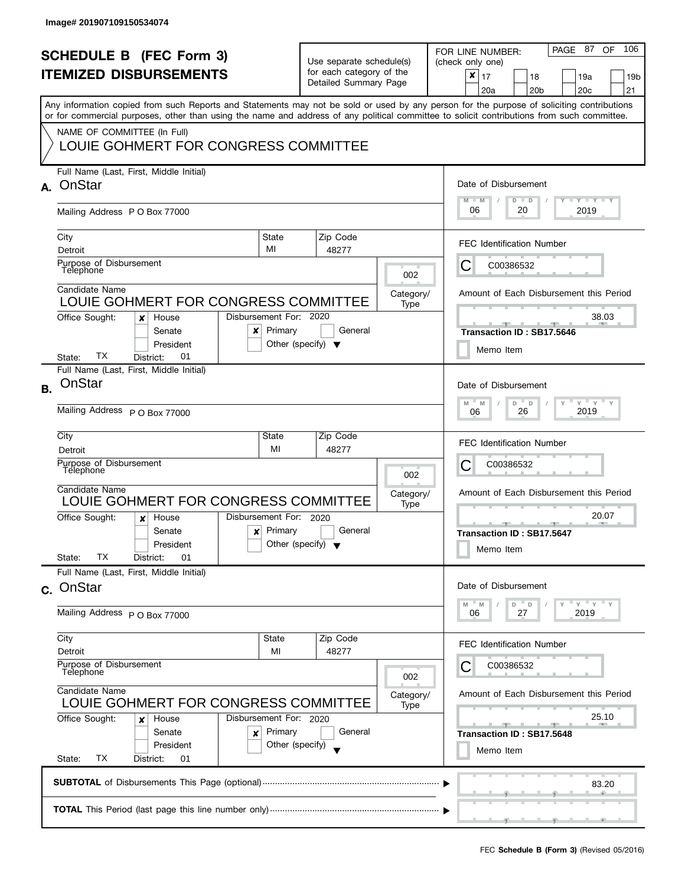Image# 201907109150534074

# SCHEDULE B (FEC Form 3)
## ITEMIZED DISBURSEMENTS

Use separate schedule(s) for each category of the Detailed Summary Page

FOR LINE NUMBER: (check only one)

- [x] 17
- [ ] 18
- [ ] 19a
- [ ] 19b
- [ ] 20a
- [ ] 20b
- [ ] 20c
- [ ] 21

PAGE 87 OF 106

Any information copied from such Reports and Statements may not be sold or used by any person for the purpose of soliciting contributions or for commercial purposes, other than using the name and address of any political committee to solicit contributions from such committee.

NAME OF COMMITTEE (In Full)
LOUIE GOHMERT FOR CONGRESS COMMITTEE

---

**A.** Full Name (Last, First, Middle Initial): OnStar

Mailing Address: P O Box 77000

City: Detroit | State: MI | Zip Code: 48277

Purpose of Disbursement: Telephone

Category/Type: 002

Candidate Name: LOUIE GOHMERT FOR CONGRESS COMMITTEE

Office Sought: [x] House [ ] Senate [ ] President

State: TX District: 01

Disbursement For: 2020 [x] Primary [ ] General [ ] Other (specify)

Date of Disbursement: 06 / 20 / 2019

FEC Identification Number: C C00386532

Amount of Each Disbursement this Period: 38.03

Transaction ID : SB17.5646

[ ] Memo Item

---

**B.** Full Name (Last, First, Middle Initial): OnStar

Mailing Address: P O Box 77000

City: Detroit | State: MI | Zip Code: 48277

Purpose of Disbursement: Telephone

Category/Type: 002

Candidate Name: LOUIE GOHMERT FOR CONGRESS COMMITTEE

Office Sought: [x] House [ ] Senate [ ] President

State: TX District: 01

Disbursement For: 2020 [x] Primary [ ] General [ ] Other (specify)

Date of Disbursement: 06 / 26 / 2019

FEC Identification Number: C C00386532

Amount of Each Disbursement this Period: 20.07

Transaction ID : SB17.5647

[ ] Memo Item

---

**C.** Full Name (Last, First, Middle Initial): OnStar

Mailing Address: P O Box 77000

City: Detroit | State: MI | Zip Code: 48277

Purpose of Disbursement: Telephone

Category/Type: 002

Candidate Name: LOUIE GOHMERT FOR CONGRESS COMMITTEE

Office Sought: [x] House [ ] Senate [ ] President

State: TX District: 01

Disbursement For: 2020 [x] Primary [ ] General [ ] Other (specify)

Date of Disbursement: 06 / 27 / 2019

FEC Identification Number: C C00386532

Amount of Each Disbursement this Period: 25.10

Transaction ID : SB17.5648

[ ] Memo Item

---

**SUBTOTAL** of Disbursements This Page (optional): 83.20

**TOTAL** This Period (last page this line number only):

FEC **Schedule B (Form 3)** (Revised 05/2016)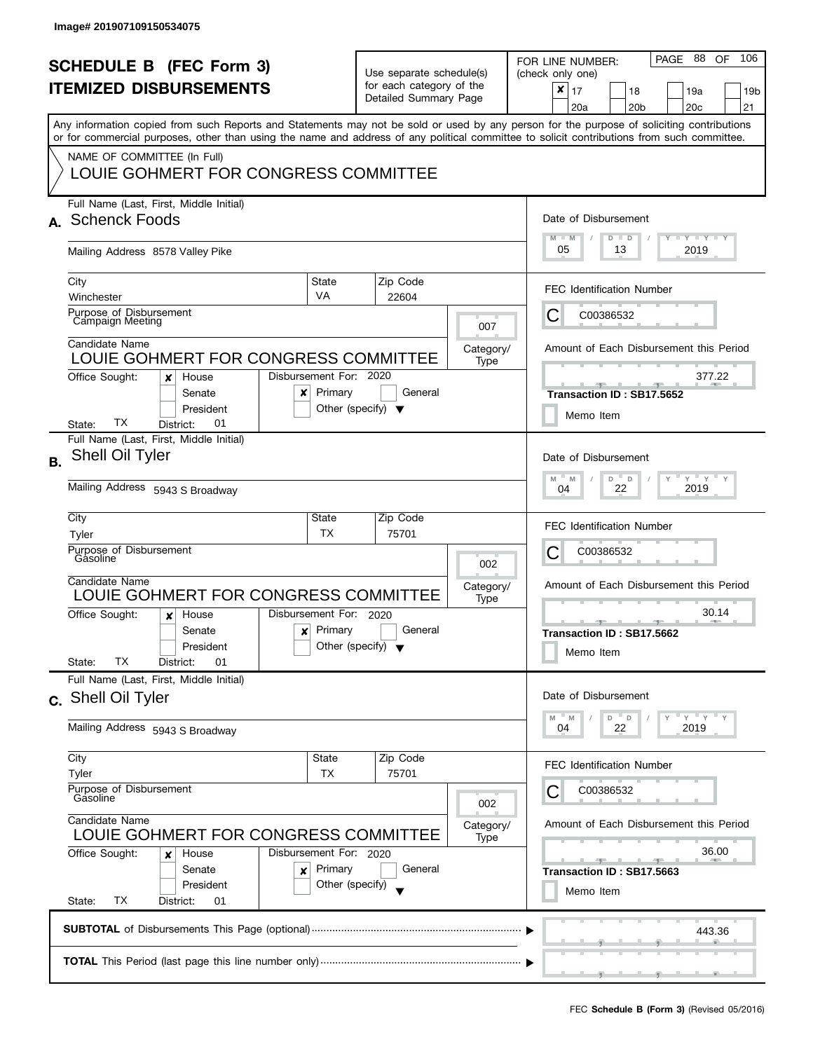Image# 201907109150534075

# SCHEDULE B (FEC Form 3)
# ITEMIZED DISBURSEMENTS

Use separate schedule(s) for each category of the Detailed Summary Page

FOR LINE NUMBER: (check only one)
[x] 17  [ ] 18  [ ] 19a  [ ] 19b  [ ] 20a  [ ] 20b  [ ] 20c  [ ] 21

Any information copied from such Reports and Statements may not be sold or used by any person for the purpose of soliciting contributions or for commercial purposes, other than using the name and address of any political committee to solicit contributions from such committee.

NAME OF COMMITTEE (In Full)
LOUIE GOHMERT FOR CONGRESS COMMITTEE

**A.** Full Name (Last, First, Middle Initial): Schenck Foods

Mailing Address: 8578 Valley Pike

City: Winchester | State: VA | Zip Code: 22604

Purpose of Disbursement: Campaign Meeting

Category/Type: 007

Candidate Name: LOUIE GOHMERT FOR CONGRESS COMMITTEE

Office Sought: [x] House [ ] Senate [ ] President — State: TX District: 01

Disbursement For: 2020 [x] Primary [ ] General [ ] Other (specify)

Date of Disbursement: 05 / 13 / 2019

FEC Identification Number: C C00386532

Amount of Each Disbursement this Period: 377.22

Transaction ID : SB17.5652

[ ] Memo Item

**B.** Full Name (Last, First, Middle Initial): Shell Oil Tyler

Mailing Address: 5943 S Broadway

City: Tyler | State: TX | Zip Code: 75701

Purpose of Disbursement: Gasoline

Category/Type: 002

Candidate Name: LOUIE GOHMERT FOR CONGRESS COMMITTEE

Office Sought: [x] House [ ] Senate [ ] President — State: TX District: 01

Disbursement For: 2020 [x] Primary [ ] General [ ] Other (specify)

Date of Disbursement: 04 / 22 / 2019

FEC Identification Number: C C00386532

Amount of Each Disbursement this Period: 30.14

Transaction ID : SB17.5662

[ ] Memo Item

**C.** Full Name (Last, First, Middle Initial): Shell Oil Tyler

Mailing Address: 5943 S Broadway

City: Tyler | State: TX | Zip Code: 75701

Purpose of Disbursement: Gasoline

Category/Type: 002

Candidate Name: LOUIE GOHMERT FOR CONGRESS COMMITTEE

Office Sought: [x] House [ ] Senate [ ] President — State: TX District: 01

Disbursement For: 2020 [x] Primary [ ] General [ ] Other (specify)

Date of Disbursement: 04 / 22 / 2019

FEC Identification Number: C C00386532

Amount of Each Disbursement this Period: 36.00

Transaction ID : SB17.5663

[ ] Memo Item

**SUBTOTAL** of Disbursements This Page (optional): 443.36

**TOTAL** This Period (last page this line number only):

FEC **Schedule B (Form 3)** (Revised 05/2016)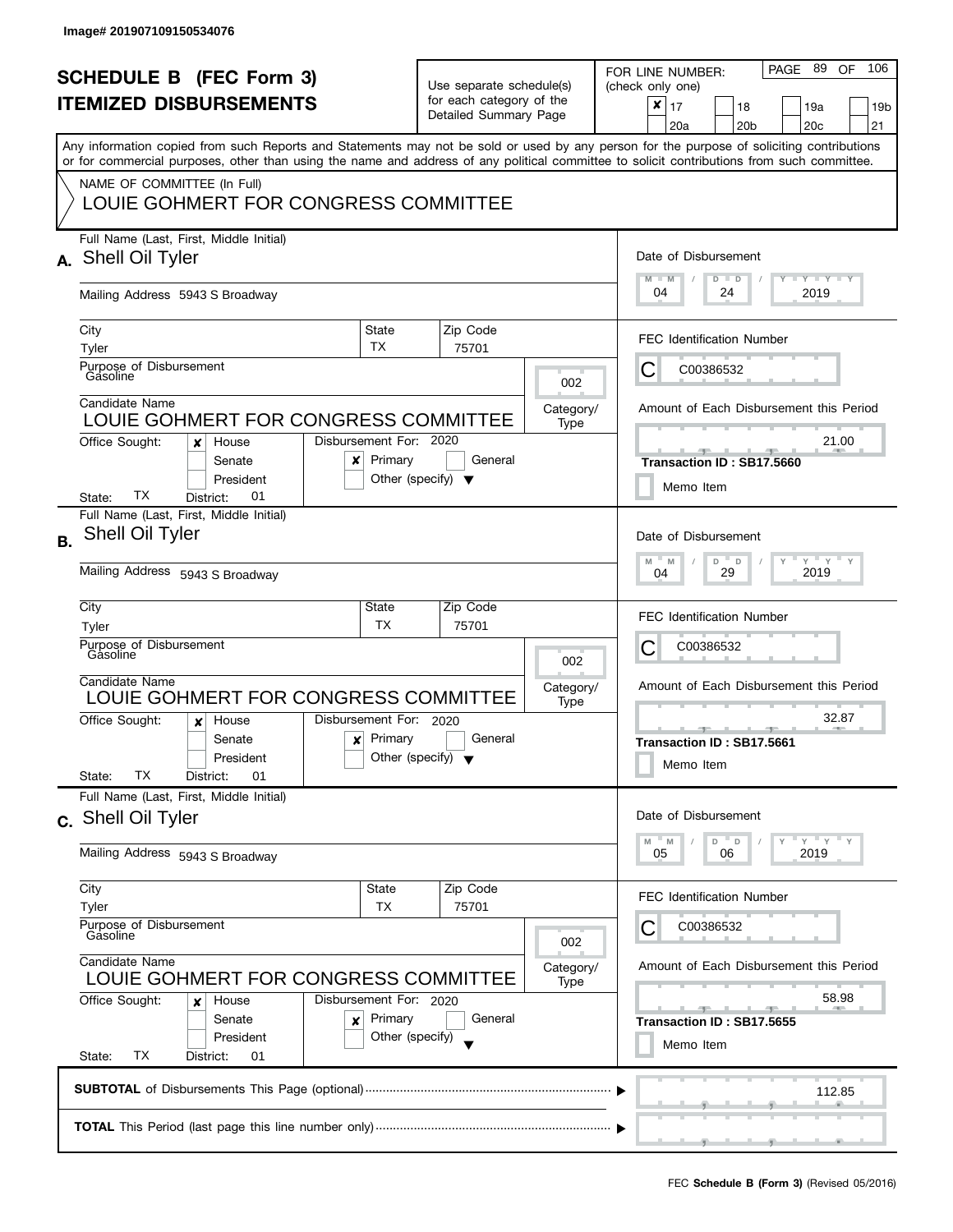Image# 201907109150534076

# SCHEDULE B (FEC Form 3)
# ITEMIZED DISBURSEMENTS

Use separate schedule(s) for each category of the Detailed Summary Page

FOR LINE NUMBER: (check only one)

- [x] 17
- [ ] 18
- [ ] 19a
- [ ] 19b
- [ ] 20a
- [ ] 20b
- [ ] 20c
- [ ] 21

PAGE 89 OF 106

Any information copied from such Reports and Statements may not be sold or used by any person for the purpose of soliciting contributions or for commercial purposes, other than using the name and address of any political committee to solicit contributions from such committee.

NAME OF COMMITTEE (In Full)
LOUIE GOHMERT FOR CONGRESS COMMITTEE

---

**A.** Full Name (Last, First, Middle Initial): Shell Oil Tyler

Mailing Address: 5943 S Broadway

City: Tyler | State: TX | Zip Code: 75701

Purpose of Disbursement: Gasoline

Category/Type: 002

Candidate Name: LOUIE GOHMERT FOR CONGRESS COMMITTEE

Office Sought: [x] House [ ] Senate [ ] President

State: TX District: 01

Disbursement For: 2020 [x] Primary [ ] General [ ] Other (specify)

Date of Disbursement: 04 / 24 / 2019

FEC Identification Number: C00386532

Amount of Each Disbursement this Period: 21.00

Transaction ID : SB17.5660

[ ] Memo Item

---

**B.** Full Name (Last, First, Middle Initial): Shell Oil Tyler

Mailing Address: 5943 S Broadway

City: Tyler | State: TX | Zip Code: 75701

Purpose of Disbursement: Gasoline

Category/Type: 002

Candidate Name: LOUIE GOHMERT FOR CONGRESS COMMITTEE

Office Sought: [x] House [ ] Senate [ ] President

State: TX District: 01

Disbursement For: 2020 [x] Primary [ ] General [ ] Other (specify)

Date of Disbursement: 04 / 29 / 2019

FEC Identification Number: C00386532

Amount of Each Disbursement this Period: 32.87

Transaction ID : SB17.5661

[ ] Memo Item

---

**C.** Full Name (Last, First, Middle Initial): Shell Oil Tyler

Mailing Address: 5943 S Broadway

City: Tyler | State: TX | Zip Code: 75701

Purpose of Disbursement: Gasoline

Category/Type: 002

Candidate Name: LOUIE GOHMERT FOR CONGRESS COMMITTEE

Office Sought: [x] House [ ] Senate [ ] President

State: TX District: 01

Disbursement For: 2020 [x] Primary [ ] General [ ] Other (specify)

Date of Disbursement: 05 / 06 / 2019

FEC Identification Number: C00386532

Amount of Each Disbursement this Period: 58.98

Transaction ID : SB17.5655

[ ] Memo Item

---

**SUBTOTAL** of Disbursements This Page (optional): 112.85

**TOTAL** This Period (last page this line number only):

FEC **Schedule B (Form 3)** (Revised 05/2016)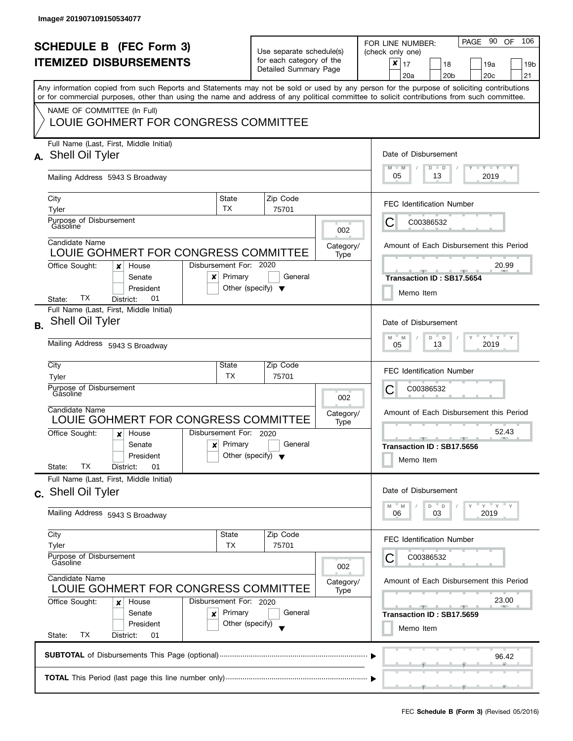Image# 201907109150534077

# SCHEDULE B (FEC Form 3)
# ITEMIZED DISBURSEMENTS

Use separate schedule(s) for each category of the Detailed Summary Page

FOR LINE NUMBER: (check only one)

- [x] 17
- [ ] 18
- [ ] 19a
- [ ] 19b
- [ ] 20a
- [ ] 20b
- [ ] 20c
- [ ] 21

PAGE 90 OF 106

Any information copied from such Reports and Statements may not be sold or used by any person for the purpose of soliciting contributions or for commercial purposes, other than using the name and address of any political committee to solicit contributions from such committee.

NAME OF COMMITTEE (In Full)
LOUIE GOHMERT FOR CONGRESS COMMITTEE

---

**A.** Full Name (Last, First, Middle Initial): Shell Oil Tyler

Mailing Address: 5943 S Broadway

City: Tyler | State: TX | Zip Code: 75701

Purpose of Disbursement: Gasoline

Category/Type: 002

Candidate Name: LOUIE GOHMERT FOR CONGRESS COMMITTEE

Office Sought: [x] House [ ] Senate [ ] President — State: TX District: 01

Disbursement For: 2020 — [x] Primary [ ] General [ ] Other (specify)

Date of Disbursement: 05 / 13 / 2019

FEC Identification Number: C C00386532

Amount of Each Disbursement this Period: 20.99

Transaction ID : SB17.5654

[ ] Memo Item

---

**B.** Full Name (Last, First, Middle Initial): Shell Oil Tyler

Mailing Address: 5943 S Broadway

City: Tyler | State: TX | Zip Code: 75701

Purpose of Disbursement: Gasoline

Category/Type: 002

Candidate Name: LOUIE GOHMERT FOR CONGRESS COMMITTEE

Office Sought: [x] House [ ] Senate [ ] President — State: TX District: 01

Disbursement For: 2020 — [x] Primary [ ] General [ ] Other (specify)

Date of Disbursement: 05 / 13 / 2019

FEC Identification Number: C C00386532

Amount of Each Disbursement this Period: 52.43

Transaction ID : SB17.5656

[ ] Memo Item

---

**C.** Full Name (Last, First, Middle Initial): Shell Oil Tyler

Mailing Address: 5943 S Broadway

City: Tyler | State: TX | Zip Code: 75701

Purpose of Disbursement: Gasoline

Category/Type: 002

Candidate Name: LOUIE GOHMERT FOR CONGRESS COMMITTEE

Office Sought: [x] House [ ] Senate [ ] President — State: TX District: 01

Disbursement For: 2020 — [x] Primary [ ] General [ ] Other (specify)

Date of Disbursement: 06 / 03 / 2019

FEC Identification Number: C C00386532

Amount of Each Disbursement this Period: 23.00

Transaction ID : SB17.5659

[ ] Memo Item

---

**SUBTOTAL** of Disbursements This Page (optional): 96.42

**TOTAL** This Period (last page this line number only):

FEC **Schedule B (Form 3)** (Revised 05/2016)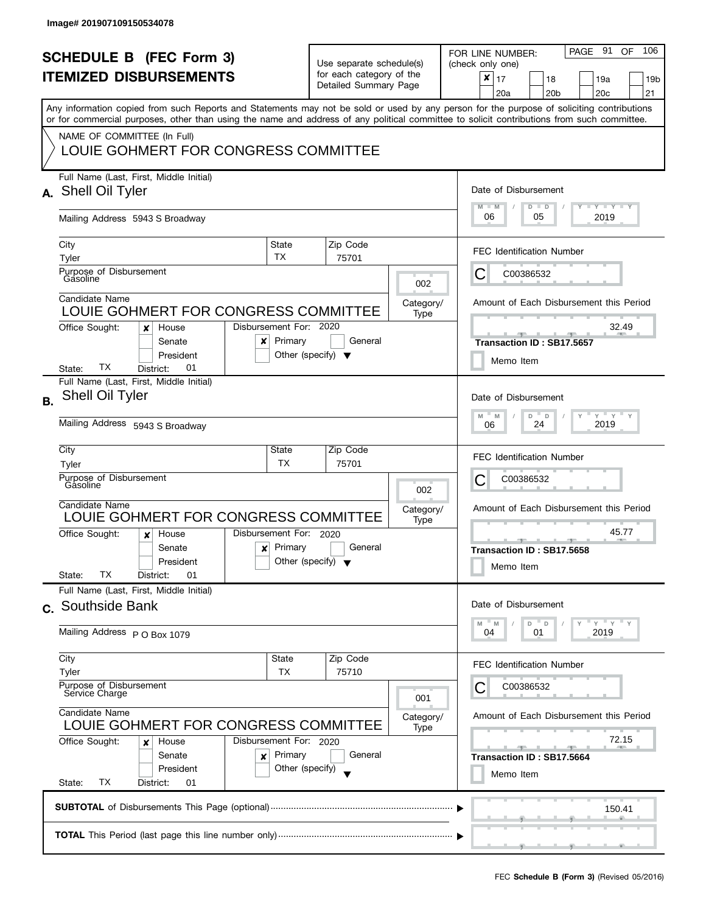Image# 201907109150534078

# SCHEDULE B (FEC Form 3)
# ITEMIZED DISBURSEMENTS

Use separate schedule(s) for each category of the Detailed Summary Page

FOR LINE NUMBER: (check only one)

- [x] 17
- [ ] 18
- [ ] 19a
- [ ] 19b
- [ ] 20a
- [ ] 20b
- [ ] 20c
- [ ] 21

PAGE 91 OF 106

Any information copied from such Reports and Statements may not be sold or used by any person for the purpose of soliciting contributions or for commercial purposes, other than using the name and address of any political committee to solicit contributions from such committee.

NAME OF COMMITTEE (In Full)
LOUIE GOHMERT FOR CONGRESS COMMITTEE

---

**A.** Full Name (Last, First, Middle Initial): Shell Oil Tyler

Mailing Address: 5943 S Broadway

City: Tyler | State: TX | Zip Code: 75701

Purpose of Disbursement: Gasoline

Category/Type: 002

Candidate Name: LOUIE GOHMERT FOR CONGRESS COMMITTEE

Office Sought: [x] House [ ] Senate [ ] President

State: TX District: 01

Disbursement For: 2020 — [x] Primary [ ] General [ ] Other (specify)

Date of Disbursement: 06 / 05 / 2019

FEC Identification Number: C00386532

Amount of Each Disbursement this Period: 32.49

Transaction ID : SB17.5657

[ ] Memo Item

---

**B.** Full Name (Last, First, Middle Initial): Shell Oil Tyler

Mailing Address: 5943 S Broadway

City: Tyler | State: TX | Zip Code: 75701

Purpose of Disbursement: Gasoline

Category/Type: 002

Candidate Name: LOUIE GOHMERT FOR CONGRESS COMMITTEE

Office Sought: [x] House [ ] Senate [ ] President

State: TX District: 01

Disbursement For: 2020 — [x] Primary [ ] General [ ] Other (specify)

Date of Disbursement: 06 / 24 / 2019

FEC Identification Number: C00386532

Amount of Each Disbursement this Period: 45.77

Transaction ID : SB17.5658

[ ] Memo Item

---

**C.** Full Name (Last, First, Middle Initial): Southside Bank

Mailing Address: P O Box 1079

City: Tyler | State: TX | Zip Code: 75710

Purpose of Disbursement: Service Charge

Category/Type: 001

Candidate Name: LOUIE GOHMERT FOR CONGRESS COMMITTEE

Office Sought: [x] House [ ] Senate [ ] President

State: TX District: 01

Disbursement For: 2020 — [x] Primary [ ] General [ ] Other (specify)

Date of Disbursement: 04 / 01 / 2019

FEC Identification Number: C00386532

Amount of Each Disbursement this Period: 72.15

Transaction ID : SB17.5664

[ ] Memo Item

---

**SUBTOTAL** of Disbursements This Page (optional): 150.41

**TOTAL** This Period (last page this line number only):

FEC **Schedule B (Form 3)** (Revised 05/2016)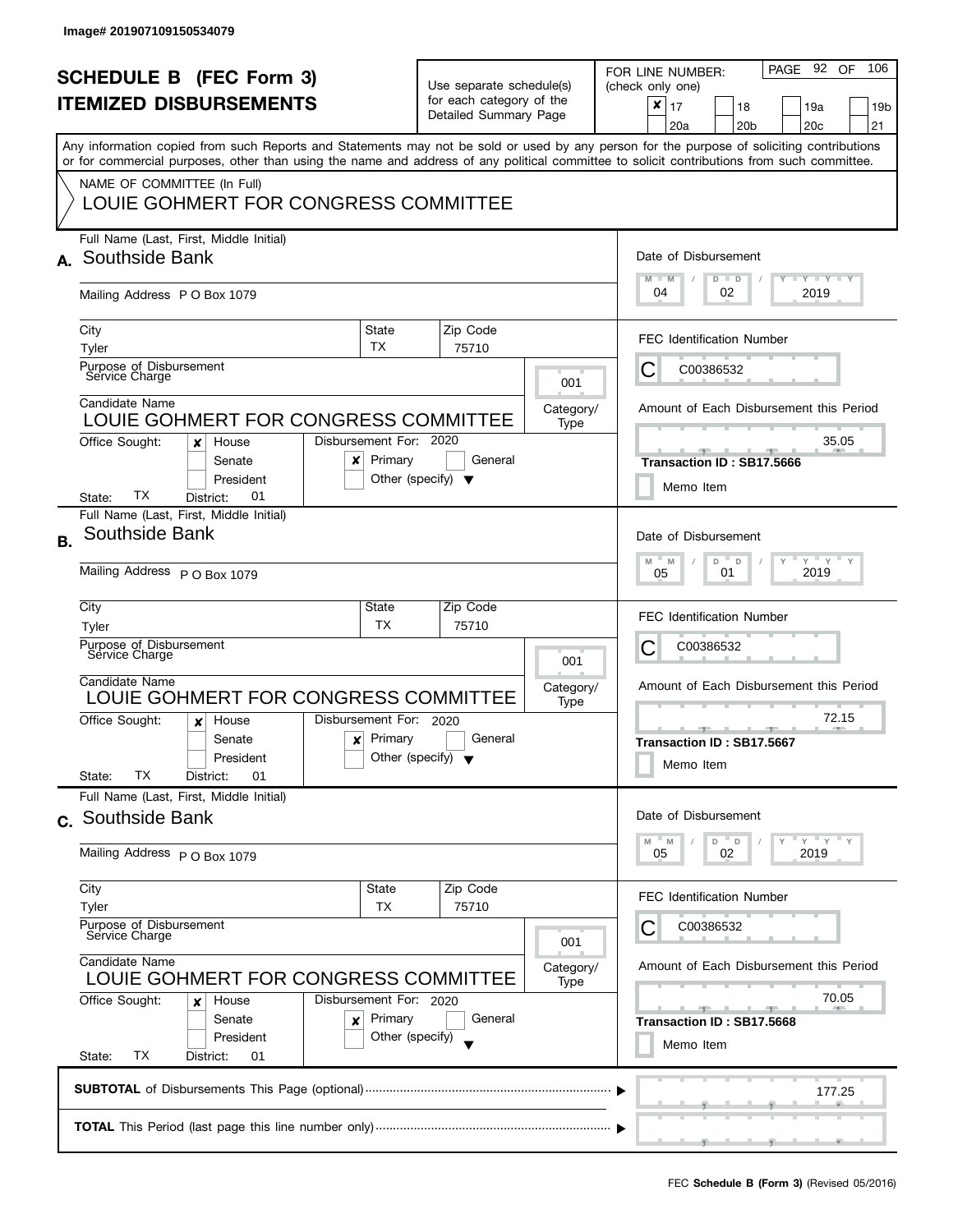Image# 201907109150534079

# SCHEDULE B (FEC Form 3)
## ITEMIZED DISBURSEMENTS

Use separate schedule(s) for each category of the Detailed Summary Page

FOR LINE NUMBER: (check only one)

- [x] 17
- [ ] 18
- [ ] 19a
- [ ] 19b
- [ ] 20a
- [ ] 20b
- [ ] 20c
- [ ] 21

Any information copied from such Reports and Statements may not be sold or used by any person for the purpose of soliciting contributions or for commercial purposes, other than using the name and address of any political committee to solicit contributions from such committee.

NAME OF COMMITTEE (In Full)
LOUIE GOHMERT FOR CONGRESS COMMITTEE

---

**A.** Full Name (Last, First, Middle Initial): Southside Bank

Mailing Address: P O Box 1079

City: Tyler | State: TX | Zip Code: 75710

Purpose of Disbursement: Service Charge

Category/Type: 001

Candidate Name: LOUIE GOHMERT FOR CONGRESS COMMITTEE

Office Sought: [x] House [ ] Senate [ ] President

State: TX District: 01

Disbursement For: 2020 [x] Primary [ ] General [ ] Other (specify)

Date of Disbursement: 04/02/2019

FEC Identification Number: C00386532

Amount of Each Disbursement this Period: 35.05

Transaction ID : SB17.5666

[ ] Memo Item

---

**B.** Full Name (Last, First, Middle Initial): Southside Bank

Mailing Address: P O Box 1079

City: Tyler | State: TX | Zip Code: 75710

Purpose of Disbursement: Service Charge

Category/Type: 001

Candidate Name: LOUIE GOHMERT FOR CONGRESS COMMITTEE

Office Sought: [x] House [ ] Senate [ ] President

State: TX District: 01

Disbursement For: 2020 [x] Primary [ ] General [ ] Other (specify)

Date of Disbursement: 05/01/2019

FEC Identification Number: C00386532

Amount of Each Disbursement this Period: 72.15

Transaction ID : SB17.5667

[ ] Memo Item

---

**C.** Full Name (Last, First, Middle Initial): Southside Bank

Mailing Address: P O Box 1079

City: Tyler | State: TX | Zip Code: 75710

Purpose of Disbursement: Service Charge

Category/Type: 001

Candidate Name: LOUIE GOHMERT FOR CONGRESS COMMITTEE

Office Sought: [x] House [ ] Senate [ ] President

State: TX District: 01

Disbursement For: 2020 [x] Primary [ ] General [ ] Other (specify)

Date of Disbursement: 05/02/2019

FEC Identification Number: C00386532

Amount of Each Disbursement this Period: 70.05

Transaction ID : SB17.5668

[ ] Memo Item

---

**SUBTOTAL** of Disbursements This Page (optional): 177.25

**TOTAL** This Period (last page this line number only):

FEC **Schedule B (Form 3)** (Revised 05/2016)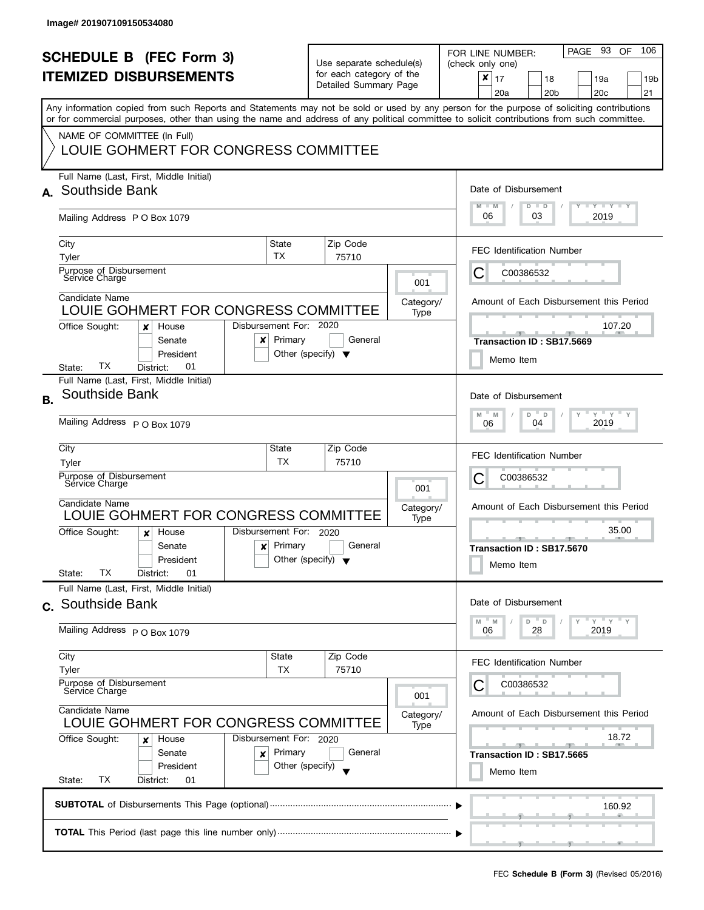Image# 201907109150534080

# SCHEDULE B (FEC Form 3)
# ITEMIZED DISBURSEMENTS

Use separate schedule(s) for each category of the Detailed Summary Page

FOR LINE NUMBER: (check only one)

- [x] 17
- [ ] 18
- [ ] 19a
- [ ] 19b
- [ ] 20a
- [ ] 20b
- [ ] 20c
- [ ] 21

PAGE 93 OF 106

Any information copied from such Reports and Statements may not be sold or used by any person for the purpose of soliciting contributions or for commercial purposes, other than using the name and address of any political committee to solicit contributions from such committee.

NAME OF COMMITTEE (In Full)
LOUIE GOHMERT FOR CONGRESS COMMITTEE

## A.

**Full Name (Last, First, Middle Initial):** Southside Bank
**Mailing Address:** P O Box 1079
**City:** Tyler **State:** TX **Zip Code:** 75710
**Purpose of Disbursement:** Service Charge
**Category/Type:** 001
**Candidate Name:** LOUIE GOHMERT FOR CONGRESS COMMITTEE
**Office Sought:** [x] House [ ] Senate [ ] President
**State:** TX **District:** 01
**Disbursement For:** 2020 [x] Primary [ ] General [ ] Other (specify)

**Date of Disbursement:** 06 / 03 / 2019
**FEC Identification Number:** C C00386532
**Amount of Each Disbursement this Period:** 107.20
**Transaction ID : SB17.5669**
[ ] Memo Item

## B.

**Full Name (Last, First, Middle Initial):** Southside Bank
**Mailing Address:** P O Box 1079
**City:** Tyler **State:** TX **Zip Code:** 75710
**Purpose of Disbursement:** Service Charge
**Category/Type:** 001
**Candidate Name:** LOUIE GOHMERT FOR CONGRESS COMMITTEE
**Office Sought:** [x] House [ ] Senate [ ] President
**State:** TX **District:** 01
**Disbursement For:** 2020 [x] Primary [ ] General [ ] Other (specify)

**Date of Disbursement:** 06 / 04 / 2019
**FEC Identification Number:** C C00386532
**Amount of Each Disbursement this Period:** 35.00
**Transaction ID : SB17.5670**
[ ] Memo Item

## C.

**Full Name (Last, First, Middle Initial):** Southside Bank
**Mailing Address:** P O Box 1079
**City:** Tyler **State:** TX **Zip Code:** 75710
**Purpose of Disbursement:** Service Charge
**Category/Type:** 001
**Candidate Name:** LOUIE GOHMERT FOR CONGRESS COMMITTEE
**Office Sought:** [x] House [ ] Senate [ ] President
**State:** TX **District:** 01
**Disbursement For:** 2020 [x] Primary [ ] General [ ] Other (specify)

**Date of Disbursement:** 06 / 28 / 2019
**FEC Identification Number:** C C00386532
**Amount of Each Disbursement this Period:** 18.72
**Transaction ID : SB17.5665**
[ ] Memo Item

**SUBTOTAL** of Disbursements This Page (optional) ▶ 160.92

**TOTAL** This Period (last page this line number only) ▶

FEC **Schedule B (Form 3)** (Revised 05/2016)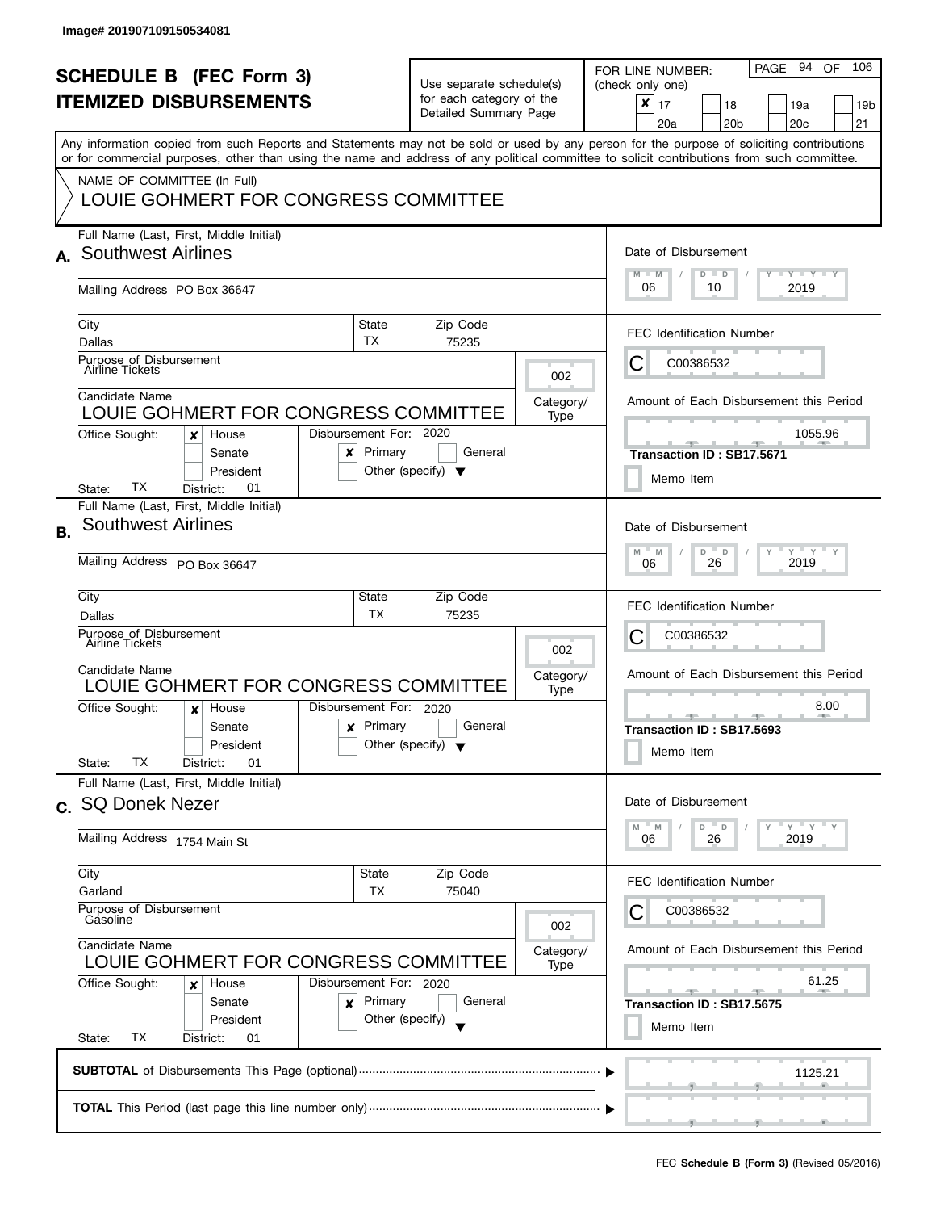Image# 201907109150534081

# SCHEDULE B (FEC Form 3)
# ITEMIZED DISBURSEMENTS

Use separate schedule(s) for each category of the Detailed Summary Page

FOR LINE NUMBER: (check only one)

- [x] 17
- [ ] 18
- [ ] 19a
- [ ] 19b
- [ ] 20a
- [ ] 20b
- [ ] 20c
- [ ] 21

PAGE 94 OF 106

Any information copied from such Reports and Statements may not be sold or used by any person for the purpose of soliciting contributions or for commercial purposes, other than using the name and address of any political committee to solicit contributions from such committee.

NAME OF COMMITTEE (In Full)
LOUIE GOHMERT FOR CONGRESS COMMITTEE

---

**A.** Full Name (Last, First, Middle Initial): Southwest Airlines

Mailing Address: PO Box 36647

City: Dallas | State: TX | Zip Code: 75235

Purpose of Disbursement: Airline Tickets

Category/Type: 002

Candidate Name: LOUIE GOHMERT FOR CONGRESS COMMITTEE

Office Sought: [x] House [ ] Senate [ ] President

State: TX District: 01

Disbursement For: 2020 [x] Primary [ ] General [ ] Other (specify)

Date of Disbursement: 06 / 10 / 2019

FEC Identification Number: C00386532

Amount of Each Disbursement this Period: 1055.96

Transaction ID : SB17.5671

[ ] Memo Item

---

**B.** Full Name (Last, First, Middle Initial): Southwest Airlines

Mailing Address: PO Box 36647

City: Dallas | State: TX | Zip Code: 75235

Purpose of Disbursement: Airline Tickets

Category/Type: 002

Candidate Name: LOUIE GOHMERT FOR CONGRESS COMMITTEE

Office Sought: [x] House [ ] Senate [ ] President

State: TX District: 01

Disbursement For: 2020 [x] Primary [ ] General [ ] Other (specify)

Date of Disbursement: 06 / 26 / 2019

FEC Identification Number: C00386532

Amount of Each Disbursement this Period: 8.00

Transaction ID : SB17.5693

[ ] Memo Item

---

**C.** Full Name (Last, First, Middle Initial): SQ Donek Nezer

Mailing Address: 1754 Main St

City: Garland | State: TX | Zip Code: 75040

Purpose of Disbursement: Gasoline

Category/Type: 002

Candidate Name: LOUIE GOHMERT FOR CONGRESS COMMITTEE

Office Sought: [x] House [ ] Senate [ ] President

State: TX District: 01

Disbursement For: 2020 [x] Primary [ ] General [ ] Other (specify)

Date of Disbursement: 06 / 26 / 2019

FEC Identification Number: C00386532

Amount of Each Disbursement this Period: 61.25

Transaction ID : SB17.5675

[ ] Memo Item

---

**SUBTOTAL** of Disbursements This Page (optional): 1125.21

**TOTAL** This Period (last page this line number only):

FEC **Schedule B (Form 3)** (Revised 05/2016)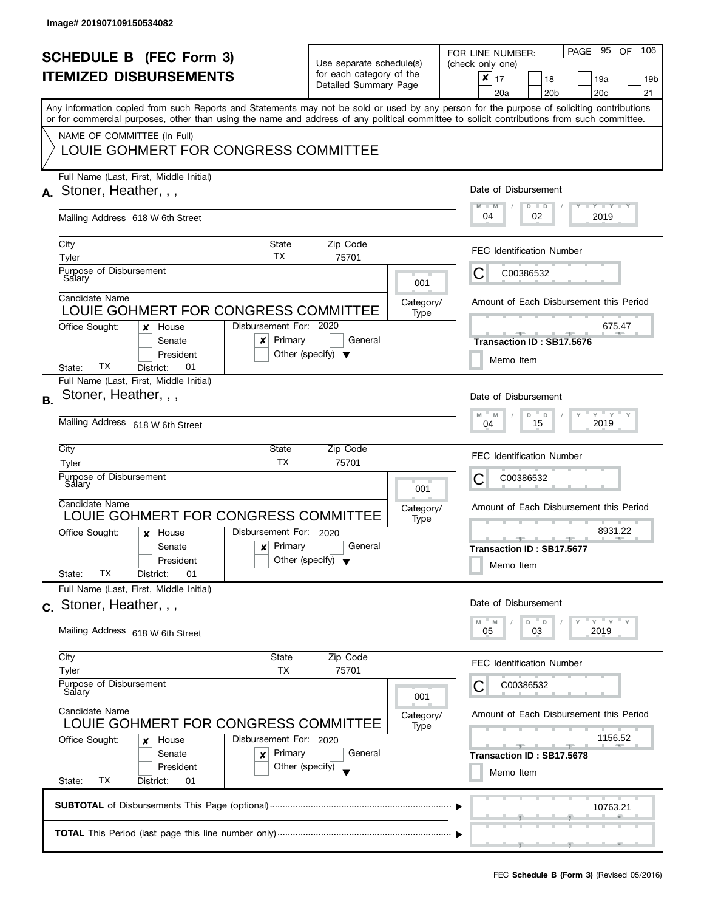Image# 201907109150534082

# SCHEDULE B (FEC Form 3)
## ITEMIZED DISBURSEMENTS

Use separate schedule(s) for each category of the Detailed Summary Page

FOR LINE NUMBER: (check only one)

- [x] 17
- [ ] 18
- [ ] 19a
- [ ] 19b
- [ ] 20a
- [ ] 20b
- [ ] 20c
- [ ] 21

Any information copied from such Reports and Statements may not be sold or used by any person for the purpose of soliciting contributions or for commercial purposes, other than using the name and address of any political committee to solicit contributions from such committee.

NAME OF COMMITTEE (In Full)
LOUIE GOHMERT FOR CONGRESS COMMITTEE

---

**A.** Full Name (Last, First, Middle Initial): Stoner, Heather, , ,

Mailing Address: 618 W 6th Street

City: Tyler | State: TX | Zip Code: 75701

Purpose of Disbursement: Salary

Category/Type: 001

Candidate Name: LOUIE GOHMERT FOR CONGRESS COMMITTEE

Office Sought: [x] House [ ] Senate [ ] President

State: TX District: 01

Disbursement For: 2020 [x] Primary [ ] General [ ] Other (specify)

Date of Disbursement: 04 / 02 / 2019

FEC Identification Number: C C00386532

Amount of Each Disbursement this Period: 675.47

Transaction ID : SB17.5676

[ ] Memo Item

---

**B.** Full Name (Last, First, Middle Initial): Stoner, Heather, , ,

Mailing Address: 618 W 6th Street

City: Tyler | State: TX | Zip Code: 75701

Purpose of Disbursement: Salary

Category/Type: 001

Candidate Name: LOUIE GOHMERT FOR CONGRESS COMMITTEE

Office Sought: [x] House [ ] Senate [ ] President

State: TX District: 01

Disbursement For: 2020 [x] Primary [ ] General [ ] Other (specify)

Date of Disbursement: 04 / 15 / 2019

FEC Identification Number: C C00386532

Amount of Each Disbursement this Period: 8931.22

Transaction ID : SB17.5677

[ ] Memo Item

---

**C.** Full Name (Last, First, Middle Initial): Stoner, Heather, , ,

Mailing Address: 618 W 6th Street

City: Tyler | State: TX | Zip Code: 75701

Purpose of Disbursement: Salary

Category/Type: 001

Candidate Name: LOUIE GOHMERT FOR CONGRESS COMMITTEE

Office Sought: [x] House [ ] Senate [ ] President

State: TX District: 01

Disbursement For: 2020 [x] Primary [ ] General [ ] Other (specify)

Date of Disbursement: 05 / 03 / 2019

FEC Identification Number: C C00386532

Amount of Each Disbursement this Period: 1156.52

Transaction ID : SB17.5678

[ ] Memo Item

---

**SUBTOTAL** of Disbursements This Page (optional): 10763.21

**TOTAL** This Period (last page this line number only):

FEC **Schedule B (Form 3)** (Revised 05/2016)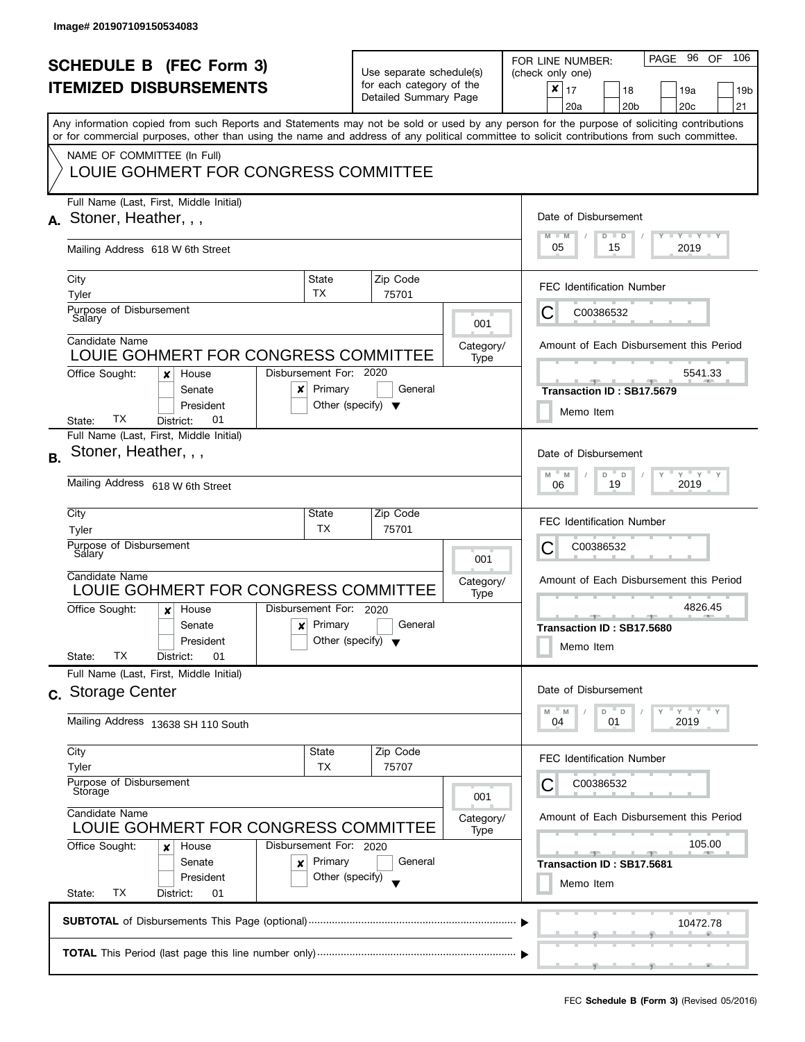Image# 201907109150534083

# SCHEDULE B (FEC Form 3)
# ITEMIZED DISBURSEMENTS

Use separate schedule(s) for each category of the Detailed Summary Page

FOR LINE NUMBER: (check only one)

- [x] 17
- [ ] 18
- [ ] 19a
- [ ] 19b
- [ ] 20a
- [ ] 20b
- [ ] 20c
- [ ] 21

PAGE 96 OF 106

Any information copied from such Reports and Statements may not be sold or used by any person for the purpose of soliciting contributions or for commercial purposes, other than using the name and address of any political committee to solicit contributions from such committee.

NAME OF COMMITTEE (In Full)
LOUIE GOHMERT FOR CONGRESS COMMITTEE

---

**A.** Full Name (Last, First, Middle Initial): Stoner, Heather, , ,

Mailing Address: 618 W 6th Street

City: Tyler | State: TX | Zip Code: 75701

Purpose of Disbursement: Salary

Category/Type: 001

Candidate Name: LOUIE GOHMERT FOR CONGRESS COMMITTEE

Office Sought: [x] House [ ] Senate [ ] President

State: TX District: 01

Disbursement For: 2020 [x] Primary [ ] General [ ] Other (specify)

Date of Disbursement: 05 / 15 / 2019

FEC Identification Number: C C00386532

Amount of Each Disbursement this Period: 5541.33

Transaction ID : SB17.5679

[ ] Memo Item

---

**B.** Full Name (Last, First, Middle Initial): Stoner, Heather, , ,

Mailing Address: 618 W 6th Street

City: Tyler | State: TX | Zip Code: 75701

Purpose of Disbursement: Salary

Category/Type: 001

Candidate Name: LOUIE GOHMERT FOR CONGRESS COMMITTEE

Office Sought: [x] House [ ] Senate [ ] President

State: TX District: 01

Disbursement For: 2020 [x] Primary [ ] General [ ] Other (specify)

Date of Disbursement: 06 / 19 / 2019

FEC Identification Number: C C00386532

Amount of Each Disbursement this Period: 4826.45

Transaction ID : SB17.5680

[ ] Memo Item

---

**C.** Full Name (Last, First, Middle Initial): Storage Center

Mailing Address: 13638 SH 110 South

City: Tyler | State: TX | Zip Code: 75707

Purpose of Disbursement: Storage

Category/Type: 001

Candidate Name: LOUIE GOHMERT FOR CONGRESS COMMITTEE

Office Sought: [x] House [ ] Senate [ ] President

State: TX District: 01

Disbursement For: 2020 [x] Primary [ ] General [ ] Other (specify)

Date of Disbursement: 04 / 01 / 2019

FEC Identification Number: C C00386532

Amount of Each Disbursement this Period: 105.00

Transaction ID : SB17.5681

[ ] Memo Item

---

**SUBTOTAL** of Disbursements This Page (optional): 10472.78

**TOTAL** This Period (last page this line number only):

FEC **Schedule B (Form 3)** (Revised 05/2016)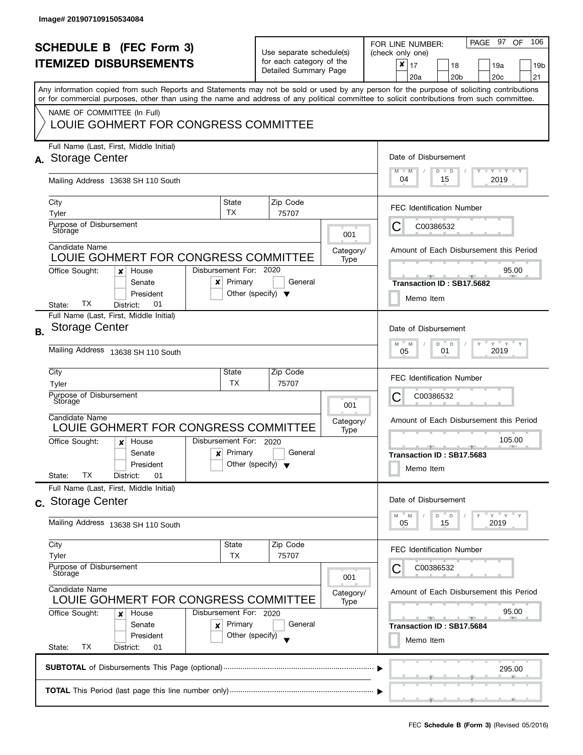Image# 201907109150534084

# SCHEDULE B (FEC Form 3)
# ITEMIZED DISBURSEMENTS

Use separate schedule(s) for each category of the Detailed Summary Page

FOR LINE NUMBER: (check only one)

☒ 17 ☐ 18 ☐ 19a ☐ 19b ☐ 20a ☐ 20b ☐ 20c ☐ 21

Any information copied from such Reports and Statements may not be sold or used by any person for the purpose of soliciting contributions or for commercial purposes, other than using the name and address of any political committee to solicit contributions from such committee.

NAME OF COMMITTEE (In Full)

LOUIE GOHMERT FOR CONGRESS COMMITTEE

---

**A.** Full Name (Last, First, Middle Initial): Storage Center

Mailing Address: 13638 SH 110 South

City: Tyler | State: TX | Zip Code: 75707

Purpose of Disbursement: Storage

Category/Type: 001

Candidate Name: LOUIE GOHMERT FOR CONGRESS COMMITTEE

Office Sought: ☒ House ☐ Senate ☐ President

State: TX District: 01

Disbursement For: 2020 ☒ Primary ☐ General ☐ Other (specify)

Date of Disbursement: 04 / 15 / 2019

FEC Identification Number: C00386532

Amount of Each Disbursement this Period: 95.00

Transaction ID : SB17.5682

☐ Memo Item

---

**B.** Full Name (Last, First, Middle Initial): Storage Center

Mailing Address: 13638 SH 110 South

City: Tyler | State: TX | Zip Code: 75707

Purpose of Disbursement: Storage

Category/Type: 001

Candidate Name: LOUIE GOHMERT FOR CONGRESS COMMITTEE

Office Sought: ☒ House ☐ Senate ☐ President

State: TX District: 01

Disbursement For: 2020 ☒ Primary ☐ General ☐ Other (specify)

Date of Disbursement: 05 / 01 / 2019

FEC Identification Number: C00386532

Amount of Each Disbursement this Period: 105.00

Transaction ID : SB17.5683

☐ Memo Item

---

**C.** Full Name (Last, First, Middle Initial): Storage Center

Mailing Address: 13638 SH 110 South

City: Tyler | State: TX | Zip Code: 75707

Purpose of Disbursement: Storage

Category/Type: 001

Candidate Name: LOUIE GOHMERT FOR CONGRESS COMMITTEE

Office Sought: ☒ House ☐ Senate ☐ President

State: TX District: 01

Disbursement For: 2020 ☒ Primary ☐ General ☐ Other (specify)

Date of Disbursement: 05 / 15 / 2019

FEC Identification Number: C00386532

Amount of Each Disbursement this Period: 95.00

Transaction ID : SB17.5684

☐ Memo Item

---

**SUBTOTAL** of Disbursements This Page (optional): 295.00

**TOTAL** This Period (last page this line number only):

FEC **Schedule B (Form 3)** (Revised 05/2016)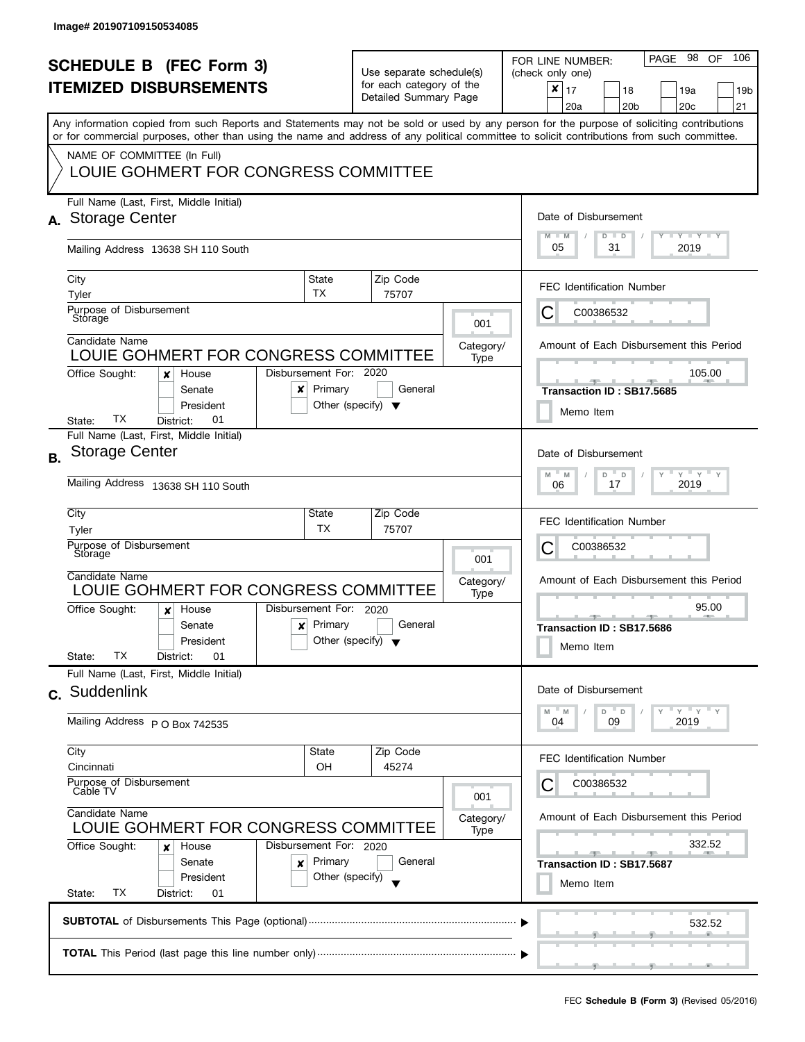Image# 201907109150534085

# SCHEDULE B (FEC Form 3)
# ITEMIZED DISBURSEMENTS

Use separate schedule(s) for each category of the Detailed Summary Page

FOR LINE NUMBER: (check only one)

- [x] 17
- [ ] 18
- [ ] 19a
- [ ] 19b
- [ ] 20a
- [ ] 20b
- [ ] 20c
- [ ] 21

Any information copied from such Reports and Statements may not be sold or used by any person for the purpose of soliciting contributions or for commercial purposes, other than using the name and address of any political committee to solicit contributions from such committee.

NAME OF COMMITTEE (In Full)

LOUIE GOHMERT FOR CONGRESS COMMITTEE

---

## A.

**Full Name (Last, First, Middle Initial):** Storage Center

**Mailing Address:** 13638 SH 110 South

**City:** Tyler | **State:** TX | **Zip Code:** 75707

**Purpose of Disbursement:** Storage

**Category/Type:** 001

**Candidate Name:** LOUIE GOHMERT FOR CONGRESS COMMITTEE

**Office Sought:** [x] House [ ] Senate [ ] President

**State:** TX **District:** 01

**Disbursement For:** 2020 [x] Primary [ ] General [ ] Other (specify)

**Date of Disbursement:** 05 / 31 / 2019

**FEC Identification Number:** C00386532

**Amount of Each Disbursement this Period:** 105.00

**Transaction ID : SB17.5685**

[ ] Memo Item

---

## B.

**Full Name (Last, First, Middle Initial):** Storage Center

**Mailing Address:** 13638 SH 110 South

**City:** Tyler | **State:** TX | **Zip Code:** 75707

**Purpose of Disbursement:** Storage

**Category/Type:** 001

**Candidate Name:** LOUIE GOHMERT FOR CONGRESS COMMITTEE

**Office Sought:** [x] House [ ] Senate [ ] President

**State:** TX **District:** 01

**Disbursement For:** 2020 [x] Primary [ ] General [ ] Other (specify)

**Date of Disbursement:** 06 / 17 / 2019

**FEC Identification Number:** C00386532

**Amount of Each Disbursement this Period:** 95.00

**Transaction ID : SB17.5686**

[ ] Memo Item

---

## C.

**Full Name (Last, First, Middle Initial):** Suddenlink

**Mailing Address:** P O Box 742535

**City:** Cincinnati | **State:** OH | **Zip Code:** 45274

**Purpose of Disbursement:** Cable TV

**Category/Type:** 001

**Candidate Name:** LOUIE GOHMERT FOR CONGRESS COMMITTEE

**Office Sought:** [x] House [ ] Senate [ ] President

**State:** TX **District:** 01

**Disbursement For:** 2020 [x] Primary [ ] General [ ] Other (specify)

**Date of Disbursement:** 04 / 09 / 2019

**FEC Identification Number:** C00386532

**Amount of Each Disbursement this Period:** 332.52

**Transaction ID : SB17.5687**

[ ] Memo Item

---

**SUBTOTAL** of Disbursements This Page (optional): 532.52

**TOTAL** This Period (last page this line number only):

FEC **Schedule B (Form 3)** (Revised 05/2016)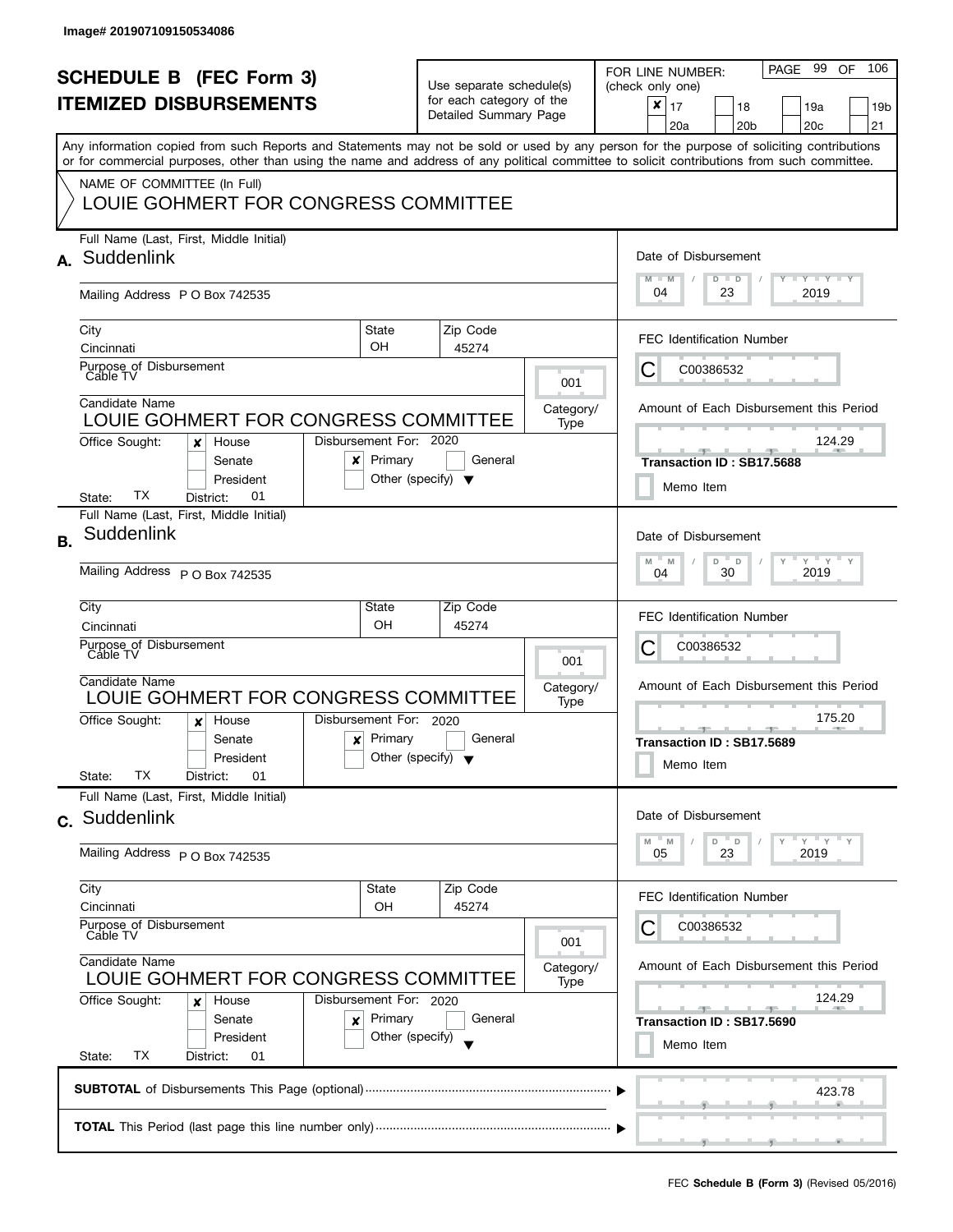Image# 201907109150534086

# SCHEDULE B (FEC Form 3)
# ITEMIZED DISBURSEMENTS

Use separate schedule(s) for each category of the Detailed Summary Page

FOR LINE NUMBER: (check only one)

- [x] 17
- [ ] 18
- [ ] 19a
- [ ] 19b
- [ ] 20a
- [ ] 20b
- [ ] 20c
- [ ] 21

PAGE 99 OF 106

Any information copied from such Reports and Statements may not be sold or used by any person for the purpose of soliciting contributions or for commercial purposes, other than using the name and address of any political committee to solicit contributions from such committee.

NAME OF COMMITTEE (In Full)
LOUIE GOHMERT FOR CONGRESS COMMITTEE

---

**A.** Full Name (Last, First, Middle Initial): Suddenlink

Mailing Address: P O Box 742535

City: Cincinnati | State: OH | Zip Code: 45274

Purpose of Disbursement: Cable TV

Category/Type: 001

Candidate Name: LOUIE GOHMERT FOR CONGRESS COMMITTEE

Office Sought: [x] House [ ] Senate [ ] President

State: TX District: 01

Disbursement For: 2020 [x] Primary [ ] General [ ] Other (specify)

Date of Disbursement: 04 / 23 / 2019

FEC Identification Number: C C00386532

Amount of Each Disbursement this Period: 124.29

Transaction ID : SB17.5688

[ ] Memo Item

---

**B.** Full Name (Last, First, Middle Initial): Suddenlink

Mailing Address: P O Box 742535

City: Cincinnati | State: OH | Zip Code: 45274

Purpose of Disbursement: Cable TV

Category/Type: 001

Candidate Name: LOUIE GOHMERT FOR CONGRESS COMMITTEE

Office Sought: [x] House [ ] Senate [ ] President

State: TX District: 01

Disbursement For: 2020 [x] Primary [ ] General [ ] Other (specify)

Date of Disbursement: 04 / 30 / 2019

FEC Identification Number: C C00386532

Amount of Each Disbursement this Period: 175.20

Transaction ID : SB17.5689

[ ] Memo Item

---

**C.** Full Name (Last, First, Middle Initial): Suddenlink

Mailing Address: P O Box 742535

City: Cincinnati | State: OH | Zip Code: 45274

Purpose of Disbursement: Cable TV

Category/Type: 001

Candidate Name: LOUIE GOHMERT FOR CONGRESS COMMITTEE

Office Sought: [x] House [ ] Senate [ ] President

State: TX District: 01

Disbursement For: 2020 [x] Primary [ ] General [ ] Other (specify)

Date of Disbursement: 05 / 23 / 2019

FEC Identification Number: C C00386532

Amount of Each Disbursement this Period: 124.29

Transaction ID : SB17.5690

[ ] Memo Item

---

**SUBTOTAL** of Disbursements This Page (optional): 423.78

**TOTAL** This Period (last page this line number only):

FEC **Schedule B (Form 3)** (Revised 05/2016)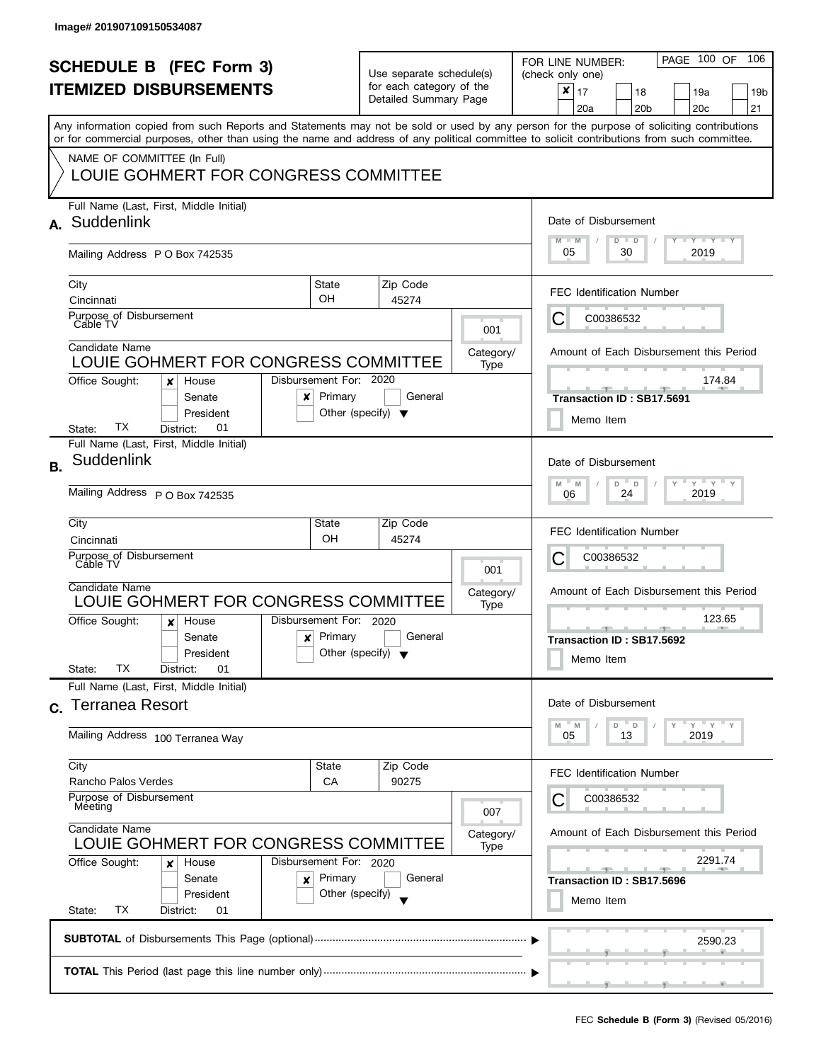Image# 201907109150534087

# SCHEDULE B (FEC Form 3)
## ITEMIZED DISBURSEMENTS

Use separate schedule(s) for each category of the Detailed Summary Page

FOR LINE NUMBER: (check only one)

- [x] 17
- [ ] 18
- [ ] 19a
- [ ] 19b
- [ ] 20a
- [ ] 20b
- [ ] 20c
- [ ] 21

Any information copied from such Reports and Statements may not be sold or used by any person for the purpose of soliciting contributions or for commercial purposes, other than using the name and address of any political committee to solicit contributions from such committee.

NAME OF COMMITTEE (In Full)

LOUIE GOHMERT FOR CONGRESS COMMITTEE

---

**A.** Full Name (Last, First, Middle Initial): Suddenlink

Mailing Address: P O Box 742535

City: Cincinnati | State: OH | Zip Code: 45274

Purpose of Disbursement: Cable TV

Category/Type: 001

Candidate Name: LOUIE GOHMERT FOR CONGRESS COMMITTEE

Office Sought: [x] House [ ] Senate [ ] President

State: TX District: 01

Disbursement For: 2020 [x] Primary [ ] General [ ] Other (specify)

Date of Disbursement: 05 / 30 / 2019

FEC Identification Number: C C00386532

Amount of Each Disbursement this Period: 174.84

Transaction ID : SB17.5691

[ ] Memo Item

---

**B.** Full Name (Last, First, Middle Initial): Suddenlink

Mailing Address: P O Box 742535

City: Cincinnati | State: OH | Zip Code: 45274

Purpose of Disbursement: Cable TV

Category/Type: 001

Candidate Name: LOUIE GOHMERT FOR CONGRESS COMMITTEE

Office Sought: [x] House [ ] Senate [ ] President

State: TX District: 01

Disbursement For: 2020 [x] Primary [ ] General [ ] Other (specify)

Date of Disbursement: 06 / 24 / 2019

FEC Identification Number: C C00386532

Amount of Each Disbursement this Period: 123.65

Transaction ID : SB17.5692

[ ] Memo Item

---

**C.** Full Name (Last, First, Middle Initial): Terranea Resort

Mailing Address: 100 Terranea Way

City: Rancho Palos Verdes | State: CA | Zip Code: 90275

Purpose of Disbursement: Meeting

Category/Type: 007

Candidate Name: LOUIE GOHMERT FOR CONGRESS COMMITTEE

Office Sought: [x] House [ ] Senate [ ] President

State: TX District: 01

Disbursement For: 2020 [x] Primary [ ] General [ ] Other (specify)

Date of Disbursement: 05 / 13 / 2019

FEC Identification Number: C C00386532

Amount of Each Disbursement this Period: 2291.74

Transaction ID : SB17.5696

[ ] Memo Item

---

**SUBTOTAL** of Disbursements This Page (optional): 2590.23

**TOTAL** This Period (last page this line number only):

FEC **Schedule B (Form 3)** (Revised 05/2016)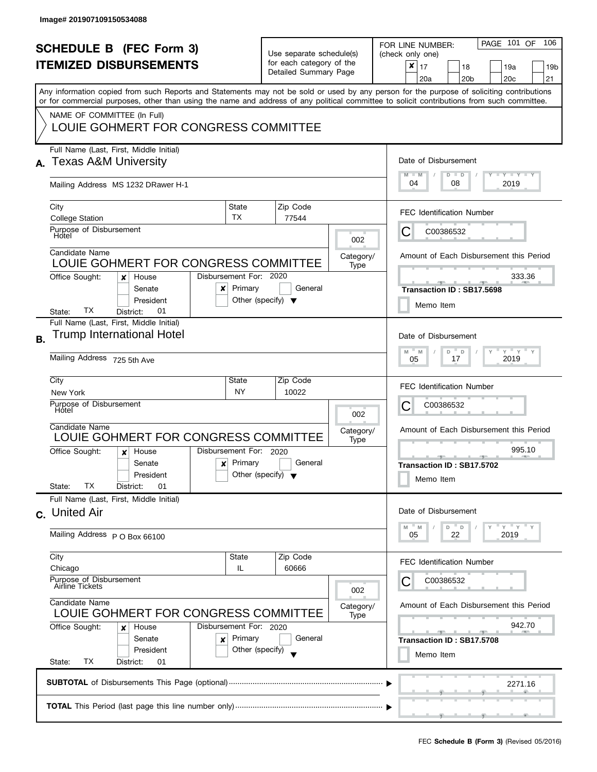Image# 201907109150534088

# SCHEDULE B (FEC Form 3)
# ITEMIZED DISBURSEMENTS

Use separate schedule(s) for each category of the Detailed Summary Page

FOR LINE NUMBER: (check only one)

- [x] 17
- [ ] 18
- [ ] 19a
- [ ] 19b
- [ ] 20a
- [ ] 20b
- [ ] 20c
- [ ] 21

PAGE 101 OF 106

Any information copied from such Reports and Statements may not be sold or used by any person for the purpose of soliciting contributions or for commercial purposes, other than using the name and address of any political committee to solicit contributions from such committee.

NAME OF COMMITTEE (In Full)
LOUIE GOHMERT FOR CONGRESS COMMITTEE

## A.

**Full Name (Last, First, Middle Initial):** Texas A&M University
**Mailing Address:** MS 1232 DRawer H-1
**City:** College Station | **State:** TX | **Zip Code:** 77544
**Purpose of Disbursement:** Hotel
**Category/Type:** 002
**Candidate Name:** LOUIE GOHMERT FOR CONGRESS COMMITTEE
**Office Sought:** [x] House [ ] Senate [ ] President
**State:** TX **District:** 01
**Disbursement For:** 2020 [x] Primary [ ] General [ ] Other (specify)

**Date of Disbursement:** 04 / 08 / 2019
**FEC Identification Number:** C C00386532
**Amount of Each Disbursement this Period:** 333.36
**Transaction ID : SB17.5698**
[ ] Memo Item

## B.

**Full Name (Last, First, Middle Initial):** Trump International Hotel
**Mailing Address:** 725 5th Ave
**City:** New York | **State:** NY | **Zip Code:** 10022
**Purpose of Disbursement:** Hotel
**Category/Type:** 002
**Candidate Name:** LOUIE GOHMERT FOR CONGRESS COMMITTEE
**Office Sought:** [x] House [ ] Senate [ ] President
**State:** TX **District:** 01
**Disbursement For:** 2020 [x] Primary [ ] General [ ] Other (specify)

**Date of Disbursement:** 05 / 17 / 2019
**FEC Identification Number:** C C00386532
**Amount of Each Disbursement this Period:** 995.10
**Transaction ID : SB17.5702**
[ ] Memo Item

## C.

**Full Name (Last, First, Middle Initial):** United Air
**Mailing Address:** P O Box 66100
**City:** Chicago | **State:** IL | **Zip Code:** 60666
**Purpose of Disbursement:** Airline Tickets
**Category/Type:** 002
**Candidate Name:** LOUIE GOHMERT FOR CONGRESS COMMITTEE
**Office Sought:** [x] House [ ] Senate [ ] President
**State:** TX **District:** 01
**Disbursement For:** 2020 [x] Primary [ ] General [ ] Other (specify)

**Date of Disbursement:** 05 / 22 / 2019
**FEC Identification Number:** C C00386532
**Amount of Each Disbursement this Period:** 942.70
**Transaction ID : SB17.5708**
[ ] Memo Item

**SUBTOTAL** of Disbursements This Page (optional) ........ 2271.16

**TOTAL** This Period (last page this line number only) ........

FEC **Schedule B (Form 3)** (Revised 05/2016)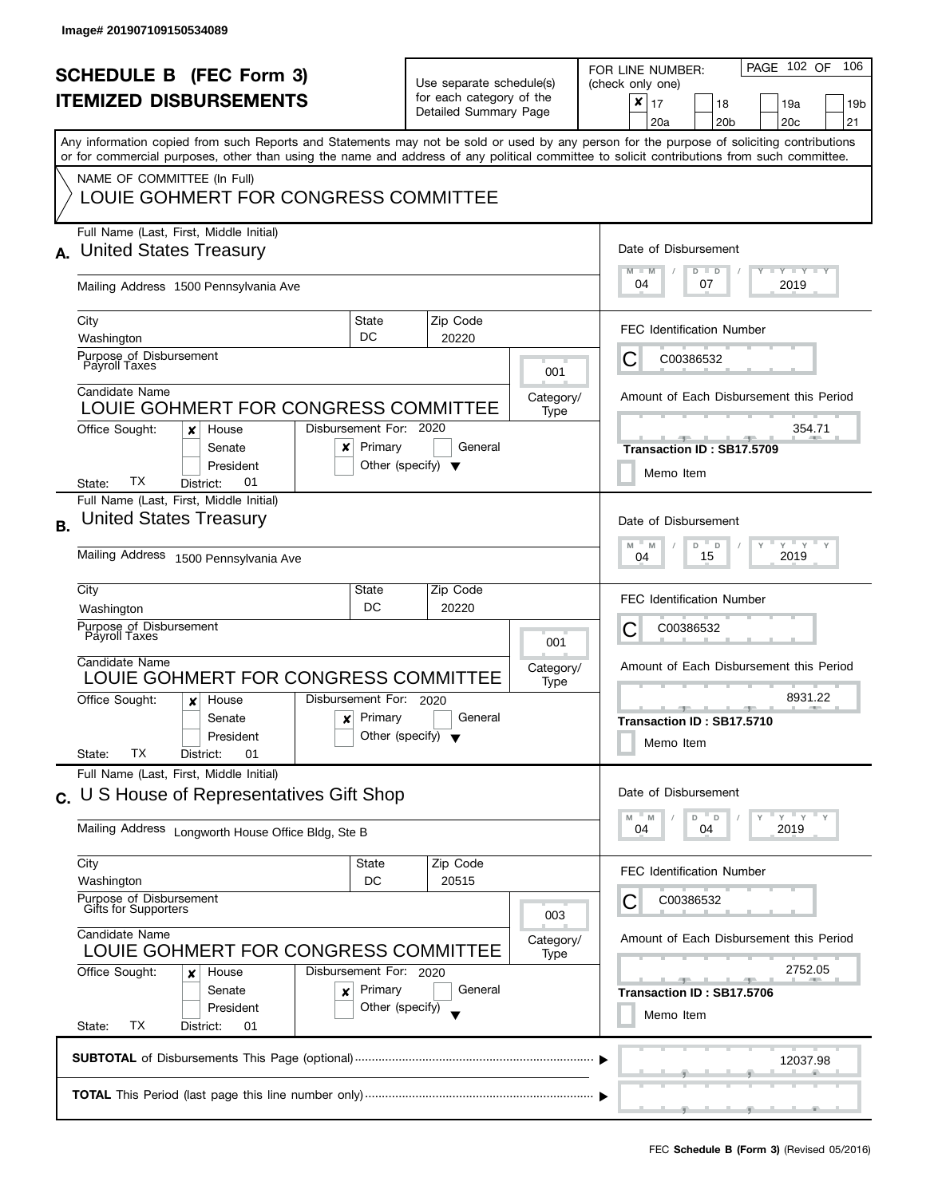Image# 201907109150534089

# SCHEDULE B (FEC Form 3)
## ITEMIZED DISBURSEMENTS

Use separate schedule(s) for each category of the Detailed Summary Page

FOR LINE NUMBER: (check only one)
[x] 17 [ ] 18 [ ] 19a [ ] 19b [ ] 20a [ ] 20b [ ] 20c [ ] 21

Any information copied from such Reports and Statements may not be sold or used by any person for the purpose of soliciting contributions or for commercial purposes, other than using the name and address of any political committee to solicit contributions from such committee.

NAME OF COMMITTEE (In Full)
LOUIE GOHMERT FOR CONGRESS COMMITTEE

---

**A.** Full Name (Last, First, Middle Initial): United States Treasury

Mailing Address: 1500 Pennsylvania Ave

City: Washington | State: DC | Zip Code: 20220

Purpose of Disbursement: Payroll Taxes

Category/Type: 001

Candidate Name: LOUIE GOHMERT FOR CONGRESS COMMITTEE

Office Sought: [x] House [ ] Senate [ ] President

State: TX | District: 01

Disbursement For: 2020 [x] Primary [ ] General [ ] Other (specify)

Date of Disbursement: 04 / 07 / 2019

FEC Identification Number: C C00386532

Amount of Each Disbursement this Period: 354.71

Transaction ID : SB17.5709

[ ] Memo Item

---

**B.** Full Name (Last, First, Middle Initial): United States Treasury

Mailing Address: 1500 Pennsylvania Ave

City: Washington | State: DC | Zip Code: 20220

Purpose of Disbursement: Payroll Taxes

Category/Type: 001

Candidate Name: LOUIE GOHMERT FOR CONGRESS COMMITTEE

Office Sought: [x] House [ ] Senate [ ] President

State: TX | District: 01

Disbursement For: 2020 [x] Primary [ ] General [ ] Other (specify)

Date of Disbursement: 04 / 15 / 2019

FEC Identification Number: C C00386532

Amount of Each Disbursement this Period: 8931.22

Transaction ID : SB17.5710

[ ] Memo Item

---

**C.** Full Name (Last, First, Middle Initial): U S House of Representatives Gift Shop

Mailing Address: Longworth House Office Bldg, Ste B

City: Washington | State: DC | Zip Code: 20515

Purpose of Disbursement: Gifts for Supporters

Category/Type: 003

Candidate Name: LOUIE GOHMERT FOR CONGRESS COMMITTEE

Office Sought: [x] House [ ] Senate [ ] President

State: TX | District: 01

Disbursement For: 2020 [x] Primary [ ] General [ ] Other (specify)

Date of Disbursement: 04 / 04 / 2019

FEC Identification Number: C C00386532

Amount of Each Disbursement this Period: 2752.05

Transaction ID : SB17.5706

[ ] Memo Item

---

**SUBTOTAL** of Disbursements This Page (optional): 12037.98

**TOTAL** This Period (last page this line number only):

FEC **Schedule B (Form 3)** (Revised 05/2016)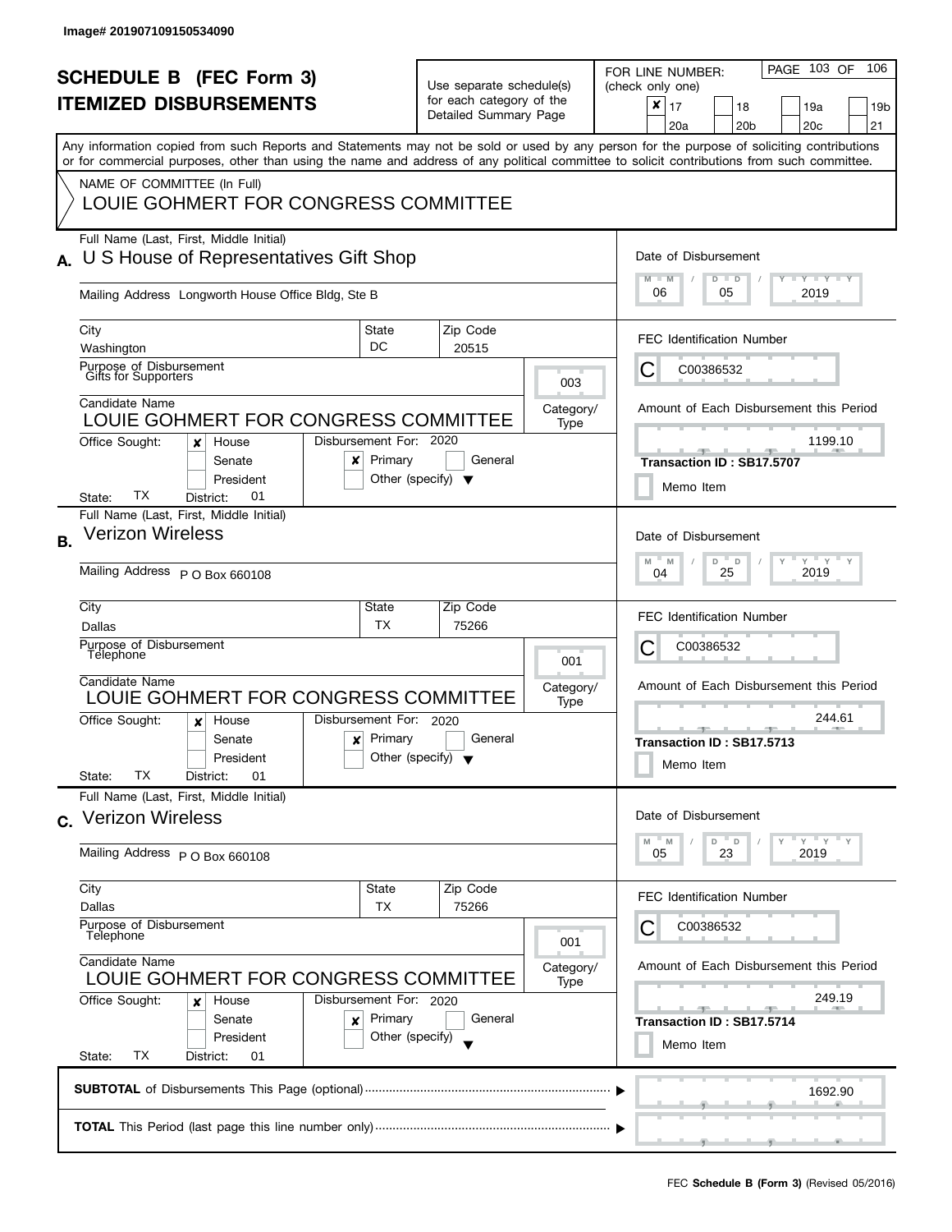Image# 201907109150534090

# SCHEDULE B (FEC Form 3)
## ITEMIZED DISBURSEMENTS

Use separate schedule(s) for each category of the Detailed Summary Page

FOR LINE NUMBER: (check only one)
- [x] 17
- [ ] 18
- [ ] 19a
- [ ] 19b
- [ ] 20a
- [ ] 20b
- [ ] 20c
- [ ] 21

Any information copied from such Reports and Statements may not be sold or used by any person for the purpose of soliciting contributions or for commercial purposes, other than using the name and address of any political committee to solicit contributions from such committee.

NAME OF COMMITTEE (In Full)
LOUIE GOHMERT FOR CONGRESS COMMITTEE

---

**A.** Full Name (Last, First, Middle Initial): U S House of Representatives Gift Shop

Mailing Address: Longworth House Office Bldg, Ste B

City: Washington | State: DC | Zip Code: 20515

Purpose of Disbursement: Gifts for Supporters

Category/Type: 003

Candidate Name: LOUIE GOHMERT FOR CONGRESS COMMITTEE

Office Sought: [x] House [ ] Senate [ ] President
State: TX District: 01

Disbursement For: 2020 [x] Primary [ ] General [ ] Other (specify)

Date of Disbursement: 06 / 05 / 2019

FEC Identification Number: C00386532

Amount of Each Disbursement this Period: 1199.10

Transaction ID : SB17.5707

[ ] Memo Item

---

**B.** Full Name (Last, First, Middle Initial): Verizon Wireless

Mailing Address: P O Box 660108

City: Dallas | State: TX | Zip Code: 75266

Purpose of Disbursement: Telephone

Category/Type: 001

Candidate Name: LOUIE GOHMERT FOR CONGRESS COMMITTEE

Office Sought: [x] House [ ] Senate [ ] President
State: TX District: 01

Disbursement For: 2020 [x] Primary [ ] General [ ] Other (specify)

Date of Disbursement: 04 / 25 / 2019

FEC Identification Number: C00386532

Amount of Each Disbursement this Period: 244.61

Transaction ID : SB17.5713

[ ] Memo Item

---

**C.** Full Name (Last, First, Middle Initial): Verizon Wireless

Mailing Address: P O Box 660108

City: Dallas | State: TX | Zip Code: 75266

Purpose of Disbursement: Telephone

Category/Type: 001

Candidate Name: LOUIE GOHMERT FOR CONGRESS COMMITTEE

Office Sought: [x] House [ ] Senate [ ] President
State: TX District: 01

Disbursement For: 2020 [x] Primary [ ] General [ ] Other (specify)

Date of Disbursement: 05 / 23 / 2019

FEC Identification Number: C00386532

Amount of Each Disbursement this Period: 249.19

Transaction ID : SB17.5714

[ ] Memo Item

---

**SUBTOTAL** of Disbursements This Page (optional): 1692.90

**TOTAL** This Period (last page this line number only):

FEC **Schedule B (Form 3)** (Revised 05/2016)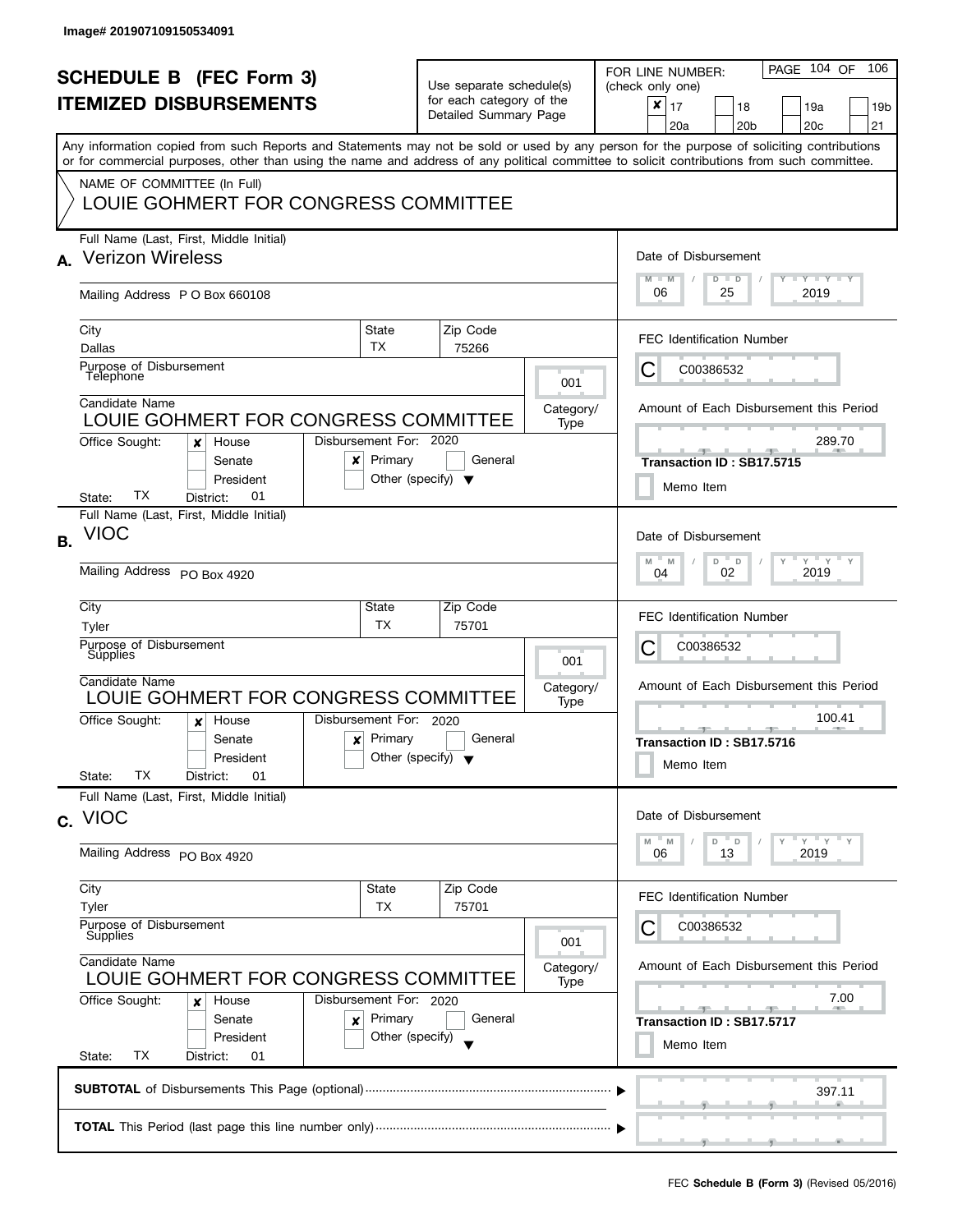Image# 201907109150534091

# SCHEDULE B (FEC Form 3)
# ITEMIZED DISBURSEMENTS

Use separate schedule(s) for each category of the Detailed Summary Page

FOR LINE NUMBER: (check only one)

- [x] 17
- [ ] 18
- [ ] 19a
- [ ] 19b
- [ ] 20a
- [ ] 20b
- [ ] 20c
- [ ] 21

Any information copied from such Reports and Statements may not be sold or used by any person for the purpose of soliciting contributions or for commercial purposes, other than using the name and address of any political committee to solicit contributions from such committee.

NAME OF COMMITTEE (In Full)
LOUIE GOHMERT FOR CONGRESS COMMITTEE

## A.

| Field | Value |
|---|---|
| Full Name (Last, First, Middle Initial) | Verizon Wireless |
| Mailing Address | P O Box 660108 |
| City | Dallas |
| State | TX |
| Zip Code | 75266 |
| Purpose of Disbursement | Telephone |
| Category/Type | 001 |
| Candidate Name | LOUIE GOHMERT FOR CONGRESS COMMITTEE |
| Office Sought | [x] House [ ] Senate [ ] President |
| State | TX |
| District | 01 |
| Disbursement For | 2020 [x] Primary [ ] General [ ] Other (specify) |
| Date of Disbursement | 06 / 25 / 2019 |
| FEC Identification Number | C C00386532 |
| Amount of Each Disbursement this Period | 289.70 |
| Transaction ID | SB17.5715 |
| Memo Item | [ ] |

## B.

| Field | Value |
|---|---|
| Full Name (Last, First, Middle Initial) | VIOC |
| Mailing Address | PO Box 4920 |
| City | Tyler |
| State | TX |
| Zip Code | 75701 |
| Purpose of Disbursement | Supplies |
| Category/Type | 001 |
| Candidate Name | LOUIE GOHMERT FOR CONGRESS COMMITTEE |
| Office Sought | [x] House [ ] Senate [ ] President |
| State | TX |
| District | 01 |
| Disbursement For | 2020 [x] Primary [ ] General [ ] Other (specify) |
| Date of Disbursement | 04 / 02 / 2019 |
| FEC Identification Number | C C00386532 |
| Amount of Each Disbursement this Period | 100.41 |
| Transaction ID | SB17.5716 |
| Memo Item | [ ] |

## C.

| Field | Value |
|---|---|
| Full Name (Last, First, Middle Initial) | VIOC |
| Mailing Address | PO Box 4920 |
| City | Tyler |
| State | TX |
| Zip Code | 75701 |
| Purpose of Disbursement | Supplies |
| Category/Type | 001 |
| Candidate Name | LOUIE GOHMERT FOR CONGRESS COMMITTEE |
| Office Sought | [x] House [ ] Senate [ ] President |
| State | TX |
| District | 01 |
| Disbursement For | 2020 [x] Primary [ ] General [ ] Other (specify) |
| Date of Disbursement | 06 / 13 / 2019 |
| FEC Identification Number | C C00386532 |
| Amount of Each Disbursement this Period | 7.00 |
| Transaction ID | SB17.5717 |
| Memo Item | [ ] |

**SUBTOTAL** of Disbursements This Page (optional) ........ 397.11

**TOTAL** This Period (last page this line number only) ........

FEC **Schedule B (Form 3)** (Revised 05/2016)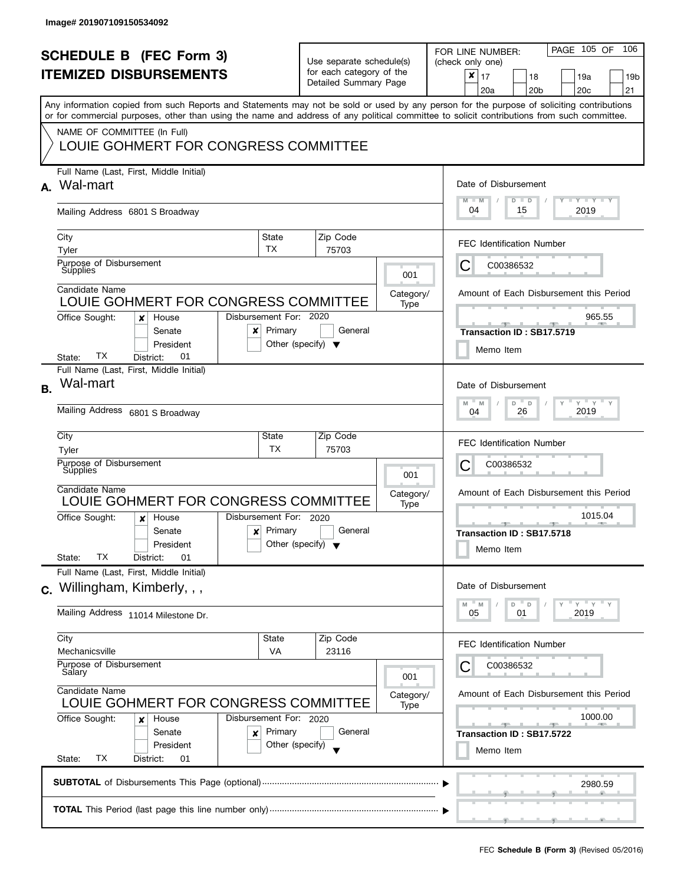Image# 201907109150534092

# SCHEDULE B (FEC Form 3)
## ITEMIZED DISBURSEMENTS

Use separate schedule(s) for each category of the Detailed Summary Page

FOR LINE NUMBER: (check only one)

- [x] 17
- [ ] 18
- [ ] 19a
- [ ] 19b
- [ ] 20a
- [ ] 20b
- [ ] 20c
- [ ] 21

PAGE 105 OF 106

Any information copied from such Reports and Statements may not be sold or used by any person for the purpose of soliciting contributions or for commercial purposes, other than using the name and address of any political committee to solicit contributions from such committee.

NAME OF COMMITTEE (In Full)
LOUIE GOHMERT FOR CONGRESS COMMITTEE

---

**A.** Full Name (Last, First, Middle Initial): Wal-mart

Mailing Address: 6801 S Broadway

City: Tyler | State: TX | Zip Code: 75703

Purpose of Disbursement: Supplies

Category/Type: 001

Candidate Name: LOUIE GOHMERT FOR CONGRESS COMMITTEE

Office Sought: [x] House [ ] Senate [ ] President

State: TX District: 01

Disbursement For: 2020 [x] Primary [ ] General [ ] Other (specify)

Date of Disbursement: 04 / 15 / 2019

FEC Identification Number: C C00386532

Amount of Each Disbursement this Period: 965.55

Transaction ID : SB17.5719

[ ] Memo Item

---

**B.** Full Name (Last, First, Middle Initial): Wal-mart

Mailing Address: 6801 S Broadway

City: Tyler | State: TX | Zip Code: 75703

Purpose of Disbursement: Supplies

Category/Type: 001

Candidate Name: LOUIE GOHMERT FOR CONGRESS COMMITTEE

Office Sought: [x] House [ ] Senate [ ] President

State: TX District: 01

Disbursement For: 2020 [x] Primary [ ] General [ ] Other (specify)

Date of Disbursement: 04 / 26 / 2019

FEC Identification Number: C C00386532

Amount of Each Disbursement this Period: 1015.04

Transaction ID : SB17.5718

[ ] Memo Item

---

**C.** Full Name (Last, First, Middle Initial): Willingham, Kimberly, , ,

Mailing Address: 11014 Milestone Dr.

City: Mechanicsville | State: VA | Zip Code: 23116

Purpose of Disbursement: Salary

Category/Type: 001

Candidate Name: LOUIE GOHMERT FOR CONGRESS COMMITTEE

Office Sought: [x] House [ ] Senate [ ] President

State: TX District: 01

Disbursement For: 2020 [x] Primary [ ] General [ ] Other (specify)

Date of Disbursement: 05 / 01 / 2019

FEC Identification Number: C C00386532

Amount of Each Disbursement this Period: 1000.00

Transaction ID : SB17.5722

[ ] Memo Item

---

**SUBTOTAL** of Disbursements This Page (optional): 2980.59

**TOTAL** This Period (last page this line number only):

FEC **Schedule B (Form 3)** (Revised 05/2016)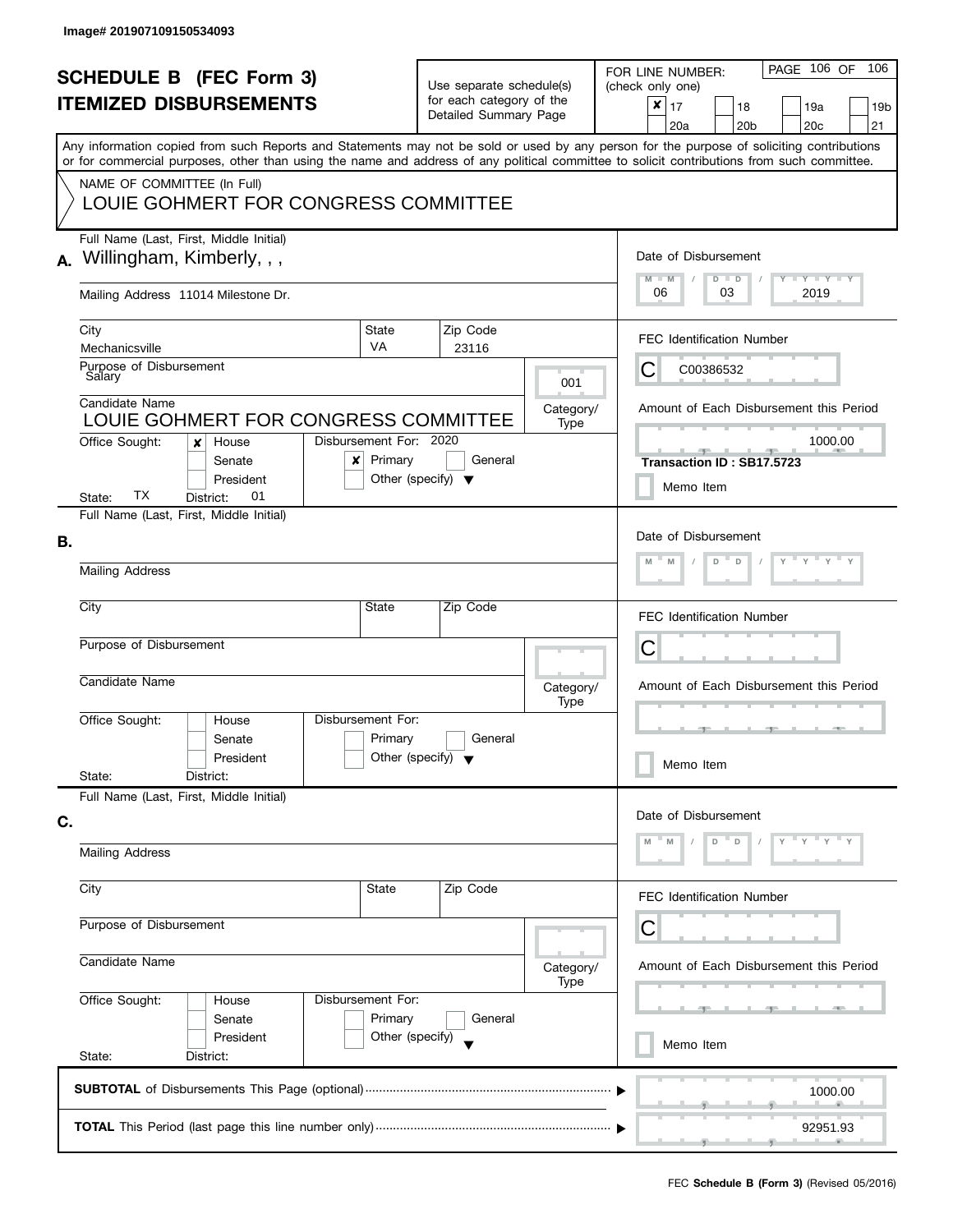Image# 201907109150534093

# SCHEDULE B (FEC Form 3)
# ITEMIZED DISBURSEMENTS

Use separate schedule(s) for each category of the Detailed Summary Page

FOR LINE NUMBER: (check only one)

- [x] 17
- [ ] 18
- [ ] 19a
- [ ] 19b
- [ ] 20a
- [ ] 20b
- [ ] 20c
- [ ] 21

Any information copied from such Reports and Statements may not be sold or used by any person for the purpose of soliciting contributions or for commercial purposes, other than using the name and address of any political committee to solicit contributions from such committee.

NAME OF COMMITTEE (In Full)

LOUIE GOHMERT FOR CONGRESS COMMITTEE

## A.

Full Name (Last, First, Middle Initial): Willingham, Kimberly, , ,

Mailing Address: 11014 Milestone Dr.

City: Mechanicsville | State: VA | Zip Code: 23116

Purpose of Disbursement: Salary

Category/Type: 001

Candidate Name: LOUIE GOHMERT FOR CONGRESS COMMITTEE

Office Sought: [x] House [ ] Senate [ ] President

State: TX District: 01

Disbursement For: 2020 [x] Primary [ ] General [ ] Other (specify)

Date of Disbursement: 06 / 03 / 2019

FEC Identification Number: C00386532

Amount of Each Disbursement this Period: 1000.00

Transaction ID : SB17.5723

[ ] Memo Item

## B.

Full Name (Last, First, Middle Initial):

Mailing Address:

City: | State: | Zip Code:

Purpose of Disbursement:

Candidate Name:

Category/Type:

Office Sought: [ ] House [ ] Senate [ ] President

State: District:

Disbursement For: [ ] Primary [ ] General [ ] Other (specify)

Date of Disbursement: M M / D D / Y Y Y Y

FEC Identification Number: C

Amount of Each Disbursement this Period:

[ ] Memo Item

## C.

Full Name (Last, First, Middle Initial):

Mailing Address:

City: | State: | Zip Code:

Purpose of Disbursement:

Candidate Name:

Category/Type:

Office Sought: [ ] House [ ] Senate [ ] President

State: District:

Disbursement For: [ ] Primary [ ] General [ ] Other (specify)

Date of Disbursement: M M / D D / Y Y Y Y

FEC Identification Number: C

Amount of Each Disbursement this Period:

[ ] Memo Item

**SUBTOTAL** of Disbursements This Page (optional): 1000.00

**TOTAL** This Period (last page this line number only): 92951.93

FEC **Schedule B (Form 3)** (Revised 05/2016)